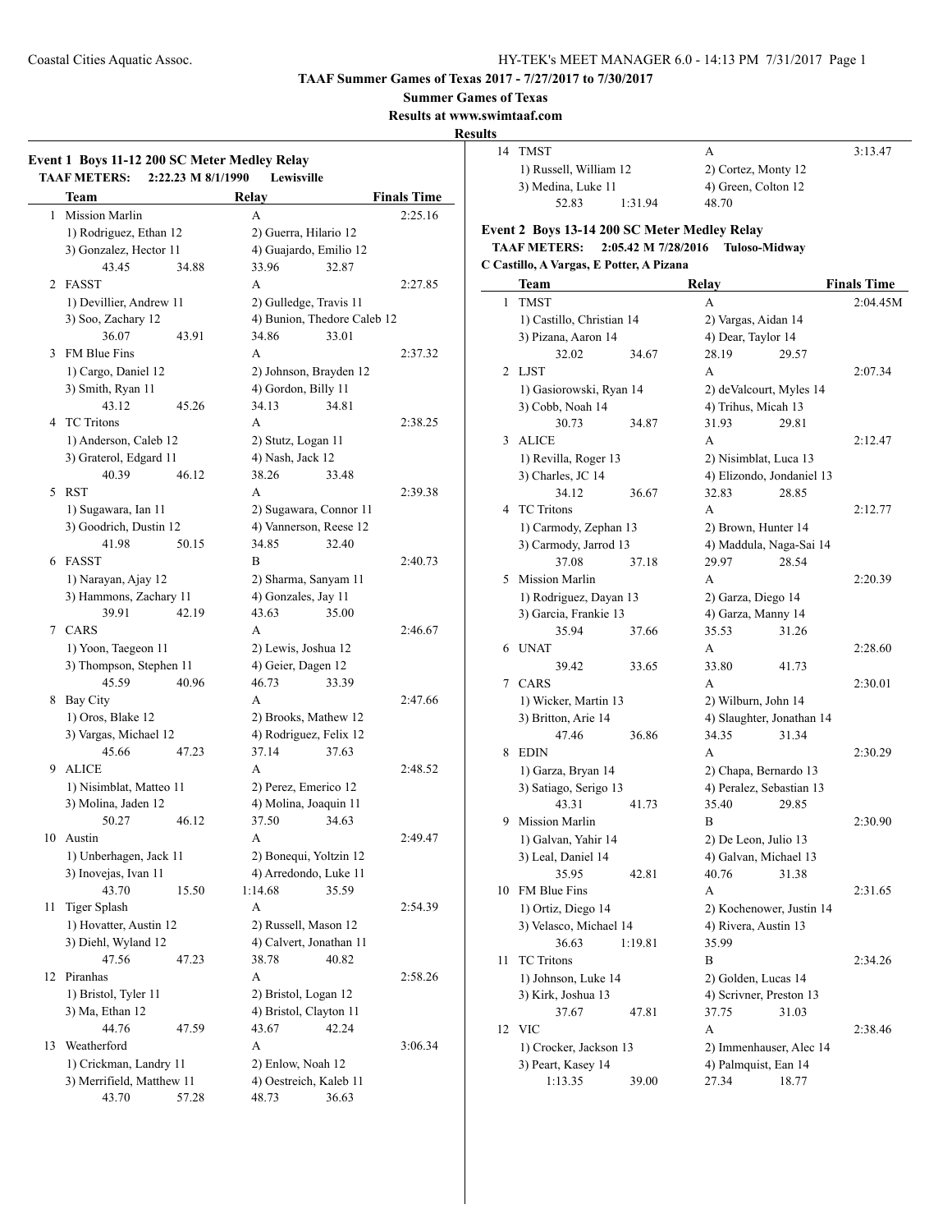**TAAF Summer Games of Texas 2017 - 7/27/2017 to 7/30/2017**

**Summer Games of Texas**

**Results at www.swimtaaf.com**

**Results**

### Event 1 Boys 11-12 200 SC Meter Medley Relay

**TAAF METERS: 2:22.23 M 8/1/1990 Lewisville**

| | Team | Relay | Finals Time |
|---|---|---|---|
| 1 | Mission Marlin | A | 2:25.16 |
| | 1) Rodriguez, Ethan 12; 2) Guerra, Hilario 12; 3) Gonzalez, Hector 11; 4) Guajardo, Emilio 12 | | |
| | 43.45  34.88  33.96  32.87 | | |
| 2 | FASST | A | 2:27.85 |
| | 1) Devillier, Andrew 11; 2) Gulledge, Travis 11; 3) Soo, Zachary 12; 4) Bunion, Thedore Caleb 12 | | |
| | 36.07  43.91  34.86  33.01 | | |
| 3 | FM Blue Fins | A | 2:37.32 |
| | 1) Cargo, Daniel 12; 2) Johnson, Brayden 12; 3) Smith, Ryan 11; 4) Gordon, Billy 11 | | |
| | 43.12  45.26  34.13  34.81 | | |
| 4 | TC Tritons | A | 2:38.25 |
| | 1) Anderson, Caleb 12; 2) Stutz, Logan 11; 3) Graterol, Edgard 11; 4) Nash, Jack 12 | | |
| | 40.39  46.12  38.26  33.48 | | |
| 5 | RST | A | 2:39.38 |
| | 1) Sugawara, Ian 11; 2) Sugawara, Connor 11; 3) Goodrich, Dustin 12; 4) Vannerson, Reese 12 | | |
| | 41.98  50.15  34.85  32.40 | | |
| 6 | FASST | B | 2:40.73 |
| | 1) Narayan, Ajay 12; 2) Sharma, Sanyam 11; 3) Hammons, Zachary 11; 4) Gonzales, Jay 11 | | |
| | 39.91  42.19  43.63  35.00 | | |
| 7 | CARS | A | 2:46.67 |
| | 1) Yoon, Taegeon 11; 2) Lewis, Joshua 12; 3) Thompson, Stephen 11; 4) Geier, Dagen 12 | | |
| | 45.59  40.96  46.73  33.39 | | |
| 8 | Bay City | A | 2:47.66 |
| | 1) Oros, Blake 12; 2) Brooks, Mathew 12; 3) Vargas, Michael 12; 4) Rodriguez, Felix 12 | | |
| | 45.66  47.23  37.14  37.63 | | |
| 9 | ALICE | A | 2:48.52 |
| | 1) Nisimblat, Matteo 11; 2) Perez, Emerico 12; 3) Molina, Jaden 12; 4) Molina, Joaquin 11 | | |
| | 50.27  46.12  37.50  34.63 | | |
| 10 | Austin | A | 2:49.47 |
| | 1) Unberhagen, Jack 11; 2) Bonequi, Yoltzin 12; 3) Inovejas, Ivan 11; 4) Arredondo, Luke 11 | | |
| | 43.70  15.50  1:14.68  35.59 | | |
| 11 | Tiger Splash | A | 2:54.39 |
| | 1) Hovatter, Austin 12; 2) Russell, Mason 12; 3) Diehl, Wyland 12; 4) Calvert, Jonathan 11 | | |
| | 47.56  47.23  38.78  40.82 | | |
| 12 | Piranhas | A | 2:58.26 |
| | 1) Bristol, Tyler 11; 2) Bristol, Logan 12; 3) Ma, Ethan 12; 4) Bristol, Clayton 11 | | |
| | 44.76  47.59  43.67  42.24 | | |
| 13 | Weatherford | A | 3:06.34 |
| | 1) Crickman, Landry 11; 2) Enlow, Noah 12; 3) Merrifield, Matthew 11; 4) Oestreich, Kaleb 11 | | |
| | 43.70  57.28  48.73  36.63 | | |
| 14 | TMST | A | 3:13.47 |
| | 1) Russell, William 12; 2) Cortez, Monty 12; 3) Medina, Luke 11; 4) Green, Colton 12 | | |
| | 52.83  1:31.94  48.70 | | |

### Event 2 Boys 13-14 200 SC Meter Medley Relay

**TAAF METERS: 2:05.42 M 7/28/2016 Tuloso-Midway**

**C Castillo, A Vargas, E Potter, A Pizana**

| | Team | Relay | Finals Time |
|---|---|---|---|
| 1 | TMST | A | 2:04.45M |
| | 1) Castillo, Christian 14; 2) Vargas, Aidan 14; 3) Pizana, Aaron 14; 4) Dear, Taylor 14 | | |
| | 32.02  34.67  28.19  29.57 | | |
| 2 | LJST | A | 2:07.34 |
| | 1) Gasiorowski, Ryan 14; 2) deValcourt, Myles 14; 3) Cobb, Noah 14; 4) Trihus, Micah 13 | | |
| | 30.73  34.87  31.93  29.81 | | |
| 3 | ALICE | A | 2:12.47 |
| | 1) Revilla, Roger 13; 2) Nisimblat, Luca 13; 3) Charles, JC 14; 4) Elizondo, Jondaniel 13 | | |
| | 34.12  36.67  32.83  28.85 | | |
| 4 | TC Tritons | A | 2:12.77 |
| | 1) Carmody, Zephan 13; 2) Brown, Hunter 14; 3) Carmody, Jarrod 13; 4) Maddula, Naga-Sai 14 | | |
| | 37.08  37.18  29.97  28.54 | | |
| 5 | Mission Marlin | A | 2:20.39 |
| | 1) Rodriguez, Dayan 13; 2) Garza, Diego 14; 3) Garcia, Frankie 13; 4) Garza, Manny 14 | | |
| | 35.94  37.66  35.53  31.26 | | |
| 6 | UNAT | A | 2:28.60 |
| | 39.42  33.65  33.80  41.73 | | |
| 7 | CARS | A | 2:30.01 |
| | 1) Wicker, Martin 13; 2) Wilburn, John 14; 3) Britton, Arie 14; 4) Slaughter, Jonathan 14 | | |
| | 47.46  36.86  34.35  31.34 | | |
| 8 | EDIN | A | 2:30.29 |
| | 1) Garza, Bryan 14; 2) Chapa, Bernardo 13; 3) Satiago, Serigo 13; 4) Peralez, Sebastian 13 | | |
| | 43.31  41.73  35.40  29.85 | | |
| 9 | Mission Marlin | B | 2:30.90 |
| | 1) Galvan, Yahir 14; 2) De Leon, Julio 13; 3) Leal, Daniel 14; 4) Galvan, Michael 13 | | |
| | 35.95  42.81  40.76  31.38 | | |
| 10 | FM Blue Fins | A | 2:31.65 |
| | 1) Ortiz, Diego 14; 2) Kochenower, Justin 14; 3) Velasco, Michael 14; 4) Rivera, Austin 13 | | |
| | 36.63  1:19.81  35.99 | | |
| 11 | TC Tritons | B | 2:34.26 |
| | 1) Johnson, Luke 14; 2) Golden, Lucas 14; 3) Kirk, Joshua 13; 4) Scrivner, Preston 13 | | |
| | 37.67  47.81  37.75  31.03 | | |
| 12 | VIC | A | 2:38.46 |
| | 1) Crocker, Jackson 13; 2) Immenhauser, Alec 14; 3) Peart, Kasey 14; 4) Palmquist, Ean 14 | | |
| | 1:13.35  39.00  27.34  18.77 | | |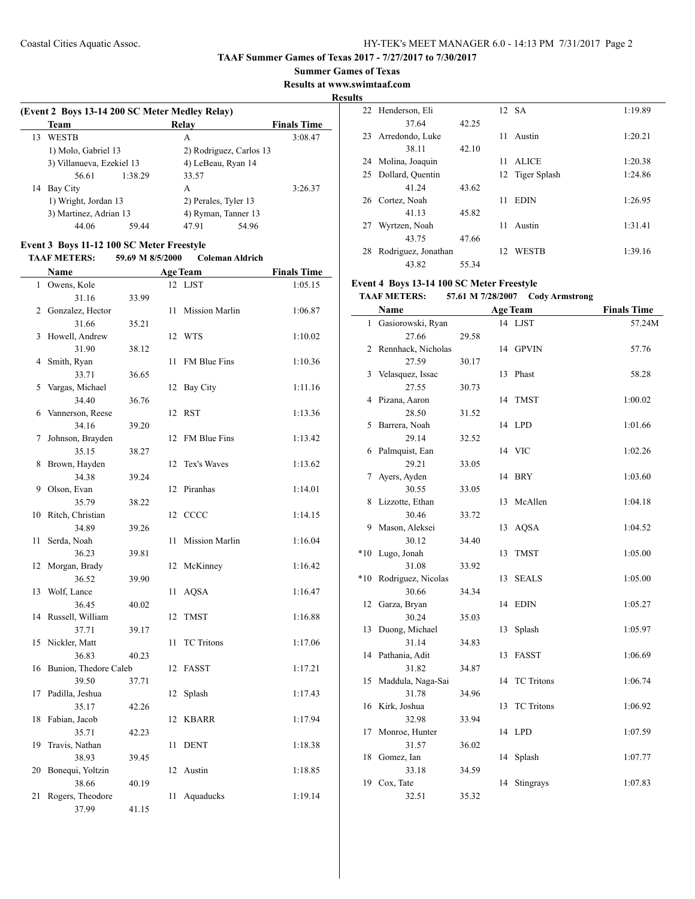**TAAF Summer Games of Texas 2017 - 7/27/2017 to 7/30/2017**

**Summer Games of Texas**

**Results at www.swimtaaf.com**

**Results**

### (Event 2 Boys 13-14 200 SC Meter Medley Relay)

| | Team | Relay | Finals Time |
|---|---|---|---|
| 13 | WESTB | A | 3:08.47 |
| | 1) Molo, Gabriel 13 | 2) Rodriguez, Carlos 13 | |
| | 3) Villanueva, Ezekiel 13 | 4) LeBeau, Ryan 14 | |
| | 56.61 1:38.29 | 33.57 | |
| 14 | Bay City | A | 3:26.37 |
| | 1) Wright, Jordan 13 | 2) Perales, Tyler 13 | |
| | 3) Martinez, Adrian 13 | 4) Ryman, Tanner 13 | |
| | 44.06 59.44 | 47.91 54.96 | |

### Event 3 Boys 11-12 100 SC Meter Freestyle

**TAAF METERS: 59.69 M 8/5/2000 Coleman Aldrich**

| | Name | Age | Team | Finals Time |
|---|---|---|---|---|
| 1 | Owens, Kole | 12 | LJST | 1:05.15 |
| | 31.16 33.99 | | | |
| 2 | Gonzalez, Hector | 11 | Mission Marlin | 1:06.87 |
| | 31.66 35.21 | | | |
| 3 | Howell, Andrew | 12 | WTS | 1:10.02 |
| | 31.90 38.12 | | | |
| 4 | Smith, Ryan | 11 | FM Blue Fins | 1:10.36 |
| | 33.71 36.65 | | | |
| 5 | Vargas, Michael | 12 | Bay City | 1:11.16 |
| | 34.40 36.76 | | | |
| 6 | Vannerson, Reese | 12 | RST | 1:13.36 |
| | 34.16 39.20 | | | |
| 7 | Johnson, Brayden | 12 | FM Blue Fins | 1:13.42 |
| | 35.15 38.27 | | | |
| 8 | Brown, Hayden | 12 | Tex's Waves | 1:13.62 |
| | 34.38 39.24 | | | |
| 9 | Olson, Evan | 12 | Piranhas | 1:14.01 |
| | 35.79 38.22 | | | |
| 10 | Ritch, Christian | 12 | CCCC | 1:14.15 |
| | 34.89 39.26 | | | |
| 11 | Serda, Noah | 11 | Mission Marlin | 1:16.04 |
| | 36.23 39.81 | | | |
| 12 | Morgan, Brady | 12 | McKinney | 1:16.42 |
| | 36.52 39.90 | | | |
| 13 | Wolf, Lance | 11 | AQSA | 1:16.47 |
| | 36.45 40.02 | | | |
| 14 | Russell, William | 12 | TMST | 1:16.88 |
| | 37.71 39.17 | | | |
| 15 | Nickler, Matt | 11 | TC Tritons | 1:17.06 |
| | 36.83 40.23 | | | |
| 16 | Bunion, Thedore Caleb | 12 | FASST | 1:17.21 |
| | 39.50 37.71 | | | |
| 17 | Padilla, Jeshua | 12 | Splash | 1:17.43 |
| | 35.17 42.26 | | | |
| 18 | Fabian, Jacob | 12 | KBARR | 1:17.94 |
| | 35.71 42.23 | | | |
| 19 | Travis, Nathan | 11 | DENT | 1:18.38 |
| | 38.93 39.45 | | | |
| 20 | Bonequi, Yoltzin | 12 | Austin | 1:18.85 |
| | 38.66 40.19 | | | |
| 21 | Rogers, Theodore | 11 | Aquaducks | 1:19.14 |
| | 37.99 41.15 | | | |
| 22 | Henderson, Eli | 12 | SA | 1:19.89 |
| | 37.64 42.25 | | | |
| 23 | Arredondo, Luke | 11 | Austin | 1:20.21 |
| | 38.11 42.10 | | | |
| 24 | Molina, Joaquin | 11 | ALICE | 1:20.38 |
| 25 | Dollard, Quentin | 12 | Tiger Splash | 1:24.86 |
| | 41.24 43.62 | | | |
| 26 | Cortez, Noah | 11 | EDIN | 1:26.95 |
| | 41.13 45.82 | | | |
| 27 | Wyrtzen, Noah | 11 | Austin | 1:31.41 |
| | 43.75 47.66 | | | |
| 28 | Rodriguez, Jonathan | 12 | WESTB | 1:39.16 |
| | 43.82 55.34 | | | |

### Event 4 Boys 13-14 100 SC Meter Freestyle

**TAAF METERS: 57.61 M 7/28/2007 Cody Armstrong**

| | Name | Age | Team | Finals Time |
|---|---|---|---|---|
| 1 | Gasiorowski, Ryan | 14 | LJST | 57.24M |
| | 27.66 29.58 | | | |
| 2 | Rennhack, Nicholas | 14 | GPVIN | 57.76 |
| | 27.59 30.17 | | | |
| 3 | Velasquez, Issac | 13 | Phast | 58.28 |
| | 27.55 30.73 | | | |
| 4 | Pizana, Aaron | 14 | TMST | 1:00.02 |
| | 28.50 31.52 | | | |
| 5 | Barrera, Noah | 14 | LPD | 1:01.66 |
| | 29.14 32.52 | | | |
| 6 | Palmquist, Ean | 14 | VIC | 1:02.26 |
| | 29.21 33.05 | | | |
| 7 | Ayers, Ayden | 14 | BRY | 1:03.60 |
| | 30.55 33.05 | | | |
| 8 | Lizzotte, Ethan | 13 | McAllen | 1:04.18 |
| | 30.46 33.72 | | | |
| 9 | Mason, Aleksei | 13 | AQSA | 1:04.52 |
| | 30.12 34.40 | | | |
| *10 | Lugo, Jonah | 13 | TMST | 1:05.00 |
| | 31.08 33.92 | | | |
| *10 | Rodriguez, Nicolas | 13 | SEALS | 1:05.00 |
| | 30.66 34.34 | | | |
| 12 | Garza, Bryan | 14 | EDIN | 1:05.27 |
| | 30.24 35.03 | | | |
| 13 | Duong, Michael | 13 | Splash | 1:05.97 |
| | 31.14 34.83 | | | |
| 14 | Pathania, Adit | 13 | FASST | 1:06.69 |
| | 31.82 34.87 | | | |
| 15 | Maddula, Naga-Sai | 14 | TC Tritons | 1:06.74 |
| | 31.78 34.96 | | | |
| 16 | Kirk, Joshua | 13 | TC Tritons | 1:06.92 |
| | 32.98 33.94 | | | |
| 17 | Monroe, Hunter | 14 | LPD | 1:07.59 |
| | 31.57 36.02 | | | |
| 18 | Gomez, Ian | 14 | Splash | 1:07.77 |
| | 33.18 34.59 | | | |
| 19 | Cox, Tate | 14 | Stingrays | 1:07.83 |
| | 32.51 35.32 | | | |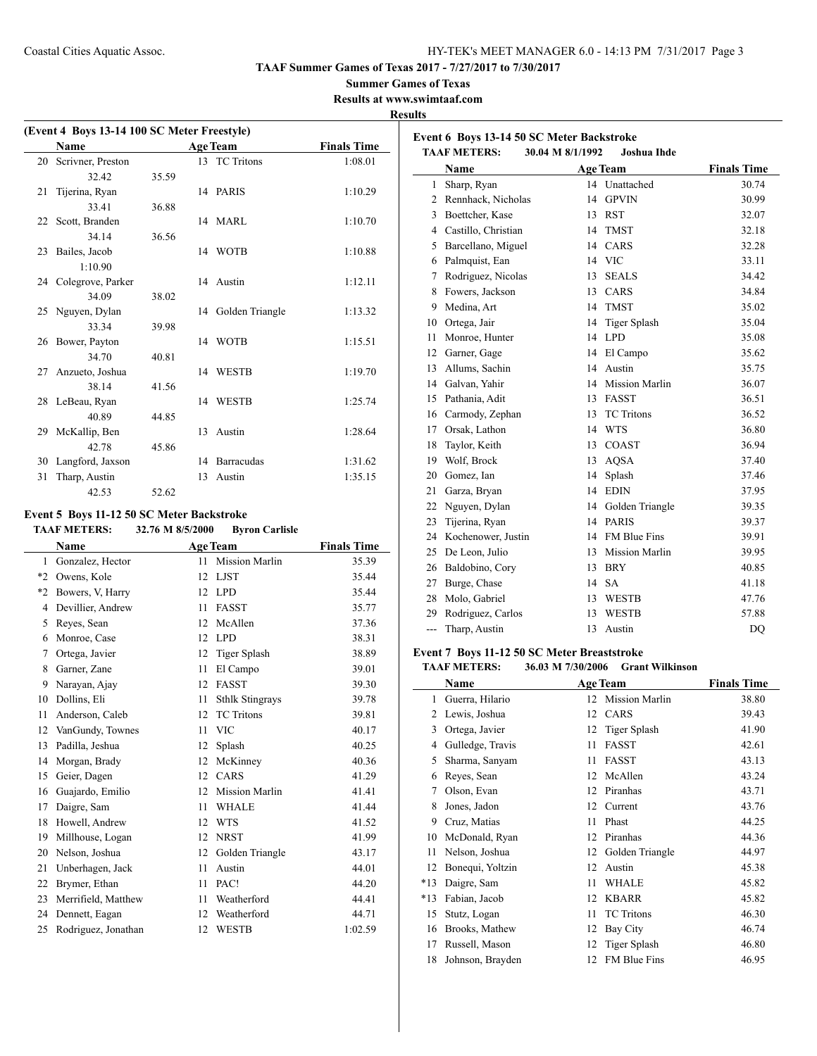**TAAF Summer Games of Texas 2017 - 7/27/2017 to 7/30/2017**

**Summer Games of Texas**

**Results at www.swimtaaf.com**

**Results**

### (Event 4 Boys 13-14 100 SC Meter Freestyle)

| | Name | | Age | Team | Finals Time |
|---|---|---|---|---|---|
| 20 | Scrivner, Preston | | 13 | TC Tritons | 1:08.01 |
| | 32.42 | 35.59 | | | |
| 21 | Tijerina, Ryan | | 14 | PARIS | 1:10.29 |
| | 33.41 | 36.88 | | | |
| 22 | Scott, Branden | | 14 | MARL | 1:10.70 |
| | 34.14 | 36.56 | | | |
| 23 | Bailes, Jacob | | 14 | WOTB | 1:10.88 |
| | 1:10.90 | | | | |
| 24 | Colegrove, Parker | | 14 | Austin | 1:12.11 |
| | 34.09 | 38.02 | | | |
| 25 | Nguyen, Dylan | | 14 | Golden Triangle | 1:13.32 |
| | 33.34 | 39.98 | | | |
| 26 | Bower, Payton | | 14 | WOTB | 1:15.51 |
| | 34.70 | 40.81 | | | |
| 27 | Anzueto, Joshua | | 14 | WESTB | 1:19.70 |
| | 38.14 | 41.56 | | | |
| 28 | LeBeau, Ryan | | 14 | WESTB | 1:25.74 |
| | 40.89 | 44.85 | | | |
| 29 | McKallip, Ben | | 13 | Austin | 1:28.64 |
| | 42.78 | 45.86 | | | |
| 30 | Langford, Jaxson | | 14 | Barracudas | 1:31.62 |
| 31 | Tharp, Austin | | 13 | Austin | 1:35.15 |
| | 42.53 | 52.62 | | | |

### Event 5 Boys 11-12 50 SC Meter Backstroke

**TAAF METERS:** 32.76 M 8/5/2000 Byron Carlisle

| | Name | Age | Team | Finals Time |
|---|---|---|---|---|
| 1 | Gonzalez, Hector | 11 | Mission Marlin | 35.39 |
| *2 | Owens, Kole | 12 | LJST | 35.44 |
| *2 | Bowers, V, Harry | 12 | LPD | 35.44 |
| 4 | Devillier, Andrew | 11 | FASST | 35.77 |
| 5 | Reyes, Sean | 12 | McAllen | 37.36 |
| 6 | Monroe, Case | 12 | LPD | 38.31 |
| 7 | Ortega, Javier | 12 | Tiger Splash | 38.89 |
| 8 | Garner, Zane | 11 | El Campo | 39.01 |
| 9 | Narayan, Ajay | 12 | FASST | 39.30 |
| 10 | Dollins, Eli | 11 | Sthlk Stingrays | 39.78 |
| 11 | Anderson, Caleb | 12 | TC Tritons | 39.81 |
| 12 | VanGundy, Townes | 11 | VIC | 40.17 |
| 13 | Padilla, Jeshua | 12 | Splash | 40.25 |
| 14 | Morgan, Brady | 12 | McKinney | 40.36 |
| 15 | Geier, Dagen | 12 | CARS | 41.29 |
| 16 | Guajardo, Emilio | 12 | Mission Marlin | 41.41 |
| 17 | Daigre, Sam | 11 | WHALE | 41.44 |
| 18 | Howell, Andrew | 12 | WTS | 41.52 |
| 19 | Millhouse, Logan | 12 | NRST | 41.99 |
| 20 | Nelson, Joshua | 12 | Golden Triangle | 43.17 |
| 21 | Unberhagen, Jack | 11 | Austin | 44.01 |
| 22 | Brymer, Ethan | 11 | PAC! | 44.20 |
| 23 | Merrifield, Matthew | 11 | Weatherford | 44.41 |
| 24 | Dennett, Eagan | 12 | Weatherford | 44.71 |
| 25 | Rodriguez, Jonathan | 12 | WESTB | 1:02.59 |

### Event 6 Boys 13-14 50 SC Meter Backstroke

**TAAF METERS:** 30.04 M 8/1/1992 Joshua Ihde

| | Name | Age | Team | Finals Time |
|---|---|---|---|---|
| 1 | Sharp, Ryan | 14 | Unattached | 30.74 |
| 2 | Rennhack, Nicholas | 14 | GPVIN | 30.99 |
| 3 | Boettcher, Kase | 13 | RST | 32.07 |
| 4 | Castillo, Christian | 14 | TMST | 32.18 |
| 5 | Barcellano, Miguel | 14 | CARS | 32.28 |
| 6 | Palmquist, Ean | 14 | VIC | 33.11 |
| 7 | Rodriguez, Nicolas | 13 | SEALS | 34.42 |
| 8 | Fowers, Jackson | 13 | CARS | 34.84 |
| 9 | Medina, Art | 14 | TMST | 35.02 |
| 10 | Ortega, Jair | 14 | Tiger Splash | 35.04 |
| 11 | Monroe, Hunter | 14 | LPD | 35.08 |
| 12 | Garner, Gage | 14 | El Campo | 35.62 |
| 13 | Allums, Sachin | 14 | Austin | 35.75 |
| 14 | Galvan, Yahir | 14 | Mission Marlin | 36.07 |
| 15 | Pathania, Adit | 13 | FASST | 36.51 |
| 16 | Carmody, Zephan | 13 | TC Tritons | 36.52 |
| 17 | Orsak, Lathon | 14 | WTS | 36.80 |
| 18 | Taylor, Keith | 13 | COAST | 36.94 |
| 19 | Wolf, Brock | 13 | AQSA | 37.40 |
| 20 | Gomez, Ian | 14 | Splash | 37.46 |
| 21 | Garza, Bryan | 14 | EDIN | 37.95 |
| 22 | Nguyen, Dylan | 14 | Golden Triangle | 39.35 |
| 23 | Tijerina, Ryan | 14 | PARIS | 39.37 |
| 24 | Kochenower, Justin | 14 | FM Blue Fins | 39.91 |
| 25 | De Leon, Julio | 13 | Mission Marlin | 39.95 |
| 26 | Baldobino, Cory | 13 | BRY | 40.85 |
| 27 | Burge, Chase | 14 | SA | 41.18 |
| 28 | Molo, Gabriel | 13 | WESTB | 47.76 |
| 29 | Rodriguez, Carlos | 13 | WESTB | 57.88 |
| --- | Tharp, Austin | 13 | Austin | DQ |

### Event 7 Boys 11-12 50 SC Meter Breaststroke

**TAAF METERS:** 36.03 M 7/30/2006 Grant Wilkinson

| | Name | Age | Team | Finals Time |
|---|---|---|---|---|
| 1 | Guerra, Hilario | 12 | Mission Marlin | 38.80 |
| 2 | Lewis, Joshua | 12 | CARS | 39.43 |
| 3 | Ortega, Javier | 12 | Tiger Splash | 41.90 |
| 4 | Gulledge, Travis | 11 | FASST | 42.61 |
| 5 | Sharma, Sanyam | 11 | FASST | 43.13 |
| 6 | Reyes, Sean | 12 | McAllen | 43.24 |
| 7 | Olson, Evan | 12 | Piranhas | 43.71 |
| 8 | Jones, Jadon | 12 | Current | 43.76 |
| 9 | Cruz, Matias | 11 | Phast | 44.25 |
| 10 | McDonald, Ryan | 12 | Piranhas | 44.36 |
| 11 | Nelson, Joshua | 12 | Golden Triangle | 44.97 |
| 12 | Bonequi, Yoltzin | 12 | Austin | 45.38 |
| *13 | Daigre, Sam | 11 | WHALE | 45.82 |
| *13 | Fabian, Jacob | 12 | KBARR | 45.82 |
| 15 | Stutz, Logan | 11 | TC Tritons | 46.30 |
| 16 | Brooks, Mathew | 12 | Bay City | 46.74 |
| 17 | Russell, Mason | 12 | Tiger Splash | 46.80 |
| 18 | Johnson, Brayden | 12 | FM Blue Fins | 46.95 |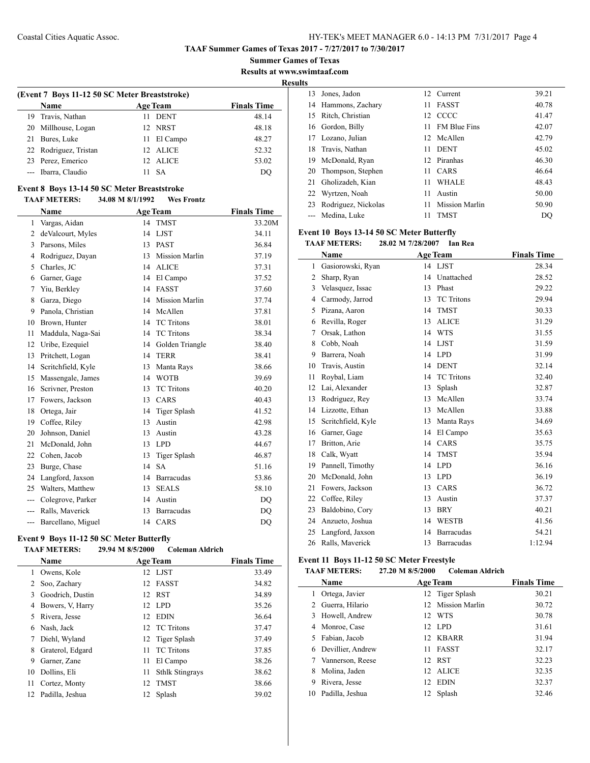**TAAF Summer Games of Texas 2017 - 7/27/2017 to 7/30/2017**

**Summer Games of Texas**

**Results at www.swimtaaf.com**

**Results**

### (Event 7 Boys 11-12 50 SC Meter Breaststroke)

| | Name | Age | Team | Finals Time |
|---|---|---|---|---|
| 19 | Travis, Nathan | 11 | DENT | 48.14 |
| 20 | Millhouse, Logan | 12 | NRST | 48.18 |
| 21 | Bures, Luke | 11 | El Campo | 48.27 |
| 22 | Rodriguez, Tristan | 12 | ALICE | 52.32 |
| 23 | Perez, Emerico | 12 | ALICE | 53.02 |
| --- | Ibarra, Claudio | 11 | SA | DQ |

### Event 8 Boys 13-14 50 SC Meter Breaststroke

**TAAF METERS:** 34.08 M 8/1/1992 **Wes Frontz**

| | Name | Age | Team | Finals Time |
|---|---|---|---|---|
| 1 | Vargas, Aidan | 14 | TMST | 33.20M |
| 2 | deValcourt, Myles | 14 | LJST | 34.11 |
| 3 | Parsons, Miles | 13 | PAST | 36.84 |
| 4 | Rodriguez, Dayan | 13 | Mission Marlin | 37.19 |
| 5 | Charles, JC | 14 | ALICE | 37.31 |
| 6 | Garner, Gage | 14 | El Campo | 37.52 |
| 7 | Yiu, Berkley | 14 | FASST | 37.60 |
| 8 | Garza, Diego | 14 | Mission Marlin | 37.74 |
| 9 | Panola, Christian | 14 | McAllen | 37.81 |
| 10 | Brown, Hunter | 14 | TC Tritons | 38.01 |
| 11 | Maddula, Naga-Sai | 14 | TC Tritons | 38.34 |
| 12 | Uribe, Ezequiel | 14 | Golden Triangle | 38.40 |
| 13 | Pritchett, Logan | 14 | TERR | 38.41 |
| 14 | Scritchfield, Kyle | 13 | Manta Rays | 38.66 |
| 15 | Massengale, James | 14 | WOTB | 39.69 |
| 16 | Scrivner, Preston | 13 | TC Tritons | 40.20 |
| 17 | Fowers, Jackson | 13 | CARS | 40.43 |
| 18 | Ortega, Jair | 14 | Tiger Splash | 41.52 |
| 19 | Coffee, Riley | 13 | Austin | 42.98 |
| 20 | Johnson, Daniel | 13 | Austin | 43.28 |
| 21 | McDonald, John | 13 | LPD | 44.67 |
| 22 | Cohen, Jacob | 13 | Tiger Splash | 46.87 |
| 23 | Burge, Chase | 14 | SA | 51.16 |
| 24 | Langford, Jaxson | 14 | Barracudas | 53.86 |
| 25 | Walters, Matthew | 13 | SEALS | 58.10 |
| --- | Colegrove, Parker | 14 | Austin | DQ |
| --- | Ralls, Maverick | 13 | Barracudas | DQ |
| --- | Barcellano, Miguel | 14 | CARS | DQ |

### Event 9 Boys 11-12 50 SC Meter Butterfly

**TAAF METERS:** 29.94 M 8/5/2000 **Coleman Aldrich**

| | Name | Age | Team | Finals Time |
|---|---|---|---|---|
| 1 | Owens, Kole | 12 | LJST | 33.49 |
| 2 | Soo, Zachary | 12 | FASST | 34.82 |
| 3 | Goodrich, Dustin | 12 | RST | 34.89 |
| 4 | Bowers, V, Harry | 12 | LPD | 35.26 |
| 5 | Rivera, Jesse | 12 | EDIN | 36.64 |
| 6 | Nash, Jack | 12 | TC Tritons | 37.47 |
| 7 | Diehl, Wyland | 12 | Tiger Splash | 37.49 |
| 8 | Graterol, Edgard | 11 | TC Tritons | 37.85 |
| 9 | Garner, Zane | 11 | El Campo | 38.26 |
| 10 | Dollins, Eli | 11 | Sthlk Stingrays | 38.62 |
| 11 | Cortez, Monty | 12 | TMST | 38.66 |
| 12 | Padilla, Jeshua | 12 | Splash | 39.02 |
| 13 | Jones, Jadon | 12 | Current | 39.21 |
| 14 | Hammons, Zachary | 11 | FASST | 40.78 |
| 15 | Ritch, Christian | 12 | CCCC | 41.47 |
| 16 | Gordon, Billy | 11 | FM Blue Fins | 42.07 |
| 17 | Lozano, Julian | 12 | McAllen | 42.79 |
| 18 | Travis, Nathan | 11 | DENT | 45.02 |
| 19 | McDonald, Ryan | 12 | Piranhas | 46.30 |
| 20 | Thompson, Stephen | 11 | CARS | 46.64 |
| 21 | Gholizadeh, Kian | 11 | WHALE | 48.43 |
| 22 | Wyrtzen, Noah | 11 | Austin | 50.00 |
| 23 | Rodriguez, Nickolas | 11 | Mission Marlin | 50.90 |
| --- | Medina, Luke | 11 | TMST | DQ |

### Event 10 Boys 13-14 50 SC Meter Butterfly

**TAAF METERS:** 28.02 M 7/28/2007 **Ian Rea**

| | Name | Age | Team | Finals Time |
|---|---|---|---|---|
| 1 | Gasiorowski, Ryan | 14 | LJST | 28.34 |
| 2 | Sharp, Ryan | 14 | Unattached | 28.52 |
| 3 | Velasquez, Issac | 13 | Phast | 29.22 |
| 4 | Carmody, Jarrod | 13 | TC Tritons | 29.94 |
| 5 | Pizana, Aaron | 14 | TMST | 30.33 |
| 6 | Revilla, Roger | 13 | ALICE | 31.29 |
| 7 | Orsak, Lathon | 14 | WTS | 31.55 |
| 8 | Cobb, Noah | 14 | LJST | 31.59 |
| 9 | Barrera, Noah | 14 | LPD | 31.99 |
| 10 | Travis, Austin | 14 | DENT | 32.14 |
| 11 | Roybal, Liam | 14 | TC Tritons | 32.40 |
| 12 | Lai, Alexander | 13 | Splash | 32.87 |
| 13 | Rodriguez, Rey | 13 | McAllen | 33.74 |
| 14 | Lizzotte, Ethan | 13 | McAllen | 33.88 |
| 15 | Scritchfield, Kyle | 13 | Manta Rays | 34.69 |
| 16 | Garner, Gage | 14 | El Campo | 35.63 |
| 17 | Britton, Arie | 14 | CARS | 35.75 |
| 18 | Calk, Wyatt | 14 | TMST | 35.94 |
| 19 | Pannell, Timothy | 14 | LPD | 36.16 |
| 20 | McDonald, John | 13 | LPD | 36.19 |
| 21 | Fowers, Jackson | 13 | CARS | 36.72 |
| 22 | Coffee, Riley | 13 | Austin | 37.37 |
| 23 | Baldobino, Cory | 13 | BRY | 40.21 |
| 24 | Anzueto, Joshua | 14 | WESTB | 41.56 |
| 25 | Langford, Jaxson | 14 | Barracudas | 54.21 |
| 26 | Ralls, Maverick | 13 | Barracudas | 1:12.94 |

### Event 11 Boys 11-12 50 SC Meter Freestyle

**TAAF METERS:** 27.20 M 8/5/2000 **Coleman Aldrich**

| | Name | Age | Team | Finals Time |
|---|---|---|---|---|
| 1 | Ortega, Javier | 12 | Tiger Splash | 30.21 |
| 2 | Guerra, Hilario | 12 | Mission Marlin | 30.72 |
| 3 | Howell, Andrew | 12 | WTS | 30.78 |
| 4 | Monroe, Case | 12 | LPD | 31.61 |
| 5 | Fabian, Jacob | 12 | KBARR | 31.94 |
| 6 | Devillier, Andrew | 11 | FASST | 32.17 |
| 7 | Vannerson, Reese | 12 | RST | 32.23 |
| 8 | Molina, Jaden | 12 | ALICE | 32.35 |
| 9 | Rivera, Jesse | 12 | EDIN | 32.37 |
| 10 | Padilla, Jeshua | 12 | Splash | 32.46 |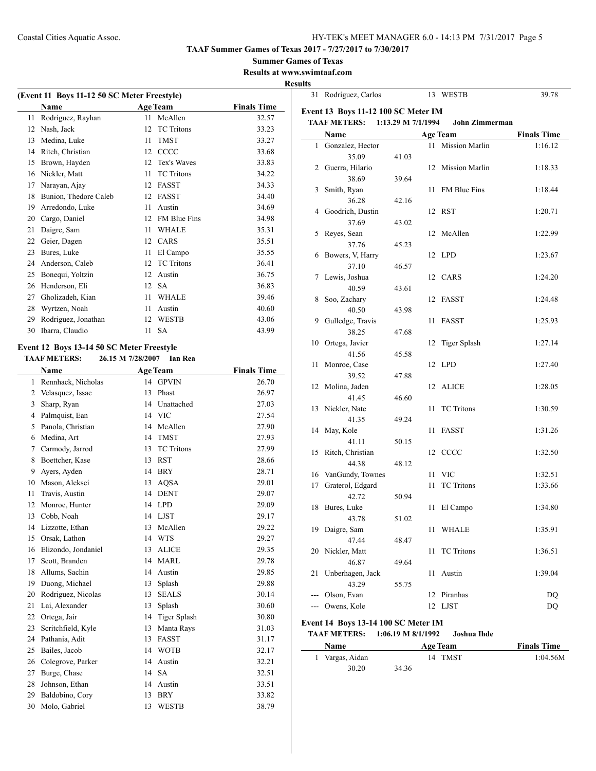# TAAF Summer Games of Texas 2017 - 7/27/2017 to 7/30/2017

**Summer Games of Texas**

**Results at www.swimtaaf.com**

**Results**

## (Event 11 Boys 11-12 50 SC Meter Freestyle)

| | Name | Age | Team | Finals Time |
|---|---|---|---|---|
| 11 | Rodriguez, Rayhan | 11 | McAllen | 32.57 |
| 12 | Nash, Jack | 12 | TC Tritons | 33.23 |
| 13 | Medina, Luke | 11 | TMST | 33.27 |
| 14 | Ritch, Christian | 12 | CCCC | 33.68 |
| 15 | Brown, Hayden | 12 | Tex's Waves | 33.83 |
| 16 | Nickler, Matt | 11 | TC Tritons | 34.22 |
| 17 | Narayan, Ajay | 12 | FASST | 34.33 |
| 18 | Bunion, Thedore Caleb | 12 | FASST | 34.40 |
| 19 | Arredondo, Luke | 11 | Austin | 34.69 |
| 20 | Cargo, Daniel | 12 | FM Blue Fins | 34.98 |
| 21 | Daigre, Sam | 11 | WHALE | 35.31 |
| 22 | Geier, Dagen | 12 | CARS | 35.51 |
| 23 | Bures, Luke | 11 | El Campo | 35.55 |
| 24 | Anderson, Caleb | 12 | TC Tritons | 36.41 |
| 25 | Bonequi, Yoltzin | 12 | Austin | 36.75 |
| 26 | Henderson, Eli | 12 | SA | 36.83 |
| 27 | Gholizadeh, Kian | 11 | WHALE | 39.46 |
| 28 | Wyrtzen, Noah | 11 | Austin | 40.60 |
| 29 | Rodriguez, Jonathan | 12 | WESTB | 43.06 |
| 30 | Ibarra, Claudio | 11 | SA | 43.99 |

## Event 12 Boys 13-14 50 SC Meter Freestyle

**TAAF METERS:** 26.15 M 7/28/2007 **Ian Rea**

| | Name | Age | Team | Finals Time |
|---|---|---|---|---|
| 1 | Rennhack, Nicholas | 14 | GPVIN | 26.70 |
| 2 | Velasquez, Issac | 13 | Phast | 26.97 |
| 3 | Sharp, Ryan | 14 | Unattached | 27.03 |
| 4 | Palmquist, Ean | 14 | VIC | 27.54 |
| 5 | Panola, Christian | 14 | McAllen | 27.90 |
| 6 | Medina, Art | 14 | TMST | 27.93 |
| 7 | Carmody, Jarrod | 13 | TC Tritons | 27.99 |
| 8 | Boettcher, Kase | 13 | RST | 28.66 |
| 9 | Ayers, Ayden | 14 | BRY | 28.71 |
| 10 | Mason, Aleksei | 13 | AQSA | 29.01 |
| 11 | Travis, Austin | 14 | DENT | 29.07 |
| 12 | Monroe, Hunter | 14 | LPD | 29.09 |
| 13 | Cobb, Noah | 14 | LJST | 29.17 |
| 14 | Lizzotte, Ethan | 13 | McAllen | 29.22 |
| 15 | Orsak, Lathon | 14 | WTS | 29.27 |
| 16 | Elizondo, Jondaniel | 13 | ALICE | 29.35 |
| 17 | Scott, Branden | 14 | MARL | 29.78 |
| 18 | Allums, Sachin | 14 | Austin | 29.85 |
| 19 | Duong, Michael | 13 | Splash | 29.88 |
| 20 | Rodriguez, Nicolas | 13 | SEALS | 30.14 |
| 21 | Lai, Alexander | 13 | Splash | 30.60 |
| 22 | Ortega, Jair | 14 | Tiger Splash | 30.80 |
| 23 | Scritchfield, Kyle | 13 | Manta Rays | 31.03 |
| 24 | Pathania, Adit | 13 | FASST | 31.17 |
| 25 | Bailes, Jacob | 14 | WOTB | 32.17 |
| 26 | Colegrove, Parker | 14 | Austin | 32.21 |
| 27 | Burge, Chase | 14 | SA | 32.51 |
| 28 | Johnson, Ethan | 14 | Austin | 33.51 |
| 29 | Baldobino, Cory | 13 | BRY | 33.82 |
| 30 | Molo, Gabriel | 13 | WESTB | 38.79 |
| 31 | Rodriguez, Carlos | 13 | WESTB | 39.78 |

## Event 13 Boys 11-12 100 SC Meter IM

**TAAF METERS:** 1:13.29 M 7/1/1994 **John Zimmerman**

| | Name | Age | Team | Finals Time |
|---|---|---|---|---|
| 1 | Gonzalez, Hector | 11 | Mission Marlin | 1:16.12 |
| | 35.09 41.03 | | | |
| 2 | Guerra, Hilario | 12 | Mission Marlin | 1:18.33 |
| | 38.69 39.64 | | | |
| 3 | Smith, Ryan | 11 | FM Blue Fins | 1:18.44 |
| | 36.28 42.16 | | | |
| 4 | Goodrich, Dustin | 12 | RST | 1:20.71 |
| | 37.69 43.02 | | | |
| 5 | Reyes, Sean | 12 | McAllen | 1:22.99 |
| | 37.76 45.23 | | | |
| 6 | Bowers, V, Harry | 12 | LPD | 1:23.67 |
| | 37.10 46.57 | | | |
| 7 | Lewis, Joshua | 12 | CARS | 1:24.20 |
| | 40.59 43.61 | | | |
| 8 | Soo, Zachary | 12 | FASST | 1:24.48 |
| | 40.50 43.98 | | | |
| 9 | Gulledge, Travis | 11 | FASST | 1:25.93 |
| | 38.25 47.68 | | | |
| 10 | Ortega, Javier | 12 | Tiger Splash | 1:27.14 |
| | 41.56 45.58 | | | |
| 11 | Monroe, Case | 12 | LPD | 1:27.40 |
| | 39.52 47.88 | | | |
| 12 | Molina, Jaden | 12 | ALICE | 1:28.05 |
| | 41.45 46.60 | | | |
| 13 | Nickler, Nate | 11 | TC Tritons | 1:30.59 |
| | 41.35 49.24 | | | |
| 14 | May, Kole | 11 | FASST | 1:31.26 |
| | 41.11 50.15 | | | |
| 15 | Ritch, Christian | 12 | CCCC | 1:32.50 |
| | 44.38 48.12 | | | |
| 16 | VanGundy, Townes | 11 | VIC | 1:32.51 |
| 17 | Graterol, Edgard | 11 | TC Tritons | 1:33.66 |
| | 42.72 50.94 | | | |
| 18 | Bures, Luke | 11 | El Campo | 1:34.80 |
| | 43.78 51.02 | | | |
| 19 | Daigre, Sam | 11 | WHALE | 1:35.91 |
| | 47.44 48.47 | | | |
| 20 | Nickler, Matt | 11 | TC Tritons | 1:36.51 |
| | 46.87 49.64 | | | |
| 21 | Unberhagen, Jack | 11 | Austin | 1:39.04 |
| | 43.29 55.75 | | | |
| --- | Olson, Evan | 12 | Piranhas | DQ |
| --- | Owens, Kole | 12 | LJST | DQ |

## Event 14 Boys 13-14 100 SC Meter IM

**TAAF METERS:** 1:06.19 M 8/1/1992 **Joshua Ihde**

| | Name | Age | Team | Finals Time |
|---|---|---|---|---|
| 1 | Vargas, Aidan | 14 | TMST | 1:04.56M |
| | 30.20 34.36 | | | |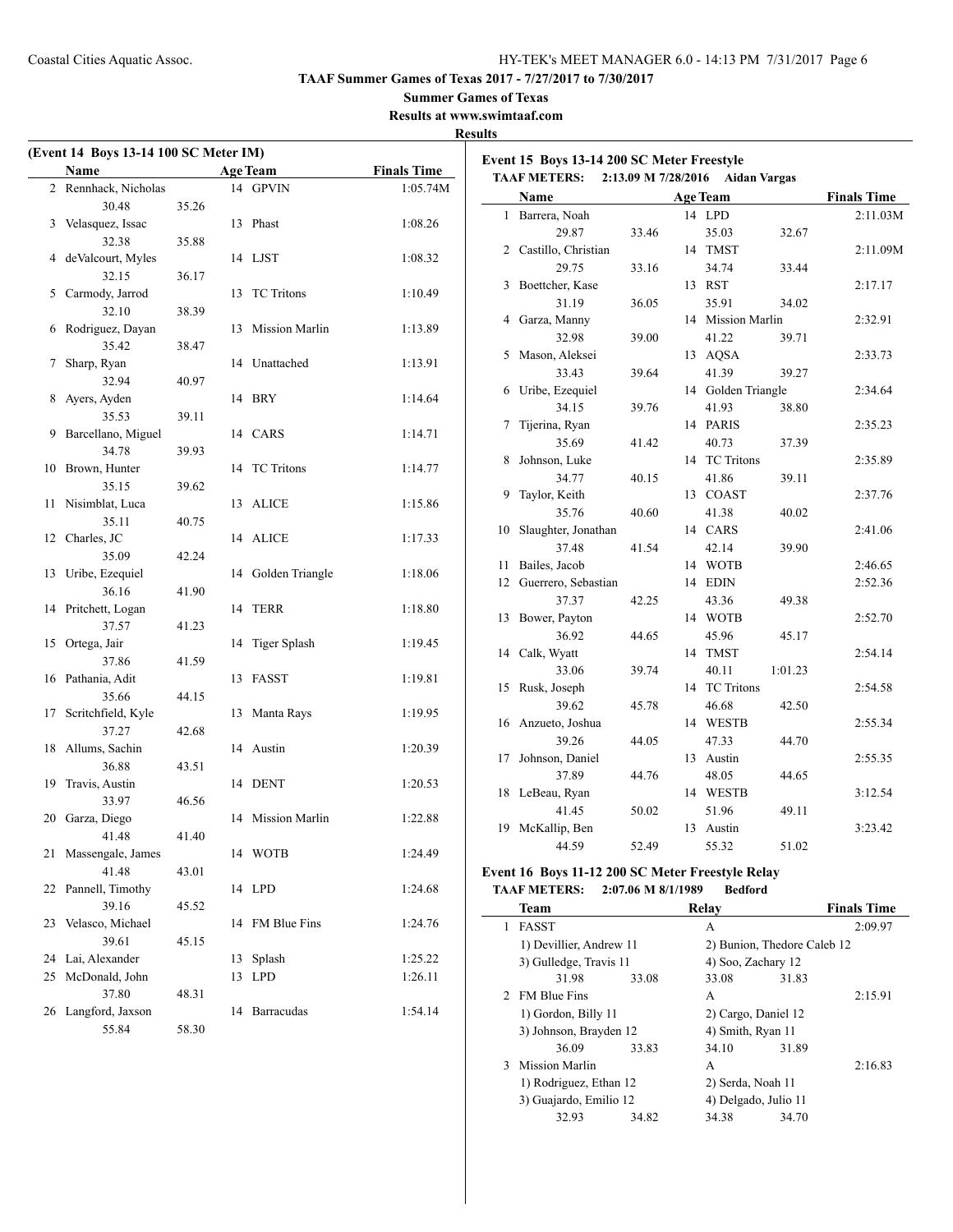**TAAF Summer Games of Texas 2017 - 7/27/2017 to 7/30/2017**

**Summer Games of Texas**

**Results at www.swimtaaf.com**

**Results**

### (Event 14 Boys 13-14 100 SC Meter IM)

| | Name | Age | Team | Finals Time |
|---|---|---|---|---|
| 2 | Rennhack, Nicholas | 14 | GPVIN | 1:05.74M |
| | 30.48 35.26 | | | |
| 3 | Velasquez, Issac | 13 | Phast | 1:08.26 |
| | 32.38 35.88 | | | |
| 4 | deValcourt, Myles | 14 | LJST | 1:08.32 |
| | 32.15 36.17 | | | |
| 5 | Carmody, Jarrod | 13 | TC Tritons | 1:10.49 |
| | 32.10 38.39 | | | |
| 6 | Rodriguez, Dayan | 13 | Mission Marlin | 1:13.89 |
| | 35.42 38.47 | | | |
| 7 | Sharp, Ryan | 14 | Unattached | 1:13.91 |
| | 32.94 40.97 | | | |
| 8 | Ayers, Ayden | 14 | BRY | 1:14.64 |
| | 35.53 39.11 | | | |
| 9 | Barcellano, Miguel | 14 | CARS | 1:14.71 |
| | 34.78 39.93 | | | |
| 10 | Brown, Hunter | 14 | TC Tritons | 1:14.77 |
| | 35.15 39.62 | | | |
| 11 | Nisimblat, Luca | 13 | ALICE | 1:15.86 |
| | 35.11 40.75 | | | |
| 12 | Charles, JC | 14 | ALICE | 1:17.33 |
| | 35.09 42.24 | | | |
| 13 | Uribe, Ezequiel | 14 | Golden Triangle | 1:18.06 |
| | 36.16 41.90 | | | |
| 14 | Pritchett, Logan | 14 | TERR | 1:18.80 |
| | 37.57 41.23 | | | |
| 15 | Ortega, Jair | 14 | Tiger Splash | 1:19.45 |
| | 37.86 41.59 | | | |
| 16 | Pathania, Adit | 13 | FASST | 1:19.81 |
| | 35.66 44.15 | | | |
| 17 | Scritchfield, Kyle | 13 | Manta Rays | 1:19.95 |
| | 37.27 42.68 | | | |
| 18 | Allums, Sachin | 14 | Austin | 1:20.39 |
| | 36.88 43.51 | | | |
| 19 | Travis, Austin | 14 | DENT | 1:20.53 |
| | 33.97 46.56 | | | |
| 20 | Garza, Diego | 14 | Mission Marlin | 1:22.88 |
| | 41.48 41.40 | | | |
| 21 | Massengale, James | 14 | WOTB | 1:24.49 |
| | 41.48 43.01 | | | |
| 22 | Pannell, Timothy | 14 | LPD | 1:24.68 |
| | 39.16 45.52 | | | |
| 23 | Velasco, Michael | 14 | FM Blue Fins | 1:24.76 |
| | 39.61 45.15 | | | |
| 24 | Lai, Alexander | 13 | Splash | 1:25.22 |
| 25 | McDonald, John | 13 | LPD | 1:26.11 |
| | 37.80 48.31 | | | |
| 26 | Langford, Jaxson | 14 | Barracudas | 1:54.14 |
| | 55.84 58.30 | | | |

### Event 15 Boys 13-14 200 SC Meter Freestyle

**TAAF METERS: 2:13.09 M 7/28/2016 Aidan Vargas**

| | Name | Age | Team | Finals Time |
|---|---|---|---|---|
| 1 | Barrera, Noah | 14 | LPD | 2:11.03M |
| | 29.87 33.46 35.03 32.67 | | | |
| 2 | Castillo, Christian | 14 | TMST | 2:11.09M |
| | 29.75 33.16 34.74 33.44 | | | |
| 3 | Boettcher, Kase | 13 | RST | 2:17.17 |
| | 31.19 36.05 35.91 34.02 | | | |
| 4 | Garza, Manny | 14 | Mission Marlin | 2:32.91 |
| | 32.98 39.00 41.22 39.71 | | | |
| 5 | Mason, Aleksei | 13 | AQSA | 2:33.73 |
| | 33.43 39.64 41.39 39.27 | | | |
| 6 | Uribe, Ezequiel | 14 | Golden Triangle | 2:34.64 |
| | 34.15 39.76 41.93 38.80 | | | |
| 7 | Tijerina, Ryan | 14 | PARIS | 2:35.23 |
| | 35.69 41.42 40.73 37.39 | | | |
| 8 | Johnson, Luke | 14 | TC Tritons | 2:35.89 |
| | 34.77 40.15 41.86 39.11 | | | |
| 9 | Taylor, Keith | 13 | COAST | 2:37.76 |
| | 35.76 40.60 41.38 40.02 | | | |
| 10 | Slaughter, Jonathan | 14 | CARS | 2:41.06 |
| | 37.48 41.54 42.14 39.90 | | | |
| 11 | Bailes, Jacob | 14 | WOTB | 2:46.65 |
| 12 | Guerrero, Sebastian | 14 | EDIN | 2:52.36 |
| | 37.37 42.25 43.36 49.38 | | | |
| 13 | Bower, Payton | 14 | WOTB | 2:52.70 |
| | 36.92 44.65 45.96 45.17 | | | |
| 14 | Calk, Wyatt | 14 | TMST | 2:54.14 |
| | 33.06 39.74 40.11 1:01.23 | | | |
| 15 | Rusk, Joseph | 14 | TC Tritons | 2:54.58 |
| | 39.62 45.78 46.68 42.50 | | | |
| 16 | Anzueto, Joshua | 14 | WESTB | 2:55.34 |
| | 39.26 44.05 47.33 44.70 | | | |
| 17 | Johnson, Daniel | 13 | Austin | 2:55.35 |
| | 37.89 44.76 48.05 44.65 | | | |
| 18 | LeBeau, Ryan | 14 | WESTB | 3:12.54 |
| | 41.45 50.02 51.96 49.11 | | | |
| 19 | McKallip, Ben | 13 | Austin | 3:23.42 |
| | 44.59 52.49 55.32 51.02 | | | |

### Event 16 Boys 11-12 200 SC Meter Freestyle Relay

**TAAF METERS: 2:07.06 M 8/1/1989 Bedford**

| | Team | Relay | Finals Time |
|---|---|---|---|
| 1 | FASST | A | 2:09.97 |
| | 1) Devillier, Andrew 11 | 2) Bunion, Thedore Caleb 12 | |
| | 3) Gulledge, Travis 11 | 4) Soo, Zachary 12 | |
| | 31.98 33.08 | 33.08 31.83 | |
| 2 | FM Blue Fins | A | 2:15.91 |
| | 1) Gordon, Billy 11 | 2) Cargo, Daniel 12 | |
| | 3) Johnson, Brayden 12 | 4) Smith, Ryan 11 | |
| | 36.09 33.83 | 34.10 31.89 | |
| 3 | Mission Marlin | A | 2:16.83 |
| | 1) Rodriguez, Ethan 12 | 2) Serda, Noah 11 | |
| | 3) Guajardo, Emilio 12 | 4) Delgado, Julio 11 | |
| | 32.93 34.82 | 34.38 34.70 | |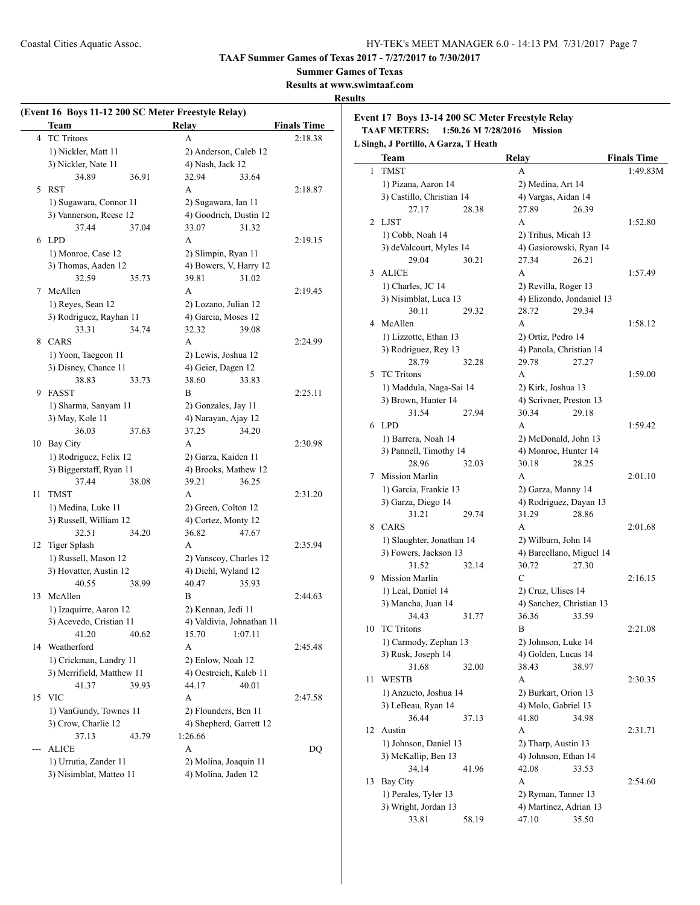TAAF Summer Games of Texas 2017 - 7/27/2017 to 7/30/2017

Summer Games of Texas

Results at www.swimtaaf.com

**Results**

## (Event 16 Boys 11-12 200 SC Meter Freestyle Relay)

| | Team | Relay | Finals Time |
|---|---|---|---|
| 4 | TC Tritons | A | 2:18.38 |
| | 1) Nickler, Matt 11 | 2) Anderson, Caleb 12 | |
| | 3) Nickler, Nate 11 | 4) Nash, Jack 12 | |
| | 34.89 36.91 | 32.94 33.64 | |
| 5 | RST | A | 2:18.87 |
| | 1) Sugawara, Connor 11 | 2) Sugawara, Ian 11 | |
| | 3) Vannerson, Reese 12 | 4) Goodrich, Dustin 12 | |
| | 37.44 37.04 | 33.07 31.32 | |
| 6 | LPD | A | 2:19.15 |
| | 1) Monroe, Case 12 | 2) Slimpin, Ryan 11 | |
| | 3) Thomas, Aaden 12 | 4) Bowers, V, Harry 12 | |
| | 32.59 35.73 | 39.81 31.02 | |
| 7 | McAllen | A | 2:19.45 |
| | 1) Reyes, Sean 12 | 2) Lozano, Julian 12 | |
| | 3) Rodriguez, Rayhan 11 | 4) Garcia, Moses 12 | |
| | 33.31 34.74 | 32.32 39.08 | |
| 8 | CARS | A | 2:24.99 |
| | 1) Yoon, Taegeon 11 | 2) Lewis, Joshua 12 | |
| | 3) Disney, Chance 11 | 4) Geier, Dagen 12 | |
| | 38.83 33.73 | 38.60 33.83 | |
| 9 | FASST | B | 2:25.11 |
| | 1) Sharma, Sanyam 11 | 2) Gonzales, Jay 11 | |
| | 3) May, Kole 11 | 4) Narayan, Ajay 12 | |
| | 36.03 37.63 | 37.25 34.20 | |
| 10 | Bay City | A | 2:30.98 |
| | 1) Rodriguez, Felix 12 | 2) Garza, Kaiden 11 | |
| | 3) Biggerstaff, Ryan 11 | 4) Brooks, Mathew 12 | |
| | 37.44 38.08 | 39.21 36.25 | |
| 11 | TMST | A | 2:31.20 |
| | 1) Medina, Luke 11 | 2) Green, Colton 12 | |
| | 3) Russell, William 12 | 4) Cortez, Monty 12 | |
| | 32.51 34.20 | 36.82 47.67 | |
| 12 | Tiger Splash | A | 2:35.94 |
| | 1) Russell, Mason 12 | 2) Vanscoy, Charles 12 | |
| | 3) Hovatter, Austin 12 | 4) Diehl, Wyland 12 | |
| | 40.55 38.99 | 40.47 35.93 | |
| 13 | McAllen | B | 2:44.63 |
| | 1) Izaquirre, Aaron 12 | 2) Kennan, Jedi 11 | |
| | 3) Acevedo, Cristian 11 | 4) Valdivia, Johnathan 11 | |
| | 41.20 40.62 | 15.70 1:07.11 | |
| 14 | Weatherford | A | 2:45.48 |
| | 1) Crickman, Landry 11 | 2) Enlow, Noah 12 | |
| | 3) Merrifield, Matthew 11 | 4) Oestreich, Kaleb 11 | |
| | 41.37 39.93 | 44.17 40.01 | |
| 15 | VIC | A | 2:47.58 |
| | 1) VanGundy, Townes 11 | 2) Flounders, Ben 11 | |
| | 3) Crow, Charlie 12 | 4) Shepherd, Garrett 12 | |
| | 37.13 43.79 | 1:26.66 | |
| --- | ALICE | A | DQ |
| | 1) Urrutia, Zander 11 | 2) Molina, Joaquin 11 | |
| | 3) Nisimblat, Matteo 11 | 4) Molina, Jaden 12 | |

## Event 17 Boys 13-14 200 SC Meter Freestyle Relay

**TAAF METERS: 1:50.26 M 7/28/2016 Mission**

L Singh, J Portillo, A Garza, T Heath

| | Team | Relay | Finals Time |
|---|---|---|---|
| 1 | TMST | A | 1:49.83M |
| | 1) Pizana, Aaron 14 | 2) Medina, Art 14 | |
| | 3) Castillo, Christian 14 | 4) Vargas, Aidan 14 | |
| | 27.17 28.38 | 27.89 26.39 | |
| 2 | LJST | A | 1:52.80 |
| | 1) Cobb, Noah 14 | 2) Trihus, Micah 13 | |
| | 3) deValcourt, Myles 14 | 4) Gasiorowski, Ryan 14 | |
| | 29.04 30.21 | 27.34 26.21 | |
| 3 | ALICE | A | 1:57.49 |
| | 1) Charles, JC 14 | 2) Revilla, Roger 13 | |
| | 3) Nisimblat, Luca 13 | 4) Elizondo, Jondaniel 13 | |
| | 30.11 29.32 | 28.72 29.34 | |
| 4 | McAllen | A | 1:58.12 |
| | 1) Lizzotte, Ethan 13 | 2) Ortiz, Pedro 14 | |
| | 3) Rodriguez, Rey 13 | 4) Panola, Christian 14 | |
| | 28.79 32.28 | 29.78 27.27 | |
| 5 | TC Tritons | A | 1:59.00 |
| | 1) Maddula, Naga-Sai 14 | 2) Kirk, Joshua 13 | |
| | 3) Brown, Hunter 14 | 4) Scrivner, Preston 13 | |
| | 31.54 27.94 | 30.34 29.18 | |
| 6 | LPD | A | 1:59.42 |
| | 1) Barrera, Noah 14 | 2) McDonald, John 13 | |
| | 3) Pannell, Timothy 14 | 4) Monroe, Hunter 14 | |
| | 28.96 32.03 | 30.18 28.25 | |
| 7 | Mission Marlin | A | 2:01.10 |
| | 1) Garcia, Frankie 13 | 2) Garza, Manny 14 | |
| | 3) Garza, Diego 14 | 4) Rodriguez, Dayan 13 | |
| | 31.21 29.74 | 31.29 28.86 | |
| 8 | CARS | A | 2:01.68 |
| | 1) Slaughter, Jonathan 14 | 2) Wilburn, John 14 | |
| | 3) Fowers, Jackson 13 | 4) Barcellano, Miguel 14 | |
| | 31.52 32.14 | 30.72 27.30 | |
| 9 | Mission Marlin | C | 2:16.15 |
| | 1) Leal, Daniel 14 | 2) Cruz, Ulises 14 | |
| | 3) Mancha, Juan 14 | 4) Sanchez, Christian 13 | |
| | 34.43 31.77 | 36.36 33.59 | |
| 10 | TC Tritons | B | 2:21.08 |
| | 1) Carmody, Zephan 13 | 2) Johnson, Luke 14 | |
| | 3) Rusk, Joseph 14 | 4) Golden, Lucas 14 | |
| | 31.68 32.00 | 38.43 38.97 | |
| 11 | WESTB | A | 2:30.35 |
| | 1) Anzueto, Joshua 14 | 2) Burkart, Orion 13 | |
| | 3) LeBeau, Ryan 14 | 4) Molo, Gabriel 13 | |
| | 36.44 37.13 | 41.80 34.98 | |
| 12 | Austin | A | 2:31.71 |
| | 1) Johnson, Daniel 13 | 2) Tharp, Austin 13 | |
| | 3) McKallip, Ben 13 | 4) Johnson, Ethan 14 | |
| | 34.14 41.96 | 42.08 33.53 | |
| 13 | Bay City | A | 2:54.60 |
| | 1) Perales, Tyler 13 | 2) Ryman, Tanner 13 | |
| | 3) Wright, Jordan 13 | 4) Martinez, Adrian 13 | |
| | 33.81 58.19 | 47.10 35.50 | |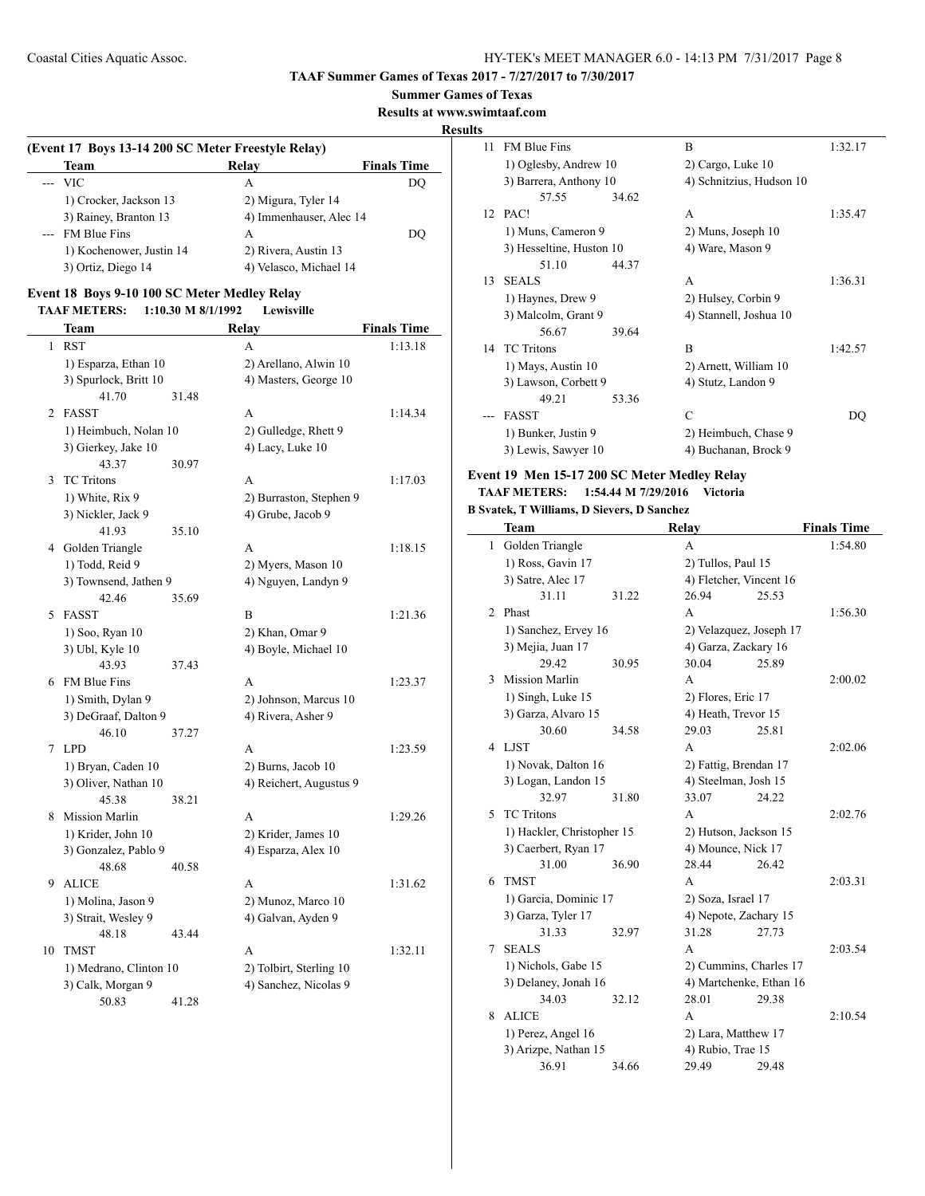TAAF Summer Games of Texas 2017 - 7/27/2017 to 7/30/2017

**Summer Games of Texas**

**Results at www.swimtaaf.com**

**Results**

### (Event 17 Boys 13-14 200 SC Meter Freestyle Relay)

| | Team | Relay | Finals Time |
|---|---|---|---|
| --- | VIC | A | DQ |
| | 1) Crocker, Jackson 13 | 2) Migura, Tyler 14 | |
| | 3) Rainey, Branton 13 | 4) Immenhauser, Alec 14 | |
| --- | FM Blue Fins | A | DQ |
| | 1) Kochenower, Justin 14 | 2) Rivera, Austin 13 | |
| | 3) Ortiz, Diego 14 | 4) Velasco, Michael 14 | |

### Event 18 Boys 9-10 100 SC Meter Medley Relay

**TAAF METERS: 1:10.30 M 8/1/1992 Lewisville**

| | Team | Relay | Finals Time |
|---|---|---|---|
| 1 | RST | A | 1:13.18 |
| | 1) Esparza, Ethan 10 | 2) Arellano, Alwin 10 | |
| | 3) Spurlock, Britt 10 | 4) Masters, George 10 | |
| | 41.70 31.48 | | |
| 2 | FASST | A | 1:14.34 |
| | 1) Heimbuch, Nolan 10 | 2) Gulledge, Rhett 9 | |
| | 3) Gierkey, Jake 10 | 4) Lacy, Luke 10 | |
| | 43.37 30.97 | | |
| 3 | TC Tritons | A | 1:17.03 |
| | 1) White, Rix 9 | 2) Burraston, Stephen 9 | |
| | 3) Nickler, Jack 9 | 4) Grube, Jacob 9 | |
| | 41.93 35.10 | | |
| 4 | Golden Triangle | A | 1:18.15 |
| | 1) Todd, Reid 9 | 2) Myers, Mason 10 | |
| | 3) Townsend, Jathen 9 | 4) Nguyen, Landyn 9 | |
| | 42.46 35.69 | | |
| 5 | FASST | B | 1:21.36 |
| | 1) Soo, Ryan 10 | 2) Khan, Omar 9 | |
| | 3) Ubl, Kyle 10 | 4) Boyle, Michael 10 | |
| | 43.93 37.43 | | |
| 6 | FM Blue Fins | A | 1:23.37 |
| | 1) Smith, Dylan 9 | 2) Johnson, Marcus 10 | |
| | 3) DeGraaf, Dalton 9 | 4) Rivera, Asher 9 | |
| | 46.10 37.27 | | |
| 7 | LPD | A | 1:23.59 |
| | 1) Bryan, Caden 10 | 2) Burns, Jacob 10 | |
| | 3) Oliver, Nathan 10 | 4) Reichert, Augustus 9 | |
| | 45.38 38.21 | | |
| 8 | Mission Marlin | A | 1:29.26 |
| | 1) Krider, John 10 | 2) Krider, James 10 | |
| | 3) Gonzalez, Pablo 9 | 4) Esparza, Alex 10 | |
| | 48.68 40.58 | | |
| 9 | ALICE | A | 1:31.62 |
| | 1) Molina, Jason 9 | 2) Munoz, Marco 10 | |
| | 3) Strait, Wesley 9 | 4) Galvan, Ayden 9 | |
| | 48.18 43.44 | | |
| 10 | TMST | A | 1:32.11 |
| | 1) Medrano, Clinton 10 | 2) Tolbirt, Sterling 10 | |
| | 3) Calk, Morgan 9 | 4) Sanchez, Nicolas 9 | |
| | 50.83 41.28 | | |
| 11 | FM Blue Fins | B | 1:32.17 |
| | 1) Oglesby, Andrew 10 | 2) Cargo, Luke 10 | |
| | 3) Barrera, Anthony 10 | 4) Schnitzius, Hudson 10 | |
| | 57.55 34.62 | | |
| 12 | PAC! | A | 1:35.47 |
| | 1) Muns, Cameron 9 | 2) Muns, Joseph 10 | |
| | 3) Hesseltine, Huston 10 | 4) Ware, Mason 9 | |
| | 51.10 44.37 | | |
| 13 | SEALS | A | 1:36.31 |
| | 1) Haynes, Drew 9 | 2) Hulsey, Corbin 9 | |
| | 3) Malcolm, Grant 9 | 4) Stannell, Joshua 10 | |
| | 56.67 39.64 | | |
| 14 | TC Tritons | B | 1:42.57 |
| | 1) Mays, Austin 10 | 2) Arnett, William 10 | |
| | 3) Lawson, Corbett 9 | 4) Stutz, Landon 9 | |
| | 49.21 53.36 | | |
| --- | FASST | C | DQ |
| | 1) Bunker, Justin 9 | 2) Heimbuch, Chase 9 | |
| | 3) Lewis, Sawyer 10 | 4) Buchanan, Brock 9 | |

### Event 19 Men 15-17 200 SC Meter Medley Relay

**TAAF METERS: 1:54.44 M 7/29/2016 Victoria**

**B Svatek, T Williams, D Sievers, D Sanchez**

| | Team | Relay | Finals Time |
|---|---|---|---|
| 1 | Golden Triangle | A | 1:54.80 |
| | 1) Ross, Gavin 17 | 2) Tullos, Paul 15 | |
| | 3) Satre, Alec 17 | 4) Fletcher, Vincent 16 | |
| | 31.11 31.22 | 26.94 25.53 | |
| 2 | Phast | A | 1:56.30 |
| | 1) Sanchez, Ervey 16 | 2) Velazquez, Joseph 17 | |
| | 3) Mejia, Juan 17 | 4) Garza, Zackary 16 | |
| | 29.42 30.95 | 30.04 25.89 | |
| 3 | Mission Marlin | A | 2:00.02 |
| | 1) Singh, Luke 15 | 2) Flores, Eric 17 | |
| | 3) Garza, Alvaro 15 | 4) Heath, Trevor 15 | |
| | 30.60 34.58 | 29.03 25.81 | |
| 4 | LJST | A | 2:02.06 |
| | 1) Novak, Dalton 16 | 2) Fattig, Brendan 17 | |
| | 3) Logan, Landon 15 | 4) Steelman, Josh 15 | |
| | 32.97 31.80 | 33.07 24.22 | |
| 5 | TC Tritons | A | 2:02.76 |
| | 1) Hackler, Christopher 15 | 2) Hutson, Jackson 15 | |
| | 3) Caerbert, Ryan 17 | 4) Mounce, Nick 17 | |
| | 31.00 36.90 | 28.44 26.42 | |
| 6 | TMST | A | 2:03.31 |
| | 1) Garcia, Dominic 17 | 2) Soza, Israel 17 | |
| | 3) Garza, Tyler 17 | 4) Nepote, Zachary 15 | |
| | 31.33 32.97 | 31.28 27.73 | |
| 7 | SEALS | A | 2:03.54 |
| | 1) Nichols, Gabe 15 | 2) Cummins, Charles 17 | |
| | 3) Delaney, Jonah 16 | 4) Martchenke, Ethan 16 | |
| | 34.03 32.12 | 28.01 29.38 | |
| 8 | ALICE | A | 2:10.54 |
| | 1) Perez, Angel 16 | 2) Lara, Matthew 17 | |
| | 3) Arizpe, Nathan 15 | 4) Rubio, Trae 15 | |
| | 36.91 34.66 | 29.49 29.48 | |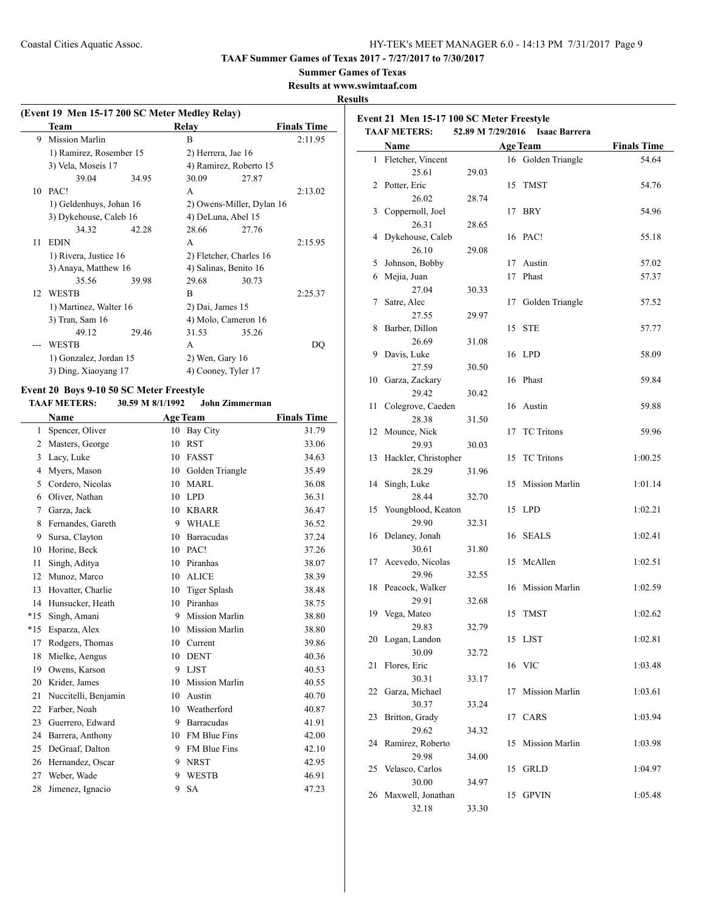**TAAF Summer Games of Texas 2017 - 7/27/2017 to 7/30/2017**

**Summer Games of Texas**

**Results at www.swimtaaf.com**

**Results**

### (Event 19 Men 15-17 200 SC Meter Medley Relay)

| | Team | Relay | Finals Time |
|---|---|---|---|
| 9 | Mission Marlin | B | 2:11.95 |
| | 1) Ramirez, Rosember 15 | 2) Herrera, Jae 16 | |
| | 3) Vela, Moseis 17 | 4) Ramirez, Roberto 15 | |
| | 39.04 34.95 | 30.09 27.87 | |
| 10 | PAC! | A | 2:13.02 |
| | 1) Geldenhuys, Johan 16 | 2) Owens-Miller, Dylan 16 | |
| | 3) Dykehouse, Caleb 16 | 4) DeLuna, Abel 15 | |
| | 34.32 42.28 | 28.66 27.76 | |
| 11 | EDIN | A | 2:15.95 |
| | 1) Rivera, Justice 16 | 2) Fletcher, Charles 16 | |
| | 3) Anaya, Matthew 16 | 4) Salinas, Benito 16 | |
| | 35.56 39.98 | 29.68 30.73 | |
| 12 | WESTB | B | 2:25.37 |
| | 1) Martinez, Walter 16 | 2) Dai, James 15 | |
| | 3) Tran, Sam 16 | 4) Molo, Cameron 16 | |
| | 49.12 29.46 | 31.53 35.26 | |
| --- | WESTB | A | DQ |
| | 1) Gonzalez, Jordan 15 | 2) Wen, Gary 16 | |
| | 3) Ding, Xiaoyang 17 | 4) Cooney, Tyler 17 | |

### Event 20 Boys 9-10 50 SC Meter Freestyle

**TAAF METERS:** 30.59 M 8/1/1992 John Zimmerman

| | Name | Age | Team | Finals Time |
|---|---|---|---|---|
| 1 | Spencer, Oliver | 10 | Bay City | 31.79 |
| 2 | Masters, George | 10 | RST | 33.06 |
| 3 | Lacy, Luke | 10 | FASST | 34.63 |
| 4 | Myers, Mason | 10 | Golden Triangle | 35.49 |
| 5 | Cordero, Nicolas | 10 | MARL | 36.08 |
| 6 | Oliver, Nathan | 10 | LPD | 36.31 |
| 7 | Garza, Jack | 10 | KBARR | 36.47 |
| 8 | Fernandes, Gareth | 9 | WHALE | 36.52 |
| 9 | Sursa, Clayton | 10 | Barracudas | 37.24 |
| 10 | Horine, Beck | 10 | PAC! | 37.26 |
| 11 | Singh, Aditya | 10 | Piranhas | 38.07 |
| 12 | Munoz, Marco | 10 | ALICE | 38.39 |
| 13 | Hovatter, Charlie | 10 | Tiger Splash | 38.48 |
| 14 | Hunsucker, Heath | 10 | Piranhas | 38.75 |
| *15 | Singh, Amani | 9 | Mission Marlin | 38.80 |
| *15 | Esparza, Alex | 10 | Mission Marlin | 38.80 |
| 17 | Rodgers, Thomas | 10 | Current | 39.86 |
| 18 | Mielke, Aengus | 10 | DENT | 40.36 |
| 19 | Owens, Karson | 9 | LJST | 40.53 |
| 20 | Krider, James | 10 | Mission Marlin | 40.55 |
| 21 | Nuccitelli, Benjamin | 10 | Austin | 40.70 |
| 22 | Farber, Noah | 10 | Weatherford | 40.87 |
| 23 | Guerrero, Edward | 9 | Barracudas | 41.91 |
| 24 | Barrera, Anthony | 10 | FM Blue Fins | 42.00 |
| 25 | DeGraaf, Dalton | 9 | FM Blue Fins | 42.10 |
| 26 | Hernandez, Oscar | 9 | NRST | 42.95 |
| 27 | Weber, Wade | 9 | WESTB | 46.91 |
| 28 | Jimenez, Ignacio | 9 | SA | 47.23 |

### Event 21 Men 15-17 100 SC Meter Freestyle

**TAAF METERS:** 52.89 M 7/29/2016 Isaac Barrera

| | Name | Age | Team | Finals Time |
|---|---|---|---|---|
| 1 | Fletcher, Vincent | 16 | Golden Triangle | 54.64 |
| | 25.61 29.03 | | | |
| 2 | Potter, Eric | 15 | TMST | 54.76 |
| | 26.02 28.74 | | | |
| 3 | Coppernoll, Joel | 17 | BRY | 54.96 |
| | 26.31 28.65 | | | |
| 4 | Dykehouse, Caleb | 16 | PAC! | 55.18 |
| | 26.10 29.08 | | | |
| 5 | Johnson, Bobby | 17 | Austin | 57.02 |
| 6 | Mejia, Juan | 17 | Phast | 57.37 |
| | 27.04 30.33 | | | |
| 7 | Satre, Alec | 17 | Golden Triangle | 57.52 |
| | 27.55 29.97 | | | |
| 8 | Barber, Dillon | 15 | STE | 57.77 |
| | 26.69 31.08 | | | |
| 9 | Davis, Luke | 16 | LPD | 58.09 |
| | 27.59 30.50 | | | |
| 10 | Garza, Zackary | 16 | Phast | 59.84 |
| | 29.42 30.42 | | | |
| 11 | Colegrove, Caeden | 16 | Austin | 59.88 |
| | 28.38 31.50 | | | |
| 12 | Mounce, Nick | 17 | TC Tritons | 59.96 |
| | 29.93 30.03 | | | |
| 13 | Hackler, Christopher | 15 | TC Tritons | 1:00.25 |
| | 28.29 31.96 | | | |
| 14 | Singh, Luke | 15 | Mission Marlin | 1:01.14 |
| | 28.44 32.70 | | | |
| 15 | Youngblood, Keaton | 15 | LPD | 1:02.21 |
| | 29.90 32.31 | | | |
| 16 | Delaney, Jonah | 16 | SEALS | 1:02.41 |
| | 30.61 31.80 | | | |
| 17 | Acevedo, Nicolas | 15 | McAllen | 1:02.51 |
| | 29.96 32.55 | | | |
| 18 | Peacock, Walker | 16 | Mission Marlin | 1:02.59 |
| | 29.91 32.68 | | | |
| 19 | Vega, Mateo | 15 | TMST | 1:02.62 |
| | 29.83 32.79 | | | |
| 20 | Logan, Landon | 15 | LJST | 1:02.81 |
| | 30.09 32.72 | | | |
| 21 | Flores, Eric | 16 | VIC | 1:03.48 |
| | 30.31 33.17 | | | |
| 22 | Garza, Michael | 17 | Mission Marlin | 1:03.61 |
| | 30.37 33.24 | | | |
| 23 | Britton, Grady | 17 | CARS | 1:03.94 |
| | 29.62 34.32 | | | |
| 24 | Ramirez, Roberto | 15 | Mission Marlin | 1:03.98 |
| | 29.98 34.00 | | | |
| 25 | Velasco, Carlos | 15 | GRLD | 1:04.97 |
| | 30.00 34.97 | | | |
| 26 | Maxwell, Jonathan | 15 | GPVIN | 1:05.48 |
| | 32.18 33.30 | | | |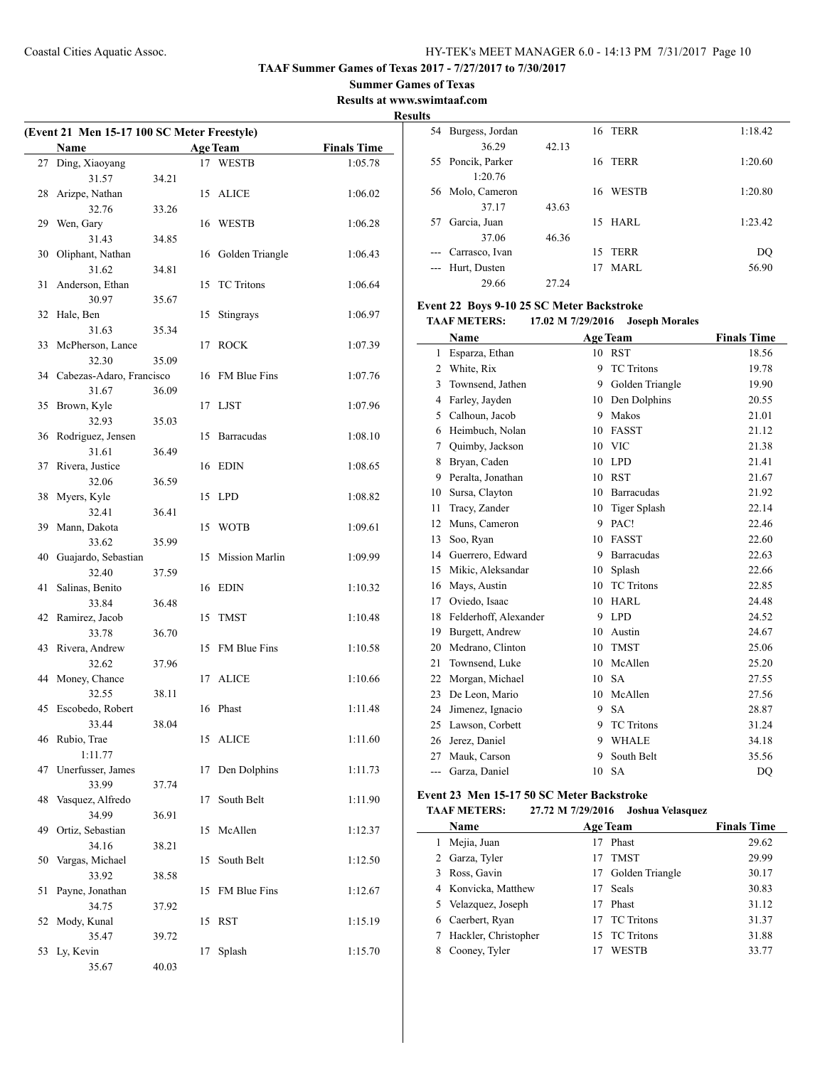**TAAF Summer Games of Texas 2017 - 7/27/2017 to 7/30/2017**

**Summer Games of Texas**

**Results at www.swimtaaf.com**

**Results**

### (Event 21 Men 15-17 100 SC Meter Freestyle)

| | Name | Age | Team | Finals Time |
|---|---|---|---|---|
| 27 | Ding, Xiaoyang | 17 | WESTB | 1:05.78 |
| | 31.57 34.21 | | | |
| 28 | Arizpe, Nathan | 15 | ALICE | 1:06.02 |
| | 32.76 33.26 | | | |
| 29 | Wen, Gary | 16 | WESTB | 1:06.28 |
| | 31.43 34.85 | | | |
| 30 | Oliphant, Nathan | 16 | Golden Triangle | 1:06.43 |
| | 31.62 34.81 | | | |
| 31 | Anderson, Ethan | 15 | TC Tritons | 1:06.64 |
| | 30.97 35.67 | | | |
| 32 | Hale, Ben | 15 | Stingrays | 1:06.97 |
| | 31.63 35.34 | | | |
| 33 | McPherson, Lance | 17 | ROCK | 1:07.39 |
| | 32.30 35.09 | | | |
| 34 | Cabezas-Adaro, Francisco | 16 | FM Blue Fins | 1:07.76 |
| | 31.67 36.09 | | | |
| 35 | Brown, Kyle | 17 | LJST | 1:07.96 |
| | 32.93 35.03 | | | |
| 36 | Rodriguez, Jensen | 15 | Barracudas | 1:08.10 |
| | 31.61 36.49 | | | |
| 37 | Rivera, Justice | 16 | EDIN | 1:08.65 |
| | 32.06 36.59 | | | |
| 38 | Myers, Kyle | 15 | LPD | 1:08.82 |
| | 32.41 36.41 | | | |
| 39 | Mann, Dakota | 15 | WOTB | 1:09.61 |
| | 33.62 35.99 | | | |
| 40 | Guajardo, Sebastian | 15 | Mission Marlin | 1:09.99 |
| | 32.40 37.59 | | | |
| 41 | Salinas, Benito | 16 | EDIN | 1:10.32 |
| | 33.84 36.48 | | | |
| 42 | Ramirez, Jacob | 15 | TMST | 1:10.48 |
| | 33.78 36.70 | | | |
| 43 | Rivera, Andrew | 15 | FM Blue Fins | 1:10.58 |
| | 32.62 37.96 | | | |
| 44 | Money, Chance | 17 | ALICE | 1:10.66 |
| | 32.55 38.11 | | | |
| 45 | Escobedo, Robert | 16 | Phast | 1:11.48 |
| | 33.44 38.04 | | | |
| 46 | Rubio, Trae | 15 | ALICE | 1:11.60 |
| | 1:11.77 | | | |
| 47 | Unerfusser, James | 17 | Den Dolphins | 1:11.73 |
| | 33.99 37.74 | | | |
| 48 | Vasquez, Alfredo | 17 | South Belt | 1:11.90 |
| | 34.99 36.91 | | | |
| 49 | Ortiz, Sebastian | 15 | McAllen | 1:12.37 |
| | 34.16 38.21 | | | |
| 50 | Vargas, Michael | 15 | South Belt | 1:12.50 |
| | 33.92 38.58 | | | |
| 51 | Payne, Jonathan | 15 | FM Blue Fins | 1:12.67 |
| | 34.75 37.92 | | | |
| 52 | Mody, Kunal | 15 | RST | 1:15.19 |
| | 35.47 39.72 | | | |
| 53 | Ly, Kevin | 17 | Splash | 1:15.70 |
| | 35.67 40.03 | | | |
| 54 | Burgess, Jordan | 16 | TERR | 1:18.42 |
| | 36.29 42.13 | | | |
| 55 | Poncik, Parker | 16 | TERR | 1:20.60 |
| | 1:20.76 | | | |
| 56 | Molo, Cameron | 16 | WESTB | 1:20.80 |
| | 37.17 43.63 | | | |
| 57 | Garcia, Juan | 15 | HARL | 1:23.42 |
| | 37.06 46.36 | | | |
| --- | Carrasco, Ivan | 15 | TERR | DQ |
| --- | Hurt, Dusten | 17 | MARL | 56.90 |
| | 29.66 27.24 | | | |

### Event 22 Boys 9-10 25 SC Meter Backstroke

**TAAF METERS:** 17.02 M 7/29/2016 Joseph Morales

| | Name | Age | Team | Finals Time |
|---|---|---|---|---|
| 1 | Esparza, Ethan | 10 | RST | 18.56 |
| 2 | White, Rix | 9 | TC Tritons | 19.78 |
| 3 | Townsend, Jathen | 9 | Golden Triangle | 19.90 |
| 4 | Farley, Jayden | 10 | Den Dolphins | 20.55 |
| 5 | Calhoun, Jacob | 9 | Makos | 21.01 |
| 6 | Heimbuch, Nolan | 10 | FASST | 21.12 |
| 7 | Quimby, Jackson | 10 | VIC | 21.38 |
| 8 | Bryan, Caden | 10 | LPD | 21.41 |
| 9 | Peralta, Jonathan | 10 | RST | 21.67 |
| 10 | Sursa, Clayton | 10 | Barracudas | 21.92 |
| 11 | Tracy, Zander | 10 | Tiger Splash | 22.14 |
| 12 | Muns, Cameron | 9 | PAC! | 22.46 |
| 13 | Soo, Ryan | 10 | FASST | 22.60 |
| 14 | Guerrero, Edward | 9 | Barracudas | 22.63 |
| 15 | Mikic, Aleksandar | 10 | Splash | 22.66 |
| 16 | Mays, Austin | 10 | TC Tritons | 22.85 |
| 17 | Oviedo, Isaac | 10 | HARL | 24.48 |
| 18 | Felderhoff, Alexander | 9 | LPD | 24.52 |
| 19 | Burgett, Andrew | 10 | Austin | 24.67 |
| 20 | Medrano, Clinton | 10 | TMST | 25.06 |
| 21 | Townsend, Luke | 10 | McAllen | 25.20 |
| 22 | Morgan, Michael | 10 | SA | 27.55 |
| 23 | De Leon, Mario | 10 | McAllen | 27.56 |
| 24 | Jimenez, Ignacio | 9 | SA | 28.87 |
| 25 | Lawson, Corbett | 9 | TC Tritons | 31.24 |
| 26 | Jerez, Daniel | 9 | WHALE | 34.18 |
| 27 | Mauk, Carson | 9 | South Belt | 35.56 |
| --- | Garza, Daniel | 10 | SA | DQ |

### Event 23 Men 15-17 50 SC Meter Backstroke

**TAAF METERS:** 27.72 M 7/29/2016 Joshua Velasquez

| | Name | Age | Team | Finals Time |
|---|---|---|---|---|
| 1 | Mejia, Juan | 17 | Phast | 29.62 |
| 2 | Garza, Tyler | 17 | TMST | 29.99 |
| 3 | Ross, Gavin | 17 | Golden Triangle | 30.17 |
| 4 | Konvicka, Matthew | 17 | Seals | 30.83 |
| 5 | Velazquez, Joseph | 17 | Phast | 31.12 |
| 6 | Caerbert, Ryan | 17 | TC Tritons | 31.37 |
| 7 | Hackler, Christopher | 15 | TC Tritons | 31.88 |
| 8 | Cooney, Tyler | 17 | WESTB | 33.77 |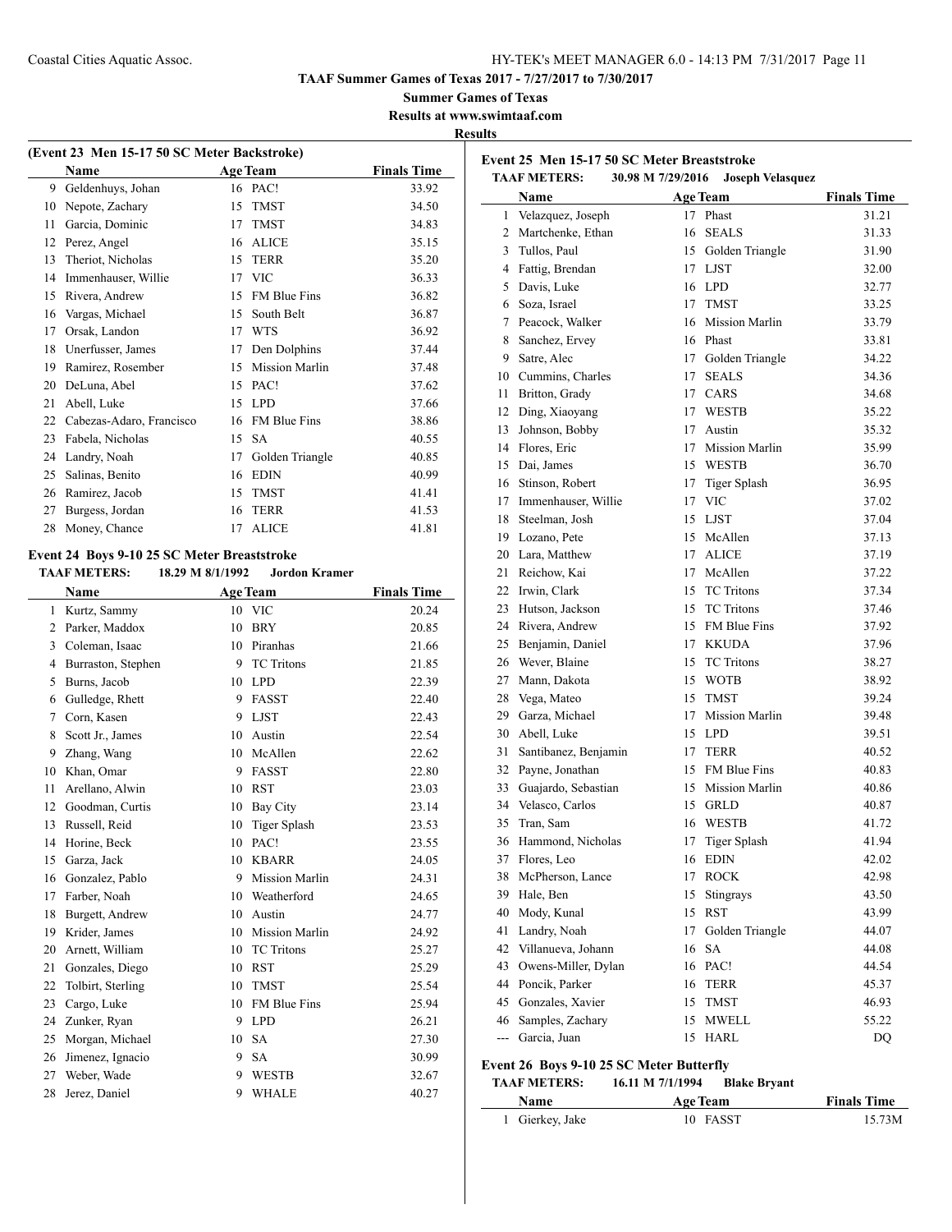**TAAF Summer Games of Texas 2017 - 7/27/2017 to 7/30/2017**

**Summer Games of Texas**

**Results at www.swimtaaf.com**

**Results**

### (Event 23 Men 15-17 50 SC Meter Backstroke)

| | Name | Age | Team | Finals Time |
|---|---|---|---|---|
| 9 | Geldenhuys, Johan | 16 | PAC! | 33.92 |
| 10 | Nepote, Zachary | 15 | TMST | 34.50 |
| 11 | Garcia, Dominic | 17 | TMST | 34.83 |
| 12 | Perez, Angel | 16 | ALICE | 35.15 |
| 13 | Theriot, Nicholas | 15 | TERR | 35.20 |
| 14 | Immenhauser, Willie | 17 | VIC | 36.33 |
| 15 | Rivera, Andrew | 15 | FM Blue Fins | 36.82 |
| 16 | Vargas, Michael | 15 | South Belt | 36.87 |
| 17 | Orsak, Landon | 17 | WTS | 36.92 |
| 18 | Unerfusser, James | 17 | Den Dolphins | 37.44 |
| 19 | Ramirez, Rosember | 15 | Mission Marlin | 37.48 |
| 20 | DeLuna, Abel | 15 | PAC! | 37.62 |
| 21 | Abell, Luke | 15 | LPD | 37.66 |
| 22 | Cabezas-Adaro, Francisco | 16 | FM Blue Fins | 38.86 |
| 23 | Fabela, Nicholas | 15 | SA | 40.55 |
| 24 | Landry, Noah | 17 | Golden Triangle | 40.85 |
| 25 | Salinas, Benito | 16 | EDIN | 40.99 |
| 26 | Ramirez, Jacob | 15 | TMST | 41.41 |
| 27 | Burgess, Jordan | 16 | TERR | 41.53 |
| 28 | Money, Chance | 17 | ALICE | 41.81 |

### Event 24 Boys 9-10 25 SC Meter Breaststroke

**TAAF METERS:** 18.29 M 8/1/1992 **Jordon Kramer**

| | Name | Age | Team | Finals Time |
|---|---|---|---|---|
| 1 | Kurtz, Sammy | 10 | VIC | 20.24 |
| 2 | Parker, Maddox | 10 | BRY | 20.85 |
| 3 | Coleman, Isaac | 10 | Piranhas | 21.66 |
| 4 | Burraston, Stephen | 9 | TC Tritons | 21.85 |
| 5 | Burns, Jacob | 10 | LPD | 22.39 |
| 6 | Gulledge, Rhett | 9 | FASST | 22.40 |
| 7 | Corn, Kasen | 9 | LJST | 22.43 |
| 8 | Scott Jr., James | 10 | Austin | 22.54 |
| 9 | Zhang, Wang | 10 | McAllen | 22.62 |
| 10 | Khan, Omar | 9 | FASST | 22.80 |
| 11 | Arellano, Alwin | 10 | RST | 23.03 |
| 12 | Goodman, Curtis | 10 | Bay City | 23.14 |
| 13 | Russell, Reid | 10 | Tiger Splash | 23.53 |
| 14 | Horine, Beck | 10 | PAC! | 23.55 |
| 15 | Garza, Jack | 10 | KBARR | 24.05 |
| 16 | Gonzalez, Pablo | 9 | Mission Marlin | 24.31 |
| 17 | Farber, Noah | 10 | Weatherford | 24.65 |
| 18 | Burgett, Andrew | 10 | Austin | 24.77 |
| 19 | Krider, James | 10 | Mission Marlin | 24.92 |
| 20 | Arnett, William | 10 | TC Tritons | 25.27 |
| 21 | Gonzales, Diego | 10 | RST | 25.29 |
| 22 | Tolbirt, Sterling | 10 | TMST | 25.54 |
| 23 | Cargo, Luke | 10 | FM Blue Fins | 25.94 |
| 24 | Zunker, Ryan | 9 | LPD | 26.21 |
| 25 | Morgan, Michael | 10 | SA | 27.30 |
| 26 | Jimenez, Ignacio | 9 | SA | 30.99 |
| 27 | Weber, Wade | 9 | WESTB | 32.67 |
| 28 | Jerez, Daniel | 9 | WHALE | 40.27 |

### Event 25 Men 15-17 50 SC Meter Breaststroke

**TAAF METERS:** 30.98 M 7/29/2016 **Joseph Velasquez**

| | Name | Age | Team | Finals Time |
|---|---|---|---|---|
| 1 | Velazquez, Joseph | 17 | Phast | 31.21 |
| 2 | Martchenke, Ethan | 16 | SEALS | 31.33 |
| 3 | Tullos, Paul | 15 | Golden Triangle | 31.90 |
| 4 | Fattig, Brendan | 17 | LJST | 32.00 |
| 5 | Davis, Luke | 16 | LPD | 32.77 |
| 6 | Soza, Israel | 17 | TMST | 33.25 |
| 7 | Peacock, Walker | 16 | Mission Marlin | 33.79 |
| 8 | Sanchez, Ervey | 16 | Phast | 33.81 |
| 9 | Satre, Alec | 17 | Golden Triangle | 34.22 |
| 10 | Cummins, Charles | 17 | SEALS | 34.36 |
| 11 | Britton, Grady | 17 | CARS | 34.68 |
| 12 | Ding, Xiaoyang | 17 | WESTB | 35.22 |
| 13 | Johnson, Bobby | 17 | Austin | 35.32 |
| 14 | Flores, Eric | 17 | Mission Marlin | 35.99 |
| 15 | Dai, James | 15 | WESTB | 36.70 |
| 16 | Stinson, Robert | 17 | Tiger Splash | 36.95 |
| 17 | Immenhauser, Willie | 17 | VIC | 37.02 |
| 18 | Steelman, Josh | 15 | LJST | 37.04 |
| 19 | Lozano, Pete | 15 | McAllen | 37.13 |
| 20 | Lara, Matthew | 17 | ALICE | 37.19 |
| 21 | Reichow, Kai | 17 | McAllen | 37.22 |
| 22 | Irwin, Clark | 15 | TC Tritons | 37.34 |
| 23 | Hutson, Jackson | 15 | TC Tritons | 37.46 |
| 24 | Rivera, Andrew | 15 | FM Blue Fins | 37.92 |
| 25 | Benjamin, Daniel | 17 | KKUDA | 37.96 |
| 26 | Wever, Blaine | 15 | TC Tritons | 38.27 |
| 27 | Mann, Dakota | 15 | WOTB | 38.92 |
| 28 | Vega, Mateo | 15 | TMST | 39.24 |
| 29 | Garza, Michael | 17 | Mission Marlin | 39.48 |
| 30 | Abell, Luke | 15 | LPD | 39.51 |
| 31 | Santibanez, Benjamin | 17 | TERR | 40.52 |
| 32 | Payne, Jonathan | 15 | FM Blue Fins | 40.83 |
| 33 | Guajardo, Sebastian | 15 | Mission Marlin | 40.86 |
| 34 | Velasco, Carlos | 15 | GRLD | 40.87 |
| 35 | Tran, Sam | 16 | WESTB | 41.72 |
| 36 | Hammond, Nicholas | 17 | Tiger Splash | 41.94 |
| 37 | Flores, Leo | 16 | EDIN | 42.02 |
| 38 | McPherson, Lance | 17 | ROCK | 42.98 |
| 39 | Hale, Ben | 15 | Stingrays | 43.50 |
| 40 | Mody, Kunal | 15 | RST | 43.99 |
| 41 | Landry, Noah | 17 | Golden Triangle | 44.07 |
| 42 | Villanueva, Johann | 16 | SA | 44.08 |
| 43 | Owens-Miller, Dylan | 16 | PAC! | 44.54 |
| 44 | Poncik, Parker | 16 | TERR | 45.37 |
| 45 | Gonzales, Xavier | 15 | TMST | 46.93 |
| 46 | Samples, Zachary | 15 | MWELL | 55.22 |
| --- | Garcia, Juan | 15 | HARL | DQ |

### Event 26 Boys 9-10 25 SC Meter Butterfly

**TAAF METERS:** 16.11 M 7/1/1994 **Blake Bryant**

| | Name | Age | Team | Finals Time |
|---|---|---|---|---|
| 1 | Gierkey, Jake | 10 | FASST | 15.73M |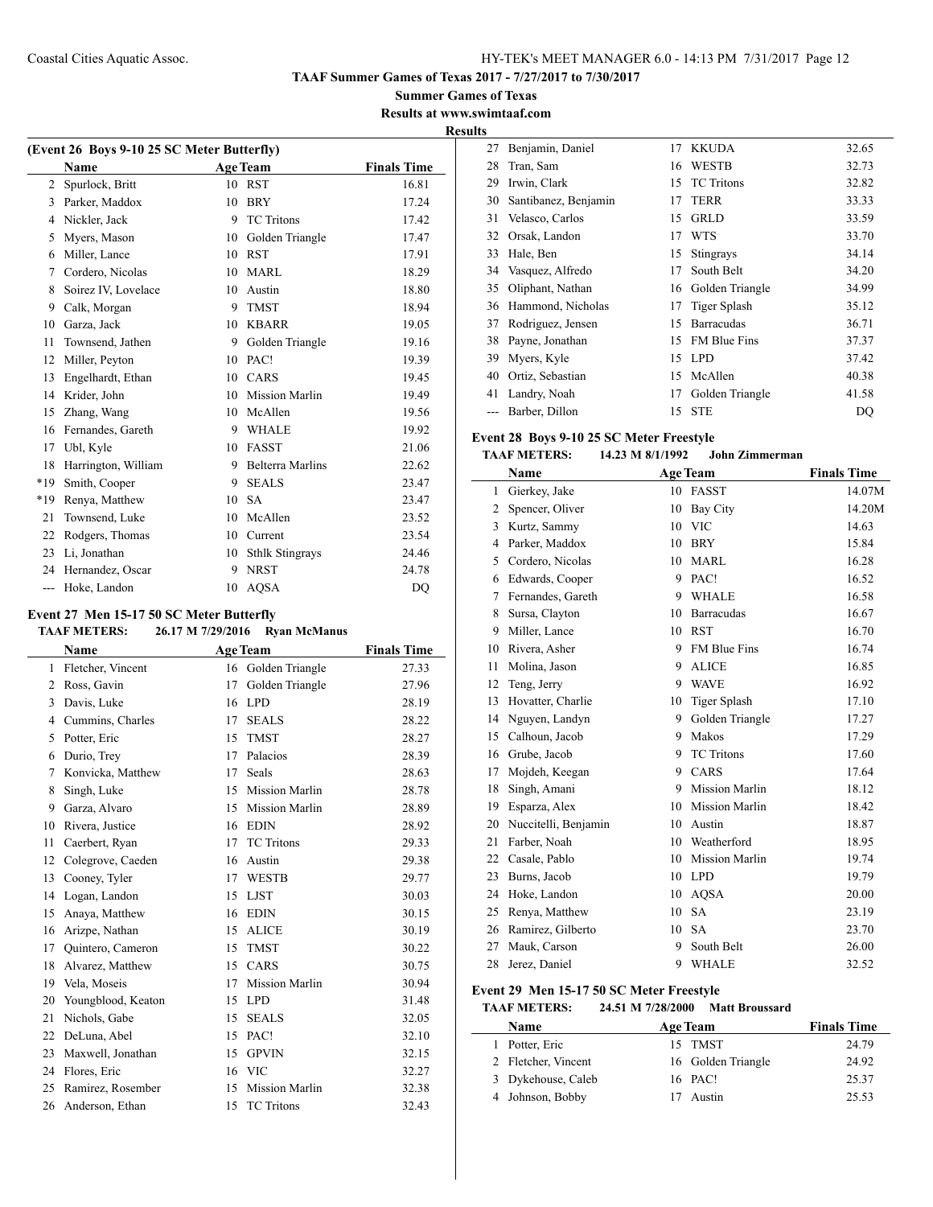**TAAF Summer Games of Texas 2017 - 7/27/2017 to 7/30/2017**

**Summer Games of Texas**

**Results at www.swimtaaf.com**

**Results**

### (Event 26 Boys 9-10 25 SC Meter Butterfly)

| | Name | Age | Team | Finals Time |
|---|---|---|---|---|
| 2 | Spurlock, Britt | 10 | RST | 16.81 |
| 3 | Parker, Maddox | 10 | BRY | 17.24 |
| 4 | Nickler, Jack | 9 | TC Tritons | 17.42 |
| 5 | Myers, Mason | 10 | Golden Triangle | 17.47 |
| 6 | Miller, Lance | 10 | RST | 17.91 |
| 7 | Cordero, Nicolas | 10 | MARL | 18.29 |
| 8 | Soirez IV, Lovelace | 10 | Austin | 18.80 |
| 9 | Calk, Morgan | 9 | TMST | 18.94 |
| 10 | Garza, Jack | 10 | KBARR | 19.05 |
| 11 | Townsend, Jathen | 9 | Golden Triangle | 19.16 |
| 12 | Miller, Peyton | 10 | PAC! | 19.39 |
| 13 | Engelhardt, Ethan | 10 | CARS | 19.45 |
| 14 | Krider, John | 10 | Mission Marlin | 19.49 |
| 15 | Zhang, Wang | 10 | McAllen | 19.56 |
| 16 | Fernandes, Gareth | 9 | WHALE | 19.92 |
| 17 | Ubl, Kyle | 10 | FASST | 21.06 |
| 18 | Harrington, William | 9 | Belterra Marlins | 22.62 |
| *19 | Smith, Cooper | 9 | SEALS | 23.47 |
| *19 | Renya, Matthew | 10 | SA | 23.47 |
| 21 | Townsend, Luke | 10 | McAllen | 23.52 |
| 22 | Rodgers, Thomas | 10 | Current | 23.54 |
| 23 | Li, Jonathan | 10 | Sthlk Stingrays | 24.46 |
| 24 | Hernandez, Oscar | 9 | NRST | 24.78 |
| --- | Hoke, Landon | 10 | AQSA | DQ |

### Event 27 Men 15-17 50 SC Meter Butterfly

**TAAF METERS:** 26.17 M 7/29/2016 Ryan McManus

| | Name | Age | Team | Finals Time |
|---|---|---|---|---|
| 1 | Fletcher, Vincent | 16 | Golden Triangle | 27.33 |
| 2 | Ross, Gavin | 17 | Golden Triangle | 27.96 |
| 3 | Davis, Luke | 16 | LPD | 28.19 |
| 4 | Cummins, Charles | 17 | SEALS | 28.22 |
| 5 | Potter, Eric | 15 | TMST | 28.27 |
| 6 | Durio, Trey | 17 | Palacios | 28.39 |
| 7 | Konvicka, Matthew | 17 | Seals | 28.63 |
| 8 | Singh, Luke | 15 | Mission Marlin | 28.78 |
| 9 | Garza, Alvaro | 15 | Mission Marlin | 28.89 |
| 10 | Rivera, Justice | 16 | EDIN | 28.92 |
| 11 | Caerbert, Ryan | 17 | TC Tritons | 29.33 |
| 12 | Colegrove, Caeden | 16 | Austin | 29.38 |
| 13 | Cooney, Tyler | 17 | WESTB | 29.77 |
| 14 | Logan, Landon | 15 | LJST | 30.03 |
| 15 | Anaya, Matthew | 16 | EDIN | 30.15 |
| 16 | Arizpe, Nathan | 15 | ALICE | 30.19 |
| 17 | Quintero, Cameron | 15 | TMST | 30.22 |
| 18 | Alvarez, Matthew | 15 | CARS | 30.75 |
| 19 | Vela, Moseis | 17 | Mission Marlin | 30.94 |
| 20 | Youngblood, Keaton | 15 | LPD | 31.48 |
| 21 | Nichols, Gabe | 15 | SEALS | 32.05 |
| 22 | DeLuna, Abel | 15 | PAC! | 32.10 |
| 23 | Maxwell, Jonathan | 15 | GPVIN | 32.15 |
| 24 | Flores, Eric | 16 | VIC | 32.27 |
| 25 | Ramirez, Rosember | 15 | Mission Marlin | 32.38 |
| 26 | Anderson, Ethan | 15 | TC Tritons | 32.43 |
| 27 | Benjamin, Daniel | 17 | KKUDA | 32.65 |
| 28 | Tran, Sam | 16 | WESTB | 32.73 |
| 29 | Irwin, Clark | 15 | TC Tritons | 32.82 |
| 30 | Santibanez, Benjamin | 17 | TERR | 33.33 |
| 31 | Velasco, Carlos | 15 | GRLD | 33.59 |
| 32 | Orsak, Landon | 17 | WTS | 33.70 |
| 33 | Hale, Ben | 15 | Stingrays | 34.14 |
| 34 | Vasquez, Alfredo | 17 | South Belt | 34.20 |
| 35 | Oliphant, Nathan | 16 | Golden Triangle | 34.99 |
| 36 | Hammond, Nicholas | 17 | Tiger Splash | 35.12 |
| 37 | Rodriguez, Jensen | 15 | Barracudas | 36.71 |
| 38 | Payne, Jonathan | 15 | FM Blue Fins | 37.37 |
| 39 | Myers, Kyle | 15 | LPD | 37.42 |
| 40 | Ortiz, Sebastian | 15 | McAllen | 40.38 |
| 41 | Landry, Noah | 17 | Golden Triangle | 41.58 |
| --- | Barber, Dillon | 15 | STE | DQ |

### Event 28 Boys 9-10 25 SC Meter Freestyle

**TAAF METERS:** 14.23 M 8/1/1992 John Zimmerman

| | Name | Age | Team | Finals Time |
|---|---|---|---|---|
| 1 | Gierkey, Jake | 10 | FASST | 14.07M |
| 2 | Spencer, Oliver | 10 | Bay City | 14.20M |
| 3 | Kurtz, Sammy | 10 | VIC | 14.63 |
| 4 | Parker, Maddox | 10 | BRY | 15.84 |
| 5 | Cordero, Nicolas | 10 | MARL | 16.28 |
| 6 | Edwards, Cooper | 9 | PAC! | 16.52 |
| 7 | Fernandes, Gareth | 9 | WHALE | 16.58 |
| 8 | Sursa, Clayton | 10 | Barracudas | 16.67 |
| 9 | Miller, Lance | 10 | RST | 16.70 |
| 10 | Rivera, Asher | 9 | FM Blue Fins | 16.74 |
| 11 | Molina, Jason | 9 | ALICE | 16.85 |
| 12 | Teng, Jerry | 9 | WAVE | 16.92 |
| 13 | Hovatter, Charlie | 10 | Tiger Splash | 17.10 |
| 14 | Nguyen, Landyn | 9 | Golden Triangle | 17.27 |
| 15 | Calhoun, Jacob | 9 | Makos | 17.29 |
| 16 | Grube, Jacob | 9 | TC Tritons | 17.60 |
| 17 | Mojdeh, Keegan | 9 | CARS | 17.64 |
| 18 | Singh, Amani | 9 | Mission Marlin | 18.12 |
| 19 | Esparza, Alex | 10 | Mission Marlin | 18.42 |
| 20 | Nuccitelli, Benjamin | 10 | Austin | 18.87 |
| 21 | Farber, Noah | 10 | Weatherford | 18.95 |
| 22 | Casale, Pablo | 10 | Mission Marlin | 19.74 |
| 23 | Burns, Jacob | 10 | LPD | 19.79 |
| 24 | Hoke, Landon | 10 | AQSA | 20.00 |
| 25 | Renya, Matthew | 10 | SA | 23.19 |
| 26 | Ramirez, Gilberto | 10 | SA | 23.70 |
| 27 | Mauk, Carson | 9 | South Belt | 26.00 |
| 28 | Jerez, Daniel | 9 | WHALE | 32.52 |

### Event 29 Men 15-17 50 SC Meter Freestyle

**TAAF METERS:** 24.51 M 7/28/2000 Matt Broussard

| | Name | Age | Team | Finals Time |
|---|---|---|---|---|
| 1 | Potter, Eric | 15 | TMST | 24.79 |
| 2 | Fletcher, Vincent | 16 | Golden Triangle | 24.92 |
| 3 | Dykehouse, Caleb | 16 | PAC! | 25.37 |
| 4 | Johnson, Bobby | 17 | Austin | 25.53 |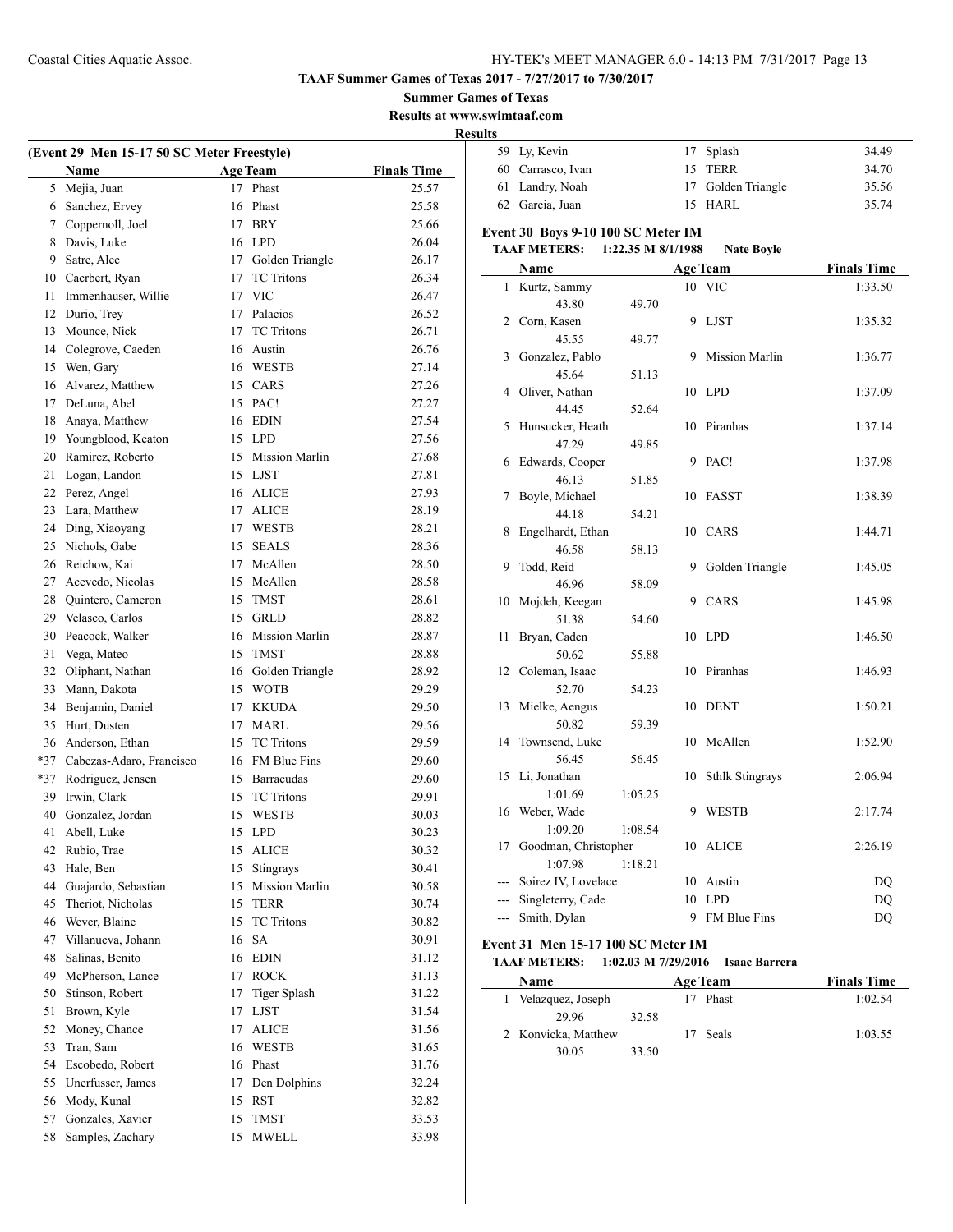**TAAF Summer Games of Texas 2017 - 7/27/2017 to 7/30/2017**

**Summer Games of Texas**

**Results at www.swimtaaf.com**

**Results**

### (Event 29 Men 15-17 50 SC Meter Freestyle)

| | Name | Age | Team | Finals Time |
|---|---|---|---|---|
| 5 | Mejia, Juan | 17 | Phast | 25.57 |
| 6 | Sanchez, Ervey | 16 | Phast | 25.58 |
| 7 | Coppernoll, Joel | 17 | BRY | 25.66 |
| 8 | Davis, Luke | 16 | LPD | 26.04 |
| 9 | Satre, Alec | 17 | Golden Triangle | 26.17 |
| 10 | Caerbert, Ryan | 17 | TC Tritons | 26.34 |
| 11 | Immenhauser, Willie | 17 | VIC | 26.47 |
| 12 | Durio, Trey | 17 | Palacios | 26.52 |
| 13 | Mounce, Nick | 17 | TC Tritons | 26.71 |
| 14 | Colegrove, Caeden | 16 | Austin | 26.76 |
| 15 | Wen, Gary | 16 | WESTB | 27.14 |
| 16 | Alvarez, Matthew | 15 | CARS | 27.26 |
| 17 | DeLuna, Abel | 15 | PAC! | 27.27 |
| 18 | Anaya, Matthew | 16 | EDIN | 27.54 |
| 19 | Youngblood, Keaton | 15 | LPD | 27.56 |
| 20 | Ramirez, Roberto | 15 | Mission Marlin | 27.68 |
| 21 | Logan, Landon | 15 | LJST | 27.81 |
| 22 | Perez, Angel | 16 | ALICE | 27.93 |
| 23 | Lara, Matthew | 17 | ALICE | 28.19 |
| 24 | Ding, Xiaoyang | 17 | WESTB | 28.21 |
| 25 | Nichols, Gabe | 15 | SEALS | 28.36 |
| 26 | Reichow, Kai | 17 | McAllen | 28.50 |
| 27 | Acevedo, Nicolas | 15 | McAllen | 28.58 |
| 28 | Quintero, Cameron | 15 | TMST | 28.61 |
| 29 | Velasco, Carlos | 15 | GRLD | 28.82 |
| 30 | Peacock, Walker | 16 | Mission Marlin | 28.87 |
| 31 | Vega, Mateo | 15 | TMST | 28.88 |
| 32 | Oliphant, Nathan | 16 | Golden Triangle | 28.92 |
| 33 | Mann, Dakota | 15 | WOTB | 29.29 |
| 34 | Benjamin, Daniel | 17 | KKUDA | 29.50 |
| 35 | Hurt, Dusten | 17 | MARL | 29.56 |
| 36 | Anderson, Ethan | 15 | TC Tritons | 29.59 |
| *37 | Cabezas-Adaro, Francisco | 16 | FM Blue Fins | 29.60 |
| *37 | Rodriguez, Jensen | 15 | Barracudas | 29.60 |
| 39 | Irwin, Clark | 15 | TC Tritons | 29.91 |
| 40 | Gonzalez, Jordan | 15 | WESTB | 30.03 |
| 41 | Abell, Luke | 15 | LPD | 30.23 |
| 42 | Rubio, Trae | 15 | ALICE | 30.32 |
| 43 | Hale, Ben | 15 | Stingrays | 30.41 |
| 44 | Guajardo, Sebastian | 15 | Mission Marlin | 30.58 |
| 45 | Theriot, Nicholas | 15 | TERR | 30.74 |
| 46 | Wever, Blaine | 15 | TC Tritons | 30.82 |
| 47 | Villanueva, Johann | 16 | SA | 30.91 |
| 48 | Salinas, Benito | 16 | EDIN | 31.12 |
| 49 | McPherson, Lance | 17 | ROCK | 31.13 |
| 50 | Stinson, Robert | 17 | Tiger Splash | 31.22 |
| 51 | Brown, Kyle | 17 | LJST | 31.54 |
| 52 | Money, Chance | 17 | ALICE | 31.56 |
| 53 | Tran, Sam | 16 | WESTB | 31.65 |
| 54 | Escobedo, Robert | 16 | Phast | 31.76 |
| 55 | Unerfusser, James | 17 | Den Dolphins | 32.24 |
| 56 | Mody, Kunal | 15 | RST | 32.82 |
| 57 | Gonzales, Xavier | 15 | TMST | 33.53 |
| 58 | Samples, Zachary | 15 | MWELL | 33.98 |
| 59 | Ly, Kevin | 17 | Splash | 34.49 |
| 60 | Carrasco, Ivan | 15 | TERR | 34.70 |
| 61 | Landry, Noah | 17 | Golden Triangle | 35.56 |
| 62 | Garcia, Juan | 15 | HARL | 35.74 |

### Event 30 Boys 9-10 100 SC Meter IM

**TAAF METERS: 1:22.35 M 8/1/1988 Nate Boyle**

| | Name | Age | Team | Finals Time |
|---|---|---|---|---|
| 1 | Kurtz, Sammy | 10 | VIC | 1:33.50 |
| | 43.80 49.70 | | | |
| 2 | Corn, Kasen | 9 | LJST | 1:35.32 |
| | 45.55 49.77 | | | |
| 3 | Gonzalez, Pablo | 9 | Mission Marlin | 1:36.77 |
| | 45.64 51.13 | | | |
| 4 | Oliver, Nathan | 10 | LPD | 1:37.09 |
| | 44.45 52.64 | | | |
| 5 | Hunsucker, Heath | 10 | Piranhas | 1:37.14 |
| | 47.29 49.85 | | | |
| 6 | Edwards, Cooper | 9 | PAC! | 1:37.98 |
| | 46.13 51.85 | | | |
| 7 | Boyle, Michael | 10 | FASST | 1:38.39 |
| | 44.18 54.21 | | | |
| 8 | Engelhardt, Ethan | 10 | CARS | 1:44.71 |
| | 46.58 58.13 | | | |
| 9 | Todd, Reid | 9 | Golden Triangle | 1:45.05 |
| | 46.96 58.09 | | | |
| 10 | Mojdeh, Keegan | 9 | CARS | 1:45.98 |
| | 51.38 54.60 | | | |
| 11 | Bryan, Caden | 10 | LPD | 1:46.50 |
| | 50.62 55.88 | | | |
| 12 | Coleman, Isaac | 10 | Piranhas | 1:46.93 |
| | 52.70 54.23 | | | |
| 13 | Mielke, Aengus | 10 | DENT | 1:50.21 |
| | 50.82 59.39 | | | |
| 14 | Townsend, Luke | 10 | McAllen | 1:52.90 |
| | 56.45 56.45 | | | |
| 15 | Li, Jonathan | 10 | Sthlk Stingrays | 2:06.94 |
| | 1:01.69 1:05.25 | | | |
| 16 | Weber, Wade | 9 | WESTB | 2:17.74 |
| | 1:09.20 1:08.54 | | | |
| 17 | Goodman, Christopher | 10 | ALICE | 2:26.19 |
| | 1:07.98 1:18.21 | | | |
| --- | Soirez IV, Lovelace | 10 | Austin | DQ |
| --- | Singleterry, Cade | 10 | LPD | DQ |
| --- | Smith, Dylan | 9 | FM Blue Fins | DQ |

### Event 31 Men 15-17 100 SC Meter IM

**TAAF METERS: 1:02.03 M 7/29/2016 Isaac Barrera**

| | Name | Age | Team | Finals Time |
|---|---|---|---|---|
| 1 | Velazquez, Joseph | 17 | Phast | 1:02.54 |
| | 29.96 32.58 | | | |
| 2 | Konvicka, Matthew | 17 | Seals | 1:03.55 |
| | 30.05 33.50 | | | |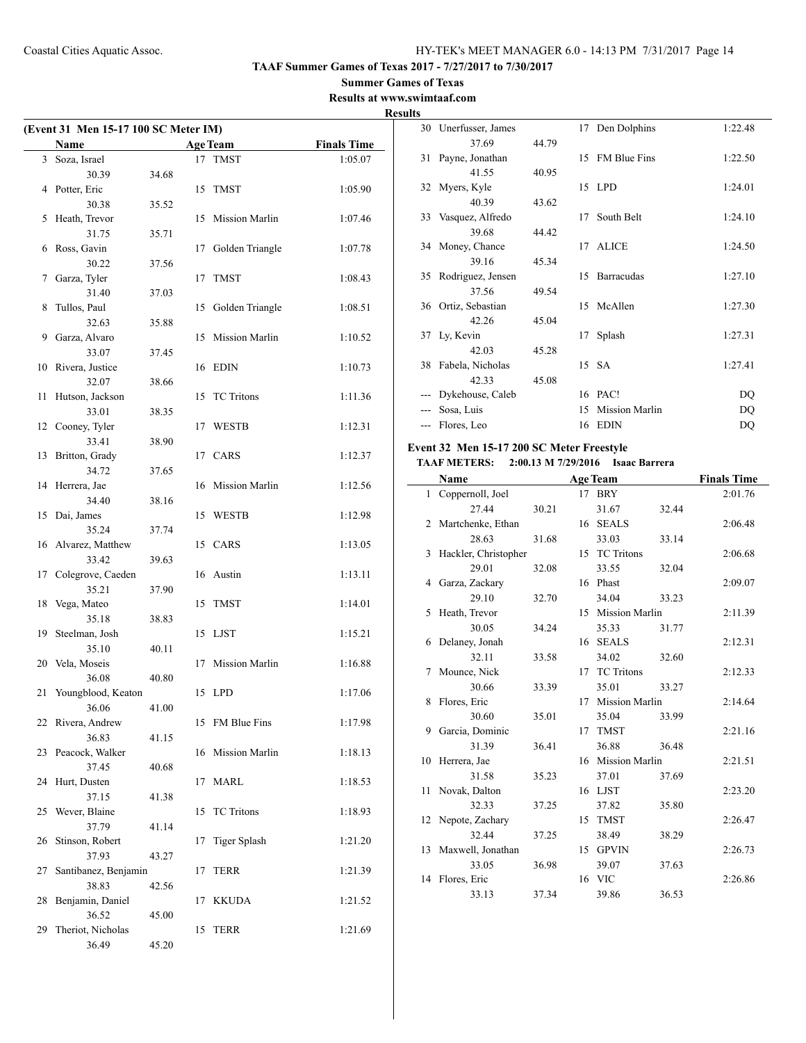**TAAF Summer Games of Texas 2017 - 7/27/2017 to 7/30/2017**

**Summer Games of Texas**

**Results at www.swimtaaf.com**

**Results**

### (Event 31 Men 15-17 100 SC Meter IM)

| | Name | Age | Team | Finals Time |
|---|---|---|---|---|
| 3 | Soza, Israel | 17 | TMST | 1:05.07 |
| | 30.39 34.68 | | | |
| 4 | Potter, Eric | 15 | TMST | 1:05.90 |
| | 30.38 35.52 | | | |
| 5 | Heath, Trevor | 15 | Mission Marlin | 1:07.46 |
| | 31.75 35.71 | | | |
| 6 | Ross, Gavin | 17 | Golden Triangle | 1:07.78 |
| | 30.22 37.56 | | | |
| 7 | Garza, Tyler | 17 | TMST | 1:08.43 |
| | 31.40 37.03 | | | |
| 8 | Tullos, Paul | 15 | Golden Triangle | 1:08.51 |
| | 32.63 35.88 | | | |
| 9 | Garza, Alvaro | 15 | Mission Marlin | 1:10.52 |
| | 33.07 37.45 | | | |
| 10 | Rivera, Justice | 16 | EDIN | 1:10.73 |
| | 32.07 38.66 | | | |
| 11 | Hutson, Jackson | 15 | TC Tritons | 1:11.36 |
| | 33.01 38.35 | | | |
| 12 | Cooney, Tyler | 17 | WESTB | 1:12.31 |
| | 33.41 38.90 | | | |
| 13 | Britton, Grady | 17 | CARS | 1:12.37 |
| | 34.72 37.65 | | | |
| 14 | Herrera, Jae | 16 | Mission Marlin | 1:12.56 |
| | 34.40 38.16 | | | |
| 15 | Dai, James | 15 | WESTB | 1:12.98 |
| | 35.24 37.74 | | | |
| 16 | Alvarez, Matthew | 15 | CARS | 1:13.05 |
| | 33.42 39.63 | | | |
| 17 | Colegrove, Caeden | 16 | Austin | 1:13.11 |
| | 35.21 37.90 | | | |
| 18 | Vega, Mateo | 15 | TMST | 1:14.01 |
| | 35.18 38.83 | | | |
| 19 | Steelman, Josh | 15 | LJST | 1:15.21 |
| | 35.10 40.11 | | | |
| 20 | Vela, Moseis | 17 | Mission Marlin | 1:16.88 |
| | 36.08 40.80 | | | |
| 21 | Youngblood, Keaton | 15 | LPD | 1:17.06 |
| | 36.06 41.00 | | | |
| 22 | Rivera, Andrew | 15 | FM Blue Fins | 1:17.98 |
| | 36.83 41.15 | | | |
| 23 | Peacock, Walker | 16 | Mission Marlin | 1:18.13 |
| | 37.45 40.68 | | | |
| 24 | Hurt, Dusten | 17 | MARL | 1:18.53 |
| | 37.15 41.38 | | | |
| 25 | Wever, Blaine | 15 | TC Tritons | 1:18.93 |
| | 37.79 41.14 | | | |
| 26 | Stinson, Robert | 17 | Tiger Splash | 1:21.20 |
| | 37.93 43.27 | | | |
| 27 | Santibanez, Benjamin | 17 | TERR | 1:21.39 |
| | 38.83 42.56 | | | |
| 28 | Benjamin, Daniel | 17 | KKUDA | 1:21.52 |
| | 36.52 45.00 | | | |
| 29 | Theriot, Nicholas | 15 | TERR | 1:21.69 |
| | 36.49 45.20 | | | |
| 30 | Unerfusser, James | 17 | Den Dolphins | 1:22.48 |
| | 37.69 44.79 | | | |
| 31 | Payne, Jonathan | 15 | FM Blue Fins | 1:22.50 |
| | 41.55 40.95 | | | |
| 32 | Myers, Kyle | 15 | LPD | 1:24.01 |
| | 40.39 43.62 | | | |
| 33 | Vasquez, Alfredo | 17 | South Belt | 1:24.10 |
| | 39.68 44.42 | | | |
| 34 | Money, Chance | 17 | ALICE | 1:24.50 |
| | 39.16 45.34 | | | |
| 35 | Rodriguez, Jensen | 15 | Barracudas | 1:27.10 |
| | 37.56 49.54 | | | |
| 36 | Ortiz, Sebastian | 15 | McAllen | 1:27.30 |
| | 42.26 45.04 | | | |
| 37 | Ly, Kevin | 17 | Splash | 1:27.31 |
| | 42.03 45.28 | | | |
| 38 | Fabela, Nicholas | 15 | SA | 1:27.41 |
| | 42.33 45.08 | | | |
| --- | Dykehouse, Caleb | 16 | PAC! | DQ |
| --- | Sosa, Luis | 15 | Mission Marlin | DQ |
| --- | Flores, Leo | 16 | EDIN | DQ |

### Event 32 Men 15-17 200 SC Meter Freestyle

**TAAF METERS: 2:00.13 M 7/29/2016 Isaac Barrera**

| | Name | Age | Team | Finals Time |
|---|---|---|---|---|
| 1 | Coppernoll, Joel | 17 | BRY | 2:01.76 |
| | 27.44 30.21 31.67 32.44 | | | |
| 2 | Martchenke, Ethan | 16 | SEALS | 2:06.48 |
| | 28.63 31.68 33.03 33.14 | | | |
| 3 | Hackler, Christopher | 15 | TC Tritons | 2:06.68 |
| | 29.01 32.08 33.55 32.04 | | | |
| 4 | Garza, Zackary | 16 | Phast | 2:09.07 |
| | 29.10 32.70 34.04 33.23 | | | |
| 5 | Heath, Trevor | 15 | Mission Marlin | 2:11.39 |
| | 30.05 34.24 35.33 31.77 | | | |
| 6 | Delaney, Jonah | 16 | SEALS | 2:12.31 |
| | 32.11 33.58 34.02 32.60 | | | |
| 7 | Mounce, Nick | 17 | TC Tritons | 2:12.33 |
| | 30.66 33.39 35.01 33.27 | | | |
| 8 | Flores, Eric | 17 | Mission Marlin | 2:14.64 |
| | 30.60 35.01 35.04 33.99 | | | |
| 9 | Garcia, Dominic | 17 | TMST | 2:21.16 |
| | 31.39 36.41 36.88 36.48 | | | |
| 10 | Herrera, Jae | 16 | Mission Marlin | 2:21.51 |
| | 31.58 35.23 37.01 37.69 | | | |
| 11 | Novak, Dalton | 16 | LJST | 2:23.20 |
| | 32.33 37.25 37.82 35.80 | | | |
| 12 | Nepote, Zachary | 15 | TMST | 2:26.47 |
| | 32.44 37.25 38.49 38.29 | | | |
| 13 | Maxwell, Jonathan | 15 | GPVIN | 2:26.73 |
| | 33.05 36.98 39.07 37.63 | | | |
| 14 | Flores, Eric | 16 | VIC | 2:26.86 |
| | 33.13 37.34 39.86 36.53 | | | |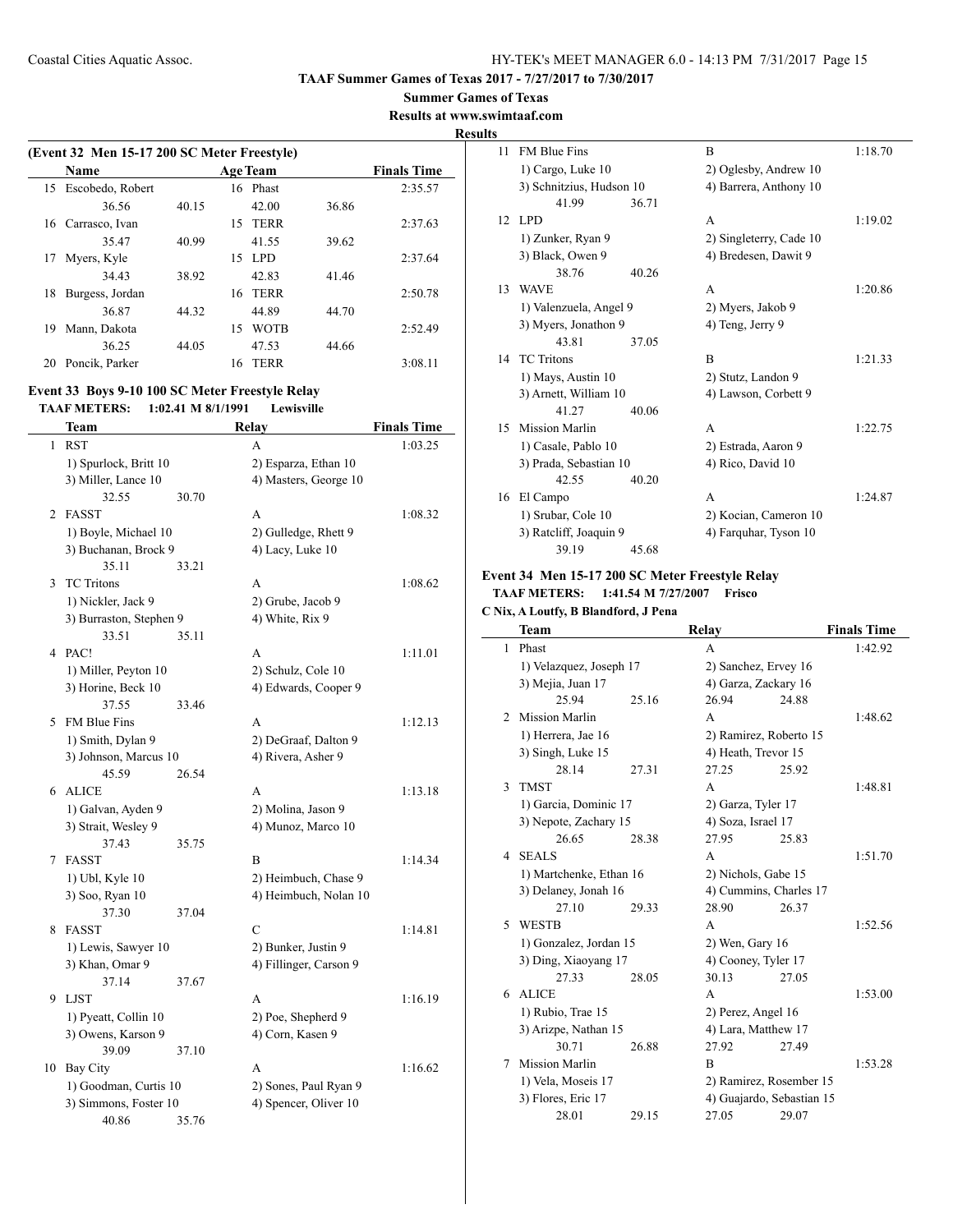TAAF Summer Games of Texas 2017 - 7/27/2017 to 7/30/2017

Summer Games of Texas

Results at www.swimtaaf.com

Results

**(Event 32 Men 15-17 200 SC Meter Freestyle)**

| | Name | Age | Team | Finals Time |
|---|---|---|---|---|
| 15 | Escobedo, Robert | 16 | Phast | 2:35.57 |
| | 36.56 40.15 42.00 36.86 | | | |
| 16 | Carrasco, Ivan | 15 | TERR | 2:37.63 |
| | 35.47 40.99 41.55 39.62 | | | |
| 17 | Myers, Kyle | 15 | LPD | 2:37.64 |
| | 34.43 38.92 42.83 41.46 | | | |
| 18 | Burgess, Jordan | 16 | TERR | 2:50.78 |
| | 36.87 44.32 44.89 44.70 | | | |
| 19 | Mann, Dakota | 15 | WOTB | 2:52.49 |
| | 36.25 44.05 47.53 44.66 | | | |
| 20 | Poncik, Parker | 16 | TERR | 3:08.11 |

### Event 33 Boys 9-10 100 SC Meter Freestyle Relay

**TAAF METERS: 1:02.41 M 8/1/1991 Lewisville**

| | Team | Relay | Finals Time |
|---|---|---|---|
| 1 | RST | A | 1:03.25 |
| | 1) Spurlock, Britt 10 | 2) Esparza, Ethan 10 | |
| | 3) Miller, Lance 10 | 4) Masters, George 10 | |
| | 32.55 30.70 | | |
| 2 | FASST | A | 1:08.32 |
| | 1) Boyle, Michael 10 | 2) Gulledge, Rhett 9 | |
| | 3) Buchanan, Brock 9 | 4) Lacy, Luke 10 | |
| | 35.11 33.21 | | |
| 3 | TC Tritons | A | 1:08.62 |
| | 1) Nickler, Jack 9 | 2) Grube, Jacob 9 | |
| | 3) Burraston, Stephen 9 | 4) White, Rix 9 | |
| | 33.51 35.11 | | |
| 4 | PAC! | A | 1:11.01 |
| | 1) Miller, Peyton 10 | 2) Schulz, Cole 10 | |
| | 3) Horine, Beck 10 | 4) Edwards, Cooper 9 | |
| | 37.55 33.46 | | |
| 5 | FM Blue Fins | A | 1:12.13 |
| | 1) Smith, Dylan 9 | 2) DeGraaf, Dalton 9 | |
| | 3) Johnson, Marcus 10 | 4) Rivera, Asher 9 | |
| | 45.59 26.54 | | |
| 6 | ALICE | A | 1:13.18 |
| | 1) Galvan, Ayden 9 | 2) Molina, Jason 9 | |
| | 3) Strait, Wesley 9 | 4) Munoz, Marco 10 | |
| | 37.43 35.75 | | |
| 7 | FASST | B | 1:14.34 |
| | 1) Ubl, Kyle 10 | 2) Heimbuch, Chase 9 | |
| | 3) Soo, Ryan 10 | 4) Heimbuch, Nolan 10 | |
| | 37.30 37.04 | | |
| 8 | FASST | C | 1:14.81 |
| | 1) Lewis, Sawyer 10 | 2) Bunker, Justin 9 | |
| | 3) Khan, Omar 9 | 4) Fillinger, Carson 9 | |
| | 37.14 37.67 | | |
| 9 | LJST | A | 1:16.19 |
| | 1) Pyeatt, Collin 10 | 2) Poe, Shepherd 9 | |
| | 3) Owens, Karson 9 | 4) Corn, Kasen 9 | |
| | 39.09 37.10 | | |
| 10 | Bay City | A | 1:16.62 |
| | 1) Goodman, Curtis 10 | 2) Sones, Paul Ryan 9 | |
| | 3) Simmons, Foster 10 | 4) Spencer, Oliver 10 | |
| | 40.86 35.76 | | |
| 11 | FM Blue Fins | B | 1:18.70 |
| | 1) Cargo, Luke 10 | 2) Oglesby, Andrew 10 | |
| | 3) Schnitzius, Hudson 10 | 4) Barrera, Anthony 10 | |
| | 41.99 36.71 | | |
| 12 | LPD | A | 1:19.02 |
| | 1) Zunker, Ryan 9 | 2) Singleterry, Cade 10 | |
| | 3) Black, Owen 9 | 4) Bredesen, Dawit 9 | |
| | 38.76 40.26 | | |
| 13 | WAVE | A | 1:20.86 |
| | 1) Valenzuela, Angel 9 | 2) Myers, Jakob 9 | |
| | 3) Myers, Jonathon 9 | 4) Teng, Jerry 9 | |
| | 43.81 37.05 | | |
| 14 | TC Tritons | B | 1:21.33 |
| | 1) Mays, Austin 10 | 2) Stutz, Landon 9 | |
| | 3) Arnett, William 10 | 4) Lawson, Corbett 9 | |
| | 41.27 40.06 | | |
| 15 | Mission Marlin | A | 1:22.75 |
| | 1) Casale, Pablo 10 | 2) Estrada, Aaron 9 | |
| | 3) Prada, Sebastian 10 | 4) Rico, David 10 | |
| | 42.55 40.20 | | |
| 16 | El Campo | A | 1:24.87 |
| | 1) Srubar, Cole 10 | 2) Kocian, Cameron 10 | |
| | 3) Ratcliff, Joaquin 9 | 4) Farquhar, Tyson 10 | |
| | 39.19 45.68 | | |

### Event 34 Men 15-17 200 SC Meter Freestyle Relay

**TAAF METERS: 1:41.54 M 7/27/2007 Frisco**

**C Nix, A Loutfy, B Blandford, J Pena**

| | Team | Relay | Finals Time |
|---|---|---|---|
| 1 | Phast | A | 1:42.92 |
| | 1) Velazquez, Joseph 17 | 2) Sanchez, Ervey 16 | |
| | 3) Mejia, Juan 17 | 4) Garza, Zackary 16 | |
| | 25.94 25.16 | 26.94 24.88 | |
| 2 | Mission Marlin | A | 1:48.62 |
| | 1) Herrera, Jae 16 | 2) Ramirez, Roberto 15 | |
| | 3) Singh, Luke 15 | 4) Heath, Trevor 15 | |
| | 28.14 27.31 | 27.25 25.92 | |
| 3 | TMST | A | 1:48.81 |
| | 1) Garcia, Dominic 17 | 2) Garza, Tyler 17 | |
| | 3) Nepote, Zachary 15 | 4) Soza, Israel 17 | |
| | 26.65 28.38 | 27.95 25.83 | |
| 4 | SEALS | A | 1:51.70 |
| | 1) Martchenke, Ethan 16 | 2) Nichols, Gabe 15 | |
| | 3) Delaney, Jonah 16 | 4) Cummins, Charles 17 | |
| | 27.10 29.33 | 28.90 26.37 | |
| 5 | WESTB | A | 1:52.56 |
| | 1) Gonzalez, Jordan 15 | 2) Wen, Gary 16 | |
| | 3) Ding, Xiaoyang 17 | 4) Cooney, Tyler 17 | |
| | 27.33 28.05 | 30.13 27.05 | |
| 6 | ALICE | A | 1:53.00 |
| | 1) Rubio, Trae 15 | 2) Perez, Angel 16 | |
| | 3) Arizpe, Nathan 15 | 4) Lara, Matthew 17 | |
| | 30.71 26.88 | 27.92 27.49 | |
| 7 | Mission Marlin | B | 1:53.28 |
| | 1) Vela, Moseis 17 | 2) Ramirez, Rosember 15 | |
| | 3) Flores, Eric 17 | 4) Guajardo, Sebastian 15 | |
| | 28.01 29.15 | 27.05 29.07 | |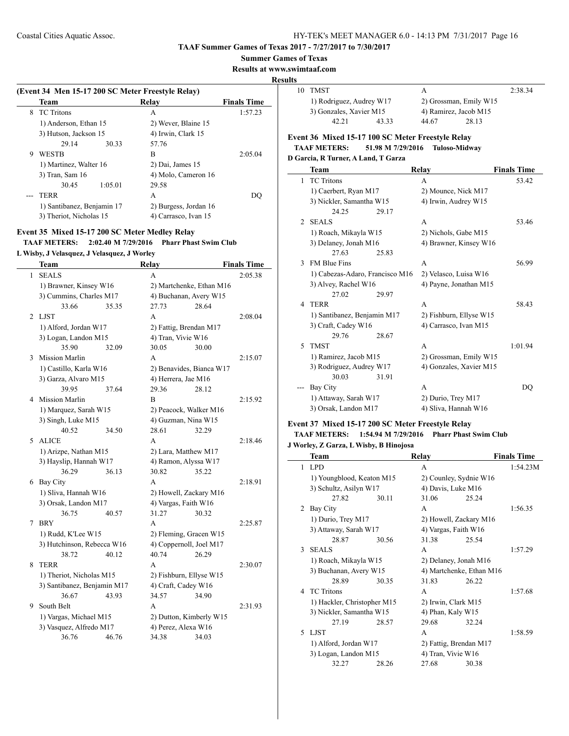TAAF Summer Games of Texas 2017 - 7/27/2017 to 7/30/2017

Summer Games of Texas

Results at www.swimtaaf.com

**Results**

### (Event 34 Men 15-17 200 SC Meter Freestyle Relay)

| | Team | Relay | Finals Time |
|---|---|---|---|
| 8 | TC Tritons | A | 1:57.23 |
| | 1) Anderson, Ethan 15 | 2) Wever, Blaine 15 | |
| | 3) Hutson, Jackson 15 | 4) Irwin, Clark 15 | |
| | 29.14 30.33 | 57.76 | |
| 9 | WESTB | B | 2:05.04 |
| | 1) Martinez, Walter 16 | 2) Dai, James 15 | |
| | 3) Tran, Sam 16 | 4) Molo, Cameron 16 | |
| | 30.45 1:05.01 | 29.58 | |
| --- | TERR | A | DQ |
| | 1) Santibanez, Benjamin 17 | 2) Burgess, Jordan 16 | |
| | 3) Theriot, Nicholas 15 | 4) Carrasco, Ivan 15 | |

### Event 35 Mixed 15-17 200 SC Meter Medley Relay

**TAAF METERS: 2:02.40 M 7/29/2016 Pharr Phast Swim Club**
**L Wisby, J Velasquez, J Velasquez, J Worley**

| | Team | Relay | Finals Time |
|---|---|---|---|
| 1 | SEALS | A | 2:05.38 |
| | 1) Brawner, Kinsey W16 | 2) Martchenke, Ethan M16 | |
| | 3) Cummins, Charles M17 | 4) Buchanan, Avery W15 | |
| | 33.66 35.35 | 27.73 28.64 | |
| 2 | LJST | A | 2:08.04 |
| | 1) Alford, Jordan W17 | 2) Fattig, Brendan M17 | |
| | 3) Logan, Landon M15 | 4) Tran, Vivie W16 | |
| | 35.90 32.09 | 30.05 30.00 | |
| 3 | Mission Marlin | A | 2:15.07 |
| | 1) Castillo, Karla W16 | 2) Benavides, Bianca W17 | |
| | 3) Garza, Alvaro M15 | 4) Herrera, Jae M16 | |
| | 39.95 37.64 | 29.36 28.12 | |
| 4 | Mission Marlin | B | 2:15.92 |
| | 1) Marquez, Sarah W15 | 2) Peacock, Walker M16 | |
| | 3) Singh, Luke M15 | 4) Guzman, Nina W15 | |
| | 40.52 34.50 | 28.61 32.29 | |
| 5 | ALICE | A | 2:18.46 |
| | 1) Arizpe, Nathan M15 | 2) Lara, Matthew M17 | |
| | 3) Hayslip, Hannah W17 | 4) Ramon, Alyssa W17 | |
| | 36.29 36.13 | 30.82 35.22 | |
| 6 | Bay City | A | 2:18.91 |
| | 1) Sliva, Hannah W16 | 2) Howell, Zackary M16 | |
| | 3) Orsak, Landon M17 | 4) Vargas, Faith W16 | |
| | 36.75 40.57 | 31.27 30.32 | |
| 7 | BRY | A | 2:25.87 |
| | 1) Rudd, K'Lee W15 | 2) Fleming, Gracen W15 | |
| | 3) Hutchinson, Rebecca W16 | 4) Coppernoll, Joel M17 | |
| | 38.72 40.12 | 40.74 26.29 | |
| 8 | TERR | A | 2:30.07 |
| | 1) Theriot, Nicholas M15 | 2) Fishburn, Ellyse W15 | |
| | 3) Santibanez, Benjamin M17 | 4) Craft, Cadey W16 | |
| | 36.67 43.93 | 34.57 34.90 | |
| 9 | South Belt | A | 2:31.93 |
| | 1) Vargas, Michael M15 | 2) Dutton, Kimberly W15 | |
| | 3) Vasquez, Alfredo M17 | 4) Perez, Alexa W16 | |
| | 36.76 46.76 | 34.38 34.03 | |
| 10 | TMST | A | 2:38.34 |
| | 1) Rodriguez, Audrey W17 | 2) Grossman, Emily W15 | |
| | 3) Gonzales, Xavier M15 | 4) Ramirez, Jacob M15 | |
| | 42.21 43.33 | 44.67 28.13 | |

### Event 36 Mixed 15-17 100 SC Meter Freestyle Relay

**TAAF METERS: 51.98 M 7/29/2016 Tuloso-Midway**
**D Garcia, R Turner, A Land, T Garza**

| | Team | Relay | Finals Time |
|---|---|---|---|
| 1 | TC Tritons | A | 53.42 |
| | 1) Caerbert, Ryan M17 | 2) Mounce, Nick M17 | |
| | 3) Nickler, Samantha W15 | 4) Irwin, Audrey W15 | |
| | 24.25 29.17 | | |
| 2 | SEALS | A | 53.46 |
| | 1) Roach, Mikayla W15 | 2) Nichols, Gabe M15 | |
| | 3) Delaney, Jonah M16 | 4) Brawner, Kinsey W16 | |
| | 27.63 25.83 | | |
| 3 | FM Blue Fins | A | 56.99 |
| | 1) Cabezas-Adaro, Francisco M16 | 2) Velasco, Luisa W16 | |
| | 3) Alvey, Rachel W16 | 4) Payne, Jonathan M15 | |
| | 27.02 29.97 | | |
| 4 | TERR | A | 58.43 |
| | 1) Santibanez, Benjamin M17 | 2) Fishburn, Ellyse W15 | |
| | 3) Craft, Cadey W16 | 4) Carrasco, Ivan M15 | |
| | 29.76 28.67 | | |
| 5 | TMST | A | 1:01.94 |
| | 1) Ramirez, Jacob M15 | 2) Grossman, Emily W15 | |
| | 3) Rodriguez, Audrey W17 | 4) Gonzales, Xavier M15 | |
| | 30.03 31.91 | | |
| --- | Bay City | A | DQ |
| | 1) Attaway, Sarah W17 | 2) Durio, Trey M17 | |
| | 3) Orsak, Landon M17 | 4) Sliva, Hannah W16 | |

### Event 37 Mixed 15-17 200 SC Meter Freestyle Relay

**TAAF METERS: 1:54.94 M 7/29/2016 Pharr Phast Swim Club**
**J Worley, Z Garza, L Wisby, B Hinojosa**

| | Team | Relay | Finals Time |
|---|---|---|---|
| 1 | LPD | A | 1:54.23M |
| | 1) Youngblood, Keaton M15 | 2) Counley, Sydnie W16 | |
| | 3) Schultz, Asilyn W17 | 4) Davis, Luke M16 | |
| | 27.82 30.11 | 31.06 25.24 | |
| 2 | Bay City | A | 1:56.35 |
| | 1) Durio, Trey M17 | 2) Howell, Zackary M16 | |
| | 3) Attaway, Sarah W17 | 4) Vargas, Faith W16 | |
| | 28.87 30.56 | 31.38 25.54 | |
| 3 | SEALS | A | 1:57.29 |
| | 1) Roach, Mikayla W15 | 2) Delaney, Jonah M16 | |
| | 3) Buchanan, Avery W15 | 4) Martchenke, Ethan M16 | |
| | 28.89 30.35 | 31.83 26.22 | |
| 4 | TC Tritons | A | 1:57.68 |
| | 1) Hackler, Christopher M15 | 2) Irwin, Clark M15 | |
| | 3) Nickler, Samantha W15 | 4) Phan, Kaly W15 | |
| | 27.19 28.57 | 29.68 32.24 | |
| 5 | LJST | A | 1:58.59 |
| | 1) Alford, Jordan W17 | 2) Fattig, Brendan M17 | |
| | 3) Logan, Landon M15 | 4) Tran, Vivie W16 | |
| | 32.27 28.26 | 27.68 30.38 | |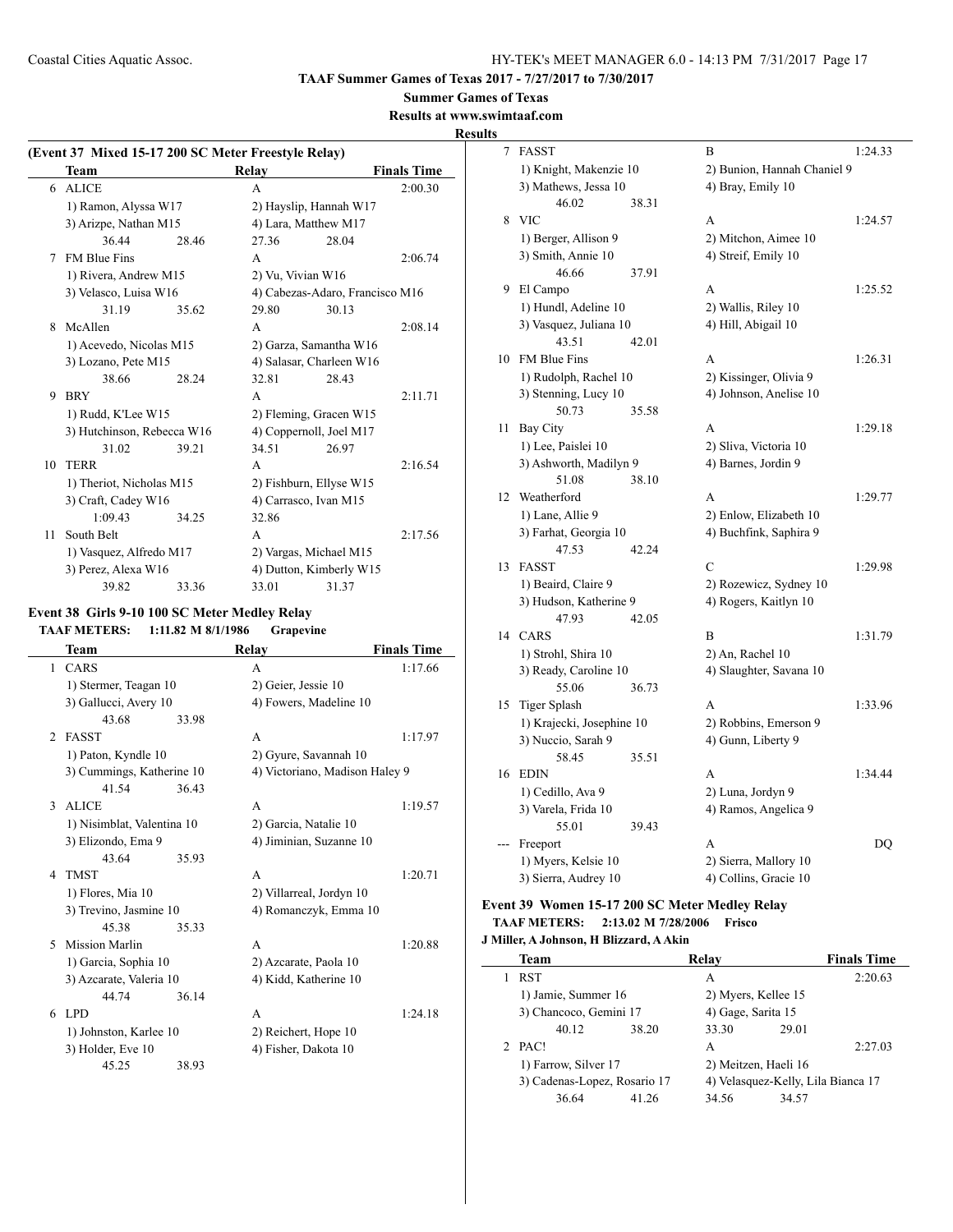**TAAF Summer Games of Texas 2017 - 7/27/2017 to 7/30/2017**

**Summer Games of Texas**

**Results at www.swimtaaf.com**

**Results**

**(Event 37 Mixed 15-17 200 SC Meter Freestyle Relay)**

| | Team | Relay | Finals Time |
|---|---|---|---|
| 6 | ALICE | A | 2:00.30 |
| | 1) Ramon, Alyssa W17 | 2) Hayslip, Hannah W17 | |
| | 3) Arizpe, Nathan M15 | 4) Lara, Matthew M17 | |
| | 36.44 28.46 | 27.36 28.04 | |
| 7 | FM Blue Fins | A | 2:06.74 |
| | 1) Rivera, Andrew M15 | 2) Vu, Vivian W16 | |
| | 3) Velasco, Luisa W16 | 4) Cabezas-Adaro, Francisco M16 | |
| | 31.19 35.62 | 29.80 30.13 | |
| 8 | McAllen | A | 2:08.14 |
| | 1) Acevedo, Nicolas M15 | 2) Garza, Samantha W16 | |
| | 3) Lozano, Pete M15 | 4) Salasar, Charleen W16 | |
| | 38.66 28.24 | 32.81 28.43 | |
| 9 | BRY | A | 2:11.71 |
| | 1) Rudd, K'Lee W15 | 2) Fleming, Gracen W15 | |
| | 3) Hutchinson, Rebecca W16 | 4) Coppernoll, Joel M17 | |
| | 31.02 39.21 | 34.51 26.97 | |
| 10 | TERR | A | 2:16.54 |
| | 1) Theriot, Nicholas M15 | 2) Fishburn, Ellyse W15 | |
| | 3) Craft, Cadey W16 | 4) Carrasco, Ivan M15 | |
| | 1:09.43 34.25 | 32.86 | |
| 11 | South Belt | A | 2:17.56 |
| | 1) Vasquez, Alfredo M17 | 2) Vargas, Michael M15 | |
| | 3) Perez, Alexa W16 | 4) Dutton, Kimberly W15 | |
| | 39.82 33.36 | 33.01 31.37 | |

**Event 38 Girls 9-10 100 SC Meter Medley Relay**

**TAAF METERS: 1:11.82 M 8/1/1986 Grapevine**

| | Team | Relay | Finals Time |
|---|---|---|---|
| 1 | CARS | A | 1:17.66 |
| | 1) Stermer, Teagan 10 | 2) Geier, Jessie 10 | |
| | 3) Gallucci, Avery 10 | 4) Fowers, Madeline 10 | |
| | 43.68 33.98 | | |
| 2 | FASST | A | 1:17.97 |
| | 1) Paton, Kyndle 10 | 2) Gyure, Savannah 10 | |
| | 3) Cummings, Katherine 10 | 4) Victoriano, Madison Haley 9 | |
| | 41.54 36.43 | | |
| 3 | ALICE | A | 1:19.57 |
| | 1) Nisimblat, Valentina 10 | 2) Garcia, Natalie 10 | |
| | 3) Elizondo, Ema 9 | 4) Jiminian, Suzanne 10 | |
| | 43.64 35.93 | | |
| 4 | TMST | A | 1:20.71 |
| | 1) Flores, Mia 10 | 2) Villarreal, Jordyn 10 | |
| | 3) Trevino, Jasmine 10 | 4) Romanczyk, Emma 10 | |
| | 45.38 35.33 | | |
| 5 | Mission Marlin | A | 1:20.88 |
| | 1) Garcia, Sophia 10 | 2) Azcarate, Paola 10 | |
| | 3) Azcarate, Valeria 10 | 4) Kidd, Katherine 10 | |
| | 44.74 36.14 | | |
| 6 | LPD | A | 1:24.18 |
| | 1) Johnston, Karlee 10 | 2) Reichert, Hope 10 | |
| | 3) Holder, Eve 10 | 4) Fisher, Dakota 10 | |
| | 45.25 38.93 | | |
| 7 | FASST | B | 1:24.33 |
| | 1) Knight, Makenzie 10 | 2) Bunion, Hannah Chaniel 9 | |
| | 3) Mathews, Jessa 10 | 4) Bray, Emily 10 | |
| | 46.02 38.31 | | |
| 8 | VIC | A | 1:24.57 |
| | 1) Berger, Allison 9 | 2) Mitchon, Aimee 10 | |
| | 3) Smith, Annie 10 | 4) Streif, Emily 10 | |
| | 46.66 37.91 | | |
| 9 | El Campo | A | 1:25.52 |
| | 1) Hundl, Adeline 10 | 2) Wallis, Riley 10 | |
| | 3) Vasquez, Juliana 10 | 4) Hill, Abigail 10 | |
| | 43.51 42.01 | | |
| 10 | FM Blue Fins | A | 1:26.31 |
| | 1) Rudolph, Rachel 10 | 2) Kissinger, Olivia 9 | |
| | 3) Stenning, Lucy 10 | 4) Johnson, Anelise 10 | |
| | 50.73 35.58 | | |
| 11 | Bay City | A | 1:29.18 |
| | 1) Lee, Paislei 10 | 2) Sliva, Victoria 10 | |
| | 3) Ashworth, Madilyn 9 | 4) Barnes, Jordin 9 | |
| | 51.08 38.10 | | |
| 12 | Weatherford | A | 1:29.77 |
| | 1) Lane, Allie 9 | 2) Enlow, Elizabeth 10 | |
| | 3) Farhat, Georgia 10 | 4) Buchfink, Saphira 9 | |
| | 47.53 42.24 | | |
| 13 | FASST | C | 1:29.98 |
| | 1) Beaird, Claire 9 | 2) Rozewicz, Sydney 10 | |
| | 3) Hudson, Katherine 9 | 4) Rogers, Kaitlyn 10 | |
| | 47.93 42.05 | | |
| 14 | CARS | B | 1:31.79 |
| | 1) Strohl, Shira 10 | 2) An, Rachel 10 | |
| | 3) Ready, Caroline 10 | 4) Slaughter, Savana 10 | |
| | 55.06 36.73 | | |
| 15 | Tiger Splash | A | 1:33.96 |
| | 1) Krajecki, Josephine 10 | 2) Robbins, Emerson 9 | |
| | 3) Nuccio, Sarah 9 | 4) Gunn, Liberty 9 | |
| | 58.45 35.51 | | |
| 16 | EDIN | A | 1:34.44 |
| | 1) Cedillo, Ava 9 | 2) Luna, Jordyn 9 | |
| | 3) Varela, Frida 10 | 4) Ramos, Angelica 9 | |
| | 55.01 39.43 | | |
| --- | Freeport | A | DQ |
| | 1) Myers, Kelsie 10 | 2) Sierra, Mallory 10 | |
| | 3) Sierra, Audrey 10 | 4) Collins, Gracie 10 | |

**Event 39 Women 15-17 200 SC Meter Medley Relay**

**TAAF METERS: 2:13.02 M 7/28/2006 Frisco**

**J Miller, A Johnson, H Blizzard, A Akin**

| | Team | Relay | Finals Time |
|---|---|---|---|
| 1 | RST | A | 2:20.63 |
| | 1) Jamie, Summer 16 | 2) Myers, Kellee 15 | |
| | 3) Chancoco, Gemini 17 | 4) Gage, Sarita 15 | |
| | 40.12 38.20 | 33.30 29.01 | |
| 2 | PAC! | A | 2:27.03 |
| | 1) Farrow, Silver 17 | 2) Meitzen, Haeli 16 | |
| | 3) Cadenas-Lopez, Rosario 17 | 4) Velasquez-Kelly, Lila Bianca 17 | |
| | 36.64 41.26 | 34.56 34.57 | |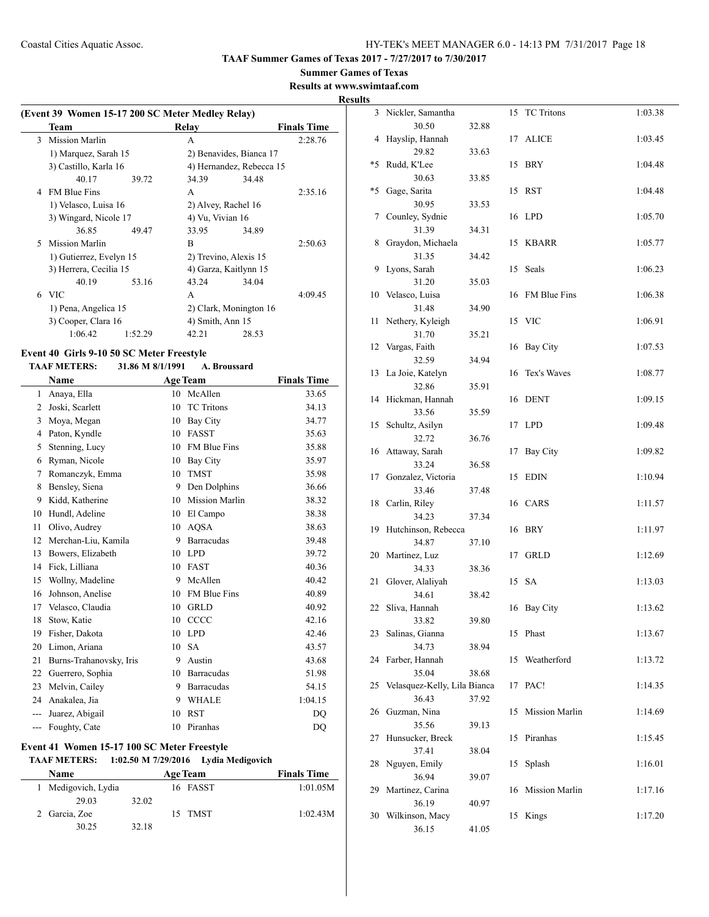**TAAF Summer Games of Texas 2017 - 7/27/2017 to 7/30/2017**

**Summer Games of Texas**

**Results at www.swimtaaf.com**

**Results**

### (Event 39 Women 15-17 200 SC Meter Medley Relay)

| | Team | Relay | Finals Time |
|---|---|---|---|
| 3 | Mission Marlin | A | 2:28.76 |
| | 1) Marquez, Sarah 15 | 2) Benavides, Bianca 17 | |
| | 3) Castillo, Karla 16 | 4) Hernandez, Rebecca 15 | |
| | 40.17  39.72 | 34.39  34.48 | |
| 4 | FM Blue Fins | A | 2:35.16 |
| | 1) Velasco, Luisa 16 | 2) Alvey, Rachel 16 | |
| | 3) Wingard, Nicole 17 | 4) Vu, Vivian 16 | |
| | 36.85  49.47 | 33.95  34.89 | |
| 5 | Mission Marlin | B | 2:50.63 |
| | 1) Gutierrez, Evelyn 15 | 2) Trevino, Alexis 15 | |
| | 3) Herrera, Cecilia 15 | 4) Garza, Kaitlynn 15 | |
| | 40.19  53.16 | 43.24  34.04 | |
| 6 | VIC | A | 4:09.45 |
| | 1) Pena, Angelica 15 | 2) Clark, Monington 16 | |
| | 3) Cooper, Clara 16 | 4) Smith, Ann 15 | |
| | 1:06.42  1:52.29 | 42.21  28.53 | |

### Event 40 Girls 9-10 50 SC Meter Freestyle

**TAAF METERS: 31.86 M 8/1/1991 A. Broussard**

| | Name | Age | Team | Finals Time |
|---|---|---|---|---|
| 1 | Anaya, Ella | 10 | McAllen | 33.65 |
| 2 | Joski, Scarlett | 10 | TC Tritons | 34.13 |
| 3 | Moya, Megan | 10 | Bay City | 34.77 |
| 4 | Paton, Kyndle | 10 | FASST | 35.63 |
| 5 | Stenning, Lucy | 10 | FM Blue Fins | 35.88 |
| 6 | Ryman, Nicole | 10 | Bay City | 35.97 |
| 7 | Romanczyk, Emma | 10 | TMST | 35.98 |
| 8 | Bensley, Siena | 9 | Den Dolphins | 36.66 |
| 9 | Kidd, Katherine | 10 | Mission Marlin | 38.32 |
| 10 | Hundl, Adeline | 10 | El Campo | 38.38 |
| 11 | Olivo, Audrey | 10 | AQSA | 38.63 |
| 12 | Merchan-Liu, Kamila | 9 | Barracudas | 39.48 |
| 13 | Bowers, Elizabeth | 10 | LPD | 39.72 |
| 14 | Fick, Lilliana | 10 | FAST | 40.36 |
| 15 | Wollny, Madeline | 9 | McAllen | 40.42 |
| 16 | Johnson, Anelise | 10 | FM Blue Fins | 40.89 |
| 17 | Velasco, Claudia | 10 | GRLD | 40.92 |
| 18 | Stow, Katie | 10 | CCCC | 42.16 |
| 19 | Fisher, Dakota | 10 | LPD | 42.46 |
| 20 | Limon, Ariana | 10 | SA | 43.57 |
| 21 | Burns-Trahanovsky, Iris | 9 | Austin | 43.68 |
| 22 | Guerrero, Sophia | 10 | Barracudas | 51.98 |
| 23 | Melvin, Cailey | 9 | Barracudas | 54.15 |
| 24 | Anakalea, Jia | 9 | WHALE | 1:04.15 |
| --- | Juarez, Abigail | 10 | RST | DQ |
| --- | Foughty, Cate | 10 | Piranhas | DQ |

### Event 41 Women 15-17 100 SC Meter Freestyle

**TAAF METERS: 1:02.50 M 7/29/2016 Lydia Medigovich**

| | Name | Age | Team | Finals Time |
|---|---|---|---|---|
| 1 | Medigovich, Lydia | 16 | FASST | 1:01.05M |
| | 29.03  32.02 | | | |
| 2 | Garcia, Zoe | 15 | TMST | 1:02.43M |
| | 30.25  32.18 | | | |
| 3 | Nickler, Samantha | 15 | TC Tritons | 1:03.38 |
| | 30.50  32.88 | | | |
| 4 | Hayslip, Hannah | 17 | ALICE | 1:03.45 |
| | 29.82  33.63 | | | |
| *5 | Rudd, K'Lee | 15 | BRY | 1:04.48 |
| | 30.63  33.85 | | | |
| *5 | Gage, Sarita | 15 | RST | 1:04.48 |
| | 30.95  33.53 | | | |
| 7 | Counley, Sydnie | 16 | LPD | 1:05.70 |
| | 31.39  34.31 | | | |
| 8 | Graydon, Michaela | 15 | KBARR | 1:05.77 |
| | 31.35  34.42 | | | |
| 9 | Lyons, Sarah | 15 | Seals | 1:06.23 |
| | 31.20  35.03 | | | |
| 10 | Velasco, Luisa | 16 | FM Blue Fins | 1:06.38 |
| | 31.48  34.90 | | | |
| 11 | Nethery, Kyleigh | 15 | VIC | 1:06.91 |
| | 31.70  35.21 | | | |
| 12 | Vargas, Faith | 16 | Bay City | 1:07.53 |
| | 32.59  34.94 | | | |
| 13 | La Joie, Katelyn | 16 | Tex's Waves | 1:08.77 |
| | 32.86  35.91 | | | |
| 14 | Hickman, Hannah | 16 | DENT | 1:09.15 |
| | 33.56  35.59 | | | |
| 15 | Schultz, Asilyn | 17 | LPD | 1:09.48 |
| | 32.72  36.76 | | | |
| 16 | Attaway, Sarah | 17 | Bay City | 1:09.82 |
| | 33.24  36.58 | | | |
| 17 | Gonzalez, Victoria | 15 | EDIN | 1:10.94 |
| | 33.46  37.48 | | | |
| 18 | Carlin, Riley | 16 | CARS | 1:11.57 |
| | 34.23  37.34 | | | |
| 19 | Hutchinson, Rebecca | 16 | BRY | 1:11.97 |
| | 34.87  37.10 | | | |
| 20 | Martinez, Luz | 17 | GRLD | 1:12.69 |
| | 34.33  38.36 | | | |
| 21 | Glover, Alaliyah | 15 | SA | 1:13.03 |
| | 34.61  38.42 | | | |
| 22 | Sliva, Hannah | 16 | Bay City | 1:13.62 |
| | 33.82  39.80 | | | |
| 23 | Salinas, Gianna | 15 | Phast | 1:13.67 |
| | 34.73  38.94 | | | |
| 24 | Farber, Hannah | 15 | Weatherford | 1:13.72 |
| | 35.04  38.68 | | | |
| 25 | Velasquez-Kelly, Lila Bianca | 17 | PAC! | 1:14.35 |
| | 36.43  37.92 | | | |
| 26 | Guzman, Nina | 15 | Mission Marlin | 1:14.69 |
| | 35.56  39.13 | | | |
| 27 | Hunsucker, Breck | 15 | Piranhas | 1:15.45 |
| | 37.41  38.04 | | | |
| 28 | Nguyen, Emily | 15 | Splash | 1:16.01 |
| | 36.94  39.07 | | | |
| 29 | Martinez, Carina | 16 | Mission Marlin | 1:17.16 |
| | 36.19  40.97 | | | |
| 30 | Wilkinson, Macy | 15 | Kings | 1:17.20 |
| | 36.15  41.05 | | | |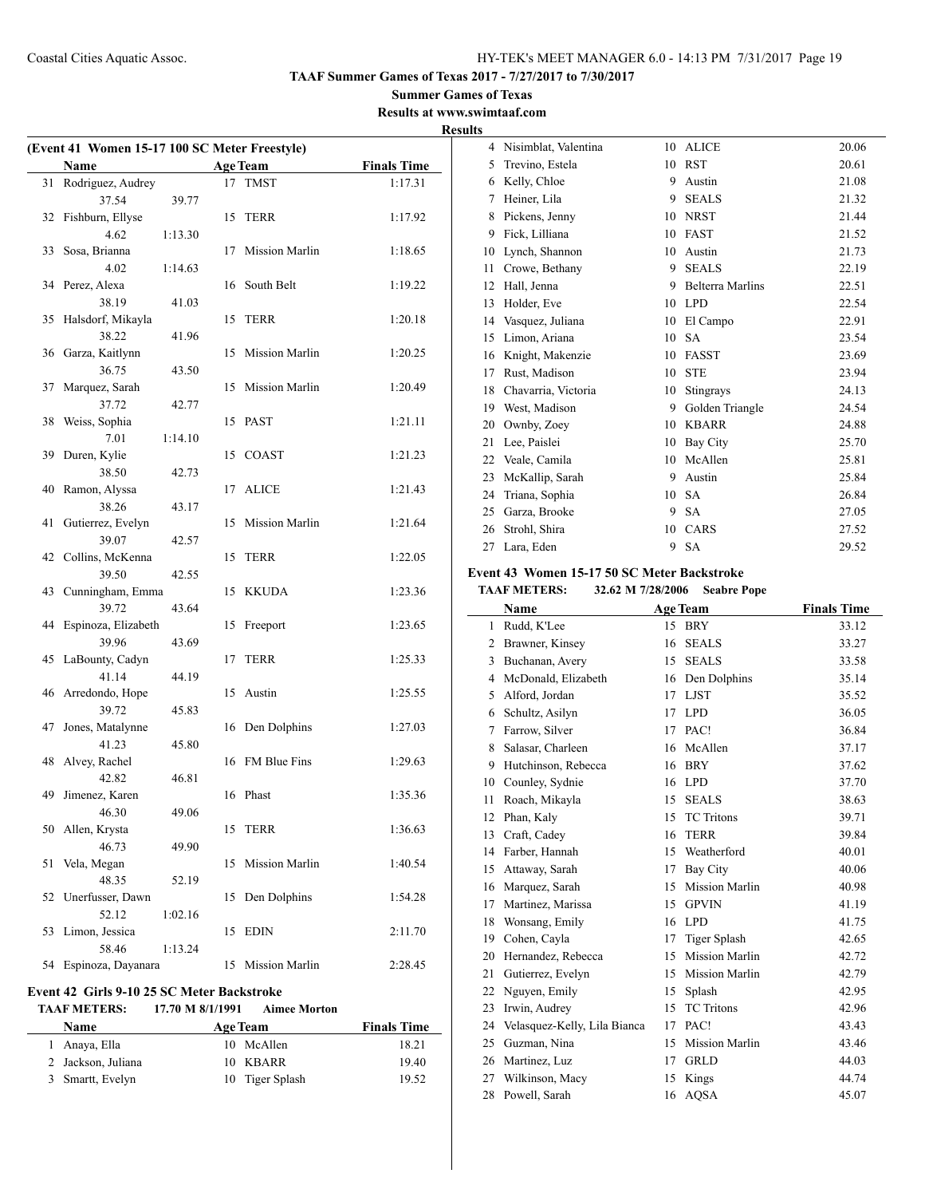# TAAF Summer Games of Texas 2017 - 7/27/2017 to 7/30/2017

**Summer Games of Texas**

**Results at www.swimtaaf.com**

**Results**

### (Event 41 Women 15-17 100 SC Meter Freestyle)

| | Name | Age | Team | Finals Time |
|---|---|---|---|---|
| 31 | Rodriguez, Audrey | 17 | TMST | 1:17.31 |
| | 37.54 | 39.77 | | |
| 32 | Fishburn, Ellyse | 15 | TERR | 1:17.92 |
| | 4.62 | 1:13.30 | | |
| 33 | Sosa, Brianna | 17 | Mission Marlin | 1:18.65 |
| | 4.02 | 1:14.63 | | |
| 34 | Perez, Alexa | 16 | South Belt | 1:19.22 |
| | 38.19 | 41.03 | | |
| 35 | Halsdorf, Mikayla | 15 | TERR | 1:20.18 |
| | 38.22 | 41.96 | | |
| 36 | Garza, Kaitlynn | 15 | Mission Marlin | 1:20.25 |
| | 36.75 | 43.50 | | |
| 37 | Marquez, Sarah | 15 | Mission Marlin | 1:20.49 |
| | 37.72 | 42.77 | | |
| 38 | Weiss, Sophia | 15 | PAST | 1:21.11 |
| | 7.01 | 1:14.10 | | |
| 39 | Duren, Kylie | 15 | COAST | 1:21.23 |
| | 38.50 | 42.73 | | |
| 40 | Ramon, Alyssa | 17 | ALICE | 1:21.43 |
| | 38.26 | 43.17 | | |
| 41 | Gutierrez, Evelyn | 15 | Mission Marlin | 1:21.64 |
| | 39.07 | 42.57 | | |
| 42 | Collins, McKenna | 15 | TERR | 1:22.05 |
| | 39.50 | 42.55 | | |
| 43 | Cunningham, Emma | 15 | KKUDA | 1:23.36 |
| | 39.72 | 43.64 | | |
| 44 | Espinoza, Elizabeth | 15 | Freeport | 1:23.65 |
| | 39.96 | 43.69 | | |
| 45 | LaBounty, Cadyn | 17 | TERR | 1:25.33 |
| | 41.14 | 44.19 | | |
| 46 | Arredondo, Hope | 15 | Austin | 1:25.55 |
| | 39.72 | 45.83 | | |
| 47 | Jones, Matalynne | 16 | Den Dolphins | 1:27.03 |
| | 41.23 | 45.80 | | |
| 48 | Alvey, Rachel | 16 | FM Blue Fins | 1:29.63 |
| | 42.82 | 46.81 | | |
| 49 | Jimenez, Karen | 16 | Phast | 1:35.36 |
| | 46.30 | 49.06 | | |
| 50 | Allen, Krysta | 15 | TERR | 1:36.63 |
| | 46.73 | 49.90 | | |
| 51 | Vela, Megan | 15 | Mission Marlin | 1:40.54 |
| | 48.35 | 52.19 | | |
| 52 | Unerfusser, Dawn | 15 | Den Dolphins | 1:54.28 |
| | 52.12 | 1:02.16 | | |
| 53 | Limon, Jessica | 15 | EDIN | 2:11.70 |
| | 58.46 | 1:13.24 | | |
| 54 | Espinoza, Dayanara | 15 | Mission Marlin | 2:28.45 |

### Event 42 Girls 9-10 25 SC Meter Backstroke

**TAAF METERS: 17.70 M 8/1/1991 Aimee Morton**

| | Name | Age | Team | Finals Time |
|---|---|---|---|---|
| 1 | Anaya, Ella | 10 | McAllen | 18.21 |
| 2 | Jackson, Juliana | 10 | KBARR | 19.40 |
| 3 | Smartt, Evelyn | 10 | Tiger Splash | 19.52 |
| 4 | Nisimblat, Valentina | 10 | ALICE | 20.06 |
| 5 | Trevino, Estela | 10 | RST | 20.61 |
| 6 | Kelly, Chloe | 9 | Austin | 21.08 |
| 7 | Heiner, Lila | 9 | SEALS | 21.32 |
| 8 | Pickens, Jenny | 10 | NRST | 21.44 |
| 9 | Fick, Lilliana | 10 | FAST | 21.52 |
| 10 | Lynch, Shannon | 10 | Austin | 21.73 |
| 11 | Crowe, Bethany | 9 | SEALS | 22.19 |
| 12 | Hall, Jenna | 9 | Belterra Marlins | 22.51 |
| 13 | Holder, Eve | 10 | LPD | 22.54 |
| 14 | Vasquez, Juliana | 10 | El Campo | 22.91 |
| 15 | Limon, Ariana | 10 | SA | 23.54 |
| 16 | Knight, Makenzie | 10 | FASST | 23.69 |
| 17 | Rust, Madison | 10 | STE | 23.94 |
| 18 | Chavarria, Victoria | 10 | Stingrays | 24.13 |
| 19 | West, Madison | 9 | Golden Triangle | 24.54 |
| 20 | Ownby, Zoey | 10 | KBARR | 24.88 |
| 21 | Lee, Paislei | 10 | Bay City | 25.70 |
| 22 | Veale, Camila | 10 | McAllen | 25.81 |
| 23 | McKallip, Sarah | 9 | Austin | 25.84 |
| 24 | Triana, Sophia | 10 | SA | 26.84 |
| 25 | Garza, Brooke | 9 | SA | 27.05 |
| 26 | Strohl, Shira | 10 | CARS | 27.52 |
| 27 | Lara, Eden | 9 | SA | 29.52 |

### Event 43 Women 15-17 50 SC Meter Backstroke

**TAAF METERS: 32.62 M 7/28/2006 Seabre Pope**

| | Name | Age | Team | Finals Time |
|---|---|---|---|---|
| 1 | Rudd, K'Lee | 15 | BRY | 33.12 |
| 2 | Brawner, Kinsey | 16 | SEALS | 33.27 |
| 3 | Buchanan, Avery | 15 | SEALS | 33.58 |
| 4 | McDonald, Elizabeth | 16 | Den Dolphins | 35.14 |
| 5 | Alford, Jordan | 17 | LJST | 35.52 |
| 6 | Schultz, Asilyn | 17 | LPD | 36.05 |
| 7 | Farrow, Silver | 17 | PAC! | 36.84 |
| 8 | Salasar, Charleen | 16 | McAllen | 37.17 |
| 9 | Hutchinson, Rebecca | 16 | BRY | 37.62 |
| 10 | Counley, Sydnie | 16 | LPD | 37.70 |
| 11 | Roach, Mikayla | 15 | SEALS | 38.63 |
| 12 | Phan, Kaly | 15 | TC Tritons | 39.71 |
| 13 | Craft, Cadey | 16 | TERR | 39.84 |
| 14 | Farber, Hannah | 15 | Weatherford | 40.01 |
| 15 | Attaway, Sarah | 17 | Bay City | 40.06 |
| 16 | Marquez, Sarah | 15 | Mission Marlin | 40.98 |
| 17 | Martinez, Marissa | 15 | GPVIN | 41.19 |
| 18 | Wonsang, Emily | 16 | LPD | 41.75 |
| 19 | Cohen, Cayla | 17 | Tiger Splash | 42.65 |
| 20 | Hernandez, Rebecca | 15 | Mission Marlin | 42.72 |
| 21 | Gutierrez, Evelyn | 15 | Mission Marlin | 42.79 |
| 22 | Nguyen, Emily | 15 | Splash | 42.95 |
| 23 | Irwin, Audrey | 15 | TC Tritons | 42.96 |
| 24 | Velasquez-Kelly, Lila Bianca | 17 | PAC! | 43.43 |
| 25 | Guzman, Nina | 15 | Mission Marlin | 43.46 |
| 26 | Martinez, Luz | 17 | GRLD | 44.03 |
| 27 | Wilkinson, Macy | 15 | Kings | 44.74 |
| 28 | Powell, Sarah | 16 | AQSA | 45.07 |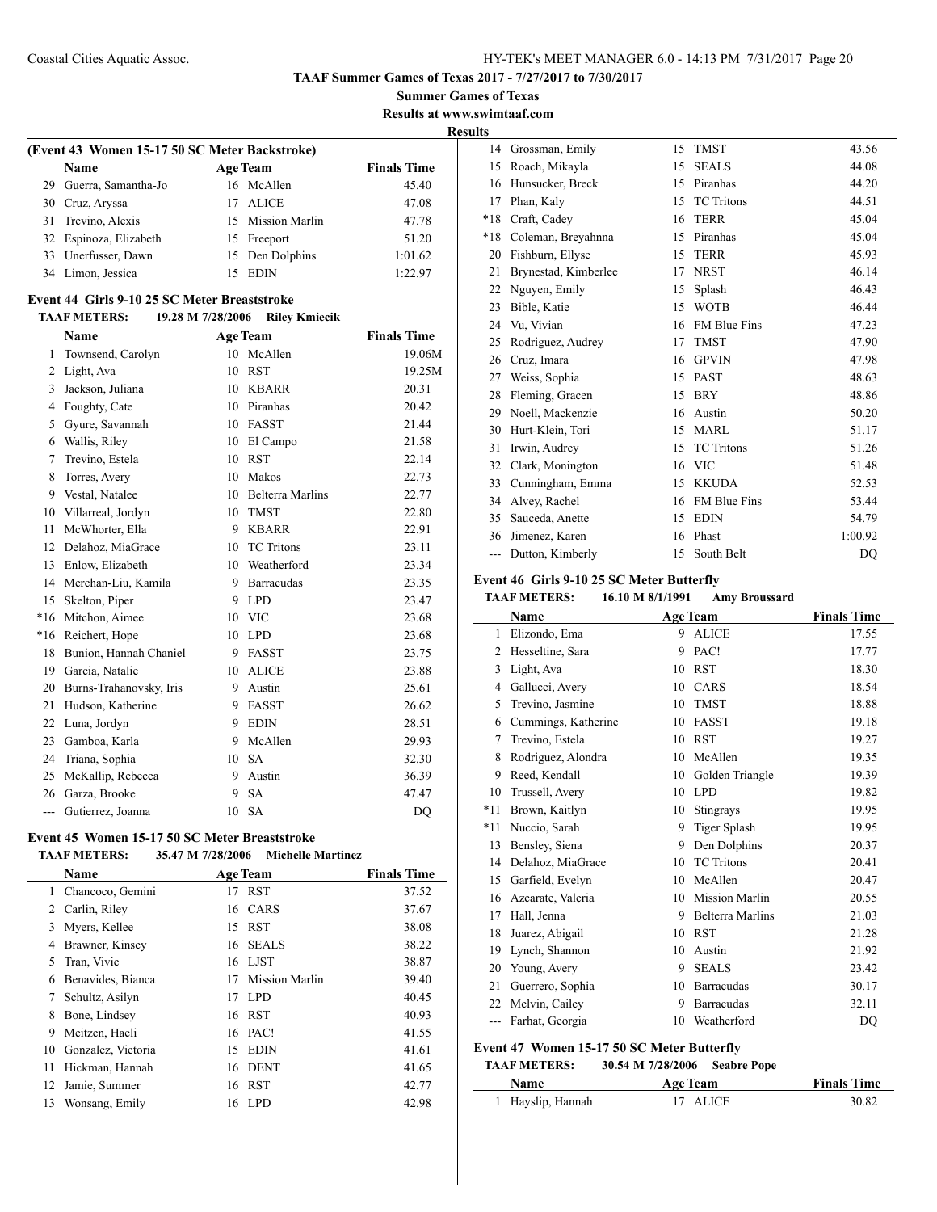## (Event 43 Women 15-17 50 SC Meter Backstroke)

| | Name | Age | Team | Finals Time |
|---|---|---|---|---|
| 29 | Guerra, Samantha-Jo | 16 | McAllen | 45.40 |
| 30 | Cruz, Aryssa | 17 | ALICE | 47.08 |
| 31 | Trevino, Alexis | 15 | Mission Marlin | 47.78 |
| 32 | Espinoza, Elizabeth | 15 | Freeport | 51.20 |
| 33 | Unerfusser, Dawn | 15 | Den Dolphins | 1:01.62 |
| 34 | Limon, Jessica | 15 | EDIN | 1:22.97 |

## Event 44 Girls 9-10 25 SC Meter Breaststroke

**TAAF METERS:** 19.28 M 7/28/2006 **Riley Kmiecik**

| | Name | Age | Team | Finals Time |
|---|---|---|---|---|
| 1 | Townsend, Carolyn | 10 | McAllen | 19.06M |
| 2 | Light, Ava | 10 | RST | 19.25M |
| 3 | Jackson, Juliana | 10 | KBARR | 20.31 |
| 4 | Foughty, Cate | 10 | Piranhas | 20.42 |
| 5 | Gyure, Savannah | 10 | FASST | 21.44 |
| 6 | Wallis, Riley | 10 | El Campo | 21.58 |
| 7 | Trevino, Estela | 10 | RST | 22.14 |
| 8 | Torres, Avery | 10 | Makos | 22.73 |
| 9 | Vestal, Natalee | 10 | Belterra Marlins | 22.77 |
| 10 | Villarreal, Jordyn | 10 | TMST | 22.80 |
| 11 | McWhorter, Ella | 9 | KBARR | 22.91 |
| 12 | Delahoz, MiaGrace | 10 | TC Tritons | 23.11 |
| 13 | Enlow, Elizabeth | 10 | Weatherford | 23.34 |
| 14 | Merchan-Liu, Kamila | 9 | Barracudas | 23.35 |
| 15 | Skelton, Piper | 9 | LPD | 23.47 |
| *16 | Mitchon, Aimee | 10 | VIC | 23.68 |
| *16 | Reichert, Hope | 10 | LPD | 23.68 |
| 18 | Bunion, Hannah Chaniel | 9 | FASST | 23.75 |
| 19 | Garcia, Natalie | 10 | ALICE | 23.88 |
| 20 | Burns-Trahanovsky, Iris | 9 | Austin | 25.61 |
| 21 | Hudson, Katherine | 9 | FASST | 26.62 |
| 22 | Luna, Jordyn | 9 | EDIN | 28.51 |
| 23 | Gamboa, Karla | 9 | McAllen | 29.93 |
| 24 | Triana, Sophia | 10 | SA | 32.30 |
| 25 | McKallip, Rebecca | 9 | Austin | 36.39 |
| 26 | Garza, Brooke | 9 | SA | 47.47 |
| --- | Gutierrez, Joanna | 10 | SA | DQ |

## Event 45 Women 15-17 50 SC Meter Breaststroke

**TAAF METERS:** 35.47 M 7/28/2006 **Michelle Martinez**

| | Name | Age | Team | Finals Time |
|---|---|---|---|---|
| 1 | Chancoco, Gemini | 17 | RST | 37.52 |
| 2 | Carlin, Riley | 16 | CARS | 37.67 |
| 3 | Myers, Kellee | 15 | RST | 38.08 |
| 4 | Brawner, Kinsey | 16 | SEALS | 38.22 |
| 5 | Tran, Vivie | 16 | LJST | 38.87 |
| 6 | Benavides, Bianca | 17 | Mission Marlin | 39.40 |
| 7 | Schultz, Asilyn | 17 | LPD | 40.45 |
| 8 | Bone, Lindsey | 16 | RST | 40.93 |
| 9 | Meitzen, Haeli | 16 | PAC! | 41.55 |
| 10 | Gonzalez, Victoria | 15 | EDIN | 41.61 |
| 11 | Hickman, Hannah | 16 | DENT | 41.65 |
| 12 | Jamie, Summer | 16 | RST | 42.77 |
| 13 | Wonsang, Emily | 16 | LPD | 42.98 |
| 14 | Grossman, Emily | 15 | TMST | 43.56 |
| 15 | Roach, Mikayla | 15 | SEALS | 44.08 |
| 16 | Hunsucker, Breck | 15 | Piranhas | 44.20 |
| 17 | Phan, Kaly | 15 | TC Tritons | 44.51 |
| *18 | Craft, Cadey | 16 | TERR | 45.04 |
| *18 | Coleman, Breyahnna | 15 | Piranhas | 45.04 |
| 20 | Fishburn, Ellyse | 15 | TERR | 45.93 |
| 21 | Brynestad, Kimberlee | 17 | NRST | 46.14 |
| 22 | Nguyen, Emily | 15 | Splash | 46.43 |
| 23 | Bible, Katie | 15 | WOTB | 46.44 |
| 24 | Vu, Vivian | 16 | FM Blue Fins | 47.23 |
| 25 | Rodriguez, Audrey | 17 | TMST | 47.90 |
| 26 | Cruz, Imara | 16 | GPVIN | 47.98 |
| 27 | Weiss, Sophia | 15 | PAST | 48.63 |
| 28 | Fleming, Gracen | 15 | BRY | 48.86 |
| 29 | Noell, Mackenzie | 16 | Austin | 50.20 |
| 30 | Hurt-Klein, Tori | 15 | MARL | 51.17 |
| 31 | Irwin, Audrey | 15 | TC Tritons | 51.26 |
| 32 | Clark, Monington | 16 | VIC | 51.48 |
| 33 | Cunningham, Emma | 15 | KKUDA | 52.53 |
| 34 | Alvey, Rachel | 16 | FM Blue Fins | 53.44 |
| 35 | Sauceda, Anette | 15 | EDIN | 54.79 |
| 36 | Jimenez, Karen | 16 | Phast | 1:00.92 |
| --- | Dutton, Kimberly | 15 | South Belt | DQ |

## Event 46 Girls 9-10 25 SC Meter Butterfly

**TAAF METERS:** 16.10 M 8/1/1991 **Amy Broussard**

| | Name | Age | Team | Finals Time |
|---|---|---|---|---|
| 1 | Elizondo, Ema | 9 | ALICE | 17.55 |
| 2 | Hesseltine, Sara | 9 | PAC! | 17.77 |
| 3 | Light, Ava | 10 | RST | 18.30 |
| 4 | Gallucci, Avery | 10 | CARS | 18.54 |
| 5 | Trevino, Jasmine | 10 | TMST | 18.88 |
| 6 | Cummings, Katherine | 10 | FASST | 19.18 |
| 7 | Trevino, Estela | 10 | RST | 19.27 |
| 8 | Rodriguez, Alondra | 10 | McAllen | 19.35 |
| 9 | Reed, Kendall | 10 | Golden Triangle | 19.39 |
| 10 | Trussell, Avery | 10 | LPD | 19.82 |
| *11 | Brown, Kaitlyn | 10 | Stingrays | 19.95 |
| *11 | Nuccio, Sarah | 9 | Tiger Splash | 19.95 |
| 13 | Bensley, Siena | 9 | Den Dolphins | 20.37 |
| 14 | Delahoz, MiaGrace | 10 | TC Tritons | 20.41 |
| 15 | Garfield, Evelyn | 10 | McAllen | 20.47 |
| 16 | Azcarate, Valeria | 10 | Mission Marlin | 20.55 |
| 17 | Hall, Jenna | 9 | Belterra Marlins | 21.03 |
| 18 | Juarez, Abigail | 10 | RST | 21.28 |
| 19 | Lynch, Shannon | 10 | Austin | 21.92 |
| 20 | Young, Avery | 9 | SEALS | 23.42 |
| 21 | Guerrero, Sophia | 10 | Barracudas | 30.17 |
| 22 | Melvin, Cailey | 9 | Barracudas | 32.11 |
| --- | Farhat, Georgia | 10 | Weatherford | DQ |

## Event 47 Women 15-17 50 SC Meter Butterfly

**TAAF METERS:** 30.54 M 7/28/2006 **Seabre Pope**

| | Name | Age | Team | Finals Time |
|---|---|---|---|---|
| 1 | Hayslip, Hannah | 17 | ALICE | 30.82 |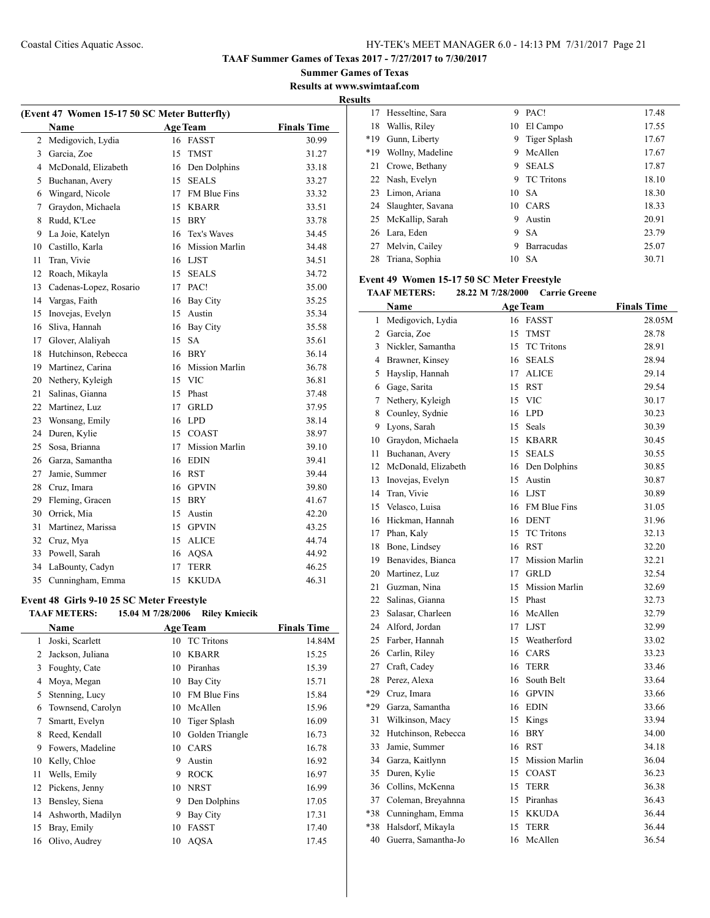TAAF Summer Games of Texas 2017 - 7/27/2017 to 7/30/2017

**Summer Games of Texas**

**Results at www.swimtaaf.com**

**Results**

### (Event 47 Women 15-17 50 SC Meter Butterfly)

| | Name | Age | Team | Finals Time |
|---|---|---|---|---|
| 2 | Medigovich, Lydia | 16 | FASST | 30.99 |
| 3 | Garcia, Zoe | 15 | TMST | 31.27 |
| 4 | McDonald, Elizabeth | 16 | Den Dolphins | 33.18 |
| 5 | Buchanan, Avery | 15 | SEALS | 33.27 |
| 6 | Wingard, Nicole | 17 | FM Blue Fins | 33.32 |
| 7 | Graydon, Michaela | 15 | KBARR | 33.51 |
| 8 | Rudd, K'Lee | 15 | BRY | 33.78 |
| 9 | La Joie, Katelyn | 16 | Tex's Waves | 34.45 |
| 10 | Castillo, Karla | 16 | Mission Marlin | 34.48 |
| 11 | Tran, Vivie | 16 | LJST | 34.51 |
| 12 | Roach, Mikayla | 15 | SEALS | 34.72 |
| 13 | Cadenas-Lopez, Rosario | 17 | PAC! | 35.00 |
| 14 | Vargas, Faith | 16 | Bay City | 35.25 |
| 15 | Inovejas, Evelyn | 15 | Austin | 35.34 |
| 16 | Sliva, Hannah | 16 | Bay City | 35.58 |
| 17 | Glover, Alaliyah | 15 | SA | 35.61 |
| 18 | Hutchinson, Rebecca | 16 | BRY | 36.14 |
| 19 | Martinez, Carina | 16 | Mission Marlin | 36.78 |
| 20 | Nethery, Kyleigh | 15 | VIC | 36.81 |
| 21 | Salinas, Gianna | 15 | Phast | 37.48 |
| 22 | Martinez, Luz | 17 | GRLD | 37.95 |
| 23 | Wonsang, Emily | 16 | LPD | 38.14 |
| 24 | Duren, Kylie | 15 | COAST | 38.97 |
| 25 | Sosa, Brianna | 17 | Mission Marlin | 39.10 |
| 26 | Garza, Samantha | 16 | EDIN | 39.41 |
| 27 | Jamie, Summer | 16 | RST | 39.44 |
| 28 | Cruz, Imara | 16 | GPVIN | 39.80 |
| 29 | Fleming, Gracen | 15 | BRY | 41.67 |
| 30 | Orrick, Mia | 15 | Austin | 42.20 |
| 31 | Martinez, Marissa | 15 | GPVIN | 43.25 |
| 32 | Cruz, Mya | 15 | ALICE | 44.74 |
| 33 | Powell, Sarah | 16 | AQSA | 44.92 |
| 34 | LaBounty, Cadyn | 17 | TERR | 46.25 |
| 35 | Cunningham, Emma | 15 | KKUDA | 46.31 |

### Event 48 Girls 9-10 25 SC Meter Freestyle

**TAAF METERS:** 15.04 M 7/28/2006 Riley Kmiecik

| | Name | Age | Team | Finals Time |
|---|---|---|---|---|
| 1 | Joski, Scarlett | 10 | TC Tritons | 14.84M |
| 2 | Jackson, Juliana | 10 | KBARR | 15.25 |
| 3 | Foughty, Cate | 10 | Piranhas | 15.39 |
| 4 | Moya, Megan | 10 | Bay City | 15.71 |
| 5 | Stenning, Lucy | 10 | FM Blue Fins | 15.84 |
| 6 | Townsend, Carolyn | 10 | McAllen | 15.96 |
| 7 | Smartt, Evelyn | 10 | Tiger Splash | 16.09 |
| 8 | Reed, Kendall | 10 | Golden Triangle | 16.73 |
| 9 | Fowers, Madeline | 10 | CARS | 16.78 |
| 10 | Kelly, Chloe | 9 | Austin | 16.92 |
| 11 | Wells, Emily | 9 | ROCK | 16.97 |
| 12 | Pickens, Jenny | 10 | NRST | 16.99 |
| 13 | Bensley, Siena | 9 | Den Dolphins | 17.05 |
| 14 | Ashworth, Madilyn | 9 | Bay City | 17.31 |
| 15 | Bray, Emily | 10 | FASST | 17.40 |
| 16 | Olivo, Audrey | 10 | AQSA | 17.45 |
| 17 | Hesseltine, Sara | 9 | PAC! | 17.48 |
| 18 | Wallis, Riley | 10 | El Campo | 17.55 |
| *19 | Gunn, Liberty | 9 | Tiger Splash | 17.67 |
| *19 | Wollny, Madeline | 9 | McAllen | 17.67 |
| 21 | Crowe, Bethany | 9 | SEALS | 17.87 |
| 22 | Nash, Evelyn | 9 | TC Tritons | 18.10 |
| 23 | Limon, Ariana | 10 | SA | 18.30 |
| 24 | Slaughter, Savana | 10 | CARS | 18.33 |
| 25 | McKallip, Sarah | 9 | Austin | 20.91 |
| 26 | Lara, Eden | 9 | SA | 23.79 |
| 27 | Melvin, Cailey | 9 | Barracudas | 25.07 |
| 28 | Triana, Sophia | 10 | SA | 30.71 |

### Event 49 Women 15-17 50 SC Meter Freestyle

**TAAF METERS:** 28.22 M 7/28/2000 Carrie Greene

| | Name | Age | Team | Finals Time |
|---|---|---|---|---|
| 1 | Medigovich, Lydia | 16 | FASST | 28.05M |
| 2 | Garcia, Zoe | 15 | TMST | 28.78 |
| 3 | Nickler, Samantha | 15 | TC Tritons | 28.91 |
| 4 | Brawner, Kinsey | 16 | SEALS | 28.94 |
| 5 | Hayslip, Hannah | 17 | ALICE | 29.14 |
| 6 | Gage, Sarita | 15 | RST | 29.54 |
| 7 | Nethery, Kyleigh | 15 | VIC | 30.17 |
| 8 | Counley, Sydnie | 16 | LPD | 30.23 |
| 9 | Lyons, Sarah | 15 | Seals | 30.39 |
| 10 | Graydon, Michaela | 15 | KBARR | 30.45 |
| 11 | Buchanan, Avery | 15 | SEALS | 30.55 |
| 12 | McDonald, Elizabeth | 16 | Den Dolphins | 30.85 |
| 13 | Inovejas, Evelyn | 15 | Austin | 30.87 |
| 14 | Tran, Vivie | 16 | LJST | 30.89 |
| 15 | Velasco, Luisa | 16 | FM Blue Fins | 31.05 |
| 16 | Hickman, Hannah | 16 | DENT | 31.96 |
| 17 | Phan, Kaly | 15 | TC Tritons | 32.13 |
| 18 | Bone, Lindsey | 16 | RST | 32.20 |
| 19 | Benavides, Bianca | 17 | Mission Marlin | 32.21 |
| 20 | Martinez, Luz | 17 | GRLD | 32.54 |
| 21 | Guzman, Nina | 15 | Mission Marlin | 32.69 |
| 22 | Salinas, Gianna | 15 | Phast | 32.73 |
| 23 | Salasar, Charleen | 16 | McAllen | 32.79 |
| 24 | Alford, Jordan | 17 | LJST | 32.99 |
| 25 | Farber, Hannah | 15 | Weatherford | 33.02 |
| 26 | Carlin, Riley | 16 | CARS | 33.23 |
| 27 | Craft, Cadey | 16 | TERR | 33.46 |
| 28 | Perez, Alexa | 16 | South Belt | 33.64 |
| *29 | Cruz, Imara | 16 | GPVIN | 33.66 |
| *29 | Garza, Samantha | 16 | EDIN | 33.66 |
| 31 | Wilkinson, Macy | 15 | Kings | 33.94 |
| 32 | Hutchinson, Rebecca | 16 | BRY | 34.00 |
| 33 | Jamie, Summer | 16 | RST | 34.18 |
| 34 | Garza, Kaitlynn | 15 | Mission Marlin | 36.04 |
| 35 | Duren, Kylie | 15 | COAST | 36.23 |
| 36 | Collins, McKenna | 15 | TERR | 36.38 |
| 37 | Coleman, Breyahnna | 15 | Piranhas | 36.43 |
| *38 | Cunningham, Emma | 15 | KKUDA | 36.44 |
| *38 | Halsdorf, Mikayla | 15 | TERR | 36.44 |
| 40 | Guerra, Samantha-Jo | 16 | McAllen | 36.54 |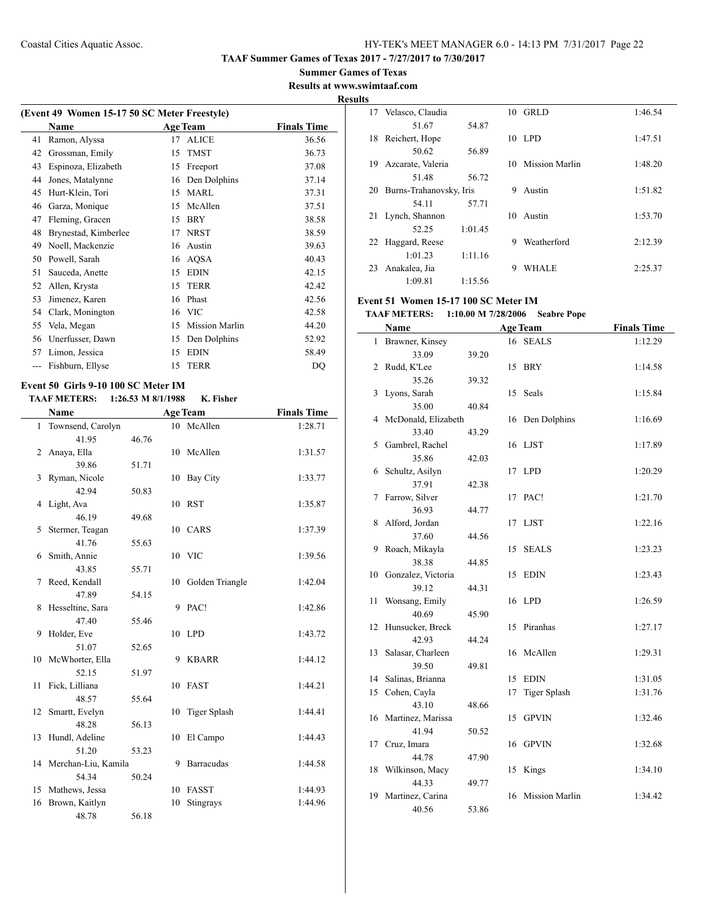**TAAF Summer Games of Texas 2017 - 7/27/2017 to 7/30/2017**

**Summer Games of Texas**

**Results at www.swimtaaf.com**

**Results**

**(Event 49 Women 15-17 50 SC Meter Freestyle)**

| | Name | Age | Team | Finals Time |
|---|---|---|---|---|
| 41 | Ramon, Alyssa | 17 | ALICE | 36.56 |
| 42 | Grossman, Emily | 15 | TMST | 36.73 |
| 43 | Espinoza, Elizabeth | 15 | Freeport | 37.08 |
| 44 | Jones, Matalynne | 16 | Den Dolphins | 37.14 |
| 45 | Hurt-Klein, Tori | 15 | MARL | 37.31 |
| 46 | Garza, Monique | 15 | McAllen | 37.51 |
| 47 | Fleming, Gracen | 15 | BRY | 38.58 |
| 48 | Brynestad, Kimberlee | 17 | NRST | 38.59 |
| 49 | Noell, Mackenzie | 16 | Austin | 39.63 |
| 50 | Powell, Sarah | 16 | AQSA | 40.43 |
| 51 | Sauceda, Anette | 15 | EDIN | 42.15 |
| 52 | Allen, Krysta | 15 | TERR | 42.42 |
| 53 | Jimenez, Karen | 16 | Phast | 42.56 |
| 54 | Clark, Monington | 16 | VIC | 42.58 |
| 55 | Vela, Megan | 15 | Mission Marlin | 44.20 |
| 56 | Unerfusser, Dawn | 15 | Den Dolphins | 52.92 |
| 57 | Limon, Jessica | 15 | EDIN | 58.49 |
| --- | Fishburn, Ellyse | 15 | TERR | DQ |

**Event 50 Girls 9-10 100 SC Meter IM**

**TAAF METERS: 1:26.53 M 8/1/1988 K. Fisher**

| | Name | Age | Team | Finals Time |
|---|---|---|---|---|
| 1 | Townsend, Carolyn | 10 | McAllen | 1:28.71 |
| | 41.95 46.76 | | | |
| 2 | Anaya, Ella | 10 | McAllen | 1:31.57 |
| | 39.86 51.71 | | | |
| 3 | Ryman, Nicole | 10 | Bay City | 1:33.77 |
| | 42.94 50.83 | | | |
| 4 | Light, Ava | 10 | RST | 1:35.87 |
| | 46.19 49.68 | | | |
| 5 | Stermer, Teagan | 10 | CARS | 1:37.39 |
| | 41.76 55.63 | | | |
| 6 | Smith, Annie | 10 | VIC | 1:39.56 |
| | 43.85 55.71 | | | |
| 7 | Reed, Kendall | 10 | Golden Triangle | 1:42.04 |
| | 47.89 54.15 | | | |
| 8 | Hesseltine, Sara | 9 | PAC! | 1:42.86 |
| | 47.40 55.46 | | | |
| 9 | Holder, Eve | 10 | LPD | 1:43.72 |
| | 51.07 52.65 | | | |
| 10 | McWhorter, Ella | 9 | KBARR | 1:44.12 |
| | 52.15 51.97 | | | |
| 11 | Fick, Lilliana | 10 | FAST | 1:44.21 |
| | 48.57 55.64 | | | |
| 12 | Smartt, Evelyn | 10 | Tiger Splash | 1:44.41 |
| | 48.28 56.13 | | | |
| 13 | Hundl, Adeline | 10 | El Campo | 1:44.43 |
| | 51.20 53.23 | | | |
| 14 | Merchan-Liu, Kamila | 9 | Barracudas | 1:44.58 |
| | 54.34 50.24 | | | |
| 15 | Mathews, Jessa | 10 | FASST | 1:44.93 |
| 16 | Brown, Kaitlyn | 10 | Stingrays | 1:44.96 |
| | 48.78 56.18 | | | |
| 17 | Velasco, Claudia | 10 | GRLD | 1:46.54 |
| | 51.67 54.87 | | | |
| 18 | Reichert, Hope | 10 | LPD | 1:47.51 |
| | 50.62 56.89 | | | |
| 19 | Azcarate, Valeria | 10 | Mission Marlin | 1:48.20 |
| | 51.48 56.72 | | | |
| 20 | Burns-Trahanovsky, Iris | 9 | Austin | 1:51.82 |
| | 54.11 57.71 | | | |
| 21 | Lynch, Shannon | 10 | Austin | 1:53.70 |
| | 52.25 1:01.45 | | | |
| 22 | Haggard, Reese | 9 | Weatherford | 2:12.39 |
| | 1:01.23 1:11.16 | | | |
| 23 | Anakalea, Jia | 9 | WHALE | 2:25.37 |
| | 1:09.81 1:15.56 | | | |

**Event 51 Women 15-17 100 SC Meter IM**

**TAAF METERS: 1:10.00 M 7/28/2006 Seabre Pope**

| | Name | Age | Team | Finals Time |
|---|---|---|---|---|
| 1 | Brawner, Kinsey | 16 | SEALS | 1:12.29 |
| | 33.09 39.20 | | | |
| 2 | Rudd, K'Lee | 15 | BRY | 1:14.58 |
| | 35.26 39.32 | | | |
| 3 | Lyons, Sarah | 15 | Seals | 1:15.84 |
| | 35.00 40.84 | | | |
| 4 | McDonald, Elizabeth | 16 | Den Dolphins | 1:16.69 |
| | 33.40 43.29 | | | |
| 5 | Gambrel, Rachel | 16 | LJST | 1:17.89 |
| | 35.86 42.03 | | | |
| 6 | Schultz, Asilyn | 17 | LPD | 1:20.29 |
| | 37.91 42.38 | | | |
| 7 | Farrow, Silver | 17 | PAC! | 1:21.70 |
| | 36.93 44.77 | | | |
| 8 | Alford, Jordan | 17 | LJST | 1:22.16 |
| | 37.60 44.56 | | | |
| 9 | Roach, Mikayla | 15 | SEALS | 1:23.23 |
| | 38.38 44.85 | | | |
| 10 | Gonzalez, Victoria | 15 | EDIN | 1:23.43 |
| | 39.12 44.31 | | | |
| 11 | Wonsang, Emily | 16 | LPD | 1:26.59 |
| | 40.69 45.90 | | | |
| 12 | Hunsucker, Breck | 15 | Piranhas | 1:27.17 |
| | 42.93 44.24 | | | |
| 13 | Salasar, Charleen | 16 | McAllen | 1:29.31 |
| | 39.50 49.81 | | | |
| 14 | Salinas, Brianna | 15 | EDIN | 1:31.05 |
| 15 | Cohen, Cayla | 17 | Tiger Splash | 1:31.76 |
| | 43.10 48.66 | | | |
| 16 | Martinez, Marissa | 15 | GPVIN | 1:32.46 |
| | 41.94 50.52 | | | |
| 17 | Cruz, Imara | 16 | GPVIN | 1:32.68 |
| | 44.78 47.90 | | | |
| 18 | Wilkinson, Macy | 15 | Kings | 1:34.10 |
| | 44.33 49.77 | | | |
| 19 | Martinez, Carina | 16 | Mission Marlin | 1:34.42 |
| | 40.56 53.86 | | | |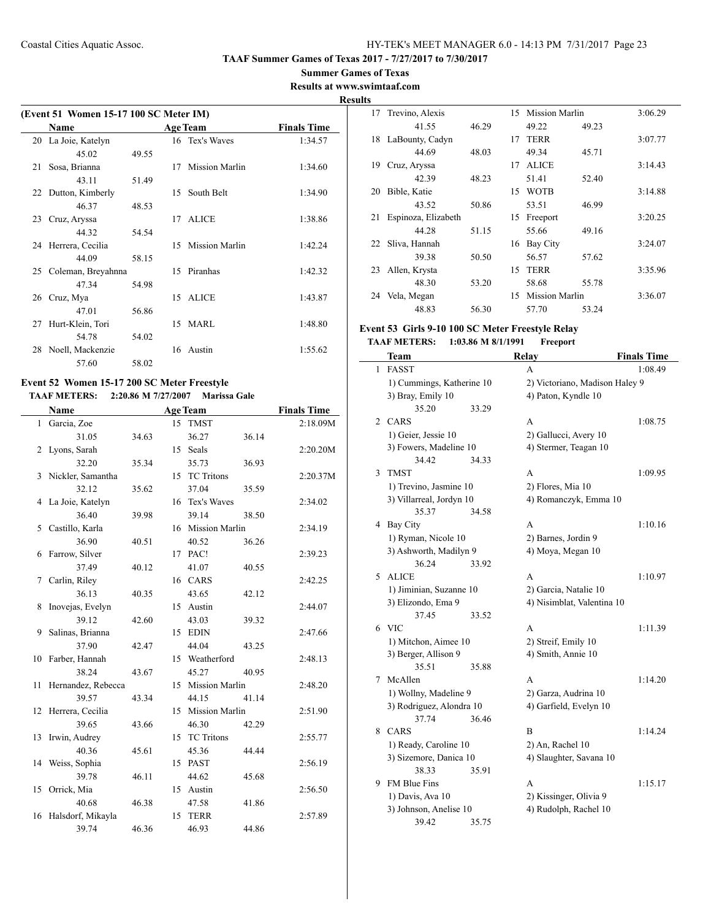**TAAF Summer Games of Texas 2017 - 7/27/2017 to 7/30/2017**

**Summer Games of Texas**

**Results at www.swimtaaf.com**

**Results**

### (Event 51 Women 15-17 100 SC Meter IM)

| | Name | Age | Team | Finals Time |
|---|---|---|---|---|
| 20 | La Joie, Katelyn | 16 | Tex's Waves | 1:34.57 |
| | 45.02 49.55 | | | |
| 21 | Sosa, Brianna | 17 | Mission Marlin | 1:34.60 |
| | 43.11 51.49 | | | |
| 22 | Dutton, Kimberly | 15 | South Belt | 1:34.90 |
| | 46.37 48.53 | | | |
| 23 | Cruz, Aryssa | 17 | ALICE | 1:38.86 |
| | 44.32 54.54 | | | |
| 24 | Herrera, Cecilia | 15 | Mission Marlin | 1:42.24 |
| | 44.09 58.15 | | | |
| 25 | Coleman, Breyahnna | 15 | Piranhas | 1:42.32 |
| | 47.34 54.98 | | | |
| 26 | Cruz, Mya | 15 | ALICE | 1:43.87 |
| | 47.01 56.86 | | | |
| 27 | Hurt-Klein, Tori | 15 | MARL | 1:48.80 |
| | 54.78 54.02 | | | |
| 28 | Noell, Mackenzie | 16 | Austin | 1:55.62 |
| | 57.60 58.02 | | | |

### Event 52 Women 15-17 200 SC Meter Freestyle

**TAAF METERS: 2:20.86 M 7/27/2007 Marissa Gale**

| | Name | Age | Team | Finals Time |
|---|---|---|---|---|
| 1 | Garcia, Zoe | 15 | TMST | 2:18.09M |
| | 31.05 34.63 36.27 36.14 | | | |
| 2 | Lyons, Sarah | 15 | Seals | 2:20.20M |
| | 32.20 35.34 35.73 36.93 | | | |
| 3 | Nickler, Samantha | 15 | TC Tritons | 2:20.37M |
| | 32.12 35.62 37.04 35.59 | | | |
| 4 | La Joie, Katelyn | 16 | Tex's Waves | 2:34.02 |
| | 36.40 39.98 39.14 38.50 | | | |
| 5 | Castillo, Karla | 16 | Mission Marlin | 2:34.19 |
| | 36.90 40.51 40.52 36.26 | | | |
| 6 | Farrow, Silver | 17 | PAC! | 2:39.23 |
| | 37.49 40.12 41.07 40.55 | | | |
| 7 | Carlin, Riley | 16 | CARS | 2:42.25 |
| | 36.13 40.35 43.65 42.12 | | | |
| 8 | Inovejas, Evelyn | 15 | Austin | 2:44.07 |
| | 39.12 42.60 43.03 39.32 | | | |
| 9 | Salinas, Brianna | 15 | EDIN | 2:47.66 |
| | 37.90 42.47 44.04 43.25 | | | |
| 10 | Farber, Hannah | 15 | Weatherford | 2:48.13 |
| | 38.24 43.67 45.27 40.95 | | | |
| 11 | Hernandez, Rebecca | 15 | Mission Marlin | 2:48.20 |
| | 39.57 43.34 44.15 41.14 | | | |
| 12 | Herrera, Cecilia | 15 | Mission Marlin | 2:51.90 |
| | 39.65 43.66 46.30 42.29 | | | |
| 13 | Irwin, Audrey | 15 | TC Tritons | 2:55.77 |
| | 40.36 45.61 45.36 44.44 | | | |
| 14 | Weiss, Sophia | 15 | PAST | 2:56.19 |
| | 39.78 46.11 44.62 45.68 | | | |
| 15 | Orrick, Mia | 15 | Austin | 2:56.50 |
| | 40.68 46.38 47.58 41.86 | | | |
| 16 | Halsdorf, Mikayla | 15 | TERR | 2:57.89 |
| | 39.74 46.36 46.93 44.86 | | | |
| 17 | Trevino, Alexis | 15 | Mission Marlin | 3:06.29 |
| | 41.55 46.29 49.22 49.23 | | | |
| 18 | LaBounty, Cadyn | 17 | TERR | 3:07.77 |
| | 44.69 48.03 49.34 45.71 | | | |
| 19 | Cruz, Aryssa | 17 | ALICE | 3:14.43 |
| | 42.39 48.23 51.41 52.40 | | | |
| 20 | Bible, Katie | 15 | WOTB | 3:14.88 |
| | 43.52 50.86 53.51 46.99 | | | |
| 21 | Espinoza, Elizabeth | 15 | Freeport | 3:20.25 |
| | 44.28 51.15 55.66 49.16 | | | |
| 22 | Sliva, Hannah | 16 | Bay City | 3:24.07 |
| | 39.38 50.50 56.57 57.62 | | | |
| 23 | Allen, Krysta | 15 | TERR | 3:35.96 |
| | 48.30 53.20 58.68 55.78 | | | |
| 24 | Vela, Megan | 15 | Mission Marlin | 3:36.07 |
| | 48.83 56.30 57.70 53.24 | | | |

### Event 53 Girls 9-10 100 SC Meter Freestyle Relay

**TAAF METERS: 1:03.86 M 8/1/1991 Freeport**

| | Team | Relay | Finals Time |
|---|---|---|---|
| 1 | FASST | A | 1:08.49 |
| | 1) Cummings, Katherine 10 | 2) Victoriano, Madison Haley 9 | |
| | 3) Bray, Emily 10 | 4) Paton, Kyndle 10 | |
| | 35.20 33.29 | | |
| 2 | CARS | A | 1:08.75 |
| | 1) Geier, Jessie 10 | 2) Gallucci, Avery 10 | |
| | 3) Fowers, Madeline 10 | 4) Stermer, Teagan 10 | |
| | 34.42 34.33 | | |
| 3 | TMST | A | 1:09.95 |
| | 1) Trevino, Jasmine 10 | 2) Flores, Mia 10 | |
| | 3) Villarreal, Jordyn 10 | 4) Romanczyk, Emma 10 | |
| | 35.37 34.58 | | |
| 4 | Bay City | A | 1:10.16 |
| | 1) Ryman, Nicole 10 | 2) Barnes, Jordin 9 | |
| | 3) Ashworth, Madilyn 9 | 4) Moya, Megan 10 | |
| | 36.24 33.92 | | |
| 5 | ALICE | A | 1:10.97 |
| | 1) Jiminian, Suzanne 10 | 2) Garcia, Natalie 10 | |
| | 3) Elizondo, Ema 9 | 4) Nisimblat, Valentina 10 | |
| | 37.45 33.52 | | |
| 6 | VIC | A | 1:11.39 |
| | 1) Mitchon, Aimee 10 | 2) Streif, Emily 10 | |
| | 3) Berger, Allison 9 | 4) Smith, Annie 10 | |
| | 35.51 35.88 | | |
| 7 | McAllen | A | 1:14.20 |
| | 1) Wollny, Madeline 9 | 2) Garza, Audrina 10 | |
| | 3) Rodriguez, Alondra 10 | 4) Garfield, Evelyn 10 | |
| | 37.74 36.46 | | |
| 8 | CARS | B | 1:14.24 |
| | 1) Ready, Caroline 10 | 2) An, Rachel 10 | |
| | 3) Sizemore, Danica 10 | 4) Slaughter, Savana 10 | |
| | 38.33 35.91 | | |
| 9 | FM Blue Fins | A | 1:15.17 |
| | 1) Davis, Ava 10 | 2) Kissinger, Olivia 9 | |
| | 3) Johnson, Anelise 10 | 4) Rudolph, Rachel 10 | |
| | 39.42 35.75 | | |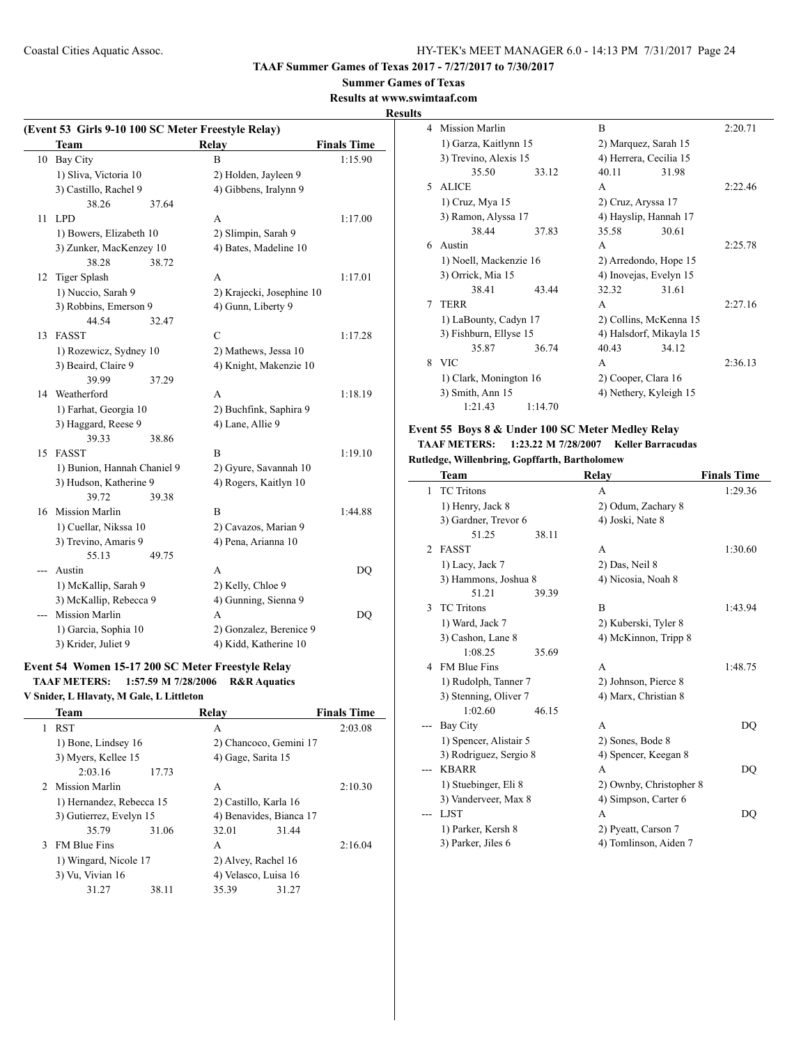**TAAF Summer Games of Texas 2017 - 7/27/2017 to 7/30/2017**

**Summer Games of Texas**

**Results at www.swimtaaf.com**

**Results**

### (Event 53 Girls 9-10 100 SC Meter Freestyle Relay)

| | Team | Relay | Finals Time |
|---|---|---|---|
| 10 | Bay City | B | 1:15.90 |
| | 1) Sliva, Victoria 10 | 2) Holden, Jayleen 9 | |
| | 3) Castillo, Rachel 9 | 4) Gibbens, Iralynn 9 | |
| | 38.26 37.64 | | |
| 11 | LPD | A | 1:17.00 |
| | 1) Bowers, Elizabeth 10 | 2) Slimpin, Sarah 9 | |
| | 3) Zunker, MacKenzey 10 | 4) Bates, Madeline 10 | |
| | 38.28 38.72 | | |
| 12 | Tiger Splash | A | 1:17.01 |
| | 1) Nuccio, Sarah 9 | 2) Krajecki, Josephine 10 | |
| | 3) Robbins, Emerson 9 | 4) Gunn, Liberty 9 | |
| | 44.54 32.47 | | |
| 13 | FASST | C | 1:17.28 |
| | 1) Rozewicz, Sydney 10 | 2) Mathews, Jessa 10 | |
| | 3) Beaird, Claire 9 | 4) Knight, Makenzie 10 | |
| | 39.99 37.29 | | |
| 14 | Weatherford | A | 1:18.19 |
| | 1) Farhat, Georgia 10 | 2) Buchfink, Saphira 9 | |
| | 3) Haggard, Reese 9 | 4) Lane, Allie 9 | |
| | 39.33 38.86 | | |
| 15 | FASST | B | 1:19.10 |
| | 1) Bunion, Hannah Chaniel 9 | 2) Gyure, Savannah 10 | |
| | 3) Hudson, Katherine 9 | 4) Rogers, Kaitlyn 10 | |
| | 39.72 39.38 | | |
| 16 | Mission Marlin | B | 1:44.88 |
| | 1) Cuellar, Nikssa 10 | 2) Cavazos, Marian 9 | |
| | 3) Trevino, Amaris 9 | 4) Pena, Arianna 10 | |
| | 55.13 49.75 | | |
| --- | Austin | A | DQ |
| | 1) McKallip, Sarah 9 | 2) Kelly, Chloe 9 | |
| | 3) McKallip, Rebecca 9 | 4) Gunning, Sienna 9 | |
| --- | Mission Marlin | A | DQ |
| | 1) Garcia, Sophia 10 | 2) Gonzalez, Berenice 9 | |
| | 3) Krider, Juliet 9 | 4) Kidd, Katherine 10 | |

### Event 54 Women 15-17 200 SC Meter Freestyle Relay

**TAAF METERS: 1:57.59 M 7/28/2006 R&R Aquatics**
**V Snider, L Hlavaty, M Gale, L Littleton**

| | Team | Relay | Finals Time |
|---|---|---|---|
| 1 | RST | A | 2:03.08 |
| | 1) Bone, Lindsey 16 | 2) Chancoco, Gemini 17 | |
| | 3) Myers, Kellee 15 | 4) Gage, Sarita 15 | |
| | 2:03.16 17.73 | | |
| 2 | Mission Marlin | A | 2:10.30 |
| | 1) Hernandez, Rebecca 15 | 2) Castillo, Karla 16 | |
| | 3) Gutierrez, Evelyn 15 | 4) Benavides, Bianca 17 | |
| | 35.79 31.06 | 32.01 31.44 | |
| 3 | FM Blue Fins | A | 2:16.04 |
| | 1) Wingard, Nicole 17 | 2) Alvey, Rachel 16 | |
| | 3) Vu, Vivian 16 | 4) Velasco, Luisa 16 | |
| | 31.27 38.11 | 35.39 31.27 | |
| 4 | Mission Marlin | B | 2:20.71 |
| | 1) Garza, Kaitlynn 15 | 2) Marquez, Sarah 15 | |
| | 3) Trevino, Alexis 15 | 4) Herrera, Cecilia 15 | |
| | 35.50 33.12 | 40.11 31.98 | |
| 5 | ALICE | A | 2:22.46 |
| | 1) Cruz, Mya 15 | 2) Cruz, Aryssa 17 | |
| | 3) Ramon, Alyssa 17 | 4) Hayslip, Hannah 17 | |
| | 38.44 37.83 | 35.58 30.61 | |
| 6 | Austin | A | 2:25.78 |
| | 1) Noell, Mackenzie 16 | 2) Arredondo, Hope 15 | |
| | 3) Orrick, Mia 15 | 4) Inovejas, Evelyn 15 | |
| | 38.41 43.44 | 32.32 31.61 | |
| 7 | TERR | A | 2:27.16 |
| | 1) LaBounty, Cadyn 17 | 2) Collins, McKenna 15 | |
| | 3) Fishburn, Ellyse 15 | 4) Halsdorf, Mikayla 15 | |
| | 35.87 36.74 | 40.43 34.12 | |
| 8 | VIC | A | 2:36.13 |
| | 1) Clark, Monington 16 | 2) Cooper, Clara 16 | |
| | 3) Smith, Ann 15 | 4) Nethery, Kyleigh 15 | |
| | 1:21.43 1:14.70 | | |

### Event 55 Boys 8 & Under 100 SC Meter Medley Relay

**TAAF METERS: 1:23.22 M 7/28/2007 Keller Barracudas**
**Rutledge, Willenbring, Gopffarth, Bartholomew**

| | Team | Relay | Finals Time |
|---|---|---|---|
| 1 | TC Tritons | A | 1:29.36 |
| | 1) Henry, Jack 8 | 2) Odum, Zachary 8 | |
| | 3) Gardner, Trevor 6 | 4) Joski, Nate 8 | |
| | 51.25 38.11 | | |
| 2 | FASST | A | 1:30.60 |
| | 1) Lacy, Jack 7 | 2) Das, Neil 8 | |
| | 3) Hammons, Joshua 8 | 4) Nicosia, Noah 8 | |
| | 51.21 39.39 | | |
| 3 | TC Tritons | B | 1:43.94 |
| | 1) Ward, Jack 7 | 2) Kuberski, Tyler 8 | |
| | 3) Cashon, Lane 8 | 4) McKinnon, Tripp 8 | |
| | 1:08.25 35.69 | | |
| 4 | FM Blue Fins | A | 1:48.75 |
| | 1) Rudolph, Tanner 7 | 2) Johnson, Pierce 8 | |
| | 3) Stenning, Oliver 7 | 4) Marx, Christian 8 | |
| | 1:02.60 46.15 | | |
| --- | Bay City | A | DQ |
| | 1) Spencer, Alistair 5 | 2) Sones, Bode 8 | |
| | 3) Rodriguez, Sergio 8 | 4) Spencer, Keegan 8 | |
| --- | KBARR | A | DQ |
| | 1) Stuebinger, Eli 8 | 2) Ownby, Christopher 8 | |
| | 3) Vanderveer, Max 8 | 4) Simpson, Carter 6 | |
| --- | LJST | A | DQ |
| | 1) Parker, Kersh 8 | 2) Pyeatt, Carson 7 | |
| | 3) Parker, Jiles 6 | 4) Tomlinson, Aiden 7 | |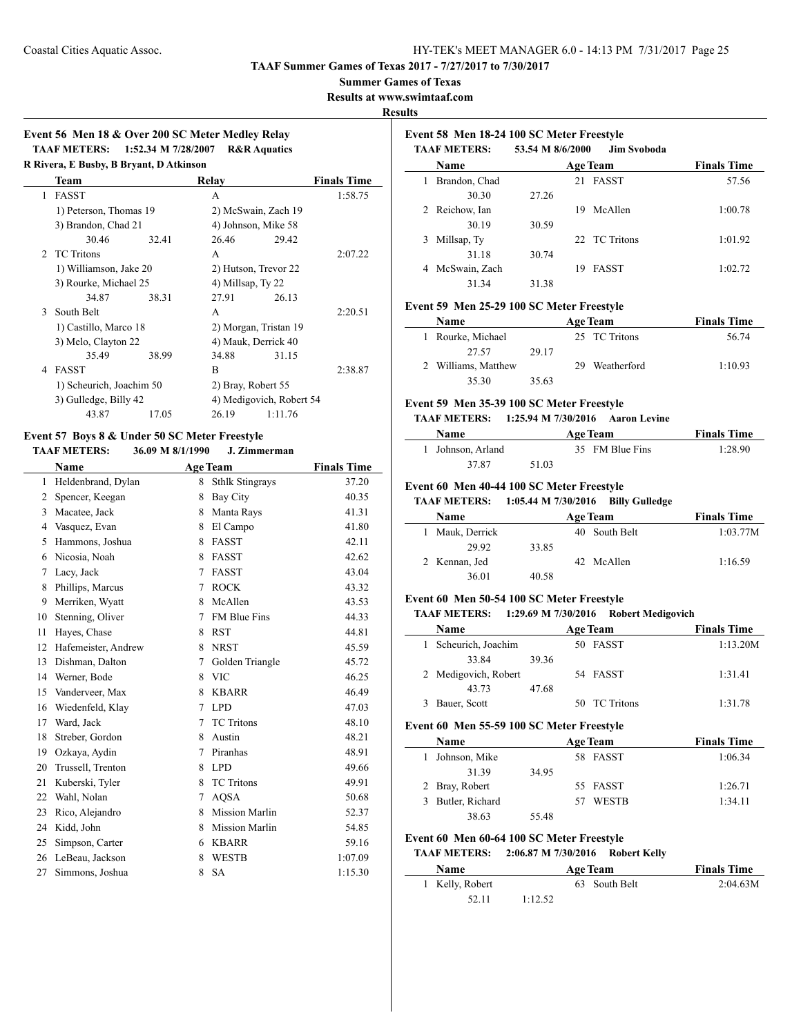**TAAF Summer Games of Texas 2017 - 7/27/2017 to 7/30/2017**

**Summer Games of Texas**

**Results at www.swimtaaf.com**

**Results**

### Event 56 Men 18 & Over 200 SC Meter Medley Relay

**TAAF METERS: 1:52.34 M 7/28/2007 R&R Aquatics**

**R Rivera, E Busby, B Bryant, D Atkinson**

| | Team | Relay | Finals Time |
|---|---|---|---|
| 1 | FASST | A | 1:58.75 |
| | 1) Peterson, Thomas 19 | 2) McSwain, Zach 19 | |
| | 3) Brandon, Chad 21 | 4) Johnson, Mike 58 | |
| | 30.46 32.41 | 26.46 29.42 | |
| 2 | TC Tritons | A | 2:07.22 |
| | 1) Williamson, Jake 20 | 2) Hutson, Trevor 22 | |
| | 3) Rourke, Michael 25 | 4) Millsap, Ty 22 | |
| | 34.87 38.31 | 27.91 26.13 | |
| 3 | South Belt | A | 2:20.51 |
| | 1) Castillo, Marco 18 | 2) Morgan, Tristan 19 | |
| | 3) Melo, Clayton 22 | 4) Mauk, Derrick 40 | |
| | 35.49 38.99 | 34.88 31.15 | |
| 4 | FASST | B | 2:38.87 |
| | 1) Scheurich, Joachim 50 | 2) Bray, Robert 55 | |
| | 3) Gulledge, Billy 42 | 4) Medigovich, Robert 54 | |
| | 43.87 17.05 | 26.19 1:11.76 | |

### Event 57 Boys 8 & Under 50 SC Meter Freestyle

**TAAF METERS: 36.09 M 8/1/1990 J. Zimmerman**

| | Name | Age | Team | Finals Time |
|---|---|---|---|---|
| 1 | Heldenbrand, Dylan | 8 | Sthlk Stingrays | 37.20 |
| 2 | Spencer, Keegan | 8 | Bay City | 40.35 |
| 3 | Macatee, Jack | 8 | Manta Rays | 41.31 |
| 4 | Vasquez, Evan | 8 | El Campo | 41.80 |
| 5 | Hammons, Joshua | 8 | FASST | 42.11 |
| 6 | Nicosia, Noah | 8 | FASST | 42.62 |
| 7 | Lacy, Jack | 7 | FASST | 43.04 |
| 8 | Phillips, Marcus | 7 | ROCK | 43.32 |
| 9 | Merriken, Wyatt | 8 | McAllen | 43.53 |
| 10 | Stenning, Oliver | 7 | FM Blue Fins | 44.33 |
| 11 | Hayes, Chase | 8 | RST | 44.81 |
| 12 | Hafemeister, Andrew | 8 | NRST | 45.59 |
| 13 | Dishman, Dalton | 7 | Golden Triangle | 45.72 |
| 14 | Werner, Bode | 8 | VIC | 46.25 |
| 15 | Vanderveer, Max | 8 | KBARR | 46.49 |
| 16 | Wiedenfeld, Klay | 7 | LPD | 47.03 |
| 17 | Ward, Jack | 7 | TC Tritons | 48.10 |
| 18 | Streber, Gordon | 8 | Austin | 48.21 |
| 19 | Ozkaya, Aydin | 7 | Piranhas | 48.91 |
| 20 | Trussell, Trenton | 8 | LPD | 49.66 |
| 21 | Kuberski, Tyler | 8 | TC Tritons | 49.91 |
| 22 | Wahl, Nolan | 7 | AQSA | 50.68 |
| 23 | Rico, Alejandro | 8 | Mission Marlin | 52.37 |
| 24 | Kidd, John | 8 | Mission Marlin | 54.85 |
| 25 | Simpson, Carter | 6 | KBARR | 59.16 |
| 26 | LeBeau, Jackson | 8 | WESTB | 1:07.09 |
| 27 | Simmons, Joshua | 8 | SA | 1:15.30 |

### Event 58 Men 18-24 100 SC Meter Freestyle

**TAAF METERS: 53.54 M 8/6/2000 Jim Svoboda**

| | Name | Age | Team | Finals Time |
|---|---|---|---|---|
| 1 | Brandon, Chad | 21 | FASST | 57.56 |
| | 30.30 27.26 | | | |
| 2 | Reichow, Ian | 19 | McAllen | 1:00.78 |
| | 30.19 30.59 | | | |
| 3 | Millsap, Ty | 22 | TC Tritons | 1:01.92 |
| | 31.18 30.74 | | | |
| 4 | McSwain, Zach | 19 | FASST | 1:02.72 |
| | 31.34 31.38 | | | |

### Event 59 Men 25-29 100 SC Meter Freestyle

| | Name | Age | Team | Finals Time |
|---|---|---|---|---|
| 1 | Rourke, Michael | 25 | TC Tritons | 56.74 |
| | 27.57 29.17 | | | |
| 2 | Williams, Matthew | 29 | Weatherford | 1:10.93 |
| | 35.30 35.63 | | | |

### Event 59 Men 35-39 100 SC Meter Freestyle

**TAAF METERS: 1:25.94 M 7/30/2016 Aaron Levine**

| | Name | Age | Team | Finals Time |
|---|---|---|---|---|
| 1 | Johnson, Arland | 35 | FM Blue Fins | 1:28.90 |
| | 37.87 51.03 | | | |

### Event 60 Men 40-44 100 SC Meter Freestyle

**TAAF METERS: 1:05.44 M 7/30/2016 Billy Gulledge**

| | Name | Age | Team | Finals Time |
|---|---|---|---|---|
| 1 | Mauk, Derrick | 40 | South Belt | 1:03.77M |
| | 29.92 33.85 | | | |
| 2 | Kennan, Jed | 42 | McAllen | 1:16.59 |
| | 36.01 40.58 | | | |

### Event 60 Men 50-54 100 SC Meter Freestyle

**TAAF METERS: 1:29.69 M 7/30/2016 Robert Medigovich**

| | Name | Age | Team | Finals Time |
|---|---|---|---|---|
| 1 | Scheurich, Joachim | 50 | FASST | 1:13.20M |
| | 33.84 39.36 | | | |
| 2 | Medigovich, Robert | 54 | FASST | 1:31.41 |
| | 43.73 47.68 | | | |
| 3 | Bauer, Scott | 50 | TC Tritons | 1:31.78 |

### Event 60 Men 55-59 100 SC Meter Freestyle

| | Name | Age | Team | Finals Time |
|---|---|---|---|---|
| 1 | Johnson, Mike | 58 | FASST | 1:06.34 |
| | 31.39 34.95 | | | |
| 2 | Bray, Robert | 55 | FASST | 1:26.71 |
| 3 | Butler, Richard | 57 | WESTB | 1:34.11 |
| | 38.63 55.48 | | | |

### Event 60 Men 60-64 100 SC Meter Freestyle

**TAAF METERS: 2:06.87 M 7/30/2016 Robert Kelly**

| | Name | Age | Team | Finals Time |
|---|---|---|---|---|
| 1 | Kelly, Robert | 63 | South Belt | 2:04.63M |
| | 52.11 1:12.52 | | | |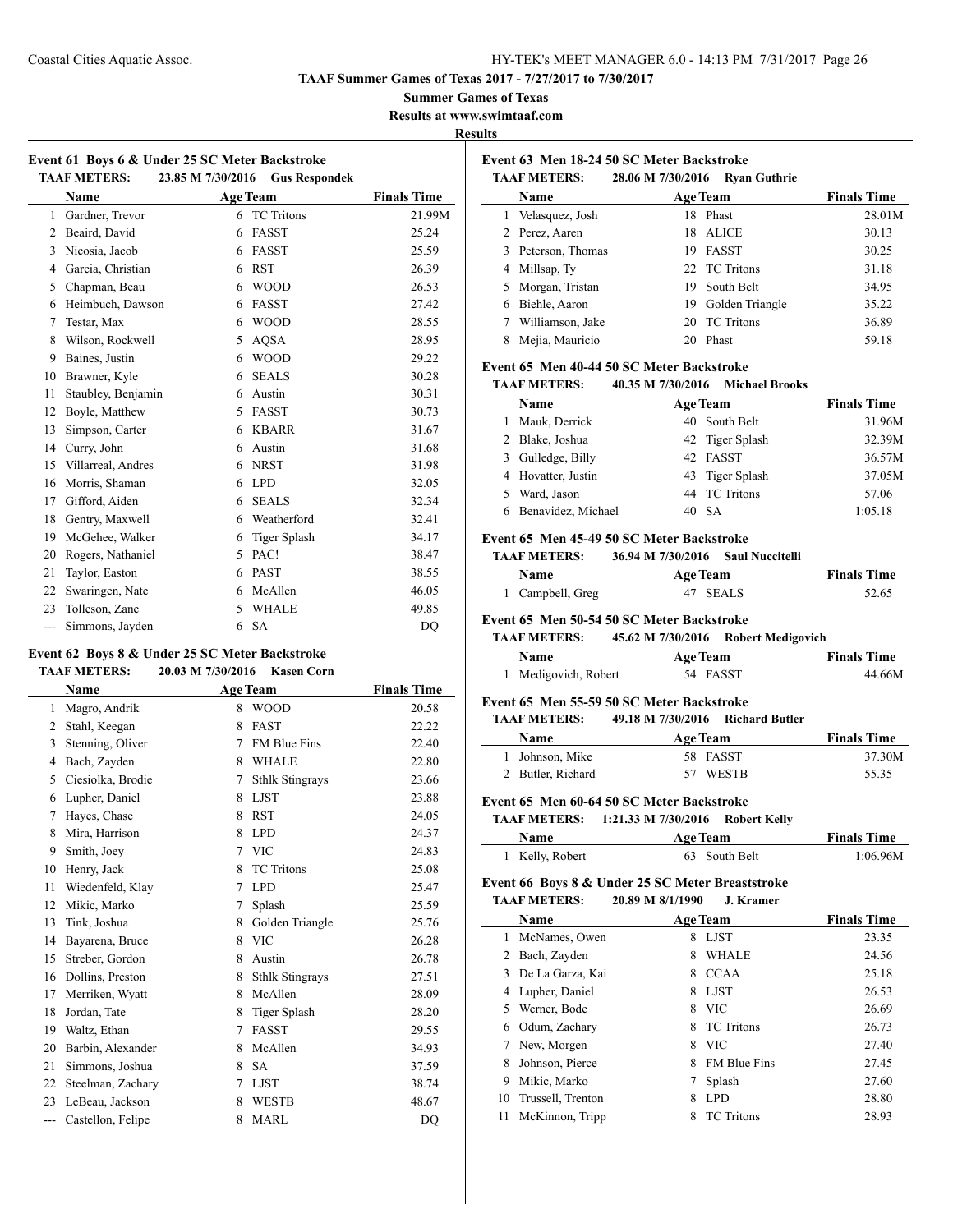**TAAF Summer Games of Texas 2017 - 7/27/2017 to 7/30/2017**

**Summer Games of Texas**

**Results at www.swimtaaf.com**

**Results**

### Event 61 Boys 6 & Under 25 SC Meter Backstroke

TAAF METERS: 23.85 M 7/30/2016 Gus Respondek

| | Name | Age | Team | Finals Time |
|---|---|---|---|---|
| 1 | Gardner, Trevor | 6 | TC Tritons | 21.99M |
| 2 | Beaird, David | 6 | FASST | 25.24 |
| 3 | Nicosia, Jacob | 6 | FASST | 25.59 |
| 4 | Garcia, Christian | 6 | RST | 26.39 |
| 5 | Chapman, Beau | 6 | WOOD | 26.53 |
| 6 | Heimbuch, Dawson | 6 | FASST | 27.42 |
| 7 | Testar, Max | 6 | WOOD | 28.55 |
| 8 | Wilson, Rockwell | 5 | AQSA | 28.95 |
| 9 | Baines, Justin | 6 | WOOD | 29.22 |
| 10 | Brawner, Kyle | 6 | SEALS | 30.28 |
| 11 | Staubley, Benjamin | 6 | Austin | 30.31 |
| 12 | Boyle, Matthew | 5 | FASST | 30.73 |
| 13 | Simpson, Carter | 6 | KBARR | 31.67 |
| 14 | Curry, John | 6 | Austin | 31.68 |
| 15 | Villarreal, Andres | 6 | NRST | 31.98 |
| 16 | Morris, Shaman | 6 | LPD | 32.05 |
| 17 | Gifford, Aiden | 6 | SEALS | 32.34 |
| 18 | Gentry, Maxwell | 6 | Weatherford | 32.41 |
| 19 | McGehee, Walker | 6 | Tiger Splash | 34.17 |
| 20 | Rogers, Nathaniel | 5 | PAC! | 38.47 |
| 21 | Taylor, Easton | 6 | PAST | 38.55 |
| 22 | Swaringen, Nate | 6 | McAllen | 46.05 |
| 23 | Tolleson, Zane | 5 | WHALE | 49.85 |
| --- | Simmons, Jayden | 6 | SA | DQ |

### Event 62 Boys 8 & Under 25 SC Meter Backstroke

TAAF METERS: 20.03 M 7/30/2016 Kasen Corn

| | Name | Age | Team | Finals Time |
|---|---|---|---|---|
| 1 | Magro, Andrik | 8 | WOOD | 20.58 |
| 2 | Stahl, Keegan | 8 | FAST | 22.22 |
| 3 | Stenning, Oliver | 7 | FM Blue Fins | 22.40 |
| 4 | Bach, Zayden | 8 | WHALE | 22.80 |
| 5 | Ciesiolka, Brodie | 7 | Sthlk Stingrays | 23.66 |
| 6 | Lupher, Daniel | 8 | LJST | 23.88 |
| 7 | Hayes, Chase | 8 | RST | 24.05 |
| 8 | Mira, Harrison | 8 | LPD | 24.37 |
| 9 | Smith, Joey | 7 | VIC | 24.83 |
| 10 | Henry, Jack | 8 | TC Tritons | 25.08 |
| 11 | Wiedenfeld, Klay | 7 | LPD | 25.47 |
| 12 | Mikic, Marko | 7 | Splash | 25.59 |
| 13 | Tink, Joshua | 8 | Golden Triangle | 25.76 |
| 14 | Bayarena, Bruce | 8 | VIC | 26.28 |
| 15 | Streber, Gordon | 8 | Austin | 26.78 |
| 16 | Dollins, Preston | 8 | Sthlk Stingrays | 27.51 |
| 17 | Merriken, Wyatt | 8 | McAllen | 28.09 |
| 18 | Jordan, Tate | 8 | Tiger Splash | 28.20 |
| 19 | Waltz, Ethan | 7 | FASST | 29.55 |
| 20 | Barbin, Alexander | 8 | McAllen | 34.93 |
| 21 | Simmons, Joshua | 8 | SA | 37.59 |
| 22 | Steelman, Zachary | 7 | LJST | 38.74 |
| 23 | LeBeau, Jackson | 8 | WESTB | 48.67 |
| --- | Castellon, Felipe | 8 | MARL | DQ |

### Event 63 Men 18-24 50 SC Meter Backstroke

TAAF METERS: 28.06 M 7/30/2016 Ryan Guthrie

| | Name | Age | Team | Finals Time |
|---|---|---|---|---|
| 1 | Velasquez, Josh | 18 | Phast | 28.01M |
| 2 | Perez, Aaren | 18 | ALICE | 30.13 |
| 3 | Peterson, Thomas | 19 | FASST | 30.25 |
| 4 | Millsap, Ty | 22 | TC Tritons | 31.18 |
| 5 | Morgan, Tristan | 19 | South Belt | 34.95 |
| 6 | Biehle, Aaron | 19 | Golden Triangle | 35.22 |
| 7 | Williamson, Jake | 20 | TC Tritons | 36.89 |
| 8 | Mejia, Mauricio | 20 | Phast | 59.18 |

### Event 65 Men 40-44 50 SC Meter Backstroke

TAAF METERS: 40.35 M 7/30/2016 Michael Brooks

| | Name | Age | Team | Finals Time |
|---|---|---|---|---|
| 1 | Mauk, Derrick | 40 | South Belt | 31.96M |
| 2 | Blake, Joshua | 42 | Tiger Splash | 32.39M |
| 3 | Gulledge, Billy | 42 | FASST | 36.57M |
| 4 | Hovatter, Justin | 43 | Tiger Splash | 37.05M |
| 5 | Ward, Jason | 44 | TC Tritons | 57.06 |
| 6 | Benavidez, Michael | 40 | SA | 1:05.18 |

### Event 65 Men 45-49 50 SC Meter Backstroke

TAAF METERS: 36.94 M 7/30/2016 Saul Nuccitelli

| | Name | Age | Team | Finals Time |
|---|---|---|---|---|
| 1 | Campbell, Greg | 47 | SEALS | 52.65 |

### Event 65 Men 50-54 50 SC Meter Backstroke

TAAF METERS: 45.62 M 7/30/2016 Robert Medigovich

| | Name | Age | Team | Finals Time |
|---|---|---|---|---|
| 1 | Medigovich, Robert | 54 | FASST | 44.66M |

### Event 65 Men 55-59 50 SC Meter Backstroke

TAAF METERS: 49.18 M 7/30/2016 Richard Butler

| | Name | Age | Team | Finals Time |
|---|---|---|---|---|
| 1 | Johnson, Mike | 58 | FASST | 37.30M |
| 2 | Butler, Richard | 57 | WESTB | 55.35 |

### Event 65 Men 60-64 50 SC Meter Backstroke

TAAF METERS: 1:21.33 M 7/30/2016 Robert Kelly

| | Name | Age | Team | Finals Time |
|---|---|---|---|---|
| 1 | Kelly, Robert | 63 | South Belt | 1:06.96M |

### Event 66 Boys 8 & Under 25 SC Meter Breaststroke

TAAF METERS: 20.89 M 8/1/1990 J. Kramer

| | Name | Age | Team | Finals Time |
|---|---|---|---|---|
| 1 | McNames, Owen | 8 | LJST | 23.35 |
| 2 | Bach, Zayden | 8 | WHALE | 24.56 |
| 3 | De La Garza, Kai | 8 | CCAA | 25.18 |
| 4 | Lupher, Daniel | 8 | LJST | 26.53 |
| 5 | Werner, Bode | 8 | VIC | 26.69 |
| 6 | Odum, Zachary | 8 | TC Tritons | 26.73 |
| 7 | New, Morgen | 8 | VIC | 27.40 |
| 8 | Johnson, Pierce | 8 | FM Blue Fins | 27.45 |
| 9 | Mikic, Marko | 7 | Splash | 27.60 |
| 10 | Trussell, Trenton | 8 | LPD | 28.80 |
| 11 | McKinnon, Tripp | 8 | TC Tritons | 28.93 |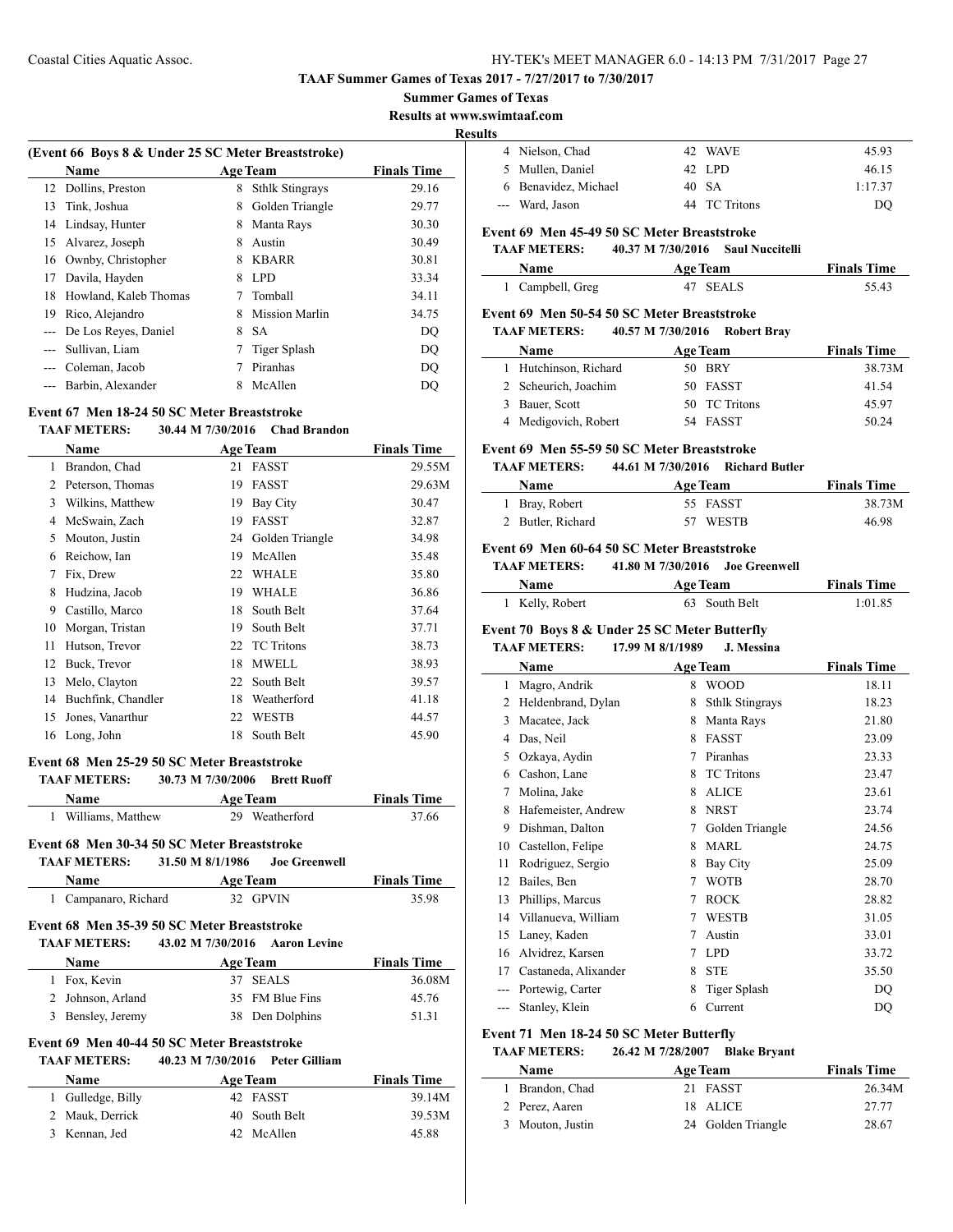## Summer Games of Texas

**Results**

### (Event 66 Boys 8 & Under 25 SC Meter Breaststroke)

| | Name | Age | Team | Finals Time |
|---|---|---|---|---|
| 12 | Dollins, Preston | 8 | Sthlk Stingrays | 29.16 |
| 13 | Tink, Joshua | 8 | Golden Triangle | 29.77 |
| 14 | Lindsay, Hunter | 8 | Manta Rays | 30.30 |
| 15 | Alvarez, Joseph | 8 | Austin | 30.49 |
| 16 | Ownby, Christopher | 8 | KBARR | 30.81 |
| 17 | Davila, Hayden | 8 | LPD | 33.34 |
| 18 | Howland, Kaleb Thomas | 7 | Tomball | 34.11 |
| 19 | Rico, Alejandro | 8 | Mission Marlin | 34.75 |
| --- | De Los Reyes, Daniel | 8 | SA | DQ |
| --- | Sullivan, Liam | 7 | Tiger Splash | DQ |
| --- | Coleman, Jacob | 7 | Piranhas | DQ |
| --- | Barbin, Alexander | 8 | McAllen | DQ |

### Event 67 Men 18-24 50 SC Meter Breaststroke

**TAAF METERS:** 30.44 M 7/30/2016 **Chad Brandon**

| | Name | Age | Team | Finals Time |
|---|---|---|---|---|
| 1 | Brandon, Chad | 21 | FASST | 29.55M |
| 2 | Peterson, Thomas | 19 | FASST | 29.63M |
| 3 | Wilkins, Matthew | 19 | Bay City | 30.47 |
| 4 | McSwain, Zach | 19 | FASST | 32.87 |
| 5 | Mouton, Justin | 24 | Golden Triangle | 34.98 |
| 6 | Reichow, Ian | 19 | McAllen | 35.48 |
| 7 | Fix, Drew | 22 | WHALE | 35.80 |
| 8 | Hudzina, Jacob | 19 | WHALE | 36.86 |
| 9 | Castillo, Marco | 18 | South Belt | 37.64 |
| 10 | Morgan, Tristan | 19 | South Belt | 37.71 |
| 11 | Hutson, Trevor | 22 | TC Tritons | 38.73 |
| 12 | Buck, Trevor | 18 | MWELL | 38.93 |
| 13 | Melo, Clayton | 22 | South Belt | 39.57 |
| 14 | Buchfink, Chandler | 18 | Weatherford | 41.18 |
| 15 | Jones, Vanarthur | 22 | WESTB | 44.57 |
| 16 | Long, John | 18 | South Belt | 45.90 |

### Event 68 Men 25-29 50 SC Meter Breaststroke

**TAAF METERS:** 30.73 M 7/30/2006 **Brett Ruoff**

| | Name | Age | Team | Finals Time |
|---|---|---|---|---|
| 1 | Williams, Matthew | 29 | Weatherford | 37.66 |

### Event 68 Men 30-34 50 SC Meter Breaststroke

**TAAF METERS:** 31.50 M 8/1/1986 **Joe Greenwell**

| | Name | Age | Team | Finals Time |
|---|---|---|---|---|
| 1 | Campanaro, Richard | 32 | GPVIN | 35.98 |

### Event 68 Men 35-39 50 SC Meter Breaststroke

**TAAF METERS:** 43.02 M 7/30/2016 **Aaron Levine**

| | Name | Age | Team | Finals Time |
|---|---|---|---|---|
| 1 | Fox, Kevin | 37 | SEALS | 36.08M |
| 2 | Johnson, Arland | 35 | FM Blue Fins | 45.76 |
| 3 | Bensley, Jeremy | 38 | Den Dolphins | 51.31 |

### Event 69 Men 40-44 50 SC Meter Breaststroke

**TAAF METERS:** 40.23 M 7/30/2016 **Peter Gilliam**

| | Name | Age | Team | Finals Time |
|---|---|---|---|---|
| 1 | Gulledge, Billy | 42 | FASST | 39.14M |
| 2 | Mauk, Derrick | 40 | South Belt | 39.53M |
| 3 | Kennan, Jed | 42 | McAllen | 45.88 |
| 4 | Nielson, Chad | 42 | WAVE | 45.93 |
| 5 | Mullen, Daniel | 42 | LPD | 46.15 |
| 6 | Benavidez, Michael | 40 | SA | 1:17.37 |
| --- | Ward, Jason | 44 | TC Tritons | DQ |

### Event 69 Men 45-49 50 SC Meter Breaststroke

**TAAF METERS:** 40.37 M 7/30/2016 **Saul Nuccitelli**

| | Name | Age | Team | Finals Time |
|---|---|---|---|---|
| 1 | Campbell, Greg | 47 | SEALS | 55.43 |

### Event 69 Men 50-54 50 SC Meter Breaststroke

**TAAF METERS:** 40.57 M 7/30/2016 **Robert Bray**

| | Name | Age | Team | Finals Time |
|---|---|---|---|---|
| 1 | Hutchinson, Richard | 50 | BRY | 38.73M |
| 2 | Scheurich, Joachim | 50 | FASST | 41.54 |
| 3 | Bauer, Scott | 50 | TC Tritons | 45.97 |
| 4 | Medigovich, Robert | 54 | FASST | 50.24 |

### Event 69 Men 55-59 50 SC Meter Breaststroke

**TAAF METERS:** 44.61 M 7/30/2016 **Richard Butler**

| | Name | Age | Team | Finals Time |
|---|---|---|---|---|
| 1 | Bray, Robert | 55 | FASST | 38.73M |
| 2 | Butler, Richard | 57 | WESTB | 46.98 |

### Event 69 Men 60-64 50 SC Meter Breaststroke

**TAAF METERS:** 41.80 M 7/30/2016 **Joe Greenwell**

| | Name | Age | Team | Finals Time |
|---|---|---|---|---|
| 1 | Kelly, Robert | 63 | South Belt | 1:01.85 |

### Event 70 Boys 8 & Under 25 SC Meter Butterfly

**TAAF METERS:** 17.99 M 8/1/1989 **J. Messina**

| | Name | Age | Team | Finals Time |
|---|---|---|---|---|
| 1 | Magro, Andrik | 8 | WOOD | 18.11 |
| 2 | Heldenbrand, Dylan | 8 | Sthlk Stingrays | 18.23 |
| 3 | Macatee, Jack | 8 | Manta Rays | 21.80 |
| 4 | Das, Neil | 8 | FASST | 23.09 |
| 5 | Ozkaya, Aydin | 7 | Piranhas | 23.33 |
| 6 | Cashon, Lane | 8 | TC Tritons | 23.47 |
| 7 | Molina, Jake | 8 | ALICE | 23.61 |
| 8 | Hafemeister, Andrew | 8 | NRST | 23.74 |
| 9 | Dishman, Dalton | 7 | Golden Triangle | 24.56 |
| 10 | Castellon, Felipe | 8 | MARL | 24.75 |
| 11 | Rodriguez, Sergio | 8 | Bay City | 25.09 |
| 12 | Bailes, Ben | 7 | WOTB | 28.70 |
| 13 | Phillips, Marcus | 7 | ROCK | 28.82 |
| 14 | Villanueva, William | 7 | WESTB | 31.05 |
| 15 | Laney, Kaden | 7 | Austin | 33.01 |
| 16 | Alvidrez, Karsen | 7 | LPD | 33.72 |
| 17 | Castaneda, Alixander | 8 | STE | 35.50 |
| --- | Portewig, Carter | 8 | Tiger Splash | DQ |
| --- | Stanley, Klein | 6 | Current | DQ |

### Event 71 Men 18-24 50 SC Meter Butterfly

**TAAF METERS:** 26.42 M 7/28/2007 **Blake Bryant**

| | Name | Age | Team | Finals Time |
|---|---|---|---|---|
| 1 | Brandon, Chad | 21 | FASST | 26.34M |
| 2 | Perez, Aaren | 18 | ALICE | 27.77 |
| 3 | Mouton, Justin | 24 | Golden Triangle | 28.67 |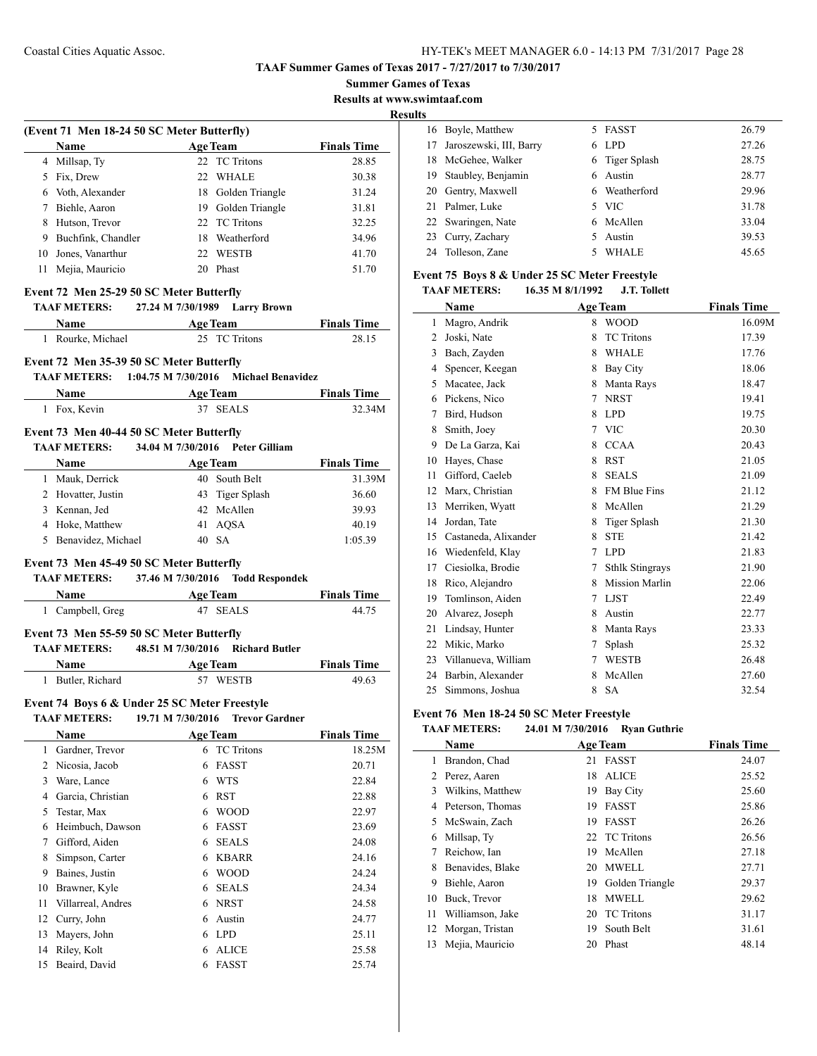**TAAF Summer Games of Texas 2017 - 7/27/2017 to 7/30/2017**

**Summer Games of Texas**

**Results at www.swimtaaf.com**

**Results**

### (Event 71 Men 18-24 50 SC Meter Butterfly)

| | Name | Age | Team | Finals Time |
|---|---|---|---|---|
| 4 | Millsap, Ty | 22 | TC Tritons | 28.85 |
| 5 | Fix, Drew | 22 | WHALE | 30.38 |
| 6 | Voth, Alexander | 18 | Golden Triangle | 31.24 |
| 7 | Biehle, Aaron | 19 | Golden Triangle | 31.81 |
| 8 | Hutson, Trevor | 22 | TC Tritons | 32.25 |
| 9 | Buchfink, Chandler | 18 | Weatherford | 34.96 |
| 10 | Jones, Vanarthur | 22 | WESTB | 41.70 |
| 11 | Mejia, Mauricio | 20 | Phast | 51.70 |

### Event 72 Men 25-29 50 SC Meter Butterfly

**TAAF METERS:** 27.24 M 7/30/1989 Larry Brown

| | Name | Age | Team | Finals Time |
|---|---|---|---|---|
| 1 | Rourke, Michael | 25 | TC Tritons | 28.15 |

### Event 72 Men 35-39 50 SC Meter Butterfly

**TAAF METERS:** 1:04.75 M 7/30/2016 Michael Benavidez

| | Name | Age | Team | Finals Time |
|---|---|---|---|---|
| 1 | Fox, Kevin | 37 | SEALS | 32.34M |

### Event 73 Men 40-44 50 SC Meter Butterfly

**TAAF METERS:** 34.04 M 7/30/2016 Peter Gilliam

| | Name | Age | Team | Finals Time |
|---|---|---|---|---|
| 1 | Mauk, Derrick | 40 | South Belt | 31.39M |
| 2 | Hovatter, Justin | 43 | Tiger Splash | 36.60 |
| 3 | Kennan, Jed | 42 | McAllen | 39.93 |
| 4 | Hoke, Matthew | 41 | AQSA | 40.19 |
| 5 | Benavidez, Michael | 40 | SA | 1:05.39 |

### Event 73 Men 45-49 50 SC Meter Butterfly

**TAAF METERS:** 37.46 M 7/30/2016 Todd Respondek

| | Name | Age | Team | Finals Time |
|---|---|---|---|---|
| 1 | Campbell, Greg | 47 | SEALS | 44.75 |

### Event 73 Men 55-59 50 SC Meter Butterfly

**TAAF METERS:** 48.51 M 7/30/2016 Richard Butler

| | Name | Age | Team | Finals Time |
|---|---|---|---|---|
| 1 | Butler, Richard | 57 | WESTB | 49.63 |

### Event 74 Boys 6 & Under 25 SC Meter Freestyle

**TAAF METERS:** 19.71 M 7/30/2016 Trevor Gardner

| | Name | Age | Team | Finals Time |
|---|---|---|---|---|
| 1 | Gardner, Trevor | 6 | TC Tritons | 18.25M |
| 2 | Nicosia, Jacob | 6 | FASST | 20.71 |
| 3 | Ware, Lance | 6 | WTS | 22.84 |
| 4 | Garcia, Christian | 6 | RST | 22.88 |
| 5 | Testar, Max | 6 | WOOD | 22.97 |
| 6 | Heimbuch, Dawson | 6 | FASST | 23.69 |
| 7 | Gifford, Aiden | 6 | SEALS | 24.08 |
| 8 | Simpson, Carter | 6 | KBARR | 24.16 |
| 9 | Baines, Justin | 6 | WOOD | 24.24 |
| 10 | Brawner, Kyle | 6 | SEALS | 24.34 |
| 11 | Villarreal, Andres | 6 | NRST | 24.58 |
| 12 | Curry, John | 6 | Austin | 24.77 |
| 13 | Mayers, John | 6 | LPD | 25.11 |
| 14 | Riley, Kolt | 6 | ALICE | 25.58 |
| 15 | Beaird, David | 6 | FASST | 25.74 |
| 16 | Boyle, Matthew | 5 | FASST | 26.79 |
| 17 | Jaroszewski, III, Barry | 6 | LPD | 27.26 |
| 18 | McGehee, Walker | 6 | Tiger Splash | 28.75 |
| 19 | Staubley, Benjamin | 6 | Austin | 28.77 |
| 20 | Gentry, Maxwell | 6 | Weatherford | 29.96 |
| 21 | Palmer, Luke | 5 | VIC | 31.78 |
| 22 | Swaringen, Nate | 6 | McAllen | 33.04 |
| 23 | Curry, Zachary | 5 | Austin | 39.53 |
| 24 | Tolleson, Zane | 5 | WHALE | 45.65 |

### Event 75 Boys 8 & Under 25 SC Meter Freestyle

**TAAF METERS:** 16.35 M 8/1/1992 J.T. Tollett

| | Name | Age | Team | Finals Time |
|---|---|---|---|---|
| 1 | Magro, Andrik | 8 | WOOD | 16.09M |
| 2 | Joski, Nate | 8 | TC Tritons | 17.39 |
| 3 | Bach, Zayden | 8 | WHALE | 17.76 |
| 4 | Spencer, Keegan | 8 | Bay City | 18.06 |
| 5 | Macatee, Jack | 8 | Manta Rays | 18.47 |
| 6 | Pickens, Nico | 7 | NRST | 19.41 |
| 7 | Bird, Hudson | 8 | LPD | 19.75 |
| 8 | Smith, Joey | 7 | VIC | 20.30 |
| 9 | De La Garza, Kai | 8 | CCAA | 20.43 |
| 10 | Hayes, Chase | 8 | RST | 21.05 |
| 11 | Gifford, Caeleb | 8 | SEALS | 21.09 |
| 12 | Marx, Christian | 8 | FM Blue Fins | 21.12 |
| 13 | Merriken, Wyatt | 8 | McAllen | 21.29 |
| 14 | Jordan, Tate | 8 | Tiger Splash | 21.30 |
| 15 | Castaneda, Alixander | 8 | STE | 21.42 |
| 16 | Wiedenfeld, Klay | 7 | LPD | 21.83 |
| 17 | Ciesiolka, Brodie | 7 | Sthlk Stingrays | 21.90 |
| 18 | Rico, Alejandro | 8 | Mission Marlin | 22.06 |
| 19 | Tomlinson, Aiden | 7 | LJST | 22.49 |
| 20 | Alvarez, Joseph | 8 | Austin | 22.77 |
| 21 | Lindsay, Hunter | 8 | Manta Rays | 23.33 |
| 22 | Mikic, Marko | 7 | Splash | 25.32 |
| 23 | Villanueva, William | 7 | WESTB | 26.48 |
| 24 | Barbin, Alexander | 8 | McAllen | 27.60 |
| 25 | Simmons, Joshua | 8 | SA | 32.54 |

### Event 76 Men 18-24 50 SC Meter Freestyle

**TAAF METERS:** 24.01 M 7/30/2016 Ryan Guthrie

| | Name | Age | Team | Finals Time |
|---|---|---|---|---|
| 1 | Brandon, Chad | 21 | FASST | 24.07 |
| 2 | Perez, Aaren | 18 | ALICE | 25.52 |
| 3 | Wilkins, Matthew | 19 | Bay City | 25.60 |
| 4 | Peterson, Thomas | 19 | FASST | 25.86 |
| 5 | McSwain, Zach | 19 | FASST | 26.26 |
| 6 | Millsap, Ty | 22 | TC Tritons | 26.56 |
| 7 | Reichow, Ian | 19 | McAllen | 27.18 |
| 8 | Benavides, Blake | 20 | MWELL | 27.71 |
| 9 | Biehle, Aaron | 19 | Golden Triangle | 29.37 |
| 10 | Buck, Trevor | 18 | MWELL | 29.62 |
| 11 | Williamson, Jake | 20 | TC Tritons | 31.17 |
| 12 | Morgan, Tristan | 19 | South Belt | 31.61 |
| 13 | Mejia, Mauricio | 20 | Phast | 48.14 |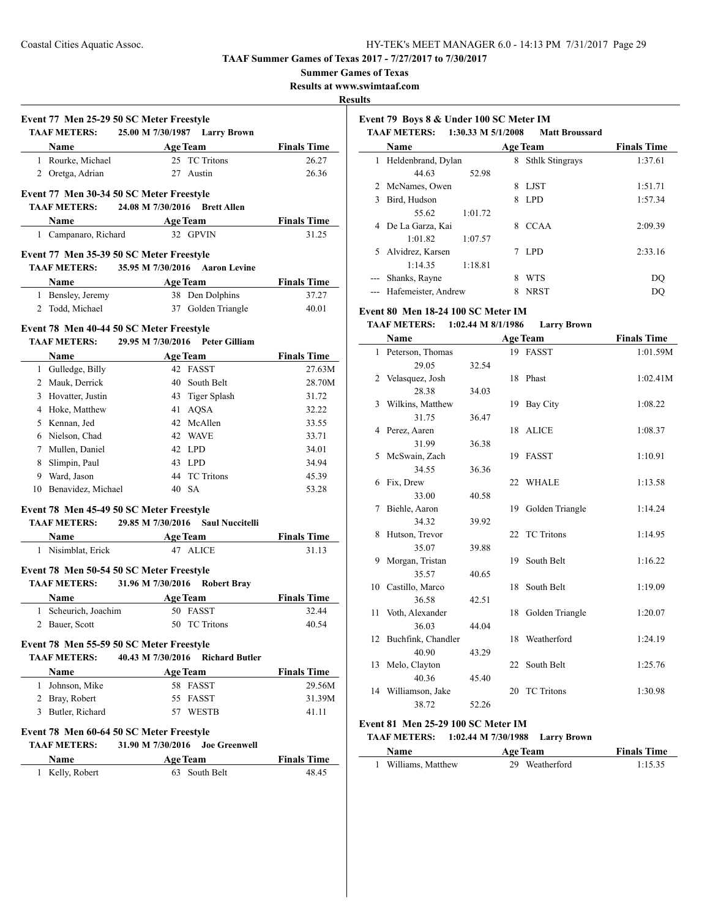TAAF Summer Games of Texas 2017 - 7/27/2017 to 7/30/2017

Summer Games of Texas

Results at www.swimtaaf.com

Results

### Event 77 Men 25-29 50 SC Meter Freestyle

TAAF METERS: 25.00 M 7/30/1987 Larry Brown

| | Name | Age | Team | Finals Time |
|---|---|---|---|---|
| 1 | Rourke, Michael | 25 | TC Tritons | 26.27 |
| 2 | Oretga, Adrian | 27 | Austin | 26.36 |

### Event 77 Men 30-34 50 SC Meter Freestyle

TAAF METERS: 24.08 M 7/30/2016 Brett Allen

| | Name | Age | Team | Finals Time |
|---|---|---|---|---|
| 1 | Campanaro, Richard | 32 | GPVIN | 31.25 |

### Event 77 Men 35-39 50 SC Meter Freestyle

TAAF METERS: 35.95 M 7/30/2016 Aaron Levine

| | Name | Age | Team | Finals Time |
|---|---|---|---|---|
| 1 | Bensley, Jeremy | 38 | Den Dolphins | 37.27 |
| 2 | Todd, Michael | 37 | Golden Triangle | 40.01 |

### Event 78 Men 40-44 50 SC Meter Freestyle

TAAF METERS: 29.95 M 7/30/2016 Peter Gilliam

| | Name | Age | Team | Finals Time |
|---|---|---|---|---|
| 1 | Gulledge, Billy | 42 | FASST | 27.63M |
| 2 | Mauk, Derrick | 40 | South Belt | 28.70M |
| 3 | Hovatter, Justin | 43 | Tiger Splash | 31.72 |
| 4 | Hoke, Matthew | 41 | AQSA | 32.22 |
| 5 | Kennan, Jed | 42 | McAllen | 33.55 |
| 6 | Nielson, Chad | 42 | WAVE | 33.71 |
| 7 | Mullen, Daniel | 42 | LPD | 34.01 |
| 8 | Slimpin, Paul | 43 | LPD | 34.94 |
| 9 | Ward, Jason | 44 | TC Tritons | 45.39 |
| 10 | Benavidez, Michael | 40 | SA | 53.28 |

### Event 78 Men 45-49 50 SC Meter Freestyle

TAAF METERS: 29.85 M 7/30/2016 Saul Nuccitelli

| | Name | Age | Team | Finals Time |
|---|---|---|---|---|
| 1 | Nisimblat, Erick | 47 | ALICE | 31.13 |

### Event 78 Men 50-54 50 SC Meter Freestyle

TAAF METERS: 31.96 M 7/30/2016 Robert Bray

| | Name | Age | Team | Finals Time |
|---|---|---|---|---|
| 1 | Scheurich, Joachim | 50 | FASST | 32.44 |
| 2 | Bauer, Scott | 50 | TC Tritons | 40.54 |

### Event 78 Men 55-59 50 SC Meter Freestyle

TAAF METERS: 40.43 M 7/30/2016 Richard Butler

| | Name | Age | Team | Finals Time |
|---|---|---|---|---|
| 1 | Johnson, Mike | 58 | FASST | 29.56M |
| 2 | Bray, Robert | 55 | FASST | 31.39M |
| 3 | Butler, Richard | 57 | WESTB | 41.11 |

### Event 78 Men 60-64 50 SC Meter Freestyle

TAAF METERS: 31.90 M 7/30/2016 Joe Greenwell

| | Name | Age | Team | Finals Time |
|---|---|---|---|---|
| 1 | Kelly, Robert | 63 | South Belt | 48.45 |

### Event 79 Boys 8 & Under 100 SC Meter IM

TAAF METERS: 1:30.33 M 5/1/2008 Matt Broussard

| | Name | Age | Team | Finals Time |
|---|---|---|---|---|
| 1 | Heldenbrand, Dylan | 8 | Sthlk Stingrays | 1:37.61 |
| | 44.63 52.98 | | | |
| 2 | McNames, Owen | 8 | LJST | 1:51.71 |
| 3 | Bird, Hudson | 8 | LPD | 1:57.34 |
| | 55.62 1:01.72 | | | |
| 4 | De La Garza, Kai | 8 | CCAA | 2:09.39 |
| | 1:01.82 1:07.57 | | | |
| 5 | Alvidrez, Karsen | 7 | LPD | 2:33.16 |
| | 1:14.35 1:18.81 | | | |
| --- | Shanks, Rayne | 8 | WTS | DQ |
| --- | Hafemeister, Andrew | 8 | NRST | DQ |

### Event 80 Men 18-24 100 SC Meter IM

TAAF METERS: 1:02.44 M 8/1/1986 Larry Brown

| | Name | Age | Team | Finals Time |
|---|---|---|---|---|
| 1 | Peterson, Thomas | 19 | FASST | 1:01.59M |
| | 29.05 32.54 | | | |
| 2 | Velasquez, Josh | 18 | Phast | 1:02.41M |
| | 28.38 34.03 | | | |
| 3 | Wilkins, Matthew | 19 | Bay City | 1:08.22 |
| | 31.75 36.47 | | | |
| 4 | Perez, Aaren | 18 | ALICE | 1:08.37 |
| | 31.99 36.38 | | | |
| 5 | McSwain, Zach | 19 | FASST | 1:10.91 |
| | 34.55 36.36 | | | |
| 6 | Fix, Drew | 22 | WHALE | 1:13.58 |
| | 33.00 40.58 | | | |
| 7 | Biehle, Aaron | 19 | Golden Triangle | 1:14.24 |
| | 34.32 39.92 | | | |
| 8 | Hutson, Trevor | 22 | TC Tritons | 1:14.95 |
| | 35.07 39.88 | | | |
| 9 | Morgan, Tristan | 19 | South Belt | 1:16.22 |
| | 35.57 40.65 | | | |
| 10 | Castillo, Marco | 18 | South Belt | 1:19.09 |
| | 36.58 42.51 | | | |
| 11 | Voth, Alexander | 18 | Golden Triangle | 1:20.07 |
| | 36.03 44.04 | | | |
| 12 | Buchfink, Chandler | 18 | Weatherford | 1:24.19 |
| | 40.90 43.29 | | | |
| 13 | Melo, Clayton | 22 | South Belt | 1:25.76 |
| | 40.36 45.40 | | | |
| 14 | Williamson, Jake | 20 | TC Tritons | 1:30.98 |
| | 38.72 52.26 | | | |

### Event 81 Men 25-29 100 SC Meter IM

TAAF METERS: 1:02.44 M 7/30/1988 Larry Brown

| | Name | Age | Team | Finals Time |
|---|---|---|---|---|
| 1 | Williams, Matthew | 29 | Weatherford | 1:15.35 |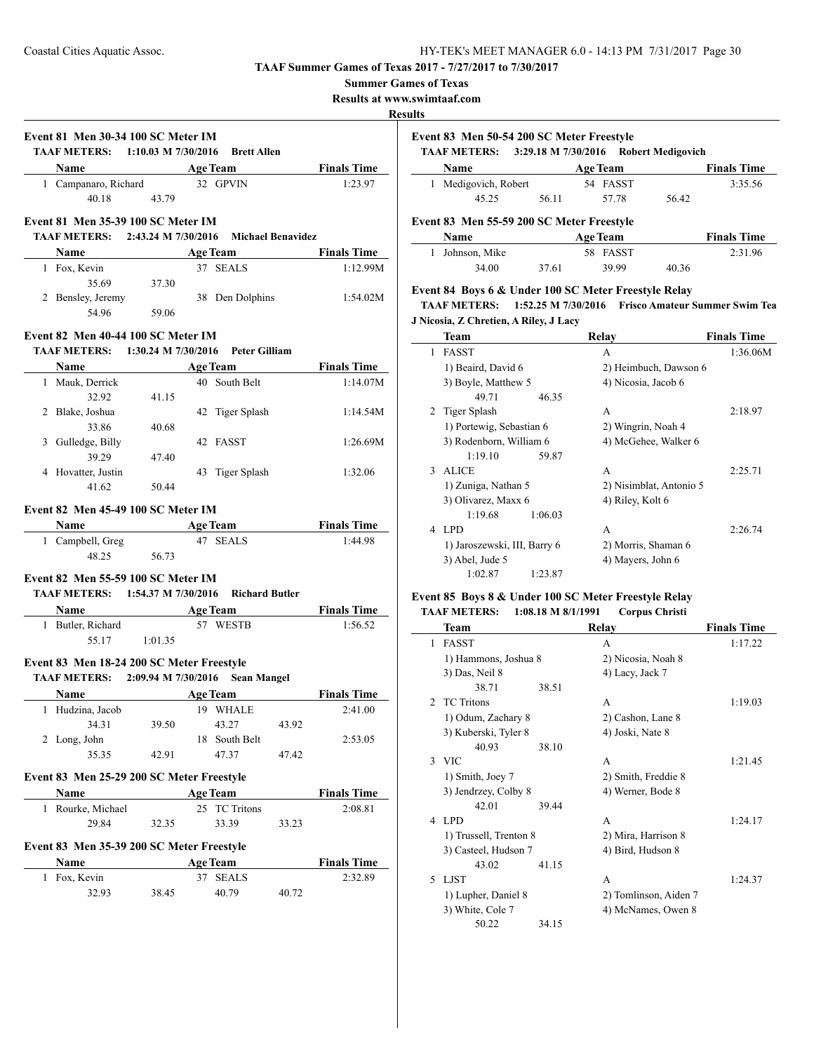TAAF Summer Games of Texas 2017 - 7/27/2017 to 7/30/2017

Summer Games of Texas

Results at www.swimtaaf.com

**Results**

### Event 81 Men 30-34 100 SC Meter IM

**TAAF METERS: 1:10.03 M 7/30/2016 Brett Allen**

| | Name | Age | Team | Finals Time |
|---|---|---|---|---|
| 1 | Campanaro, Richard | 32 | GPVIN | 1:23.97 |
| | 40.18 43.79 | | | |

### Event 81 Men 35-39 100 SC Meter IM

**TAAF METERS: 2:43.24 M 7/30/2016 Michael Benavidez**

| | Name | Age | Team | Finals Time |
|---|---|---|---|---|
| 1 | Fox, Kevin | 37 | SEALS | 1:12.99M |
| | 35.69 37.30 | | | |
| 2 | Bensley, Jeremy | 38 | Den Dolphins | 1:54.02M |
| | 54.96 59.06 | | | |

### Event 82 Men 40-44 100 SC Meter IM

**TAAF METERS: 1:30.24 M 7/30/2016 Peter Gilliam**

| | Name | Age | Team | Finals Time |
|---|---|---|---|---|
| 1 | Mauk, Derrick | 40 | South Belt | 1:14.07M |
| | 32.92 41.15 | | | |
| 2 | Blake, Joshua | 42 | Tiger Splash | 1:14.54M |
| | 33.86 40.68 | | | |
| 3 | Gulledge, Billy | 42 | FASST | 1:26.69M |
| | 39.29 47.40 | | | |
| 4 | Hovatter, Justin | 43 | Tiger Splash | 1:32.06 |
| | 41.62 50.44 | | | |

### Event 82 Men 45-49 100 SC Meter IM

| | Name | Age | Team | Finals Time |
|---|---|---|---|---|
| 1 | Campbell, Greg | 47 | SEALS | 1:44.98 |
| | 48.25 56.73 | | | |

### Event 82 Men 55-59 100 SC Meter IM

**TAAF METERS: 1:54.37 M 7/30/2016 Richard Butler**

| | Name | Age | Team | Finals Time |
|---|---|---|---|---|
| 1 | Butler, Richard | 57 | WESTB | 1:56.52 |
| | 55.17 1:01.35 | | | |

### Event 83 Men 18-24 200 SC Meter Freestyle

**TAAF METERS: 2:09.94 M 7/30/2016 Sean Mangel**

| | Name | Age | Team | Finals Time |
|---|---|---|---|---|
| 1 | Hudzina, Jacob | 19 | WHALE | 2:41.00 |
| | 34.31 39.50 43.27 43.92 | | | |
| 2 | Long, John | 18 | South Belt | 2:53.05 |
| | 35.35 42.91 47.37 47.42 | | | |

### Event 83 Men 25-29 200 SC Meter Freestyle

| | Name | Age | Team | Finals Time |
|---|---|---|---|---|
| 1 | Rourke, Michael | 25 | TC Tritons | 2:08.81 |
| | 29.84 32.35 33.39 33.23 | | | |

### Event 83 Men 35-39 200 SC Meter Freestyle

| | Name | Age | Team | Finals Time |
|---|---|---|---|---|
| 1 | Fox, Kevin | 37 | SEALS | 2:32.89 |
| | 32.93 38.45 40.79 40.72 | | | |

### Event 83 Men 50-54 200 SC Meter Freestyle

**TAAF METERS: 3:29.18 M 7/30/2016 Robert Medigovich**

| | Name | Age | Team | Finals Time |
|---|---|---|---|---|
| 1 | Medigovich, Robert | 54 | FASST | 3:35.56 |
| | 45.25 56.11 57.78 56.42 | | | |

### Event 83 Men 55-59 200 SC Meter Freestyle

| | Name | Age | Team | Finals Time |
|---|---|---|---|---|
| 1 | Johnson, Mike | 58 | FASST | 2:31.96 |
| | 34.00 37.61 39.99 40.36 | | | |

### Event 84 Boys 6 & Under 100 SC Meter Freestyle Relay

**TAAF METERS: 1:52.25 M 7/30/2016 Frisco Amateur Summer Swim Tea**

**J Nicosia, Z Chretien, A Riley, J Lacy**

| | Team | Relay | Finals Time |
|---|---|---|---|
| 1 | FASST | A | 1:36.06M |
| | 1) Beaird, David 6 | 2) Heimbuch, Dawson 6 | |
| | 3) Boyle, Matthew 5 | 4) Nicosia, Jacob 6 | |
| | 49.71 46.35 | | |
| 2 | Tiger Splash | A | 2:18.97 |
| | 1) Portewig, Sebastian 6 | 2) Wingrin, Noah 4 | |
| | 3) Rodenborn, William 6 | 4) McGehee, Walker 6 | |
| | 1:19.10 59.87 | | |
| 3 | ALICE | A | 2:25.71 |
| | 1) Zuniga, Nathan 5 | 2) Nisimblat, Antonio 5 | |
| | 3) Olivarez, Maxx 6 | 4) Riley, Kolt 6 | |
| | 1:19.68 1:06.03 | | |
| 4 | LPD | A | 2:26.74 |
| | 1) Jaroszewski, III, Barry 6 | 2) Morris, Shaman 6 | |
| | 3) Abel, Jude 5 | 4) Mayers, John 6 | |
| | 1:02.87 1:23.87 | | |

### Event 85 Boys 8 & Under 100 SC Meter Freestyle Relay

**TAAF METERS: 1:08.18 M 8/1/1991 Corpus Christi**

| | Team | Relay | Finals Time |
|---|---|---|---|
| 1 | FASST | A | 1:17.22 |
| | 1) Hammons, Joshua 8 | 2) Nicosia, Noah 8 | |
| | 3) Das, Neil 8 | 4) Lacy, Jack 7 | |
| | 38.71 38.51 | | |
| 2 | TC Tritons | A | 1:19.03 |
| | 1) Odum, Zachary 8 | 2) Cashon, Lane 8 | |
| | 3) Kuberski, Tyler 8 | 4) Joski, Nate 8 | |
| | 40.93 38.10 | | |
| 3 | VIC | A | 1:21.45 |
| | 1) Smith, Joey 7 | 2) Smith, Freddie 8 | |
| | 3) Jendrzey, Colby 8 | 4) Werner, Bode 8 | |
| | 42.01 39.44 | | |
| 4 | LPD | A | 1:24.17 |
| | 1) Trussell, Trenton 8 | 2) Mira, Harrison 8 | |
| | 3) Casteel, Hudson 7 | 4) Bird, Hudson 8 | |
| | 43.02 41.15 | | |
| 5 | LJST | A | 1:24.37 |
| | 1) Lupher, Daniel 8 | 2) Tomlinson, Aiden 7 | |
| | 3) White, Cole 7 | 4) McNames, Owen 8 | |
| | 50.22 34.15 | | |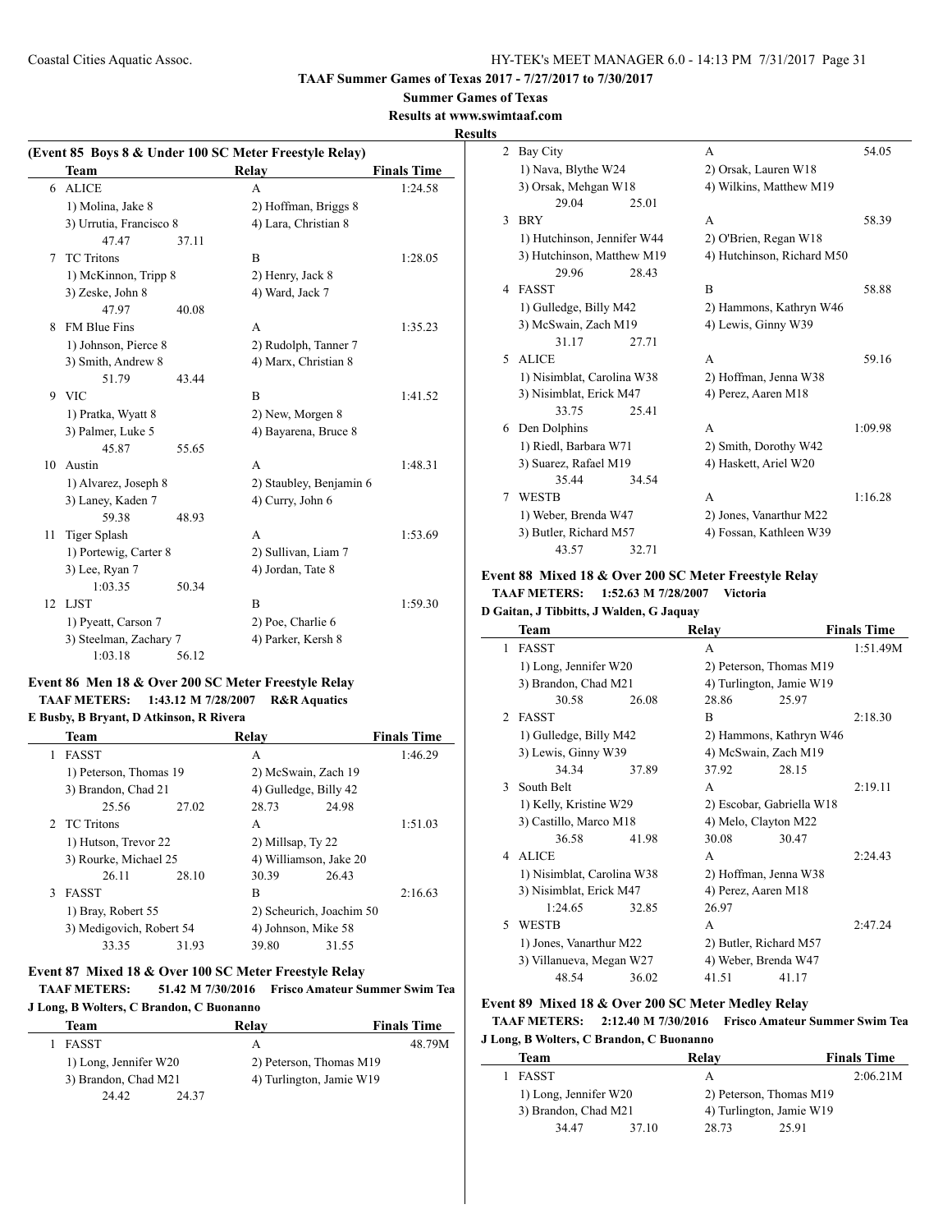**TAAF Summer Games of Texas 2017 - 7/27/2017 to 7/30/2017**

**Summer Games of Texas**

**Results at www.swimtaaf.com**

**Results**

### (Event 85 Boys 8 & Under 100 SC Meter Freestyle Relay)

| | Team | Relay | Finals Time |
|---|---|---|---|
| 6 | ALICE | A | 1:24.58 |
| | 1) Molina, Jake 8 | 2) Hoffman, Briggs 8 | |
| | 3) Urrutia, Francisco 8 | 4) Lara, Christian 8 | |
| | 47.47 37.11 | | |
| 7 | TC Tritons | B | 1:28.05 |
| | 1) McKinnon, Tripp 8 | 2) Henry, Jack 8 | |
| | 3) Zeske, John 8 | 4) Ward, Jack 7 | |
| | 47.97 40.08 | | |
| 8 | FM Blue Fins | A | 1:35.23 |
| | 1) Johnson, Pierce 8 | 2) Rudolph, Tanner 7 | |
| | 3) Smith, Andrew 8 | 4) Marx, Christian 8 | |
| | 51.79 43.44 | | |
| 9 | VIC | B | 1:41.52 |
| | 1) Pratka, Wyatt 8 | 2) New, Morgen 8 | |
| | 3) Palmer, Luke 5 | 4) Bayarena, Bruce 8 | |
| | 45.87 55.65 | | |
| 10 | Austin | A | 1:48.31 |
| | 1) Alvarez, Joseph 8 | 2) Staubley, Benjamin 6 | |
| | 3) Laney, Kaden 7 | 4) Curry, John 6 | |
| | 59.38 48.93 | | |
| 11 | Tiger Splash | A | 1:53.69 |
| | 1) Portewig, Carter 8 | 2) Sullivan, Liam 7 | |
| | 3) Lee, Ryan 7 | 4) Jordan, Tate 8 | |
| | 1:03.35 50.34 | | |
| 12 | LJST | B | 1:59.30 |
| | 1) Pyeatt, Carson 7 | 2) Poe, Charlie 6 | |
| | 3) Steelman, Zachary 7 | 4) Parker, Kersh 8 | |
| | 1:03.18 56.12 | | |

### Event 86 Men 18 & Over 200 SC Meter Freestyle Relay

**TAAF METERS: 1:43.12 M 7/28/2007 R&R Aquatics**

**E Busby, B Bryant, D Atkinson, R Rivera**

| | Team | Relay | Finals Time |
|---|---|---|---|
| 1 | FASST | A | 1:46.29 |
| | 1) Peterson, Thomas 19 | 2) McSwain, Zach 19 | |
| | 3) Brandon, Chad 21 | 4) Gulledge, Billy 42 | |
| | 25.56 27.02 | 28.73 24.98 | |
| 2 | TC Tritons | A | 1:51.03 |
| | 1) Hutson, Trevor 22 | 2) Millsap, Ty 22 | |
| | 3) Rourke, Michael 25 | 4) Williamson, Jake 20 | |
| | 26.11 28.10 | 30.39 26.43 | |
| 3 | FASST | B | 2:16.63 |
| | 1) Bray, Robert 55 | 2) Scheurich, Joachim 50 | |
| | 3) Medigovich, Robert 54 | 4) Johnson, Mike 58 | |
| | 33.35 31.93 | 39.80 31.55 | |

### Event 87 Mixed 18 & Over 100 SC Meter Freestyle Relay

**TAAF METERS: 51.42 M 7/30/2016 Frisco Amateur Summer Swim Tea**

**J Long, B Wolters, C Brandon, C Buonanno**

| | Team | Relay | Finals Time |
|---|---|---|---|
| 1 | FASST | A | 48.79M |
| | 1) Long, Jennifer W20 | 2) Peterson, Thomas M19 | |
| | 3) Brandon, Chad M21 | 4) Turlington, Jamie W19 | |
| | 24.42 24.37 | | |
| 2 | Bay City | A | 54.05 |
| | 1) Nava, Blythe W24 | 2) Orsak, Lauren W18 | |
| | 3) Orsak, Mehgan W18 | 4) Wilkins, Matthew M19 | |
| | 29.04 25.01 | | |
| 3 | BRY | A | 58.39 |
| | 1) Hutchinson, Jennifer W44 | 2) O'Brien, Regan W18 | |
| | 3) Hutchinson, Matthew M19 | 4) Hutchinson, Richard M50 | |
| | 29.96 28.43 | | |
| 4 | FASST | B | 58.88 |
| | 1) Gulledge, Billy M42 | 2) Hammons, Kathryn W46 | |
| | 3) McSwain, Zach M19 | 4) Lewis, Ginny W39 | |
| | 31.17 27.71 | | |
| 5 | ALICE | A | 59.16 |
| | 1) Nisimblat, Carolina W38 | 2) Hoffman, Jenna W38 | |
| | 3) Nisimblat, Erick M47 | 4) Perez, Aaren M18 | |
| | 33.75 25.41 | | |
| 6 | Den Dolphins | A | 1:09.98 |
| | 1) Riedl, Barbara W71 | 2) Smith, Dorothy W42 | |
| | 3) Suarez, Rafael M19 | 4) Haskett, Ariel W20 | |
| | 35.44 34.54 | | |
| 7 | WESTB | A | 1:16.28 |
| | 1) Weber, Brenda W47 | 2) Jones, Vanarthur M22 | |
| | 3) Butler, Richard M57 | 4) Fossan, Kathleen W39 | |
| | 43.57 32.71 | | |

### Event 88 Mixed 18 & Over 200 SC Meter Freestyle Relay

**TAAF METERS: 1:52.63 M 7/28/2007 Victoria**

**D Gaitan, J Tibbitts, J Walden, G Jaquay**

| | Team | Relay | Finals Time |
|---|---|---|---|
| 1 | FASST | A | 1:51.49M |
| | 1) Long, Jennifer W20 | 2) Peterson, Thomas M19 | |
| | 3) Brandon, Chad M21 | 4) Turlington, Jamie W19 | |
| | 30.58 26.08 | 28.86 25.97 | |
| 2 | FASST | B | 2:18.30 |
| | 1) Gulledge, Billy M42 | 2) Hammons, Kathryn W46 | |
| | 3) Lewis, Ginny W39 | 4) McSwain, Zach M19 | |
| | 34.34 37.89 | 37.92 28.15 | |
| 3 | South Belt | A | 2:19.11 |
| | 1) Kelly, Kristine W29 | 2) Escobar, Gabriella W18 | |
| | 3) Castillo, Marco M18 | 4) Melo, Clayton M22 | |
| | 36.58 41.98 | 30.08 30.47 | |
| 4 | ALICE | A | 2:24.43 |
| | 1) Nisimblat, Carolina W38 | 2) Hoffman, Jenna W38 | |
| | 3) Nisimblat, Erick M47 | 4) Perez, Aaren M18 | |
| | 1:24.65 32.85 | 26.97 | |
| 5 | WESTB | A | 2:47.24 |
| | 1) Jones, Vanarthur M22 | 2) Butler, Richard M57 | |
| | 3) Villanueva, Megan W27 | 4) Weber, Brenda W47 | |
| | 48.54 36.02 | 41.51 41.17 | |

### Event 89 Mixed 18 & Over 200 SC Meter Medley Relay

**TAAF METERS: 2:12.40 M 7/30/2016 Frisco Amateur Summer Swim Tea**

**J Long, B Wolters, C Brandon, C Buonanno**

| | Team | Relay | Finals Time |
|---|---|---|---|
| 1 | FASST | A | 2:06.21M |
| | 1) Long, Jennifer W20 | 2) Peterson, Thomas M19 | |
| | 3) Brandon, Chad M21 | 4) Turlington, Jamie W19 | |
| | 34.47 37.10 | 28.73 25.91 | |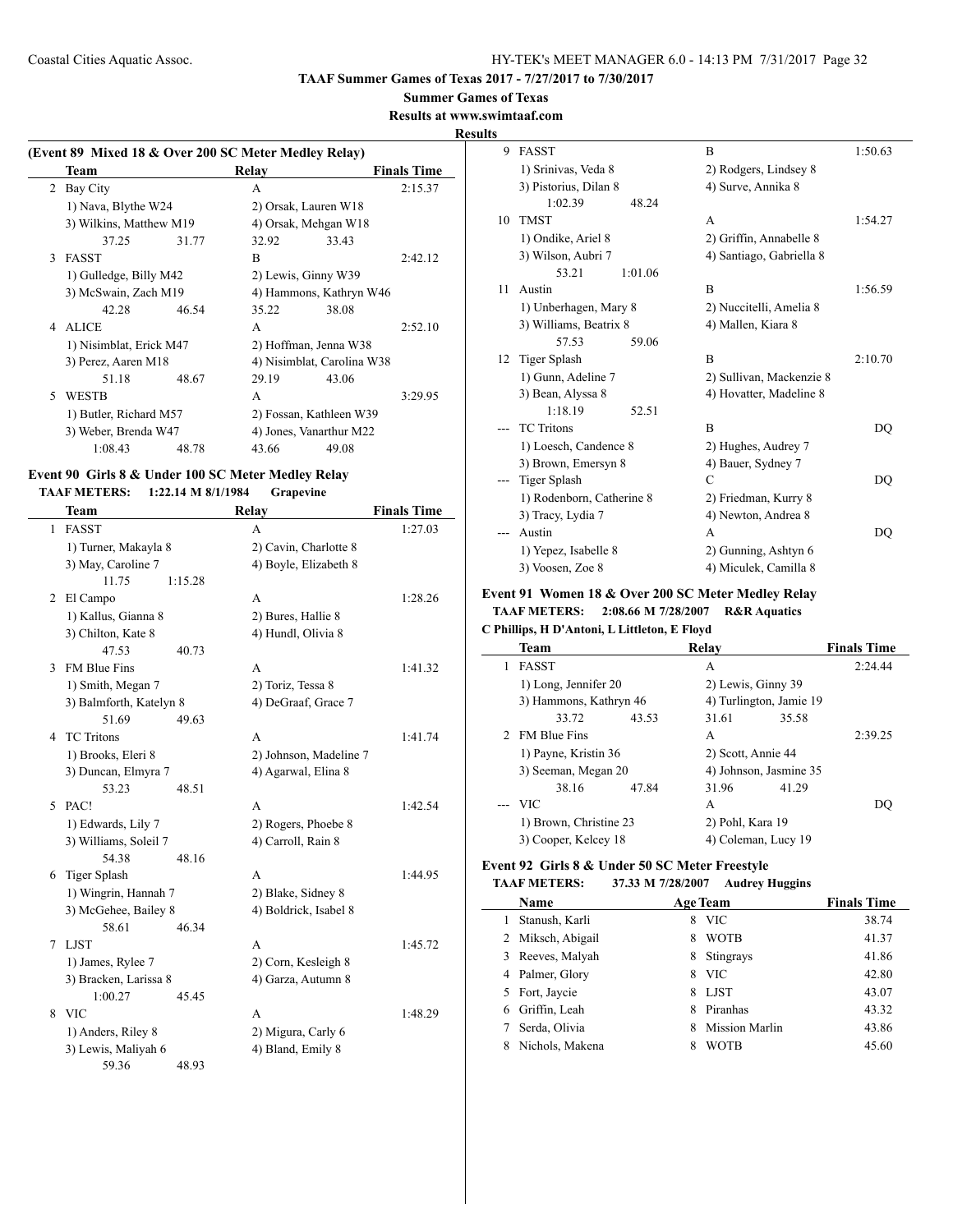**TAAF Summer Games of Texas 2017 - 7/27/2017 to 7/30/2017**

**Summer Games of Texas**

**Results at www.swimtaaf.com**

**Results**

### (Event 89 Mixed 18 & Over 200 SC Meter Medley Relay)

| | Team | Relay | Finals Time |
|---|---|---|---|
| 2 | Bay City | A | 2:15.37 |
| | 1) Nava, Blythe W24 | 2) Orsak, Lauren W18 | |
| | 3) Wilkins, Matthew M19 | 4) Orsak, Mehgan W18 | |
| | 37.25 31.77 | 32.92 33.43 | |
| 3 | FASST | B | 2:42.12 |
| | 1) Gulledge, Billy M42 | 2) Lewis, Ginny W39 | |
| | 3) McSwain, Zach M19 | 4) Hammons, Kathryn W46 | |
| | 42.28 46.54 | 35.22 38.08 | |
| 4 | ALICE | A | 2:52.10 |
| | 1) Nisimblat, Erick M47 | 2) Hoffman, Jenna W38 | |
| | 3) Perez, Aaren M18 | 4) Nisimblat, Carolina W38 | |
| | 51.18 48.67 | 29.19 43.06 | |
| 5 | WESTB | A | 3:29.95 |
| | 1) Butler, Richard M57 | 2) Fossan, Kathleen W39 | |
| | 3) Weber, Brenda W47 | 4) Jones, Vanarthur M22 | |
| | 1:08.43 48.78 | 43.66 49.08 | |

### Event 90 Girls 8 & Under 100 SC Meter Medley Relay

**TAAF METERS: 1:22.14 M 8/1/1984 Grapevine**

| | Team | Relay | Finals Time |
|---|---|---|---|
| 1 | FASST | A | 1:27.03 |
| | 1) Turner, Makayla 8 | 2) Cavin, Charlotte 8 | |
| | 3) May, Caroline 7 | 4) Boyle, Elizabeth 8 | |
| | 11.75 1:15.28 | | |
| 2 | El Campo | A | 1:28.26 |
| | 1) Kallus, Gianna 8 | 2) Bures, Hallie 8 | |
| | 3) Chilton, Kate 8 | 4) Hundl, Olivia 8 | |
| | 47.53 40.73 | | |
| 3 | FM Blue Fins | A | 1:41.32 |
| | 1) Smith, Megan 7 | 2) Toriz, Tessa 8 | |
| | 3) Balmforth, Katelyn 8 | 4) DeGraaf, Grace 7 | |
| | 51.69 49.63 | | |
| 4 | TC Tritons | A | 1:41.74 |
| | 1) Brooks, Eleri 8 | 2) Johnson, Madeline 7 | |
| | 3) Duncan, Elmyra 7 | 4) Agarwal, Elina 8 | |
| | 53.23 48.51 | | |
| 5 | PAC! | A | 1:42.54 |
| | 1) Edwards, Lily 7 | 2) Rogers, Phoebe 8 | |
| | 3) Williams, Soleil 7 | 4) Carroll, Rain 8 | |
| | 54.38 48.16 | | |
| 6 | Tiger Splash | A | 1:44.95 |
| | 1) Wingrin, Hannah 7 | 2) Blake, Sidney 8 | |
| | 3) McGehee, Bailey 8 | 4) Boldrick, Isabel 8 | |
| | 58.61 46.34 | | |
| 7 | LJST | A | 1:45.72 |
| | 1) James, Rylee 7 | 2) Corn, Kesleigh 8 | |
| | 3) Bracken, Larissa 8 | 4) Garza, Autumn 8 | |
| | 1:00.27 45.45 | | |
| 8 | VIC | A | 1:48.29 |
| | 1) Anders, Riley 8 | 2) Migura, Carly 6 | |
| | 3) Lewis, Maliyah 6 | 4) Bland, Emily 8 | |
| | 59.36 48.93 | | |
| 9 | FASST | B | 1:50.63 |
| | 1) Srinivas, Veda 8 | 2) Rodgers, Lindsey 8 | |
| | 3) Pistorius, Dilan 8 | 4) Surve, Annika 8 | |
| | 1:02.39 48.24 | | |
| 10 | TMST | A | 1:54.27 |
| | 1) Ondike, Ariel 8 | 2) Griffin, Annabelle 8 | |
| | 3) Wilson, Aubri 7 | 4) Santiago, Gabriella 8 | |
| | 53.21 1:01.06 | | |
| 11 | Austin | B | 1:56.59 |
| | 1) Unberhagen, Mary 8 | 2) Nuccitelli, Amelia 8 | |
| | 3) Williams, Beatrix 8 | 4) Mallen, Kiara 8 | |
| | 57.53 59.06 | | |
| 12 | Tiger Splash | B | 2:10.70 |
| | 1) Gunn, Adeline 7 | 2) Sullivan, Mackenzie 8 | |
| | 3) Bean, Alyssa 8 | 4) Hovatter, Madeline 8 | |
| | 1:18.19 52.51 | | |
| --- | TC Tritons | B | DQ |
| | 1) Loesch, Candence 8 | 2) Hughes, Audrey 7 | |
| | 3) Brown, Emersyn 8 | 4) Bauer, Sydney 7 | |
| --- | Tiger Splash | C | DQ |
| | 1) Rodenborn, Catherine 8 | 2) Friedman, Kurry 8 | |
| | 3) Tracy, Lydia 7 | 4) Newton, Andrea 8 | |
| --- | Austin | A | DQ |
| | 1) Yepez, Isabelle 8 | 2) Gunning, Ashtyn 6 | |
| | 3) Voosen, Zoe 8 | 4) Miculek, Camilla 8 | |

### Event 91 Women 18 & Over 200 SC Meter Medley Relay

**TAAF METERS: 2:08.66 M 7/28/2007 R&R Aquatics**

**C Phillips, H D'Antoni, L Littleton, E Floyd**

| | Team | Relay | Finals Time |
|---|---|---|---|
| 1 | FASST | A | 2:24.44 |
| | 1) Long, Jennifer 20 | 2) Lewis, Ginny 39 | |
| | 3) Hammons, Kathryn 46 | 4) Turlington, Jamie 19 | |
| | 33.72 43.53 | 31.61 35.58 | |
| 2 | FM Blue Fins | A | 2:39.25 |
| | 1) Payne, Kristin 36 | 2) Scott, Annie 44 | |
| | 3) Seeman, Megan 20 | 4) Johnson, Jasmine 35 | |
| | 38.16 47.84 | 31.96 41.29 | |
| --- | VIC | A | DQ |
| | 1) Brown, Christine 23 | 2) Pohl, Kara 19 | |
| | 3) Cooper, Kelcey 18 | 4) Coleman, Lucy 19 | |

### Event 92 Girls 8 & Under 50 SC Meter Freestyle

**TAAF METERS: 37.33 M 7/28/2007 Audrey Huggins**

| | Name | Age | Team | Finals Time |
|---|---|---|---|---|
| 1 | Stanush, Karli | 8 | VIC | 38.74 |
| 2 | Miksch, Abigail | 8 | WOTB | 41.37 |
| 3 | Reeves, Malyah | 8 | Stingrays | 41.86 |
| 4 | Palmer, Glory | 8 | VIC | 42.80 |
| 5 | Fort, Jaycie | 8 | LJST | 43.07 |
| 6 | Griffin, Leah | 8 | Piranhas | 43.32 |
| 7 | Serda, Olivia | 8 | Mission Marlin | 43.86 |
| 8 | Nichols, Makena | 8 | WOTB | 45.60 |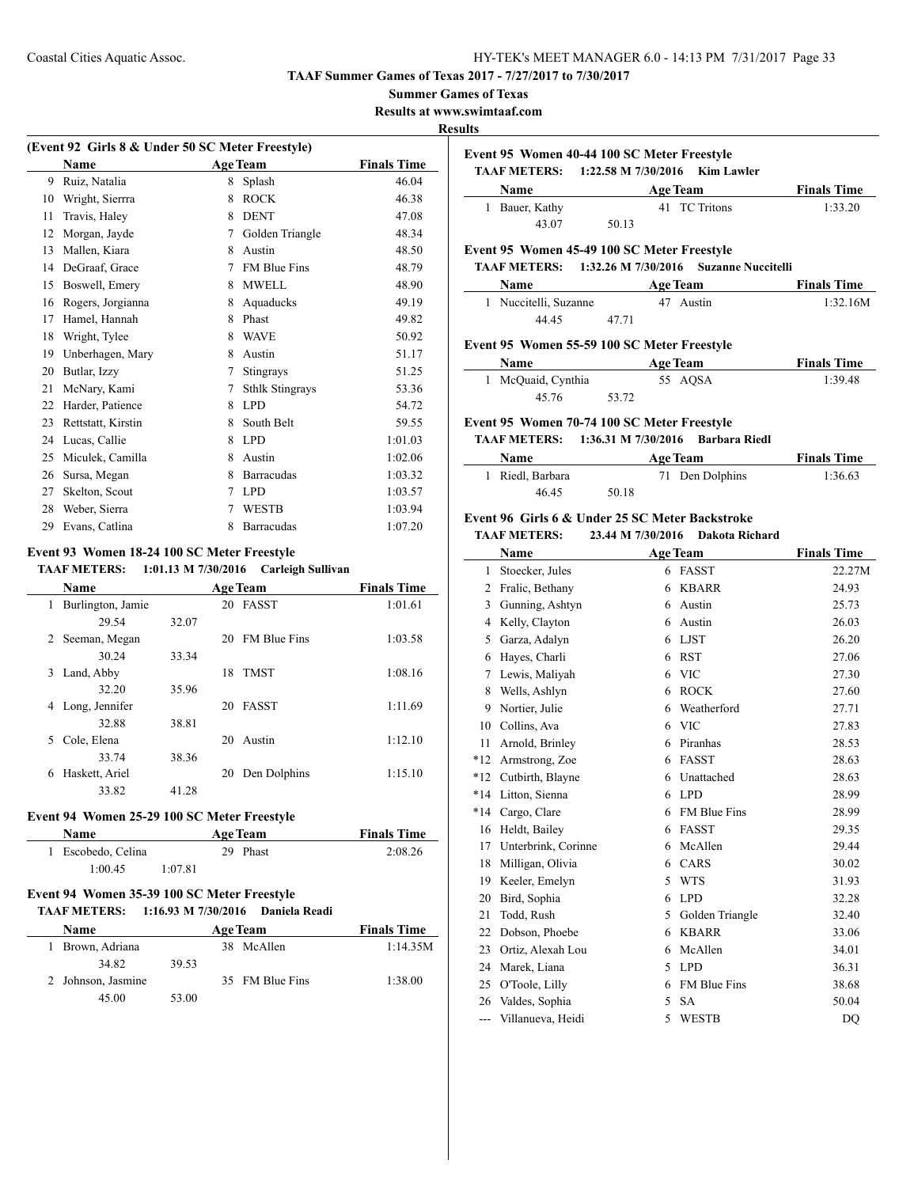**TAAF Summer Games of Texas 2017 - 7/27/2017 to 7/30/2017**

**Summer Games of Texas**

**Results at www.swimtaaf.com**

**Results**

### (Event 92 Girls 8 & Under 50 SC Meter Freestyle)

| | Name | Age | Team | Finals Time |
|---|---|---|---|---|
| 9 | Ruiz, Natalia | 8 | Splash | 46.04 |
| 10 | Wright, Sierrra | 8 | ROCK | 46.38 |
| 11 | Travis, Haley | 8 | DENT | 47.08 |
| 12 | Morgan, Jayde | 7 | Golden Triangle | 48.34 |
| 13 | Mallen, Kiara | 8 | Austin | 48.50 |
| 14 | DeGraaf, Grace | 7 | FM Blue Fins | 48.79 |
| 15 | Boswell, Emery | 8 | MWELL | 48.90 |
| 16 | Rogers, Jorgianna | 8 | Aquaducks | 49.19 |
| 17 | Hamel, Hannah | 8 | Phast | 49.82 |
| 18 | Wright, Tylee | 8 | WAVE | 50.92 |
| 19 | Unberhagen, Mary | 8 | Austin | 51.17 |
| 20 | Butlar, Izzy | 7 | Stingrays | 51.25 |
| 21 | McNary, Kami | 7 | Sthlk Stingrays | 53.36 |
| 22 | Harder, Patience | 8 | LPD | 54.72 |
| 23 | Rettstatt, Kirstin | 8 | South Belt | 59.55 |
| 24 | Lucas, Callie | 8 | LPD | 1:01.03 |
| 25 | Miculek, Camilla | 8 | Austin | 1:02.06 |
| 26 | Sursa, Megan | 8 | Barracudas | 1:03.32 |
| 27 | Skelton, Scout | 7 | LPD | 1:03.57 |
| 28 | Weber, Sierra | 7 | WESTB | 1:03.94 |
| 29 | Evans, Catlina | 8 | Barracudas | 1:07.20 |

### Event 93 Women 18-24 100 SC Meter Freestyle

**TAAF METERS: 1:01.13 M 7/30/2016 Carleigh Sullivan**

| | Name | Age | Team | Finals Time |
|---|---|---|---|---|
| 1 | Burlington, Jamie | 20 | FASST | 1:01.61 |
| | 29.54 | 32.07 | | |
| 2 | Seeman, Megan | 20 | FM Blue Fins | 1:03.58 |
| | 30.24 | 33.34 | | |
| 3 | Land, Abby | 18 | TMST | 1:08.16 |
| | 32.20 | 35.96 | | |
| 4 | Long, Jennifer | 20 | FASST | 1:11.69 |
| | 32.88 | 38.81 | | |
| 5 | Cole, Elena | 20 | Austin | 1:12.10 |
| | 33.74 | 38.36 | | |
| 6 | Haskett, Ariel | 20 | Den Dolphins | 1:15.10 |
| | 33.82 | 41.28 | | |

### Event 94 Women 25-29 100 SC Meter Freestyle

| | Name | Age | Team | Finals Time |
|---|---|---|---|---|
| 1 | Escobedo, Celina | 29 | Phast | 2:08.26 |
| | 1:00.45 | 1:07.81 | | |

### Event 94 Women 35-39 100 SC Meter Freestyle

**TAAF METERS: 1:16.93 M 7/30/2016 Daniela Readi**

| | Name | Age | Team | Finals Time |
|---|---|---|---|---|
| 1 | Brown, Adriana | 38 | McAllen | 1:14.35M |
| | 34.82 | 39.53 | | |
| 2 | Johnson, Jasmine | 35 | FM Blue Fins | 1:38.00 |
| | 45.00 | 53.00 | | |

### Event 95 Women 40-44 100 SC Meter Freestyle

**TAAF METERS: 1:22.58 M 7/30/2016 Kim Lawler**

| | Name | Age | Team | Finals Time |
|---|---|---|---|---|
| 1 | Bauer, Kathy | 41 | TC Tritons | 1:33.20 |
| | 43.07 | 50.13 | | |

### Event 95 Women 45-49 100 SC Meter Freestyle

**TAAF METERS: 1:32.26 M 7/30/2016 Suzanne Nuccitelli**

| | Name | Age | Team | Finals Time |
|---|---|---|---|---|
| 1 | Nuccitelli, Suzanne | 47 | Austin | 1:32.16M |
| | 44.45 | 47.71 | | |

### Event 95 Women 55-59 100 SC Meter Freestyle

| | Name | Age | Team | Finals Time |
|---|---|---|---|---|
| 1 | McQuaid, Cynthia | 55 | AQSA | 1:39.48 |
| | 45.76 | 53.72 | | |

### Event 95 Women 70-74 100 SC Meter Freestyle

**TAAF METERS: 1:36.31 M 7/30/2016 Barbara Riedl**

| | Name | Age | Team | Finals Time |
|---|---|---|---|---|
| 1 | Riedl, Barbara | 71 | Den Dolphins | 1:36.63 |
| | 46.45 | 50.18 | | |

### Event 96 Girls 6 & Under 25 SC Meter Backstroke

**TAAF METERS: 23.44 M 7/30/2016 Dakota Richard**

| | Name | Age | Team | Finals Time |
|---|---|---|---|---|
| 1 | Stoecker, Jules | 6 | FASST | 22.27M |
| 2 | Fralic, Bethany | 6 | KBARR | 24.93 |
| 3 | Gunning, Ashtyn | 6 | Austin | 25.73 |
| 4 | Kelly, Clayton | 6 | Austin | 26.03 |
| 5 | Garza, Adalyn | 6 | LJST | 26.20 |
| 6 | Hayes, Charli | 6 | RST | 27.06 |
| 7 | Lewis, Maliyah | 6 | VIC | 27.30 |
| 8 | Wells, Ashlyn | 6 | ROCK | 27.60 |
| 9 | Nortier, Julie | 6 | Weatherford | 27.71 |
| 10 | Collins, Ava | 6 | VIC | 27.83 |
| 11 | Arnold, Brinley | 6 | Piranhas | 28.53 |
| *12 | Armstrong, Zoe | 6 | FASST | 28.63 |
| *12 | Cutbirth, Blayne | 6 | Unattached | 28.63 |
| *14 | Litton, Sienna | 6 | LPD | 28.99 |
| *14 | Cargo, Clare | 6 | FM Blue Fins | 28.99 |
| 16 | Heldt, Bailey | 6 | FASST | 29.35 |
| 17 | Unterbrink, Corinne | 6 | McAllen | 29.44 |
| 18 | Milligan, Olivia | 6 | CARS | 30.02 |
| 19 | Keeler, Emelyn | 5 | WTS | 31.93 |
| 20 | Bird, Sophia | 6 | LPD | 32.28 |
| 21 | Todd, Rush | 5 | Golden Triangle | 32.40 |
| 22 | Dobson, Phoebe | 6 | KBARR | 33.06 |
| 23 | Ortiz, Alexah Lou | 6 | McAllen | 34.01 |
| 24 | Marek, Liana | 5 | LPD | 36.31 |
| 25 | O'Toole, Lilly | 6 | FM Blue Fins | 38.68 |
| 26 | Valdes, Sophia | 5 | SA | 50.04 |
| --- | Villanueva, Heidi | 5 | WESTB | DQ |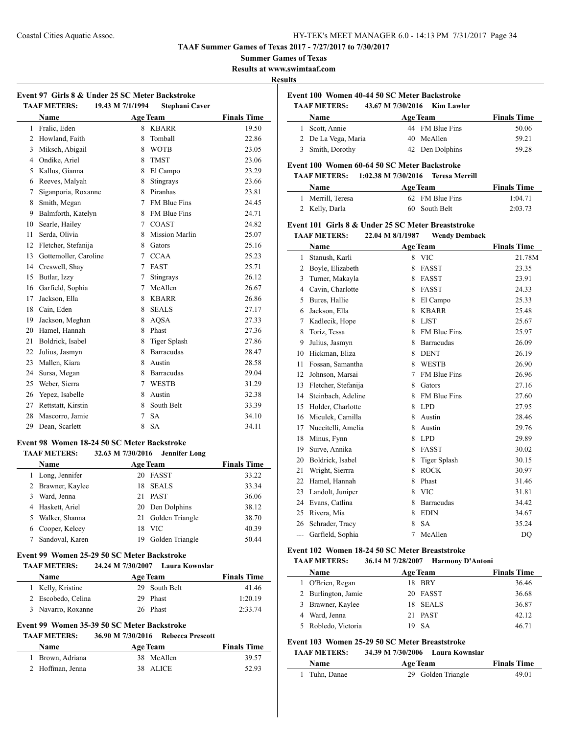# TAAF Summer Games of Texas 2017 - 7/27/2017 to 7/30/2017

**Summer Games of Texas**

**Results at www.swimtaaf.com**

**Results**

## Event 97 Girls 8 & Under 25 SC Meter Backstroke

**TAAF METERS:** 19.43 M 7/1/1994 **Stephani Caver**

| | Name | Age | Team | Finals Time |
|---|---|---|---|---|
| 1 | Fralic, Eden | 8 | KBARR | 19.50 |
| 2 | Howland, Faith | 8 | Tomball | 22.86 |
| 3 | Miksch, Abigail | 8 | WOTB | 23.05 |
| 4 | Ondike, Ariel | 8 | TMST | 23.06 |
| 5 | Kallus, Gianna | 8 | El Campo | 23.29 |
| 6 | Reeves, Malyah | 8 | Stingrays | 23.66 |
| 7 | Siganporia, Roxanne | 8 | Piranhas | 23.81 |
| 8 | Smith, Megan | 7 | FM Blue Fins | 24.45 |
| 9 | Balmforth, Katelyn | 8 | FM Blue Fins | 24.71 |
| 10 | Searle, Hailey | 7 | COAST | 24.82 |
| 11 | Serda, Olivia | 8 | Mission Marlin | 25.07 |
| 12 | Fletcher, Stefanija | 8 | Gators | 25.16 |
| 13 | Gottemoller, Caroline | 7 | CCAA | 25.23 |
| 14 | Creswell, Shay | 7 | FAST | 25.71 |
| 15 | Butlar, Izzy | 7 | Stingrays | 26.12 |
| 16 | Garfield, Sophia | 7 | McAllen | 26.67 |
| 17 | Jackson, Ella | 8 | KBARR | 26.86 |
| 18 | Cain, Eden | 8 | SEALS | 27.17 |
| 19 | Jackson, Meghan | 8 | AQSA | 27.33 |
| 20 | Hamel, Hannah | 8 | Phast | 27.36 |
| 21 | Boldrick, Isabel | 8 | Tiger Splash | 27.86 |
| 22 | Julius, Jasmyn | 8 | Barracudas | 28.47 |
| 23 | Mallen, Kiara | 8 | Austin | 28.58 |
| 24 | Sursa, Megan | 8 | Barracudas | 29.04 |
| 25 | Weber, Sierra | 7 | WESTB | 31.29 |
| 26 | Yepez, Isabelle | 8 | Austin | 32.38 |
| 27 | Rettstatt, Kirstin | 8 | South Belt | 33.39 |
| 28 | Mascorro, Jamie | 7 | SA | 34.10 |
| 29 | Dean, Scarlett | 8 | SA | 34.11 |

## Event 98 Women 18-24 50 SC Meter Backstroke

**TAAF METERS:** 32.63 M 7/30/2016 **Jennifer Long**

| | Name | Age | Team | Finals Time |
|---|---|---|---|---|
| 1 | Long, Jennifer | 20 | FASST | 33.22 |
| 2 | Brawner, Kaylee | 18 | SEALS | 33.34 |
| 3 | Ward, Jenna | 21 | PAST | 36.06 |
| 4 | Haskett, Ariel | 20 | Den Dolphins | 38.12 |
| 5 | Walker, Shanna | 21 | Golden Triangle | 38.70 |
| 6 | Cooper, Kelcey | 18 | VIC | 40.39 |
| 7 | Sandoval, Karen | 19 | Golden Triangle | 50.44 |

## Event 99 Women 25-29 50 SC Meter Backstroke

**TAAF METERS:** 24.24 M 7/30/2007 **Laura Kownslar**

| | Name | Age | Team | Finals Time |
|---|---|---|---|---|
| 1 | Kelly, Kristine | 29 | South Belt | 41.46 |
| 2 | Escobedo, Celina | 29 | Phast | 1:20.19 |
| 3 | Navarro, Roxanne | 26 | Phast | 2:33.74 |

## Event 99 Women 35-39 50 SC Meter Backstroke

**TAAF METERS:** 36.90 M 7/30/2016 **Rebecca Prescott**

| | Name | Age | Team | Finals Time |
|---|---|---|---|---|
| 1 | Brown, Adriana | 38 | McAllen | 39.57 |
| 2 | Hoffman, Jenna | 38 | ALICE | 52.93 |

## Event 100 Women 40-44 50 SC Meter Backstroke

**TAAF METERS:** 43.67 M 7/30/2016 **Kim Lawler**

| | Name | Age | Team | Finals Time |
|---|---|---|---|---|
| 1 | Scott, Annie | 44 | FM Blue Fins | 50.06 |
| 2 | De La Vega, Maria | 40 | McAllen | 59.21 |
| 3 | Smith, Dorothy | 42 | Den Dolphins | 59.28 |

## Event 100 Women 60-64 50 SC Meter Backstroke

**TAAF METERS:** 1:02.38 M 7/30/2016 **Teresa Merrill**

| | Name | Age | Team | Finals Time |
|---|---|---|---|---|
| 1 | Merrill, Teresa | 62 | FM Blue Fins | 1:04.71 |
| 2 | Kelly, Darla | 60 | South Belt | 2:03.73 |

## Event 101 Girls 8 & Under 25 SC Meter Breaststroke

**TAAF METERS:** 22.04 M 8/1/1987 **Wendy Demback**

| | Name | Age | Team | Finals Time |
|---|---|---|---|---|
| 1 | Stanush, Karli | 8 | VIC | 21.78M |
| 2 | Boyle, Elizabeth | 8 | FASST | 23.35 |
| 3 | Turner, Makayla | 8 | FASST | 23.91 |
| 4 | Cavin, Charlotte | 8 | FASST | 24.33 |
| 5 | Bures, Hallie | 8 | El Campo | 25.33 |
| 6 | Jackson, Ella | 8 | KBARR | 25.48 |
| 7 | Kadlecik, Hope | 8 | LJST | 25.67 |
| 8 | Toriz, Tessa | 8 | FM Blue Fins | 25.97 |
| 9 | Julius, Jasmyn | 8 | Barracudas | 26.09 |
| 10 | Hickman, Eliza | 8 | DENT | 26.19 |
| 11 | Fossan, Samantha | 8 | WESTB | 26.90 |
| 12 | Johnson, Marsai | 7 | FM Blue Fins | 26.96 |
| 13 | Fletcher, Stefanija | 8 | Gators | 27.16 |
| 14 | Steinbach, Adeline | 8 | FM Blue Fins | 27.60 |
| 15 | Holder, Charlotte | 8 | LPD | 27.95 |
| 16 | Miculek, Camilla | 8 | Austin | 28.46 |
| 17 | Nuccitelli, Amelia | 8 | Austin | 29.76 |
| 18 | Minus, Fynn | 8 | LPD | 29.89 |
| 19 | Surve, Annika | 8 | FASST | 30.02 |
| 20 | Boldrick, Isabel | 8 | Tiger Splash | 30.15 |
| 21 | Wright, Sierrra | 8 | ROCK | 30.97 |
| 22 | Hamel, Hannah | 8 | Phast | 31.46 |
| 23 | Landolt, Juniper | 8 | VIC | 31.81 |
| 24 | Evans, Catlina | 8 | Barracudas | 34.42 |
| 25 | Rivera, Mia | 8 | EDIN | 34.67 |
| 26 | Schrader, Tracy | 8 | SA | 35.24 |
| --- | Garfield, Sophia | 7 | McAllen | DQ |

## Event 102 Women 18-24 50 SC Meter Breaststroke

**TAAF METERS:** 36.14 M 7/28/2007 **Harmony D'Antoni**

| | Name | Age | Team | Finals Time |
|---|---|---|---|---|
| 1 | O'Brien, Regan | 18 | BRY | 36.46 |
| 2 | Burlington, Jamie | 20 | FASST | 36.68 |
| 3 | Brawner, Kaylee | 18 | SEALS | 36.87 |
| 4 | Ward, Jenna | 21 | PAST | 42.12 |
| 5 | Robledo, Victoria | 19 | SA | 46.71 |

## Event 103 Women 25-29 50 SC Meter Breaststroke

**TAAF METERS:** 34.39 M 7/30/2006 **Laura Kownslar**

| | Name | Age | Team | Finals Time |
|---|---|---|---|---|
| 1 | Tuhn, Danae | 29 | Golden Triangle | 49.01 |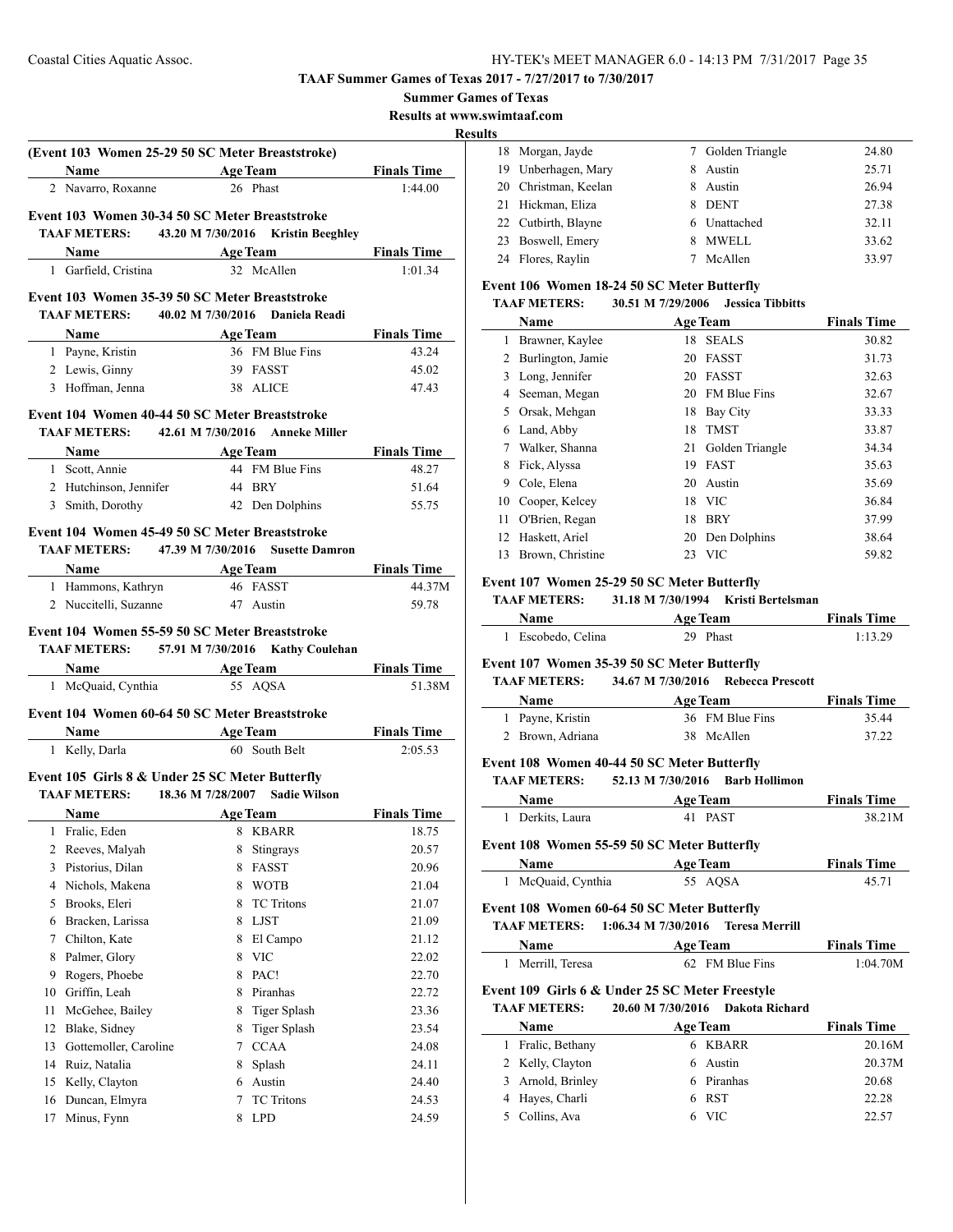**TAAF Summer Games of Texas 2017 - 7/27/2017 to 7/30/2017**

**Summer Games of Texas**

**Results at www.swimtaaf.com**

**Results**

### (Event 103 Women 25-29 50 SC Meter Breaststroke)

| | Name | Age | Team | Finals Time |
|---|---|---|---|---|
| 2 | Navarro, Roxanne | 26 | Phast | 1:44.00 |

### Event 103 Women 30-34 50 SC Meter Breaststroke

**TAAF METERS:** 43.20 M 7/30/2016 **Kristin Beeghley**

| | Name | Age | Team | Finals Time |
|---|---|---|---|---|
| 1 | Garfield, Cristina | 32 | McAllen | 1:01.34 |

### Event 103 Women 35-39 50 SC Meter Breaststroke

**TAAF METERS:** 40.02 M 7/30/2016 **Daniela Readi**

| | Name | Age | Team | Finals Time |
|---|---|---|---|---|
| 1 | Payne, Kristin | 36 | FM Blue Fins | 43.24 |
| 2 | Lewis, Ginny | 39 | FASST | 45.02 |
| 3 | Hoffman, Jenna | 38 | ALICE | 47.43 |

### Event 104 Women 40-44 50 SC Meter Breaststroke

**TAAF METERS:** 42.61 M 7/30/2016 **Anneke Miller**

| | Name | Age | Team | Finals Time |
|---|---|---|---|---|
| 1 | Scott, Annie | 44 | FM Blue Fins | 48.27 |
| 2 | Hutchinson, Jennifer | 44 | BRY | 51.64 |
| 3 | Smith, Dorothy | 42 | Den Dolphins | 55.75 |

### Event 104 Women 45-49 50 SC Meter Breaststroke

**TAAF METERS:** 47.39 M 7/30/2016 **Susette Damron**

| | Name | Age | Team | Finals Time |
|---|---|---|---|---|
| 1 | Hammons, Kathryn | 46 | FASST | 44.37M |
| 2 | Nuccitelli, Suzanne | 47 | Austin | 59.78 |

### Event 104 Women 55-59 50 SC Meter Breaststroke

**TAAF METERS:** 57.91 M 7/30/2016 **Kathy Coulehan**

| | Name | Age | Team | Finals Time |
|---|---|---|---|---|
| 1 | McQuaid, Cynthia | 55 | AQSA | 51.38M |

### Event 104 Women 60-64 50 SC Meter Breaststroke

| | Name | Age | Team | Finals Time |
|---|---|---|---|---|
| 1 | Kelly, Darla | 60 | South Belt | 2:05.53 |

### Event 105 Girls 8 & Under 25 SC Meter Butterfly

**TAAF METERS:** 18.36 M 7/28/2007 **Sadie Wilson**

| | Name | Age | Team | Finals Time |
|---|---|---|---|---|
| 1 | Fralic, Eden | 8 | KBARR | 18.75 |
| 2 | Reeves, Malyah | 8 | Stingrays | 20.57 |
| 3 | Pistorius, Dilan | 8 | FASST | 20.96 |
| 4 | Nichols, Makena | 8 | WOTB | 21.04 |
| 5 | Brooks, Eleri | 8 | TC Tritons | 21.07 |
| 6 | Bracken, Larissa | 8 | LJST | 21.09 |
| 7 | Chilton, Kate | 8 | El Campo | 21.12 |
| 8 | Palmer, Glory | 8 | VIC | 22.02 |
| 9 | Rogers, Phoebe | 8 | PAC! | 22.70 |
| 10 | Griffin, Leah | 8 | Piranhas | 22.72 |
| 11 | McGehee, Bailey | 8 | Tiger Splash | 23.36 |
| 12 | Blake, Sidney | 8 | Tiger Splash | 23.54 |
| 13 | Gottemoller, Caroline | 7 | CCAA | 24.08 |
| 14 | Ruiz, Natalia | 8 | Splash | 24.11 |
| 15 | Kelly, Clayton | 6 | Austin | 24.40 |
| 16 | Duncan, Elmyra | 7 | TC Tritons | 24.53 |
| 17 | Minus, Fynn | 8 | LPD | 24.59 |
| 18 | Morgan, Jayde | 7 | Golden Triangle | 24.80 |
| 19 | Unberhagen, Mary | 8 | Austin | 25.71 |
| 20 | Christman, Keelan | 8 | Austin | 26.94 |
| 21 | Hickman, Eliza | 8 | DENT | 27.38 |
| 22 | Cutbirth, Blayne | 6 | Unattached | 32.11 |
| 23 | Boswell, Emery | 8 | MWELL | 33.62 |
| 24 | Flores, Raylin | 7 | McAllen | 33.97 |

### Event 106 Women 18-24 50 SC Meter Butterfly

**TAAF METERS:** 30.51 M 7/29/2006 **Jessica Tibbitts**

| | Name | Age | Team | Finals Time |
|---|---|---|---|---|
| 1 | Brawner, Kaylee | 18 | SEALS | 30.82 |
| 2 | Burlington, Jamie | 20 | FASST | 31.73 |
| 3 | Long, Jennifer | 20 | FASST | 32.63 |
| 4 | Seeman, Megan | 20 | FM Blue Fins | 32.67 |
| 5 | Orsak, Mehgan | 18 | Bay City | 33.33 |
| 6 | Land, Abby | 18 | TMST | 33.87 |
| 7 | Walker, Shanna | 21 | Golden Triangle | 34.34 |
| 8 | Fick, Alyssa | 19 | FAST | 35.63 |
| 9 | Cole, Elena | 20 | Austin | 35.69 |
| 10 | Cooper, Kelcey | 18 | VIC | 36.84 |
| 11 | O'Brien, Regan | 18 | BRY | 37.99 |
| 12 | Haskett, Ariel | 20 | Den Dolphins | 38.64 |
| 13 | Brown, Christine | 23 | VIC | 59.82 |

### Event 107 Women 25-29 50 SC Meter Butterfly

**TAAF METERS:** 31.18 M 7/30/1994 **Kristi Bertelsman**

| | Name | Age | Team | Finals Time |
|---|---|---|---|---|
| 1 | Escobedo, Celina | 29 | Phast | 1:13.29 |

### Event 107 Women 35-39 50 SC Meter Butterfly

**TAAF METERS:** 34.67 M 7/30/2016 **Rebecca Prescott**

| | Name | Age | Team | Finals Time |
|---|---|---|---|---|
| 1 | Payne, Kristin | 36 | FM Blue Fins | 35.44 |
| 2 | Brown, Adriana | 38 | McAllen | 37.22 |

### Event 108 Women 40-44 50 SC Meter Butterfly

**TAAF METERS:** 52.13 M 7/30/2016 **Barb Hollimon**

| | Name | Age | Team | Finals Time |
|---|---|---|---|---|
| 1 | Derkits, Laura | 41 | PAST | 38.21M |

### Event 108 Women 55-59 50 SC Meter Butterfly

| | Name | Age | Team | Finals Time |
|---|---|---|---|---|
| 1 | McQuaid, Cynthia | 55 | AQSA | 45.71 |

### Event 108 Women 60-64 50 SC Meter Butterfly

**TAAF METERS:** 1:06.34 M 7/30/2016 **Teresa Merrill**

| | Name | Age | Team | Finals Time |
|---|---|---|---|---|
| 1 | Merrill, Teresa | 62 | FM Blue Fins | 1:04.70M |

### Event 109 Girls 6 & Under 25 SC Meter Freestyle

**TAAF METERS:** 20.60 M 7/30/2016 **Dakota Richard**

| | Name | Age | Team | Finals Time |
|---|---|---|---|---|
| 1 | Fralic, Bethany | 6 | KBARR | 20.16M |
| 2 | Kelly, Clayton | 6 | Austin | 20.37M |
| 3 | Arnold, Brinley | 6 | Piranhas | 20.68 |
| 4 | Hayes, Charli | 6 | RST | 22.28 |
| 5 | Collins, Ava | 6 | VIC | 22.57 |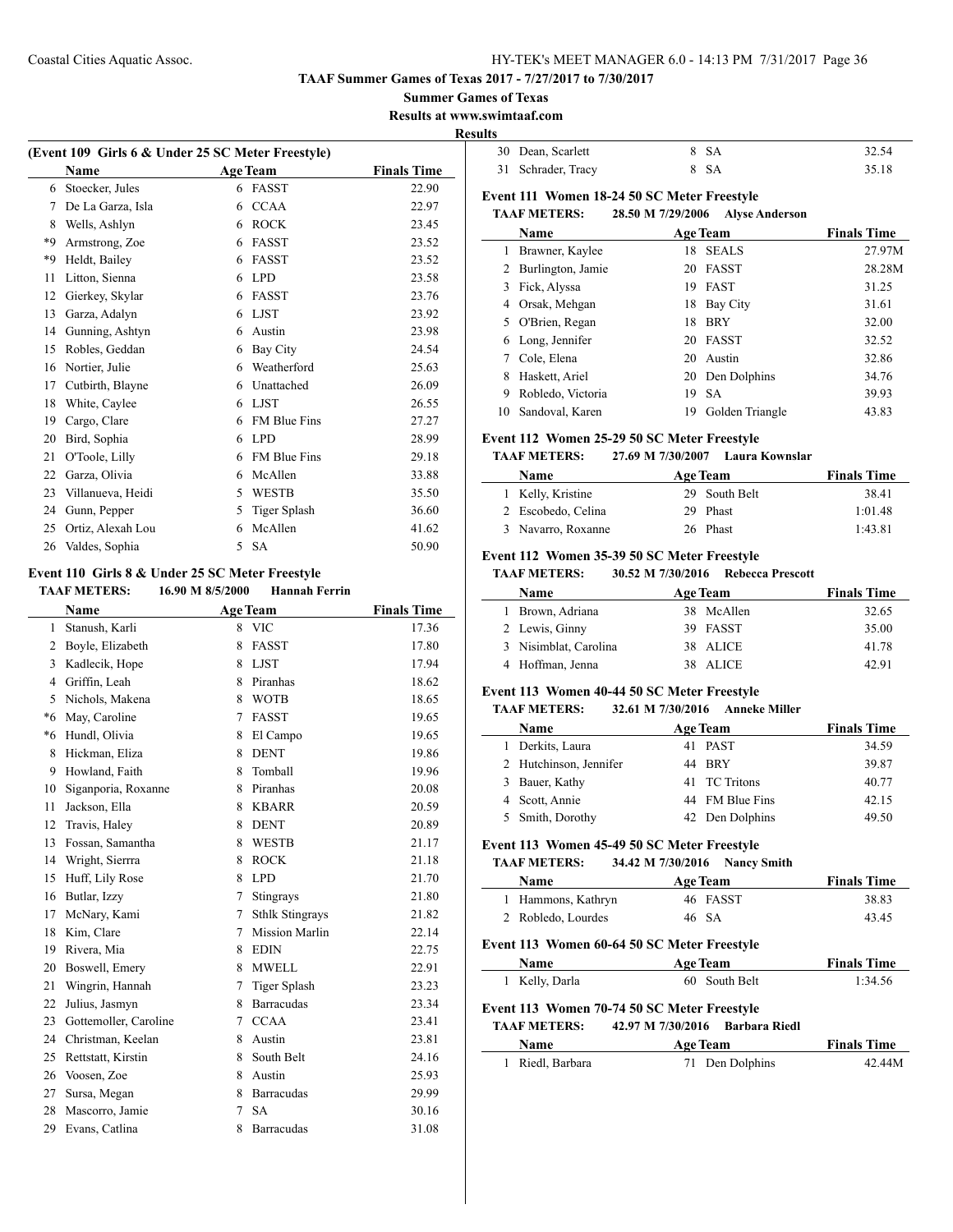**TAAF Summer Games of Texas 2017 - 7/27/2017 to 7/30/2017**

**Summer Games of Texas**

**Results at www.swimtaaf.com**

**Results**

### (Event 109 Girls 6 & Under 25 SC Meter Freestyle)

| | Name | Age | Team | Finals Time |
|---|---|---|---|---|
| 6 | Stoecker, Jules | 6 | FASST | 22.90 |
| 7 | De La Garza, Isla | 6 | CCAA | 22.97 |
| 8 | Wells, Ashlyn | 6 | ROCK | 23.45 |
| *9 | Armstrong, Zoe | 6 | FASST | 23.52 |
| *9 | Heldt, Bailey | 6 | FASST | 23.52 |
| 11 | Litton, Sienna | 6 | LPD | 23.58 |
| 12 | Gierkey, Skylar | 6 | FASST | 23.76 |
| 13 | Garza, Adalyn | 6 | LJST | 23.92 |
| 14 | Gunning, Ashtyn | 6 | Austin | 23.98 |
| 15 | Robles, Geddan | 6 | Bay City | 24.54 |
| 16 | Nortier, Julie | 6 | Weatherford | 25.63 |
| 17 | Cutbirth, Blayne | 6 | Unattached | 26.09 |
| 18 | White, Caylee | 6 | LJST | 26.55 |
| 19 | Cargo, Clare | 6 | FM Blue Fins | 27.27 |
| 20 | Bird, Sophia | 6 | LPD | 28.99 |
| 21 | O'Toole, Lilly | 6 | FM Blue Fins | 29.18 |
| 22 | Garza, Olivia | 6 | McAllen | 33.88 |
| 23 | Villanueva, Heidi | 5 | WESTB | 35.50 |
| 24 | Gunn, Pepper | 5 | Tiger Splash | 36.60 |
| 25 | Ortiz, Alexah Lou | 6 | McAllen | 41.62 |
| 26 | Valdes, Sophia | 5 | SA | 50.90 |

### Event 110 Girls 8 & Under 25 SC Meter Freestyle

**TAAF METERS:** 16.90 M 8/5/2000 **Hannah Ferrin**

| | Name | Age | Team | Finals Time |
|---|---|---|---|---|
| 1 | Stanush, Karli | 8 | VIC | 17.36 |
| 2 | Boyle, Elizabeth | 8 | FASST | 17.80 |
| 3 | Kadlecik, Hope | 8 | LJST | 17.94 |
| 4 | Griffin, Leah | 8 | Piranhas | 18.62 |
| 5 | Nichols, Makena | 8 | WOTB | 18.65 |
| *6 | May, Caroline | 7 | FASST | 19.65 |
| *6 | Hundl, Olivia | 8 | El Campo | 19.65 |
| 8 | Hickman, Eliza | 8 | DENT | 19.86 |
| 9 | Howland, Faith | 8 | Tomball | 19.96 |
| 10 | Siganporia, Roxanne | 8 | Piranhas | 20.08 |
| 11 | Jackson, Ella | 8 | KBARR | 20.59 |
| 12 | Travis, Haley | 8 | DENT | 20.89 |
| 13 | Fossan, Samantha | 8 | WESTB | 21.17 |
| 14 | Wright, Sierrra | 8 | ROCK | 21.18 |
| 15 | Huff, Lily Rose | 8 | LPD | 21.70 |
| 16 | Butlar, Izzy | 7 | Stingrays | 21.80 |
| 17 | McNary, Kami | 7 | Sthlk Stingrays | 21.82 |
| 18 | Kim, Clare | 7 | Mission Marlin | 22.14 |
| 19 | Rivera, Mia | 8 | EDIN | 22.75 |
| 20 | Boswell, Emery | 8 | MWELL | 22.91 |
| 21 | Wingrin, Hannah | 7 | Tiger Splash | 23.23 |
| 22 | Julius, Jasmyn | 8 | Barracudas | 23.34 |
| 23 | Gottemoller, Caroline | 7 | CCAA | 23.41 |
| 24 | Christman, Keelan | 8 | Austin | 23.81 |
| 25 | Rettstatt, Kirstin | 8 | South Belt | 24.16 |
| 26 | Voosen, Zoe | 8 | Austin | 25.93 |
| 27 | Sursa, Megan | 8 | Barracudas | 29.99 |
| 28 | Mascorro, Jamie | 7 | SA | 30.16 |
| 29 | Evans, Catlina | 8 | Barracudas | 31.08 |
| 30 | Dean, Scarlett | 8 | SA | 32.54 |
| 31 | Schrader, Tracy | 8 | SA | 35.18 |

### Event 111 Women 18-24 50 SC Meter Freestyle

**TAAF METERS:** 28.50 M 7/29/2006 **Alyse Anderson**

| | Name | Age | Team | Finals Time |
|---|---|---|---|---|
| 1 | Brawner, Kaylee | 18 | SEALS | 27.97M |
| 2 | Burlington, Jamie | 20 | FASST | 28.28M |
| 3 | Fick, Alyssa | 19 | FAST | 31.25 |
| 4 | Orsak, Mehgan | 18 | Bay City | 31.61 |
| 5 | O'Brien, Regan | 18 | BRY | 32.00 |
| 6 | Long, Jennifer | 20 | FASST | 32.52 |
| 7 | Cole, Elena | 20 | Austin | 32.86 |
| 8 | Haskett, Ariel | 20 | Den Dolphins | 34.76 |
| 9 | Robledo, Victoria | 19 | SA | 39.93 |
| 10 | Sandoval, Karen | 19 | Golden Triangle | 43.83 |

### Event 112 Women 25-29 50 SC Meter Freestyle

**TAAF METERS:** 27.69 M 7/30/2007 **Laura Kownslar**

| | Name | Age | Team | Finals Time |
|---|---|---|---|---|
| 1 | Kelly, Kristine | 29 | South Belt | 38.41 |
| 2 | Escobedo, Celina | 29 | Phast | 1:01.48 |
| 3 | Navarro, Roxanne | 26 | Phast | 1:43.81 |

### Event 112 Women 35-39 50 SC Meter Freestyle

**TAAF METERS:** 30.52 M 7/30/2016 **Rebecca Prescott**

| | Name | Age | Team | Finals Time |
|---|---|---|---|---|
| 1 | Brown, Adriana | 38 | McAllen | 32.65 |
| 2 | Lewis, Ginny | 39 | FASST | 35.00 |
| 3 | Nisimblat, Carolina | 38 | ALICE | 41.78 |
| 4 | Hoffman, Jenna | 38 | ALICE | 42.91 |

### Event 113 Women 40-44 50 SC Meter Freestyle

**TAAF METERS:** 32.61 M 7/30/2016 **Anneke Miller**

| | Name | Age | Team | Finals Time |
|---|---|---|---|---|
| 1 | Derkits, Laura | 41 | PAST | 34.59 |
| 2 | Hutchinson, Jennifer | 44 | BRY | 39.87 |
| 3 | Bauer, Kathy | 41 | TC Tritons | 40.77 |
| 4 | Scott, Annie | 44 | FM Blue Fins | 42.15 |
| 5 | Smith, Dorothy | 42 | Den Dolphins | 49.50 |

### Event 113 Women 45-49 50 SC Meter Freestyle

**TAAF METERS:** 34.42 M 7/30/2016 **Nancy Smith**

| | Name | Age | Team | Finals Time |
|---|---|---|---|---|
| 1 | Hammons, Kathryn | 46 | FASST | 38.83 |
| 2 | Robledo, Lourdes | 46 | SA | 43.45 |

### Event 113 Women 60-64 50 SC Meter Freestyle

| | Name | Age | Team | Finals Time |
|---|---|---|---|---|
| 1 | Kelly, Darla | 60 | South Belt | 1:34.56 |

### Event 113 Women 70-74 50 SC Meter Freestyle

**TAAF METERS:** 42.97 M 7/30/2016 **Barbara Riedl**

| | Name | Age | Team | Finals Time |
|---|---|---|---|---|
| 1 | Riedl, Barbara | 71 | Den Dolphins | 42.44M |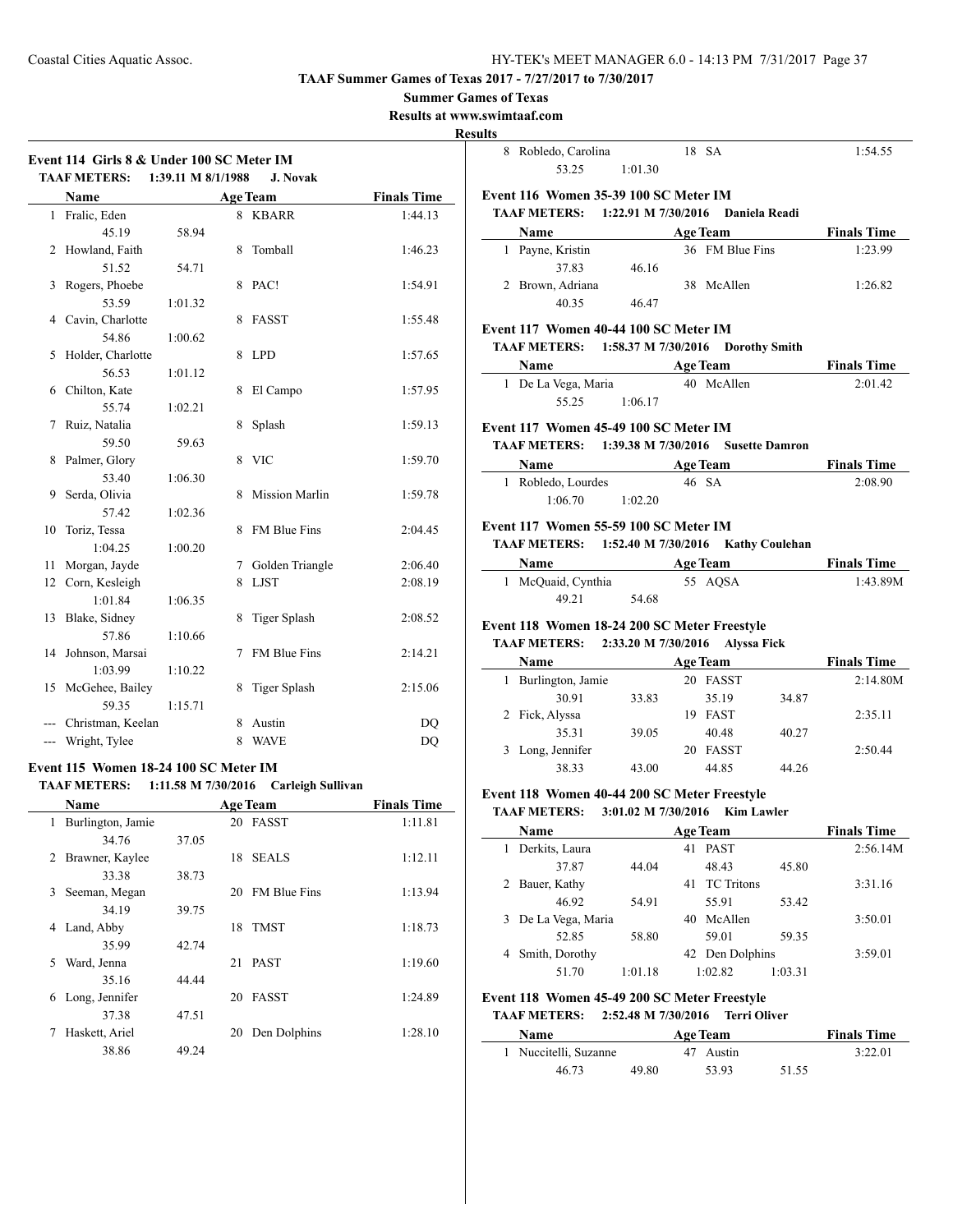**TAAF Summer Games of Texas 2017 - 7/27/2017 to 7/30/2017**

**Summer Games of Texas**

**Results at www.swimtaaf.com**

**Results**

### Event 114 Girls 8 & Under 100 SC Meter IM

**TAAF METERS: 1:39.11 M 8/1/1988 J. Novak**

| | Name | Age | Team | Finals Time |
|---|---|---|---|---|
| 1 | Fralic, Eden | 8 | KBARR | 1:44.13 |
| | 45.19 58.94 | | | |
| 2 | Howland, Faith | 8 | Tomball | 1:46.23 |
| | 51.52 54.71 | | | |
| 3 | Rogers, Phoebe | 8 | PAC! | 1:54.91 |
| | 53.59 1:01.32 | | | |
| 4 | Cavin, Charlotte | 8 | FASST | 1:55.48 |
| | 54.86 1:00.62 | | | |
| 5 | Holder, Charlotte | 8 | LPD | 1:57.65 |
| | 56.53 1:01.12 | | | |
| 6 | Chilton, Kate | 8 | El Campo | 1:57.95 |
| | 55.74 1:02.21 | | | |
| 7 | Ruiz, Natalia | 8 | Splash | 1:59.13 |
| | 59.50 59.63 | | | |
| 8 | Palmer, Glory | 8 | VIC | 1:59.70 |
| | 53.40 1:06.30 | | | |
| 9 | Serda, Olivia | 8 | Mission Marlin | 1:59.78 |
| | 57.42 1:02.36 | | | |
| 10 | Toriz, Tessa | 8 | FM Blue Fins | 2:04.45 |
| | 1:04.25 1:00.20 | | | |
| 11 | Morgan, Jayde | 7 | Golden Triangle | 2:06.40 |
| 12 | Corn, Kesleigh | 8 | LJST | 2:08.19 |
| | 1:01.84 1:06.35 | | | |
| 13 | Blake, Sidney | 8 | Tiger Splash | 2:08.52 |
| | 57.86 1:10.66 | | | |
| 14 | Johnson, Marsai | 7 | FM Blue Fins | 2:14.21 |
| | 1:03.99 1:10.22 | | | |
| 15 | McGehee, Bailey | 8 | Tiger Splash | 2:15.06 |
| | 59.35 1:15.71 | | | |
| --- | Christman, Keelan | 8 | Austin | DQ |
| --- | Wright, Tylee | 8 | WAVE | DQ |

### Event 115 Women 18-24 100 SC Meter IM

**TAAF METERS: 1:11.58 M 7/30/2016 Carleigh Sullivan**

| | Name | Age | Team | Finals Time |
|---|---|---|---|---|
| 1 | Burlington, Jamie | 20 | FASST | 1:11.81 |
| | 34.76 37.05 | | | |
| 2 | Brawner, Kaylee | 18 | SEALS | 1:12.11 |
| | 33.38 38.73 | | | |
| 3 | Seeman, Megan | 20 | FM Blue Fins | 1:13.94 |
| | 34.19 39.75 | | | |
| 4 | Land, Abby | 18 | TMST | 1:18.73 |
| | 35.99 42.74 | | | |
| 5 | Ward, Jenna | 21 | PAST | 1:19.60 |
| | 35.16 44.44 | | | |
| 6 | Long, Jennifer | 20 | FASST | 1:24.89 |
| | 37.38 47.51 | | | |
| 7 | Haskett, Ariel | 20 | Den Dolphins | 1:28.10 |
| | 38.86 49.24 | | | |
| 8 | Robledo, Carolina | 18 | SA | 1:54.55 |
| | 53.25 1:01.30 | | | |

### Event 116 Women 35-39 100 SC Meter IM

**TAAF METERS: 1:22.91 M 7/30/2016 Daniela Readi**

| | Name | Age | Team | Finals Time |
|---|---|---|---|---|
| 1 | Payne, Kristin | 36 | FM Blue Fins | 1:23.99 |
| | 37.83 46.16 | | | |
| 2 | Brown, Adriana | 38 | McAllen | 1:26.82 |
| | 40.35 46.47 | | | |

### Event 117 Women 40-44 100 SC Meter IM

**TAAF METERS: 1:58.37 M 7/30/2016 Dorothy Smith**

| | Name | Age | Team | Finals Time |
|---|---|---|---|---|
| 1 | De La Vega, Maria | 40 | McAllen | 2:01.42 |
| | 55.25 1:06.17 | | | |

### Event 117 Women 45-49 100 SC Meter IM

**TAAF METERS: 1:39.38 M 7/30/2016 Susette Damron**

| | Name | Age | Team | Finals Time |
|---|---|---|---|---|
| 1 | Robledo, Lourdes | 46 | SA | 2:08.90 |
| | 1:06.70 1:02.20 | | | |

### Event 117 Women 55-59 100 SC Meter IM

**TAAF METERS: 1:52.40 M 7/30/2016 Kathy Coulehan**

| | Name | Age | Team | Finals Time |
|---|---|---|---|---|
| 1 | McQuaid, Cynthia | 55 | AQSA | 1:43.89M |
| | 49.21 54.68 | | | |

### Event 118 Women 18-24 200 SC Meter Freestyle

**TAAF METERS: 2:33.20 M 7/30/2016 Alyssa Fick**

| | Name | Age | Team | Finals Time |
|---|---|---|---|---|
| 1 | Burlington, Jamie | 20 | FASST | 2:14.80M |
| | 30.91 33.83 35.19 34.87 | | | |
| 2 | Fick, Alyssa | 19 | FAST | 2:35.11 |
| | 35.31 39.05 40.48 40.27 | | | |
| 3 | Long, Jennifer | 20 | FASST | 2:50.44 |
| | 38.33 43.00 44.85 44.26 | | | |

### Event 118 Women 40-44 200 SC Meter Freestyle

**TAAF METERS: 3:01.02 M 7/30/2016 Kim Lawler**

| | Name | Age | Team | Finals Time |
|---|---|---|---|---|
| 1 | Derkits, Laura | 41 | PAST | 2:56.14M |
| | 37.87 44.04 48.43 45.80 | | | |
| 2 | Bauer, Kathy | 41 | TC Tritons | 3:31.16 |
| | 46.92 54.91 55.91 53.42 | | | |
| 3 | De La Vega, Maria | 40 | McAllen | 3:50.01 |
| | 52.85 58.80 59.01 59.35 | | | |
| 4 | Smith, Dorothy | 42 | Den Dolphins | 3:59.01 |
| | 51.70 1:01.18 1:02.82 1:03.31 | | | |

### Event 118 Women 45-49 200 SC Meter Freestyle

**TAAF METERS: 2:52.48 M 7/30/2016 Terri Oliver**

| | Name | Age | Team | Finals Time |
|---|---|---|---|---|
| 1 | Nuccitelli, Suzanne | 47 | Austin | 3:22.01 |
| | 46.73 49.80 53.93 51.55 | | | |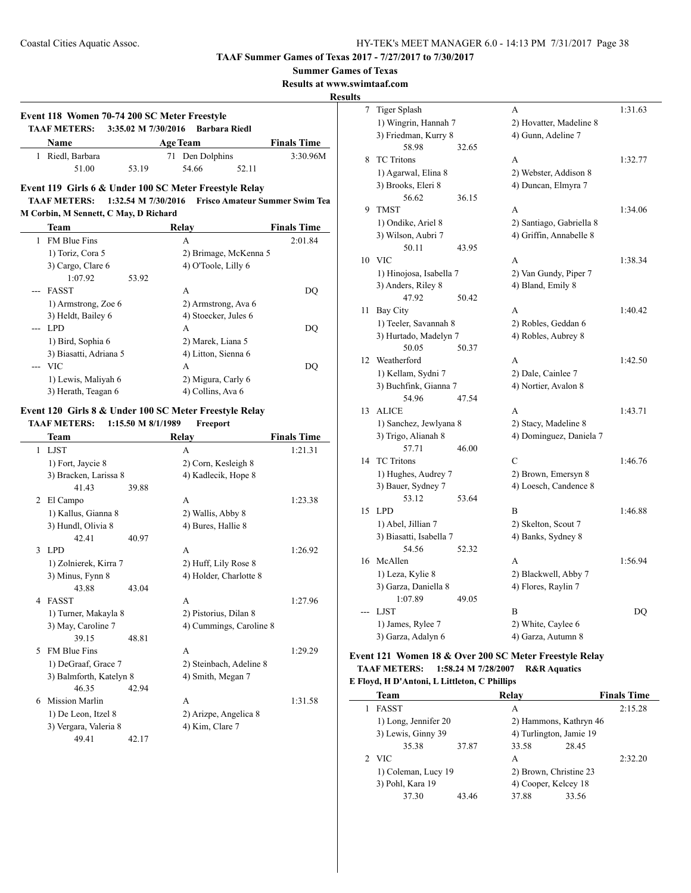**TAAF Summer Games of Texas 2017 - 7/27/2017 to 7/30/2017**

**Summer Games of Texas**

**Results at www.swimtaaf.com**

**Results**

### Event 118 Women 70-74 200 SC Meter Freestyle

**TAAF METERS:** 3:35.02 M 7/30/2016 Barbara Riedl

| | Name | Age | Team | Finals Time |
|---|---|---|---|---|
| 1 | Riedl, Barbara | 71 | Den Dolphins | 3:30.96M |
| | 51.00 53.19 54.66 52.11 | | | |

### Event 119 Girls 6 & Under 100 SC Meter Freestyle Relay

**TAAF METERS:** 1:32.54 M 7/30/2016 Frisco Amateur Summer Swim Tea

M Corbin, M Sennett, C May, D Richard

| | Team | Relay | Finals Time |
|---|---|---|---|
| 1 | FM Blue Fins | A | 2:01.84 |
| | 1) Toriz, Cora 5 | 2) Brimage, McKenna 5 | |
| | 3) Cargo, Clare 6 | 4) O'Toole, Lilly 6 | |
| | 1:07.92 53.92 | | |
| --- | FASST | A | DQ |
| | 1) Armstrong, Zoe 6 | 2) Armstrong, Ava 6 | |
| | 3) Heldt, Bailey 6 | 4) Stoecker, Jules 6 | |
| --- | LPD | A | DQ |
| | 1) Bird, Sophia 6 | 2) Marek, Liana 5 | |
| | 3) Biasatti, Adriana 5 | 4) Litton, Sienna 6 | |
| --- | VIC | A | DQ |
| | 1) Lewis, Maliyah 6 | 2) Migura, Carly 6 | |
| | 3) Herath, Teagan 6 | 4) Collins, Ava 6 | |

### Event 120 Girls 8 & Under 100 SC Meter Freestyle Relay

**TAAF METERS:** 1:15.50 M 8/1/1989 Freeport

| | Team | Relay | Finals Time |
|---|---|---|---|
| 1 | LJST | A | 1:21.31 |
| | 1) Fort, Jaycie 8 | 2) Corn, Kesleigh 8 | |
| | 3) Bracken, Larissa 8 | 4) Kadlecik, Hope 8 | |
| | 41.43 39.88 | | |
| 2 | El Campo | A | 1:23.38 |
| | 1) Kallus, Gianna 8 | 2) Wallis, Abby 8 | |
| | 3) Hundl, Olivia 8 | 4) Bures, Hallie 8 | |
| | 42.41 40.97 | | |
| 3 | LPD | A | 1:26.92 |
| | 1) Zolnierek, Kirra 7 | 2) Huff, Lily Rose 8 | |
| | 3) Minus, Fynn 8 | 4) Holder, Charlotte 8 | |
| | 43.88 43.04 | | |
| 4 | FASST | A | 1:27.96 |
| | 1) Turner, Makayla 8 | 2) Pistorius, Dilan 8 | |
| | 3) May, Caroline 7 | 4) Cummings, Caroline 8 | |
| | 39.15 48.81 | | |
| 5 | FM Blue Fins | A | 1:29.29 |
| | 1) DeGraaf, Grace 7 | 2) Steinbach, Adeline 8 | |
| | 3) Balmforth, Katelyn 8 | 4) Smith, Megan 7 | |
| | 46.35 42.94 | | |
| 6 | Mission Marlin | A | 1:31.58 |
| | 1) De Leon, Itzel 8 | 2) Arizpe, Angelica 8 | |
| | 3) Vergara, Valeria 8 | 4) Kim, Clare 7 | |
| | 49.41 42.17 | | |
| 7 | Tiger Splash | A | 1:31.63 |
| | 1) Wingrin, Hannah 7 | 2) Hovatter, Madeline 8 | |
| | 3) Friedman, Kurry 8 | 4) Gunn, Adeline 7 | |
| | 58.98 32.65 | | |
| 8 | TC Tritons | A | 1:32.77 |
| | 1) Agarwal, Elina 8 | 2) Webster, Addison 8 | |
| | 3) Brooks, Eleri 8 | 4) Duncan, Elmyra 7 | |
| | 56.62 36.15 | | |
| 9 | TMST | A | 1:34.06 |
| | 1) Ondike, Ariel 8 | 2) Santiago, Gabriella 8 | |
| | 3) Wilson, Aubri 7 | 4) Griffin, Annabelle 8 | |
| | 50.11 43.95 | | |
| 10 | VIC | A | 1:38.34 |
| | 1) Hinojosa, Isabella 7 | 2) Van Gundy, Piper 7 | |
| | 3) Anders, Riley 8 | 4) Bland, Emily 8 | |
| | 47.92 50.42 | | |
| 11 | Bay City | A | 1:40.42 |
| | 1) Teeler, Savannah 8 | 2) Robles, Geddan 6 | |
| | 3) Hurtado, Madelyn 7 | 4) Robles, Aubrey 8 | |
| | 50.05 50.37 | | |
| 12 | Weatherford | A | 1:42.50 |
| | 1) Kellam, Sydni 7 | 2) Dale, Cainlee 7 | |
| | 3) Buchfink, Gianna 7 | 4) Nortier, Avalon 8 | |
| | 54.96 47.54 | | |
| 13 | ALICE | A | 1:43.71 |
| | 1) Sanchez, Jewlyana 8 | 2) Stacy, Madeline 8 | |
| | 3) Trigo, Alianah 8 | 4) Dominguez, Daniela 7 | |
| | 57.71 46.00 | | |
| 14 | TC Tritons | C | 1:46.76 |
| | 1) Hughes, Audrey 7 | 2) Brown, Emersyn 8 | |
| | 3) Bauer, Sydney 7 | 4) Loesch, Candence 8 | |
| | 53.12 53.64 | | |
| 15 | LPD | B | 1:46.88 |
| | 1) Abel, Jillian 7 | 2) Skelton, Scout 7 | |
| | 3) Biasatti, Isabella 7 | 4) Banks, Sydney 8 | |
| | 54.56 52.32 | | |
| 16 | McAllen | A | 1:56.94 |
| | 1) Leza, Kylie 8 | 2) Blackwell, Abby 7 | |
| | 3) Garza, Daniella 8 | 4) Flores, Raylin 7 | |
| | 1:07.89 49.05 | | |
| --- | LJST | B | DQ |
| | 1) James, Rylee 7 | 2) White, Caylee 6 | |
| | 3) Garza, Adalyn 6 | 4) Garza, Autumn 8 | |

### Event 121 Women 18 & Over 200 SC Meter Freestyle Relay

**TAAF METERS:** 1:58.24 M 7/28/2007 R&R Aquatics

E Floyd, H D'Antoni, L Littleton, C Phillips

| | Team | Relay | Finals Time |
|---|---|---|---|
| 1 | FASST | A | 2:15.28 |
| | 1) Long, Jennifer 20 | 2) Hammons, Kathryn 46 | |
| | 3) Lewis, Ginny 39 | 4) Turlington, Jamie 19 | |
| | 35.38 37.87 | 33.58 28.45 | |
| 2 | VIC | A | 2:32.20 |
| | 1) Coleman, Lucy 19 | 2) Brown, Christine 23 | |
| | 3) Pohl, Kara 19 | 4) Cooper, Kelcey 18 | |
| | 37.30 43.46 | 37.88 33.56 | |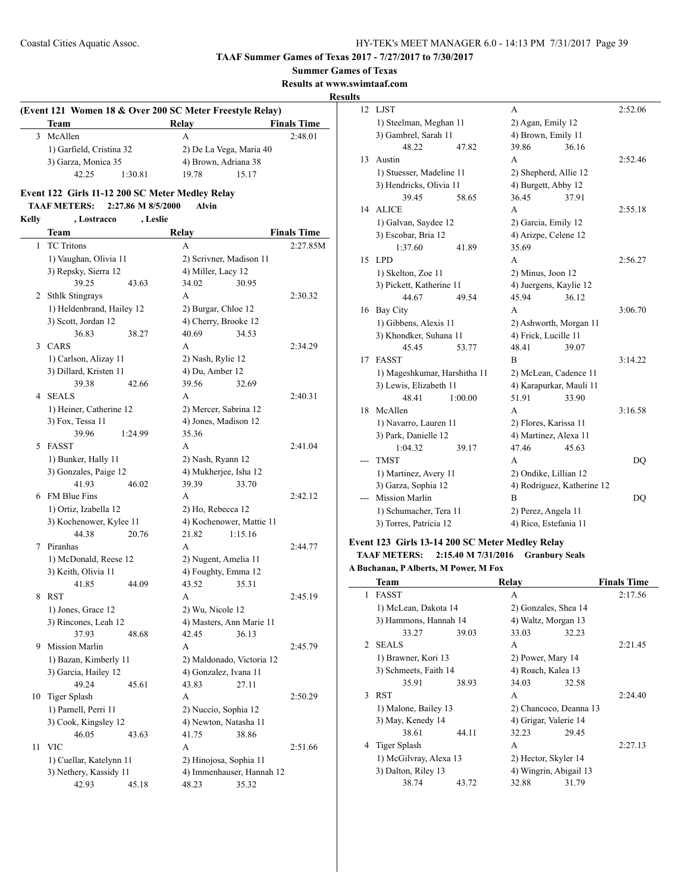**TAAF Summer Games of Texas 2017 - 7/27/2017 to 7/30/2017**

**Summer Games of Texas**

**Results at www.swimtaaf.com**

**Results**

**(Event 121 Women 18 & Over 200 SC Meter Freestyle Relay)**

| | Team | Relay | Finals Time |
|---|---|---|---|
| 3 | McAllen | A | 2:48.01 |
| | 1) Garfield, Cristina 32 | 2) De La Vega, Maria 40 | |
| | 3) Garza, Monica 35 | 4) Brown, Adriana 38 | |
| | 42.25 1:30.81 | 19.78 15.17 | |

## Event 122 Girls 11-12 200 SC Meter Medley Relay

**TAAF METERS: 2:27.86 M 8/5/2000 Alvin**

**Kelly , Lostracco , Leslie**

| | Team | Relay | Finals Time |
|---|---|---|---|
| 1 | TC Tritons | A | 2:27.85M |
| | 1) Vaughan, Olivia 11 | 2) Scrivner, Madison 11 | |
| | 3) Repsky, Sierra 12 | 4) Miller, Lacy 12 | |
| | 39.25 43.63 | 34.02 30.95 | |
| 2 | Sthlk Stingrays | A | 2:30.32 |
| | 1) Heldenbrand, Hailey 12 | 2) Burgar, Chloe 12 | |
| | 3) Scott, Jordan 12 | 4) Cherry, Brooke 12 | |
| | 36.83 38.27 | 40.69 34.53 | |
| 3 | CARS | A | 2:34.29 |
| | 1) Carlson, Alizay 11 | 2) Nash, Rylie 12 | |
| | 3) Dillard, Kristen 11 | 4) Du, Amber 12 | |
| | 39.38 42.66 | 39.56 32.69 | |
| 4 | SEALS | A | 2:40.31 |
| | 1) Heiner, Catherine 12 | 2) Mercer, Sabrina 12 | |
| | 3) Fox, Tessa 11 | 4) Jones, Madison 12 | |
| | 39.96 1:24.99 | 35.36 | |
| 5 | FASST | A | 2:41.04 |
| | 1) Bunker, Hally 11 | 2) Nash, Ryann 12 | |
| | 3) Gonzales, Paige 12 | 4) Mukherjee, Isha 12 | |
| | 41.93 46.02 | 39.39 33.70 | |
| 6 | FM Blue Fins | A | 2:42.12 |
| | 1) Ortiz, Izabella 12 | 2) Ho, Rebecca 12 | |
| | 3) Kochenower, Kylee 11 | 4) Kochenower, Mattie 11 | |
| | 44.38 20.76 | 21.82 1:15.16 | |
| 7 | Piranhas | A | 2:44.77 |
| | 1) McDonald, Reese 12 | 2) Nugent, Amelia 11 | |
| | 3) Keith, Olivia 11 | 4) Foughty, Emma 12 | |
| | 41.85 44.09 | 43.52 35.31 | |
| 8 | RST | A | 2:45.19 |
| | 1) Jones, Grace 12 | 2) Wu, Nicole 12 | |
| | 3) Rincones, Leah 12 | 4) Masters, Ann Marie 11 | |
| | 37.93 48.68 | 42.45 36.13 | |
| 9 | Mission Marlin | A | 2:45.79 |
| | 1) Bazan, Kimberly 11 | 2) Maldonado, Victoria 12 | |
| | 3) Garcia, Hailey 12 | 4) Gonzalez, Ivana 11 | |
| | 49.24 45.61 | 43.83 27.11 | |
| 10 | Tiger Splash | A | 2:50.29 |
| | 1) Parnell, Perri 11 | 2) Nuccio, Sophia 12 | |
| | 3) Cook, Kingsley 12 | 4) Newton, Natasha 11 | |
| | 46.05 43.63 | 41.75 38.86 | |
| 11 | VIC | A | 2:51.66 |
| | 1) Cuellar, Katelynn 11 | 2) Hinojosa, Sophia 11 | |
| | 3) Nethery, Kassidy 11 | 4) Immenhauser, Hannah 12 | |
| | 42.93 45.18 | 48.23 35.32 | |
| 12 | LJST | A | 2:52.06 |
| | 1) Steelman, Meghan 11 | 2) Agan, Emily 12 | |
| | 3) Gambrel, Sarah 11 | 4) Brown, Emily 11 | |
| | 48.22 47.82 | 39.86 36.16 | |
| 13 | Austin | A | 2:52.46 |
| | 1) Stuesser, Madeline 11 | 2) Shepherd, Allie 12 | |
| | 3) Hendricks, Olivia 11 | 4) Burgett, Abby 12 | |
| | 39.45 58.65 | 36.45 37.91 | |
| 14 | ALICE | A | 2:55.18 |
| | 1) Galvan, Saydee 12 | 2) Garcia, Emily 12 | |
| | 3) Escobar, Bria 12 | 4) Arizpe, Celene 12 | |
| | 1:37.60 41.89 | 35.69 | |
| 15 | LPD | A | 2:56.27 |
| | 1) Skelton, Zoe 11 | 2) Minus, Joon 12 | |
| | 3) Pickett, Katherine 11 | 4) Juergens, Kaylie 12 | |
| | 44.67 49.54 | 45.94 36.12 | |
| 16 | Bay City | A | 3:06.70 |
| | 1) Gibbens, Alexis 11 | 2) Ashworth, Morgan 11 | |
| | 3) Khondker, Suhana 11 | 4) Frick, Lucille 11 | |
| | 45.45 53.77 | 48.41 39.07 | |
| 17 | FASST | B | 3:14.22 |
| | 1) Mageshkumar, Harshitha 11 | 2) McLean, Cadence 11 | |
| | 3) Lewis, Elizabeth 11 | 4) Karapurkar, Mauli 11 | |
| | 48.41 1:00.00 | 51.91 33.90 | |
| 18 | McAllen | A | 3:16.58 |
| | 1) Navarro, Lauren 11 | 2) Flores, Karissa 11 | |
| | 3) Park, Danielle 12 | 4) Martinez, Alexa 11 | |
| | 1:04.32 39.17 | 47.46 45.63 | |
| --- | TMST | A | DQ |
| | 1) Martinez, Avery 11 | 2) Ondike, Lillian 12 | |
| | 3) Garza, Sophia 12 | 4) Rodriguez, Katherine 12 | |
| --- | Mission Marlin | B | DQ |
| | 1) Schumacher, Tera 11 | 2) Perez, Angela 11 | |
| | 3) Torres, Patricia 12 | 4) Rico, Estefania 11 | |

## Event 123 Girls 13-14 200 SC Meter Medley Relay

**TAAF METERS: 2:15.40 M 7/31/2016 Granbury Seals**

**A Buchanan, P Alberts, M Power, M Fox**

| | Team | Relay | Finals Time |
|---|---|---|---|
| 1 | FASST | A | 2:17.56 |
| | 1) McLean, Dakota 14 | 2) Gonzales, Shea 14 | |
| | 3) Hammons, Hannah 14 | 4) Waltz, Morgan 13 | |
| | 33.27 39.03 | 33.03 32.23 | |
| 2 | SEALS | A | 2:21.45 |
| | 1) Brawner, Kori 13 | 2) Power, Mary 14 | |
| | 3) Schmeets, Faith 14 | 4) Roach, Kalea 13 | |
| | 35.91 38.93 | 34.03 32.58 | |
| 3 | RST | A | 2:24.40 |
| | 1) Malone, Bailey 13 | 2) Chancoco, Deanna 13 | |
| | 3) May, Kenedy 14 | 4) Grigar, Valerie 14 | |
| | 38.61 44.11 | 32.23 29.45 | |
| 4 | Tiger Splash | A | 2:27.13 |
| | 1) McGilvray, Alexa 13 | 2) Hector, Skyler 14 | |
| | 3) Dalton, Riley 13 | 4) Wingrin, Abigail 13 | |
| | 38.74 43.72 | 32.88 31.79 | |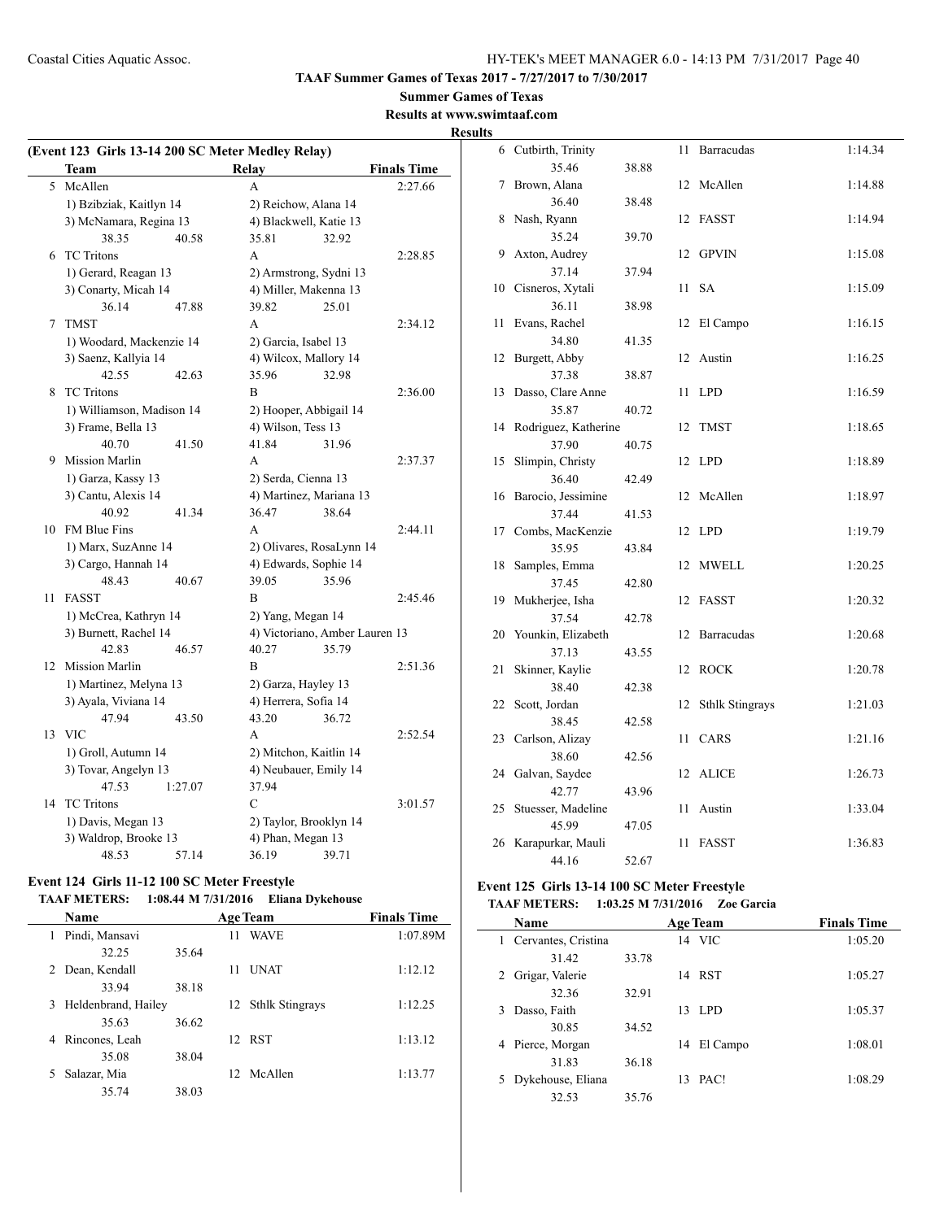## (Event 123 Girls 13-14 200 SC Meter Medley Relay)

| | Team | Relay | | Finals Time |
|---|---|---|---|---|
| 5 | McAllen | A | | 2:27.66 |
| | 1) Bzibziak, Kaitlyn 14 | 2) Reichow, Alana 14 | | |
| | 3) McNamara, Regina 13 | 4) Blackwell, Katie 13 | | |
| | 38.35 40.58 | 35.81 | 32.92 | |
| 6 | TC Tritons | A | | 2:28.85 |
| | 1) Gerard, Reagan 13 | 2) Armstrong, Sydni 13 | | |
| | 3) Conarty, Micah 14 | 4) Miller, Makenna 13 | | |
| | 36.14 47.88 | 39.82 | 25.01 | |
| 7 | TMST | A | | 2:34.12 |
| | 1) Woodard, Mackenzie 14 | 2) Garcia, Isabel 13 | | |
| | 3) Saenz, Kallyia 14 | 4) Wilcox, Mallory 14 | | |
| | 42.55 42.63 | 35.96 | 32.98 | |
| 8 | TC Tritons | B | | 2:36.00 |
| | 1) Williamson, Madison 14 | 2) Hooper, Abbigail 14 | | |
| | 3) Frame, Bella 13 | 4) Wilson, Tess 13 | | |
| | 40.70 41.50 | 41.84 | 31.96 | |
| 9 | Mission Marlin | A | | 2:37.37 |
| | 1) Garza, Kassy 13 | 2) Serda, Cienna 13 | | |
| | 3) Cantu, Alexis 14 | 4) Martinez, Mariana 13 | | |
| | 40.92 41.34 | 36.47 | 38.64 | |
| 10 | FM Blue Fins | A | | 2:44.11 |
| | 1) Marx, SuzAnne 14 | 2) Olivares, RosaLynn 14 | | |
| | 3) Cargo, Hannah 14 | 4) Edwards, Sophie 14 | | |
| | 48.43 40.67 | 39.05 | 35.96 | |
| 11 | FASST | B | | 2:45.46 |
| | 1) McCrea, Kathryn 14 | 2) Yang, Megan 14 | | |
| | 3) Burnett, Rachel 14 | 4) Victoriano, Amber Lauren 13 | | |
| | 42.83 46.57 | 40.27 | 35.79 | |
| 12 | Mission Marlin | B | | 2:51.36 |
| | 1) Martinez, Melyna 13 | 2) Garza, Hayley 13 | | |
| | 3) Ayala, Viviana 14 | 4) Herrera, Sofia 14 | | |
| | 47.94 43.50 | 43.20 | 36.72 | |
| 13 | VIC | A | | 2:52.54 |
| | 1) Groll, Autumn 14 | 2) Mitchon, Kaitlin 14 | | |
| | 3) Tovar, Angelyn 13 | 4) Neubauer, Emily 14 | | |
| | 47.53 1:27.07 | 37.94 | | |
| 14 | TC Tritons | C | | 3:01.57 |
| | 1) Davis, Megan 13 | 2) Taylor, Brooklyn 14 | | |
| | 3) Waldrop, Brooke 13 | 4) Phan, Megan 13 | | |
| | 48.53 57.14 | 36.19 | 39.71 | |

## Event 124 Girls 11-12 100 SC Meter Freestyle

**TAAF METERS: 1:08.44 M 7/31/2016 Eliana Dykehouse**

| | Name | Age | Team | Finals Time |
|---|---|---|---|---|
| 1 | Pindi, Mansavi | 11 | WAVE | 1:07.89M |
| | 32.25 35.64 | | | |
| 2 | Dean, Kendall | 11 | UNAT | 1:12.12 |
| | 33.94 38.18 | | | |
| 3 | Heldenbrand, Hailey | 12 | Sthlk Stingrays | 1:12.25 |
| | 35.63 36.62 | | | |
| 4 | Rincones, Leah | 12 | RST | 1:13.12 |
| | 35.08 38.04 | | | |
| 5 | Salazar, Mia | 12 | McAllen | 1:13.77 |
| | 35.74 38.03 | | | |
| 6 | Cutbirth, Trinity | 11 | Barracudas | 1:14.34 |
| | 35.46 38.88 | | | |
| 7 | Brown, Alana | 12 | McAllen | 1:14.88 |
| | 36.40 38.48 | | | |
| 8 | Nash, Ryann | 12 | FASST | 1:14.94 |
| | 35.24 39.70 | | | |
| 9 | Axton, Audrey | 12 | GPVIN | 1:15.08 |
| | 37.14 37.94 | | | |
| 10 | Cisneros, Xytali | 11 | SA | 1:15.09 |
| | 36.11 38.98 | | | |
| 11 | Evans, Rachel | 12 | El Campo | 1:16.15 |
| | 34.80 41.35 | | | |
| 12 | Burgett, Abby | 12 | Austin | 1:16.25 |
| | 37.38 38.87 | | | |
| 13 | Dasso, Clare Anne | 11 | LPD | 1:16.59 |
| | 35.87 40.72 | | | |
| 14 | Rodriguez, Katherine | 12 | TMST | 1:18.65 |
| | 37.90 40.75 | | | |
| 15 | Slimpin, Christy | 12 | LPD | 1:18.89 |
| | 36.40 42.49 | | | |
| 16 | Barocio, Jessimine | 12 | McAllen | 1:18.97 |
| | 37.44 41.53 | | | |
| 17 | Combs, MacKenzie | 12 | LPD | 1:19.79 |
| | 35.95 43.84 | | | |
| 18 | Samples, Emma | 12 | MWELL | 1:20.25 |
| | 37.45 42.80 | | | |
| 19 | Mukherjee, Isha | 12 | FASST | 1:20.32 |
| | 37.54 42.78 | | | |
| 20 | Younkin, Elizabeth | 12 | Barracudas | 1:20.68 |
| | 37.13 43.55 | | | |
| 21 | Skinner, Kaylie | 12 | ROCK | 1:20.78 |
| | 38.40 42.38 | | | |
| 22 | Scott, Jordan | 12 | Sthlk Stingrays | 1:21.03 |
| | 38.45 42.58 | | | |
| 23 | Carlson, Alizay | 11 | CARS | 1:21.16 |
| | 38.60 42.56 | | | |
| 24 | Galvan, Saydee | 12 | ALICE | 1:26.73 |
| | 42.77 43.96 | | | |
| 25 | Stuesser, Madeline | 11 | Austin | 1:33.04 |
| | 45.99 47.05 | | | |
| 26 | Karapurkar, Mauli | 11 | FASST | 1:36.83 |
| | 44.16 52.67 | | | |

## Event 125 Girls 13-14 100 SC Meter Freestyle

**TAAF METERS: 1:03.25 M 7/31/2016 Zoe Garcia**

| | Name | Age | Team | Finals Time |
|---|---|---|---|---|
| 1 | Cervantes, Cristina | 14 | VIC | 1:05.20 |
| | 31.42 33.78 | | | |
| 2 | Grigar, Valerie | 14 | RST | 1:05.27 |
| | 32.36 32.91 | | | |
| 3 | Dasso, Faith | 13 | LPD | 1:05.37 |
| | 30.85 34.52 | | | |
| 4 | Pierce, Morgan | 14 | El Campo | 1:08.01 |
| | 31.83 36.18 | | | |
| 5 | Dykehouse, Eliana | 13 | PAC! | 1:08.29 |
| | 32.53 35.76 | | | |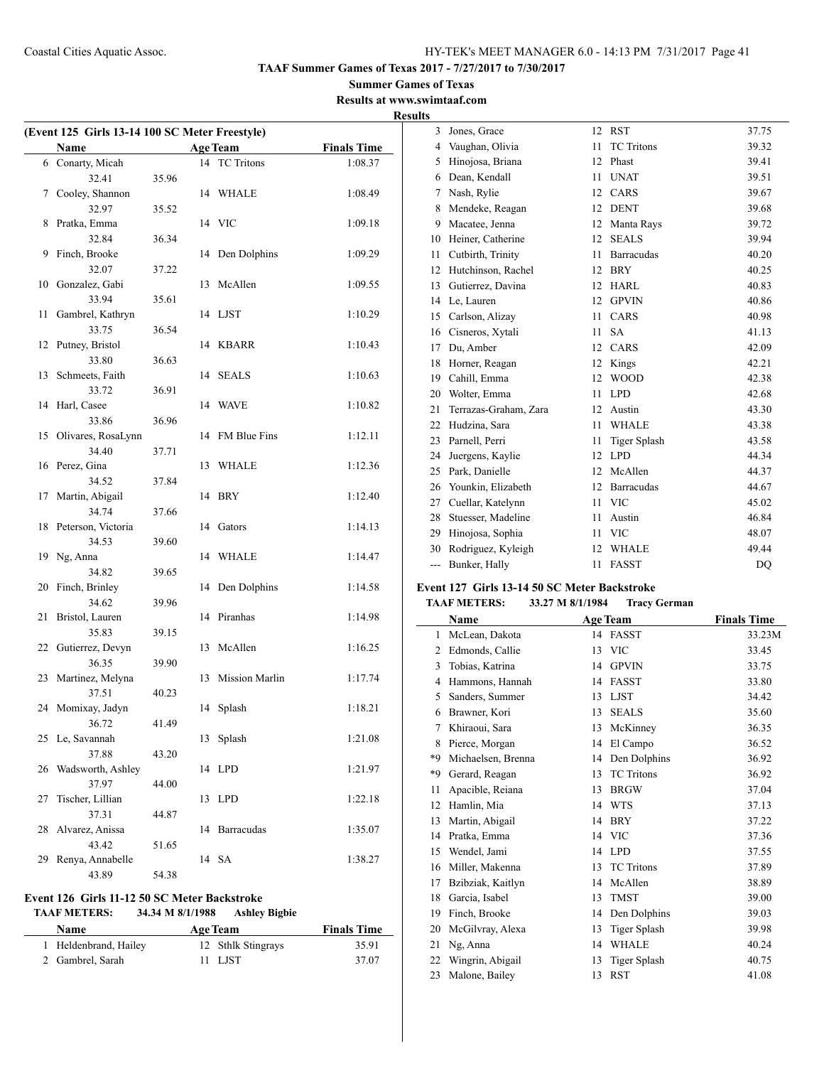**TAAF Summer Games of Texas 2017 - 7/27/2017 to 7/30/2017**

**Summer Games of Texas**

**Results at www.swimtaaf.com**

**Results**

### (Event 125 Girls 13-14 100 SC Meter Freestyle)

| | Name | Age | Team | Finals Time |
|---|---|---|---|---|
| 6 | Conarty, Micah | 14 | TC Tritons | 1:08.37 |
| | 32.41 | 35.96 | | |
| 7 | Cooley, Shannon | 14 | WHALE | 1:08.49 |
| | 32.97 | 35.52 | | |
| 8 | Pratka, Emma | 14 | VIC | 1:09.18 |
| | 32.84 | 36.34 | | |
| 9 | Finch, Brooke | 14 | Den Dolphins | 1:09.29 |
| | 32.07 | 37.22 | | |
| 10 | Gonzalez, Gabi | 13 | McAllen | 1:09.55 |
| | 33.94 | 35.61 | | |
| 11 | Gambrel, Kathryn | 14 | LJST | 1:10.29 |
| | 33.75 | 36.54 | | |
| 12 | Putney, Bristol | 14 | KBARR | 1:10.43 |
| | 33.80 | 36.63 | | |
| 13 | Schmeets, Faith | 14 | SEALS | 1:10.63 |
| | 33.72 | 36.91 | | |
| 14 | Harl, Casee | 14 | WAVE | 1:10.82 |
| | 33.86 | 36.96 | | |
| 15 | Olivares, RosaLynn | 14 | FM Blue Fins | 1:12.11 |
| | 34.40 | 37.71 | | |
| 16 | Perez, Gina | 13 | WHALE | 1:12.36 |
| | 34.52 | 37.84 | | |
| 17 | Martin, Abigail | 14 | BRY | 1:12.40 |
| | 34.74 | 37.66 | | |
| 18 | Peterson, Victoria | 14 | Gators | 1:14.13 |
| | 34.53 | 39.60 | | |
| 19 | Ng, Anna | 14 | WHALE | 1:14.47 |
| | 34.82 | 39.65 | | |
| 20 | Finch, Brinley | 14 | Den Dolphins | 1:14.58 |
| | 34.62 | 39.96 | | |
| 21 | Bristol, Lauren | 14 | Piranhas | 1:14.98 |
| | 35.83 | 39.15 | | |
| 22 | Gutierrez, Devyn | 13 | McAllen | 1:16.25 |
| | 36.35 | 39.90 | | |
| 23 | Martinez, Melyna | 13 | Mission Marlin | 1:17.74 |
| | 37.51 | 40.23 | | |
| 24 | Momixay, Jadyn | 14 | Splash | 1:18.21 |
| | 36.72 | 41.49 | | |
| 25 | Le, Savannah | 13 | Splash | 1:21.08 |
| | 37.88 | 43.20 | | |
| 26 | Wadsworth, Ashley | 14 | LPD | 1:21.97 |
| | 37.97 | 44.00 | | |
| 27 | Tischer, Lillian | 13 | LPD | 1:22.18 |
| | 37.31 | 44.87 | | |
| 28 | Alvarez, Anissa | 14 | Barracudas | 1:35.07 |
| | 43.42 | 51.65 | | |
| 29 | Renya, Annabelle | 14 | SA | 1:38.27 |
| | 43.89 | 54.38 | | |

### Event 126 Girls 11-12 50 SC Meter Backstroke

**TAAF METERS: 34.34 M 8/1/1988 Ashley Bigbie**

| | Name | Age | Team | Finals Time |
|---|---|---|---|---|
| 1 | Heldenbrand, Hailey | 12 | Sthlk Stingrays | 35.91 |
| 2 | Gambrel, Sarah | 11 | LJST | 37.07 |
| 3 | Jones, Grace | 12 | RST | 37.75 |
| 4 | Vaughan, Olivia | 11 | TC Tritons | 39.32 |
| 5 | Hinojosa, Briana | 12 | Phast | 39.41 |
| 6 | Dean, Kendall | 11 | UNAT | 39.51 |
| 7 | Nash, Rylie | 12 | CARS | 39.67 |
| 8 | Mendeke, Reagan | 12 | DENT | 39.68 |
| 9 | Macatee, Jenna | 12 | Manta Rays | 39.72 |
| 10 | Heiner, Catherine | 12 | SEALS | 39.94 |
| 11 | Cutbirth, Trinity | 11 | Barracudas | 40.20 |
| 12 | Hutchinson, Rachel | 12 | BRY | 40.25 |
| 13 | Gutierrez, Davina | 12 | HARL | 40.83 |
| 14 | Le, Lauren | 12 | GPVIN | 40.86 |
| 15 | Carlson, Alizay | 11 | CARS | 40.98 |
| 16 | Cisneros, Xytali | 11 | SA | 41.13 |
| 17 | Du, Amber | 12 | CARS | 42.09 |
| 18 | Horner, Reagan | 12 | Kings | 42.21 |
| 19 | Cahill, Emma | 12 | WOOD | 42.38 |
| 20 | Wolter, Emma | 11 | LPD | 42.68 |
| 21 | Terrazas-Graham, Zara | 12 | Austin | 43.30 |
| 22 | Hudzina, Sara | 11 | WHALE | 43.38 |
| 23 | Parnell, Perri | 11 | Tiger Splash | 43.58 |
| 24 | Juergens, Kaylie | 12 | LPD | 44.34 |
| 25 | Park, Danielle | 12 | McAllen | 44.37 |
| 26 | Younkin, Elizabeth | 12 | Barracudas | 44.67 |
| 27 | Cuellar, Katelynn | 11 | VIC | 45.02 |
| 28 | Stuesser, Madeline | 11 | Austin | 46.84 |
| 29 | Hinojosa, Sophia | 11 | VIC | 48.07 |
| 30 | Rodriguez, Kyleigh | 12 | WHALE | 49.44 |
| --- | Bunker, Hally | 11 | FASST | DQ |

### Event 127 Girls 13-14 50 SC Meter Backstroke

**TAAF METERS: 33.27 M 8/1/1984 Tracy German**

| | Name | Age | Team | Finals Time |
|---|---|---|---|---|
| 1 | McLean, Dakota | 14 | FASST | 33.23M |
| 2 | Edmonds, Callie | 13 | VIC | 33.45 |
| 3 | Tobias, Katrina | 14 | GPVIN | 33.75 |
| 4 | Hammons, Hannah | 14 | FASST | 33.80 |
| 5 | Sanders, Summer | 13 | LJST | 34.42 |
| 6 | Brawner, Kori | 13 | SEALS | 35.60 |
| 7 | Khiraoui, Sara | 13 | McKinney | 36.35 |
| 8 | Pierce, Morgan | 14 | El Campo | 36.52 |
| *9 | Michaelsen, Brenna | 14 | Den Dolphins | 36.92 |
| *9 | Gerard, Reagan | 13 | TC Tritons | 36.92 |
| 11 | Apacible, Reiana | 13 | BRGW | 37.04 |
| 12 | Hamlin, Mia | 14 | WTS | 37.13 |
| 13 | Martin, Abigail | 14 | BRY | 37.22 |
| 14 | Pratka, Emma | 14 | VIC | 37.36 |
| 15 | Wendel, Jami | 14 | LPD | 37.55 |
| 16 | Miller, Makenna | 13 | TC Tritons | 37.89 |
| 17 | Bzibziak, Kaitlyn | 14 | McAllen | 38.89 |
| 18 | Garcia, Isabel | 13 | TMST | 39.00 |
| 19 | Finch, Brooke | 14 | Den Dolphins | 39.03 |
| 20 | McGilvray, Alexa | 13 | Tiger Splash | 39.98 |
| 21 | Ng, Anna | 14 | WHALE | 40.24 |
| 22 | Wingrin, Abigail | 13 | Tiger Splash | 40.75 |
| 23 | Malone, Bailey | 13 | RST | 41.08 |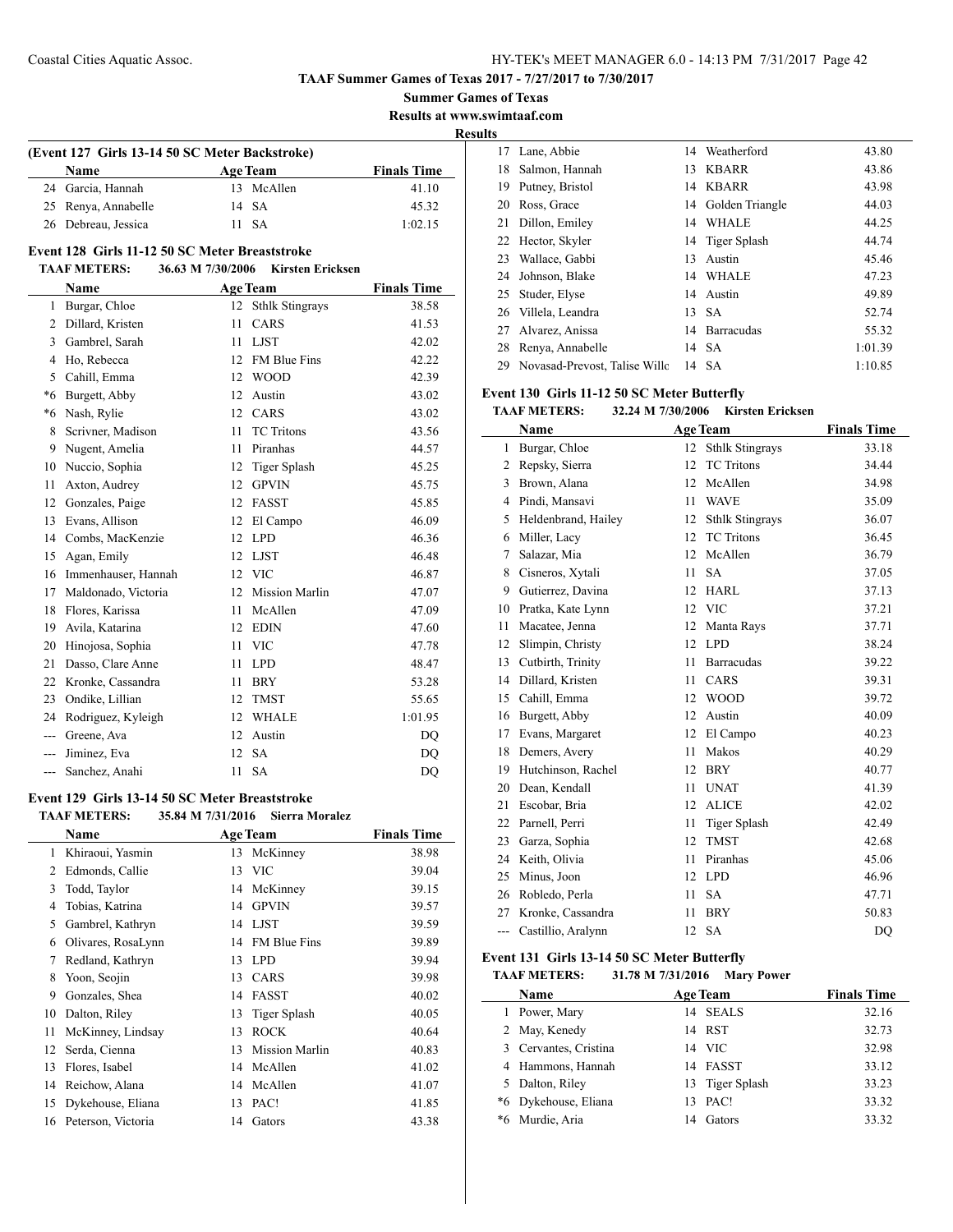**TAAF Summer Games of Texas 2017 - 7/27/2017 to 7/30/2017**

**Summer Games of Texas**

**Results at www.swimtaaf.com**

**Results**

### (Event 127 Girls 13-14 50 SC Meter Backstroke)

| | Name | Age | Team | Finals Time |
|---|---|---|---|---|
| 24 | Garcia, Hannah | 13 | McAllen | 41.10 |
| 25 | Renya, Annabelle | 14 | SA | 45.32 |
| 26 | Debreau, Jessica | 11 | SA | 1:02.15 |

### Event 128 Girls 11-12 50 SC Meter Breaststroke

**TAAF METERS:** 36.63 M 7/30/2006 **Kirsten Ericksen**

| | Name | Age | Team | Finals Time |
|---|---|---|---|---|
| 1 | Burgar, Chloe | 12 | Sthlk Stingrays | 38.58 |
| 2 | Dillard, Kristen | 11 | CARS | 41.53 |
| 3 | Gambrel, Sarah | 11 | LJST | 42.02 |
| 4 | Ho, Rebecca | 12 | FM Blue Fins | 42.22 |
| 5 | Cahill, Emma | 12 | WOOD | 42.39 |
| *6 | Burgett, Abby | 12 | Austin | 43.02 |
| *6 | Nash, Rylie | 12 | CARS | 43.02 |
| 8 | Scrivner, Madison | 11 | TC Tritons | 43.56 |
| 9 | Nugent, Amelia | 11 | Piranhas | 44.57 |
| 10 | Nuccio, Sophia | 12 | Tiger Splash | 45.25 |
| 11 | Axton, Audrey | 12 | GPVIN | 45.75 |
| 12 | Gonzales, Paige | 12 | FASST | 45.85 |
| 13 | Evans, Allison | 12 | El Campo | 46.09 |
| 14 | Combs, MacKenzie | 12 | LPD | 46.36 |
| 15 | Agan, Emily | 12 | LJST | 46.48 |
| 16 | Immenhauser, Hannah | 12 | VIC | 46.87 |
| 17 | Maldonado, Victoria | 12 | Mission Marlin | 47.07 |
| 18 | Flores, Karissa | 11 | McAllen | 47.09 |
| 19 | Avila, Katarina | 12 | EDIN | 47.60 |
| 20 | Hinojosa, Sophia | 11 | VIC | 47.78 |
| 21 | Dasso, Clare Anne | 11 | LPD | 48.47 |
| 22 | Kronke, Cassandra | 11 | BRY | 53.28 |
| 23 | Ondike, Lillian | 12 | TMST | 55.65 |
| 24 | Rodriguez, Kyleigh | 12 | WHALE | 1:01.95 |
| --- | Greene, Ava | 12 | Austin | DQ |
| --- | Jiminez, Eva | 12 | SA | DQ |
| --- | Sanchez, Anahi | 11 | SA | DQ |

### Event 129 Girls 13-14 50 SC Meter Breaststroke

**TAAF METERS:** 35.84 M 7/31/2016 **Sierra Moralez**

| | Name | Age | Team | Finals Time |
|---|---|---|---|---|
| 1 | Khiraoui, Yasmin | 13 | McKinney | 38.98 |
| 2 | Edmonds, Callie | 13 | VIC | 39.04 |
| 3 | Todd, Taylor | 14 | McKinney | 39.15 |
| 4 | Tobias, Katrina | 14 | GPVIN | 39.57 |
| 5 | Gambrel, Kathryn | 14 | LJST | 39.59 |
| 6 | Olivares, RosaLynn | 14 | FM Blue Fins | 39.89 |
| 7 | Redland, Kathryn | 13 | LPD | 39.94 |
| 8 | Yoon, Seojin | 13 | CARS | 39.98 |
| 9 | Gonzales, Shea | 14 | FASST | 40.02 |
| 10 | Dalton, Riley | 13 | Tiger Splash | 40.05 |
| 11 | McKinney, Lindsay | 13 | ROCK | 40.64 |
| 12 | Serda, Cienna | 13 | Mission Marlin | 40.83 |
| 13 | Flores, Isabel | 14 | McAllen | 41.02 |
| 14 | Reichow, Alana | 14 | McAllen | 41.07 |
| 15 | Dykehouse, Eliana | 13 | PAC! | 41.85 |
| 16 | Peterson, Victoria | 14 | Gators | 43.38 |
| 17 | Lane, Abbie | 14 | Weatherford | 43.80 |
| 18 | Salmon, Hannah | 13 | KBARR | 43.86 |
| 19 | Putney, Bristol | 14 | KBARR | 43.98 |
| 20 | Ross, Grace | 14 | Golden Triangle | 44.03 |
| 21 | Dillon, Emiley | 14 | WHALE | 44.25 |
| 22 | Hector, Skyler | 14 | Tiger Splash | 44.74 |
| 23 | Wallace, Gabbi | 13 | Austin | 45.46 |
| 24 | Johnson, Blake | 14 | WHALE | 47.23 |
| 25 | Studer, Elyse | 14 | Austin | 49.89 |
| 26 | Villela, Leandra | 13 | SA | 52.74 |
| 27 | Alvarez, Anissa | 14 | Barracudas | 55.32 |
| 28 | Renya, Annabelle | 14 | SA | 1:01.39 |
| 29 | Novasad-Prevost, Talise Willo | 14 | SA | 1:10.85 |

### Event 130 Girls 11-12 50 SC Meter Butterfly

**TAAF METERS:** 32.24 M 7/30/2006 **Kirsten Ericksen**

| | Name | Age | Team | Finals Time |
|---|---|---|---|---|
| 1 | Burgar, Chloe | 12 | Sthlk Stingrays | 33.18 |
| 2 | Repsky, Sierra | 12 | TC Tritons | 34.44 |
| 3 | Brown, Alana | 12 | McAllen | 34.98 |
| 4 | Pindi, Mansavi | 11 | WAVE | 35.09 |
| 5 | Heldenbrand, Hailey | 12 | Sthlk Stingrays | 36.07 |
| 6 | Miller, Lacy | 12 | TC Tritons | 36.45 |
| 7 | Salazar, Mia | 12 | McAllen | 36.79 |
| 8 | Cisneros, Xytali | 11 | SA | 37.05 |
| 9 | Gutierrez, Davina | 12 | HARL | 37.13 |
| 10 | Pratka, Kate Lynn | 12 | VIC | 37.21 |
| 11 | Macatee, Jenna | 12 | Manta Rays | 37.71 |
| 12 | Slimpin, Christy | 12 | LPD | 38.24 |
| 13 | Cutbirth, Trinity | 11 | Barracudas | 39.22 |
| 14 | Dillard, Kristen | 11 | CARS | 39.31 |
| 15 | Cahill, Emma | 12 | WOOD | 39.72 |
| 16 | Burgett, Abby | 12 | Austin | 40.09 |
| 17 | Evans, Margaret | 12 | El Campo | 40.23 |
| 18 | Demers, Avery | 11 | Makos | 40.29 |
| 19 | Hutchinson, Rachel | 12 | BRY | 40.77 |
| 20 | Dean, Kendall | 11 | UNAT | 41.39 |
| 21 | Escobar, Bria | 12 | ALICE | 42.02 |
| 22 | Parnell, Perri | 11 | Tiger Splash | 42.49 |
| 23 | Garza, Sophia | 12 | TMST | 42.68 |
| 24 | Keith, Olivia | 11 | Piranhas | 45.06 |
| 25 | Minus, Joon | 12 | LPD | 46.96 |
| 26 | Robledo, Perla | 11 | SA | 47.71 |
| 27 | Kronke, Cassandra | 11 | BRY | 50.83 |
| --- | Castillio, Aralynn | 12 | SA | DQ |

### Event 131 Girls 13-14 50 SC Meter Butterfly

**TAAF METERS:** 31.78 M 7/31/2016 **Mary Power**

| | Name | Age | Team | Finals Time |
|---|---|---|---|---|
| 1 | Power, Mary | 14 | SEALS | 32.16 |
| 2 | May, Kenedy | 14 | RST | 32.73 |
| 3 | Cervantes, Cristina | 14 | VIC | 32.98 |
| 4 | Hammons, Hannah | 14 | FASST | 33.12 |
| 5 | Dalton, Riley | 13 | Tiger Splash | 33.23 |
| *6 | Dykehouse, Eliana | 13 | PAC! | 33.32 |
| *6 | Murdie, Aria | 14 | Gators | 33.32 |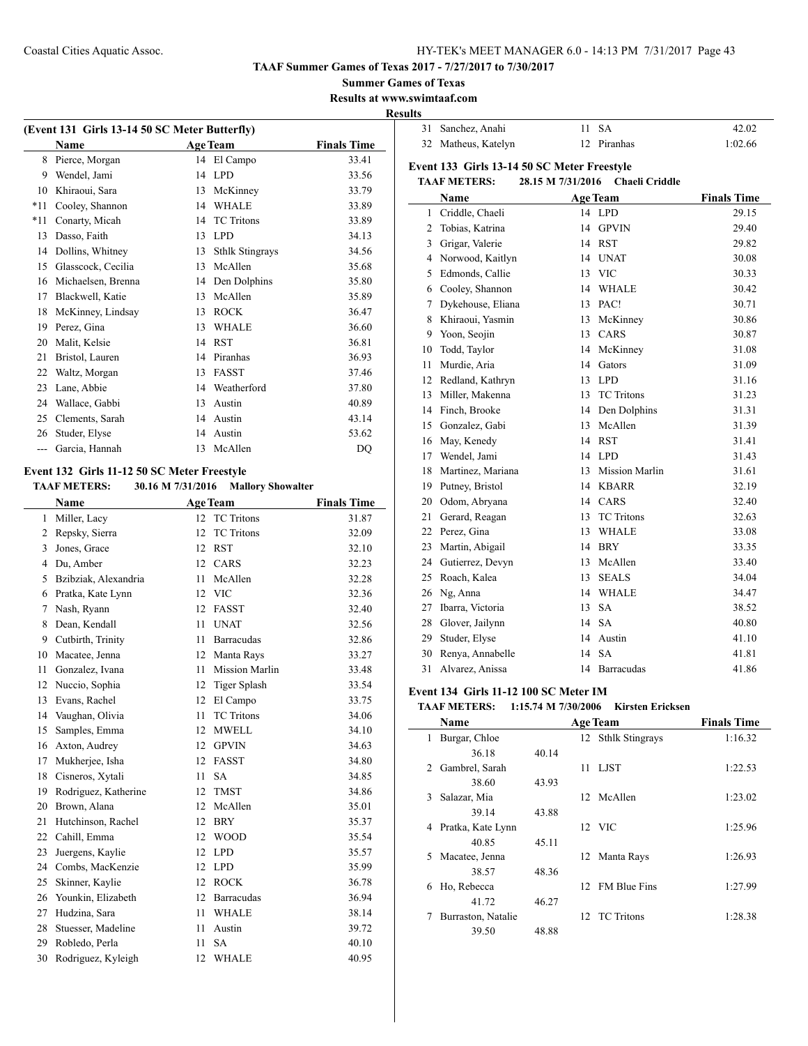TAAF Summer Games of Texas 2017 - 7/27/2017 to 7/30/2017

Summer Games of Texas

Results at www.swimtaaf.com

**Results**

**(Event 131 Girls 13-14 50 SC Meter Butterfly)**

| | Name | Age | Team | Finals Time |
|---|---|---|---|---|
| 8 | Pierce, Morgan | 14 | El Campo | 33.41 |
| 9 | Wendel, Jami | 14 | LPD | 33.56 |
| 10 | Khiraoui, Sara | 13 | McKinney | 33.79 |
| *11 | Cooley, Shannon | 14 | WHALE | 33.89 |
| *11 | Conarty, Micah | 14 | TC Tritons | 33.89 |
| 13 | Dasso, Faith | 13 | LPD | 34.13 |
| 14 | Dollins, Whitney | 13 | Sthlk Stingrays | 34.56 |
| 15 | Glasscock, Cecilia | 13 | McAllen | 35.68 |
| 16 | Michaelsen, Brenna | 14 | Den Dolphins | 35.80 |
| 17 | Blackwell, Katie | 13 | McAllen | 35.89 |
| 18 | McKinney, Lindsay | 13 | ROCK | 36.47 |
| 19 | Perez, Gina | 13 | WHALE | 36.60 |
| 20 | Malit, Kelsie | 14 | RST | 36.81 |
| 21 | Bristol, Lauren | 14 | Piranhas | 36.93 |
| 22 | Waltz, Morgan | 13 | FASST | 37.46 |
| 23 | Lane, Abbie | 14 | Weatherford | 37.80 |
| 24 | Wallace, Gabbi | 13 | Austin | 40.89 |
| 25 | Clements, Sarah | 14 | Austin | 43.14 |
| 26 | Studer, Elyse | 14 | Austin | 53.62 |
| --- | Garcia, Hannah | 13 | McAllen | DQ |

**Event 132 Girls 11-12 50 SC Meter Freestyle**

**TAAF METERS: 30.16 M 7/31/2016 Mallory Showalter**

| | Name | Age | Team | Finals Time |
|---|---|---|---|---|
| 1 | Miller, Lacy | 12 | TC Tritons | 31.87 |
| 2 | Repsky, Sierra | 12 | TC Tritons | 32.09 |
| 3 | Jones, Grace | 12 | RST | 32.10 |
| 4 | Du, Amber | 12 | CARS | 32.23 |
| 5 | Bzibziak, Alexandria | 11 | McAllen | 32.28 |
| 6 | Pratka, Kate Lynn | 12 | VIC | 32.36 |
| 7 | Nash, Ryann | 12 | FASST | 32.40 |
| 8 | Dean, Kendall | 11 | UNAT | 32.56 |
| 9 | Cutbirth, Trinity | 11 | Barracudas | 32.86 |
| 10 | Macatee, Jenna | 12 | Manta Rays | 33.27 |
| 11 | Gonzalez, Ivana | 11 | Mission Marlin | 33.48 |
| 12 | Nuccio, Sophia | 12 | Tiger Splash | 33.54 |
| 13 | Evans, Rachel | 12 | El Campo | 33.75 |
| 14 | Vaughan, Olivia | 11 | TC Tritons | 34.06 |
| 15 | Samples, Emma | 12 | MWELL | 34.10 |
| 16 | Axton, Audrey | 12 | GPVIN | 34.63 |
| 17 | Mukherjee, Isha | 12 | FASST | 34.80 |
| 18 | Cisneros, Xytali | 11 | SA | 34.85 |
| 19 | Rodriguez, Katherine | 12 | TMST | 34.86 |
| 20 | Brown, Alana | 12 | McAllen | 35.01 |
| 21 | Hutchinson, Rachel | 12 | BRY | 35.37 |
| 22 | Cahill, Emma | 12 | WOOD | 35.54 |
| 23 | Juergens, Kaylie | 12 | LPD | 35.57 |
| 24 | Combs, MacKenzie | 12 | LPD | 35.99 |
| 25 | Skinner, Kaylie | 12 | ROCK | 36.78 |
| 26 | Younkin, Elizabeth | 12 | Barracudas | 36.94 |
| 27 | Hudzina, Sara | 11 | WHALE | 38.14 |
| 28 | Stuesser, Madeline | 11 | Austin | 39.72 |
| 29 | Robledo, Perla | 11 | SA | 40.10 |
| 30 | Rodriguez, Kyleigh | 12 | WHALE | 40.95 |
| 31 | Sanchez, Anahi | 11 | SA | 42.02 |
| 32 | Matheus, Katelyn | 12 | Piranhas | 1:02.66 |

**Event 133 Girls 13-14 50 SC Meter Freestyle**

**TAAF METERS: 28.15 M 7/31/2016 Chaeli Criddle**

| | Name | Age | Team | Finals Time |
|---|---|---|---|---|
| 1 | Criddle, Chaeli | 14 | LPD | 29.15 |
| 2 | Tobias, Katrina | 14 | GPVIN | 29.40 |
| 3 | Grigar, Valerie | 14 | RST | 29.82 |
| 4 | Norwood, Kaitlyn | 14 | UNAT | 30.08 |
| 5 | Edmonds, Callie | 13 | VIC | 30.33 |
| 6 | Cooley, Shannon | 14 | WHALE | 30.42 |
| 7 | Dykehouse, Eliana | 13 | PAC! | 30.71 |
| 8 | Khiraoui, Yasmin | 13 | McKinney | 30.86 |
| 9 | Yoon, Seojin | 13 | CARS | 30.87 |
| 10 | Todd, Taylor | 14 | McKinney | 31.08 |
| 11 | Murdie, Aria | 14 | Gators | 31.09 |
| 12 | Redland, Kathryn | 13 | LPD | 31.16 |
| 13 | Miller, Makenna | 13 | TC Tritons | 31.23 |
| 14 | Finch, Brooke | 14 | Den Dolphins | 31.31 |
| 15 | Gonzalez, Gabi | 13 | McAllen | 31.39 |
| 16 | May, Kenedy | 14 | RST | 31.41 |
| 17 | Wendel, Jami | 14 | LPD | 31.43 |
| 18 | Martinez, Mariana | 13 | Mission Marlin | 31.61 |
| 19 | Putney, Bristol | 14 | KBARR | 32.19 |
| 20 | Odom, Abryana | 14 | CARS | 32.40 |
| 21 | Gerard, Reagan | 13 | TC Tritons | 32.63 |
| 22 | Perez, Gina | 13 | WHALE | 33.08 |
| 23 | Martin, Abigail | 14 | BRY | 33.35 |
| 24 | Gutierrez, Devyn | 13 | McAllen | 33.40 |
| 25 | Roach, Kalea | 13 | SEALS | 34.04 |
| 26 | Ng, Anna | 14 | WHALE | 34.47 |
| 27 | Ibarra, Victoria | 13 | SA | 38.52 |
| 28 | Glover, Jailynn | 14 | SA | 40.80 |
| 29 | Studer, Elyse | 14 | Austin | 41.10 |
| 30 | Renya, Annabelle | 14 | SA | 41.81 |
| 31 | Alvarez, Anissa | 14 | Barracudas | 41.86 |

**Event 134 Girls 11-12 100 SC Meter IM**

**TAAF METERS: 1:15.74 M 7/30/2006 Kirsten Ericksen**

| | Name | | Age | Team | Finals Time |
|---|---|---|---|---|---|
| 1 | Burgar, Chloe | | 12 | Sthlk Stingrays | 1:16.32 |
| | 36.18 | 40.14 | | | |
| 2 | Gambrel, Sarah | | 11 | LJST | 1:22.53 |
| | 38.60 | 43.93 | | | |
| 3 | Salazar, Mia | | 12 | McAllen | 1:23.02 |
| | 39.14 | 43.88 | | | |
| 4 | Pratka, Kate Lynn | | 12 | VIC | 1:25.96 |
| | 40.85 | 45.11 | | | |
| 5 | Macatee, Jenna | | 12 | Manta Rays | 1:26.93 |
| | 38.57 | 48.36 | | | |
| 6 | Ho, Rebecca | | 12 | FM Blue Fins | 1:27.99 |
| | 41.72 | 46.27 | | | |
| 7 | Burraston, Natalie | | 12 | TC Tritons | 1:28.38 |
| | 39.50 | 48.88 | | | |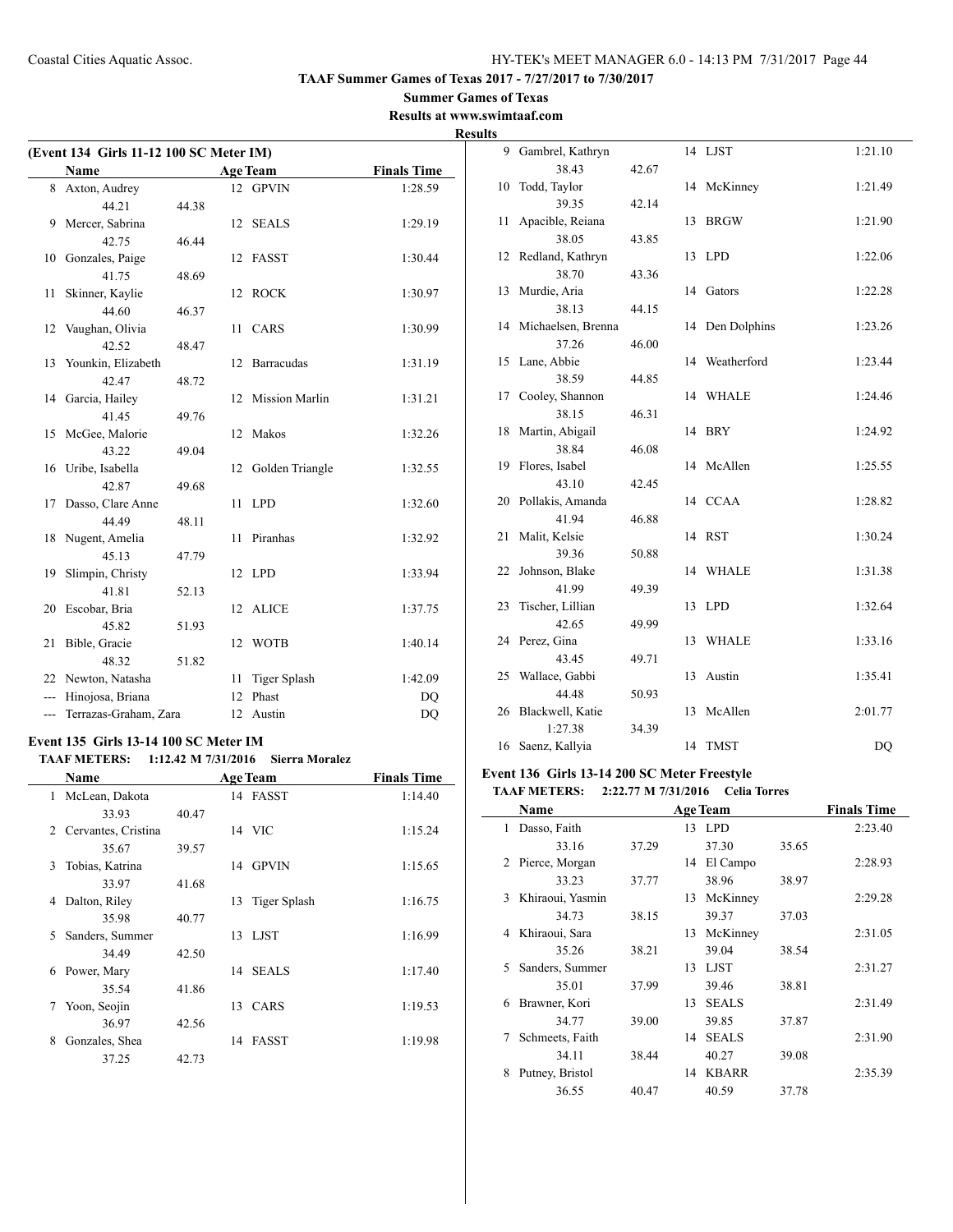**TAAF Summer Games of Texas 2017 - 7/27/2017 to 7/30/2017**

**Summer Games of Texas**

**Results at www.swimtaaf.com**

**Results**

### (Event 134 Girls 11-12 100 SC Meter IM)

| | Name | | Age | Team | Finals Time |
|---|---|---|---|---|---|
| 8 | Axton, Audrey | | 12 | GPVIN | 1:28.59 |
| | 44.21 | 44.38 | | | |
| 9 | Mercer, Sabrina | | 12 | SEALS | 1:29.19 |
| | 42.75 | 46.44 | | | |
| 10 | Gonzales, Paige | | 12 | FASST | 1:30.44 |
| | 41.75 | 48.69 | | | |
| 11 | Skinner, Kaylie | | 12 | ROCK | 1:30.97 |
| | 44.60 | 46.37 | | | |
| 12 | Vaughan, Olivia | | 11 | CARS | 1:30.99 |
| | 42.52 | 48.47 | | | |
| 13 | Younkin, Elizabeth | | 12 | Barracudas | 1:31.19 |
| | 42.47 | 48.72 | | | |
| 14 | Garcia, Hailey | | 12 | Mission Marlin | 1:31.21 |
| | 41.45 | 49.76 | | | |
| 15 | McGee, Malorie | | 12 | Makos | 1:32.26 |
| | 43.22 | 49.04 | | | |
| 16 | Uribe, Isabella | | 12 | Golden Triangle | 1:32.55 |
| | 42.87 | 49.68 | | | |
| 17 | Dasso, Clare Anne | | 11 | LPD | 1:32.60 |
| | 44.49 | 48.11 | | | |
| 18 | Nugent, Amelia | | 11 | Piranhas | 1:32.92 |
| | 45.13 | 47.79 | | | |
| 19 | Slimpin, Christy | | 12 | LPD | 1:33.94 |
| | 41.81 | 52.13 | | | |
| 20 | Escobar, Bria | | 12 | ALICE | 1:37.75 |
| | 45.82 | 51.93 | | | |
| 21 | Bible, Gracie | | 12 | WOTB | 1:40.14 |
| | 48.32 | 51.82 | | | |
| 22 | Newton, Natasha | | 11 | Tiger Splash | 1:42.09 |
| --- | Hinojosa, Briana | | 12 | Phast | DQ |
| --- | Terrazas-Graham, Zara | | 12 | Austin | DQ |

### Event 135 Girls 13-14 100 SC Meter IM

**TAAF METERS: 1:12.42 M 7/31/2016 Sierra Moralez**

| | Name | | Age | Team | Finals Time |
|---|---|---|---|---|---|
| 1 | McLean, Dakota | | 14 | FASST | 1:14.40 |
| | 33.93 | 40.47 | | | |
| 2 | Cervantes, Cristina | | 14 | VIC | 1:15.24 |
| | 35.67 | 39.57 | | | |
| 3 | Tobias, Katrina | | 14 | GPVIN | 1:15.65 |
| | 33.97 | 41.68 | | | |
| 4 | Dalton, Riley | | 13 | Tiger Splash | 1:16.75 |
| | 35.98 | 40.77 | | | |
| 5 | Sanders, Summer | | 13 | LJST | 1:16.99 |
| | 34.49 | 42.50 | | | |
| 6 | Power, Mary | | 14 | SEALS | 1:17.40 |
| | 35.54 | 41.86 | | | |
| 7 | Yoon, Seojin | | 13 | CARS | 1:19.53 |
| | 36.97 | 42.56 | | | |
| 8 | Gonzales, Shea | | 14 | FASST | 1:19.98 |
| | 37.25 | 42.73 | | | |
| 9 | Gambrel, Kathryn | | 14 | LJST | 1:21.10 |
| | 38.43 | 42.67 | | | |
| 10 | Todd, Taylor | | 14 | McKinney | 1:21.49 |
| | 39.35 | 42.14 | | | |
| 11 | Apacible, Reiana | | 13 | BRGW | 1:21.90 |
| | 38.05 | 43.85 | | | |
| 12 | Redland, Kathryn | | 13 | LPD | 1:22.06 |
| | 38.70 | 43.36 | | | |
| 13 | Murdie, Aria | | 14 | Gators | 1:22.28 |
| | 38.13 | 44.15 | | | |
| 14 | Michaelsen, Brenna | | 14 | Den Dolphins | 1:23.26 |
| | 37.26 | 46.00 | | | |
| 15 | Lane, Abbie | | 14 | Weatherford | 1:23.44 |
| | 38.59 | 44.85 | | | |
| 17 | Cooley, Shannon | | 14 | WHALE | 1:24.46 |
| | 38.15 | 46.31 | | | |
| 18 | Martin, Abigail | | 14 | BRY | 1:24.92 |
| | 38.84 | 46.08 | | | |
| 19 | Flores, Isabel | | 14 | McAllen | 1:25.55 |
| | 43.10 | 42.45 | | | |
| 20 | Pollakis, Amanda | | 14 | CCAA | 1:28.82 |
| | 41.94 | 46.88 | | | |
| 21 | Malit, Kelsie | | 14 | RST | 1:30.24 |
| | 39.36 | 50.88 | | | |
| 22 | Johnson, Blake | | 14 | WHALE | 1:31.38 |
| | 41.99 | 49.39 | | | |
| 23 | Tischer, Lillian | | 13 | LPD | 1:32.64 |
| | 42.65 | 49.99 | | | |
| 24 | Perez, Gina | | 13 | WHALE | 1:33.16 |
| | 43.45 | 49.71 | | | |
| 25 | Wallace, Gabbi | | 13 | Austin | 1:35.41 |
| | 44.48 | 50.93 | | | |
| 26 | Blackwell, Katie | | 13 | McAllen | 2:01.77 |
| | 1:27.38 | 34.39 | | | |
| 16 | Saenz, Kallyia | | 14 | TMST | DQ |

### Event 136 Girls 13-14 200 SC Meter Freestyle

**TAAF METERS: 2:22.77 M 7/31/2016 Celia Torres**

| | Name | | Age | Team | | Finals Time |
|---|---|---|---|---|---|---|
| 1 | Dasso, Faith | | 13 | LPD | | 2:23.40 |
| | 33.16 | 37.29 | | 37.30 | 35.65 | |
| 2 | Pierce, Morgan | | 14 | El Campo | | 2:28.93 |
| | 33.23 | 37.77 | | 38.96 | 38.97 | |
| 3 | Khiraoui, Yasmin | | 13 | McKinney | | 2:29.28 |
| | 34.73 | 38.15 | | 39.37 | 37.03 | |
| 4 | Khiraoui, Sara | | 13 | McKinney | | 2:31.05 |
| | 35.26 | 38.21 | | 39.04 | 38.54 | |
| 5 | Sanders, Summer | | 13 | LJST | | 2:31.27 |
| | 35.01 | 37.99 | | 39.46 | 38.81 | |
| 6 | Brawner, Kori | | 13 | SEALS | | 2:31.49 |
| | 34.77 | 39.00 | | 39.85 | 37.87 | |
| 7 | Schmeets, Faith | | 14 | SEALS | | 2:31.90 |
| | 34.11 | 38.44 | | 40.27 | 39.08 | |
| 8 | Putney, Bristol | | 14 | KBARR | | 2:35.39 |
| | 36.55 | 40.47 | | 40.59 | 37.78 | |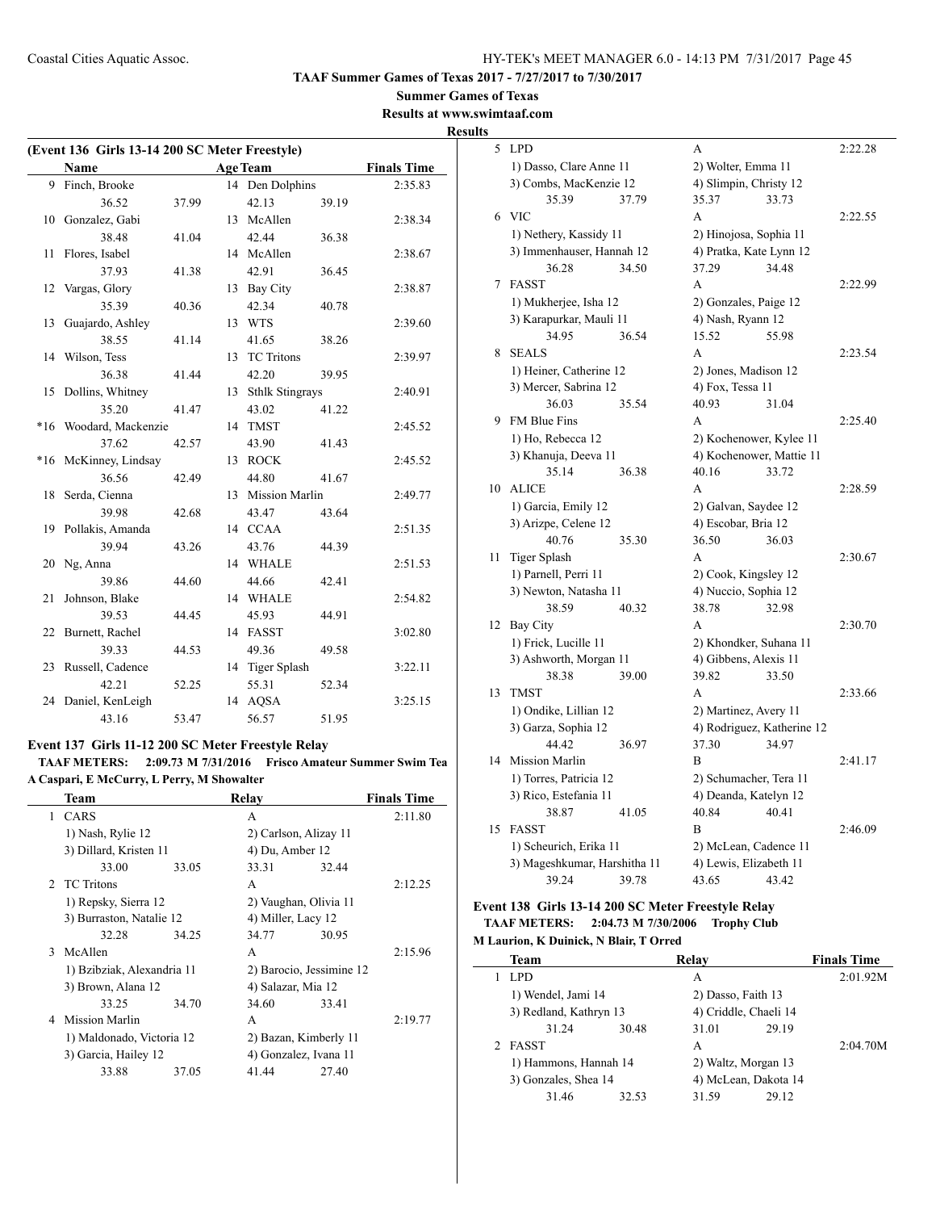**TAAF Summer Games of Texas 2017 - 7/27/2017 to 7/30/2017**

**Summer Games of Texas**

**Results at www.swimtaaf.com**

**Results**

**(Event 136 Girls 13-14 200 SC Meter Freestyle)**

| | Name | Age | Team | Finals Time |
|---|---|---|---|---|
| 9 | Finch, Brooke | 14 | Den Dolphins | 2:35.83 |
| | 36.52 37.99 | | 42.13 39.19 | |
| 10 | Gonzalez, Gabi | 13 | McAllen | 2:38.34 |
| | 38.48 41.04 | | 42.44 36.38 | |
| 11 | Flores, Isabel | 14 | McAllen | 2:38.67 |
| | 37.93 41.38 | | 42.91 36.45 | |
| 12 | Vargas, Glory | 13 | Bay City | 2:38.87 |
| | 35.39 40.36 | | 42.34 40.78 | |
| 13 | Guajardo, Ashley | 13 | WTS | 2:39.60 |
| | 38.55 41.14 | | 41.65 38.26 | |
| 14 | Wilson, Tess | 13 | TC Tritons | 2:39.97 |
| | 36.38 41.44 | | 42.20 39.95 | |
| 15 | Dollins, Whitney | 13 | Sthlk Stingrays | 2:40.91 |
| | 35.20 41.47 | | 43.02 41.22 | |
| *16 | Woodard, Mackenzie | 14 | TMST | 2:45.52 |
| | 37.62 42.57 | | 43.90 41.43 | |
| *16 | McKinney, Lindsay | 13 | ROCK | 2:45.52 |
| | 36.56 42.49 | | 44.80 41.67 | |
| 18 | Serda, Cienna | 13 | Mission Marlin | 2:49.77 |
| | 39.98 42.68 | | 43.47 43.64 | |
| 19 | Pollakis, Amanda | 14 | CCAA | 2:51.35 |
| | 39.94 43.26 | | 43.76 44.39 | |
| 20 | Ng, Anna | 14 | WHALE | 2:51.53 |
| | 39.86 44.60 | | 44.66 42.41 | |
| 21 | Johnson, Blake | 14 | WHALE | 2:54.82 |
| | 39.53 44.45 | | 45.93 44.91 | |
| 22 | Burnett, Rachel | 14 | FASST | 3:02.80 |
| | 39.33 44.53 | | 49.36 49.58 | |
| 23 | Russell, Cadence | 14 | Tiger Splash | 3:22.11 |
| | 42.21 52.25 | | 55.31 52.34 | |
| 24 | Daniel, KenLeigh | 14 | AQSA | 3:25.15 |
| | 43.16 53.47 | | 56.57 51.95 | |

### Event 137 Girls 11-12 200 SC Meter Freestyle Relay

**TAAF METERS: 2:09.73 M 7/31/2016 Frisco Amateur Summer Swim Tea**
**A Caspari, E McCurry, L Perry, M Showalter**

| | Team | Relay | Finals Time |
|---|---|---|---|
| 1 | CARS | A | 2:11.80 |
| | 1) Nash, Rylie 12 | 2) Carlson, Alizay 11 | |
| | 3) Dillard, Kristen 11 | 4) Du, Amber 12 | |
| | 33.00 33.05 | 33.31 32.44 | |
| 2 | TC Tritons | A | 2:12.25 |
| | 1) Repsky, Sierra 12 | 2) Vaughan, Olivia 11 | |
| | 3) Burraston, Natalie 12 | 4) Miller, Lacy 12 | |
| | 32.28 34.25 | 34.77 30.95 | |
| 3 | McAllen | A | 2:15.96 |
| | 1) Bzibziak, Alexandria 11 | 2) Barocio, Jessimine 12 | |
| | 3) Brown, Alana 12 | 4) Salazar, Mia 12 | |
| | 33.25 34.70 | 34.60 33.41 | |
| 4 | Mission Marlin | A | 2:19.77 |
| | 1) Maldonado, Victoria 12 | 2) Bazan, Kimberly 11 | |
| | 3) Garcia, Hailey 12 | 4) Gonzalez, Ivana 11 | |
| | 33.88 37.05 | 41.44 27.40 | |
| 5 | LPD | A | 2:22.28 |
| | 1) Dasso, Clare Anne 11 | 2) Wolter, Emma 11 | |
| | 3) Combs, MacKenzie 12 | 4) Slimpin, Christy 12 | |
| | 35.39 37.79 | 35.37 33.73 | |
| 6 | VIC | A | 2:22.55 |
| | 1) Nethery, Kassidy 11 | 2) Hinojosa, Sophia 11 | |
| | 3) Immenhauser, Hannah 12 | 4) Pratka, Kate Lynn 12 | |
| | 36.28 34.50 | 37.29 34.48 | |
| 7 | FASST | A | 2:22.99 |
| | 1) Mukherjee, Isha 12 | 2) Gonzales, Paige 12 | |
| | 3) Karapurkar, Mauli 11 | 4) Nash, Ryann 12 | |
| | 34.95 36.54 | 15.52 55.98 | |
| 8 | SEALS | A | 2:23.54 |
| | 1) Heiner, Catherine 12 | 2) Jones, Madison 12 | |
| | 3) Mercer, Sabrina 12 | 4) Fox, Tessa 11 | |
| | 36.03 35.54 | 40.93 31.04 | |
| 9 | FM Blue Fins | A | 2:25.40 |
| | 1) Ho, Rebecca 12 | 2) Kochenower, Kylee 11 | |
| | 3) Khanuja, Deeva 11 | 4) Kochenower, Mattie 11 | |
| | 35.14 36.38 | 40.16 33.72 | |
| 10 | ALICE | A | 2:28.59 |
| | 1) Garcia, Emily 12 | 2) Galvan, Saydee 12 | |
| | 3) Arizpe, Celene 12 | 4) Escobar, Bria 12 | |
| | 40.76 35.30 | 36.50 36.03 | |
| 11 | Tiger Splash | A | 2:30.67 |
| | 1) Parnell, Perri 11 | 2) Cook, Kingsley 12 | |
| | 3) Newton, Natasha 11 | 4) Nuccio, Sophia 12 | |
| | 38.59 40.32 | 38.78 32.98 | |
| 12 | Bay City | A | 2:30.70 |
| | 1) Frick, Lucille 11 | 2) Khondker, Suhana 11 | |
| | 3) Ashworth, Morgan 11 | 4) Gibbens, Alexis 11 | |
| | 38.38 39.00 | 39.82 33.50 | |
| 13 | TMST | A | 2:33.66 |
| | 1) Ondike, Lillian 12 | 2) Martinez, Avery 11 | |
| | 3) Garza, Sophia 12 | 4) Rodriguez, Katherine 12 | |
| | 44.42 36.97 | 37.30 34.97 | |
| 14 | Mission Marlin | B | 2:41.17 |
| | 1) Torres, Patricia 12 | 2) Schumacher, Tera 11 | |
| | 3) Rico, Estefania 11 | 4) Deanda, Katelyn 12 | |
| | 38.87 41.05 | 40.84 40.41 | |
| 15 | FASST | B | 2:46.09 |
| | 1) Scheurich, Erika 11 | 2) McLean, Cadence 11 | |
| | 3) Mageshkumar, Harshitha 11 | 4) Lewis, Elizabeth 11 | |
| | 39.24 39.78 | 43.65 43.42 | |

### Event 138 Girls 13-14 200 SC Meter Freestyle Relay

**TAAF METERS: 2:04.73 M 7/30/2006 Trophy Club**
**M Laurion, K Duinick, N Blair, T Orred**

| | Team | Relay | Finals Time |
|---|---|---|---|
| 1 | LPD | A | 2:01.92M |
| | 1) Wendel, Jami 14 | 2) Dasso, Faith 13 | |
| | 3) Redland, Kathryn 13 | 4) Criddle, Chaeli 14 | |
| | 31.24 30.48 | 31.01 29.19 | |
| 2 | FASST | A | 2:04.70M |
| | 1) Hammons, Hannah 14 | 2) Waltz, Morgan 13 | |
| | 3) Gonzales, Shea 14 | 4) McLean, Dakota 14 | |
| | 31.46 32.53 | 31.59 29.12 | |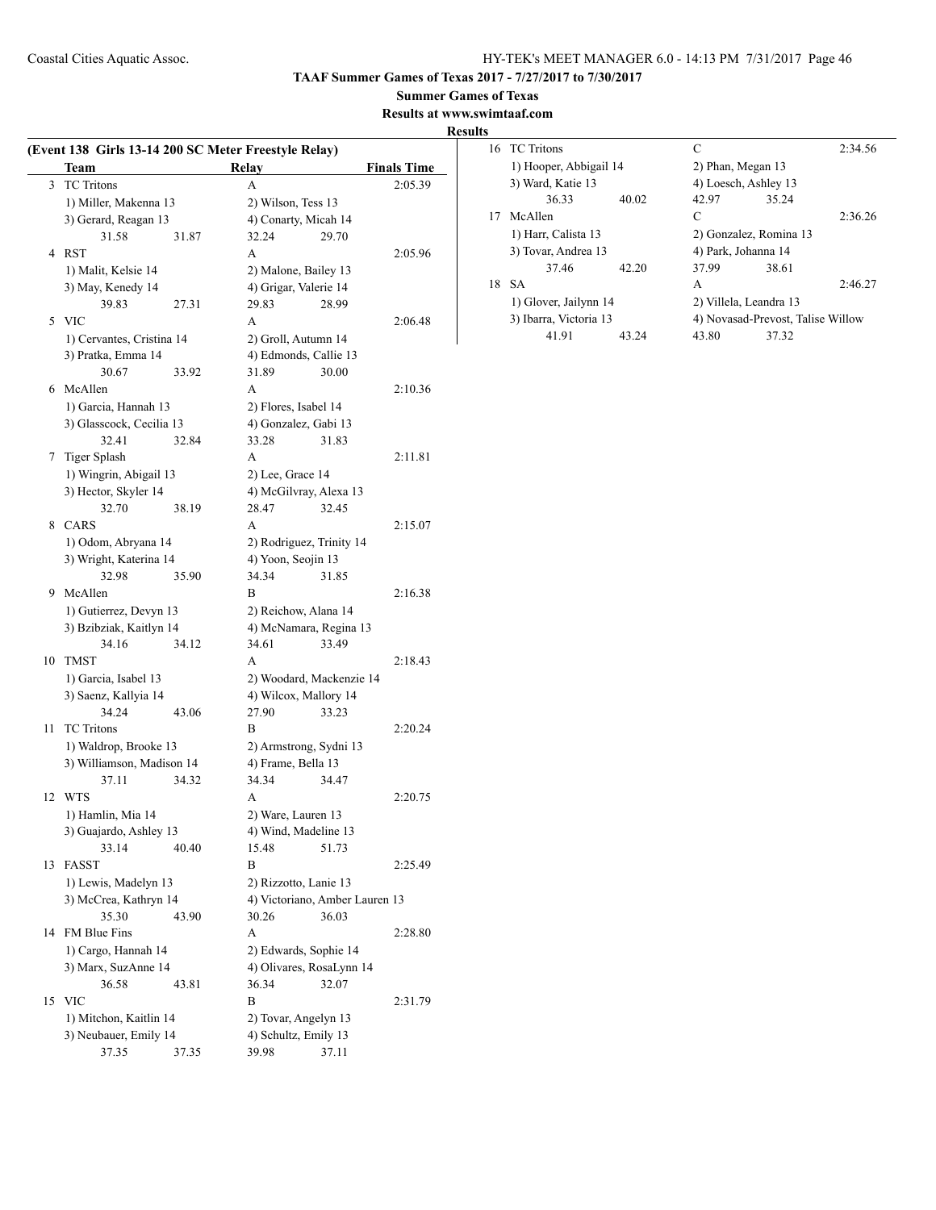**TAAF Summer Games of Texas 2017 - 7/27/2017 to 7/30/2017**

**Summer Games of Texas**

**Results at www.swimtaaf.com**

**Results**

### (Event 138 Girls 13-14 200 SC Meter Freestyle Relay)

| | Team | Relay | Finals Time |
|---|---|---|---|
| 3 | TC Tritons | A | 2:05.39 |
| | 1) Miller, Makenna 13 | 2) Wilson, Tess 13 | |
| | 3) Gerard, Reagan 13 | 4) Conarty, Micah 14 | |
| | 31.58  31.87 | 32.24  29.70 | |
| 4 | RST | A | 2:05.96 |
| | 1) Malit, Kelsie 14 | 2) Malone, Bailey 13 | |
| | 3) May, Kenedy 14 | 4) Grigar, Valerie 14 | |
| | 39.83  27.31 | 29.83  28.99 | |
| 5 | VIC | A | 2:06.48 |
| | 1) Cervantes, Cristina 14 | 2) Groll, Autumn 14 | |
| | 3) Pratka, Emma 14 | 4) Edmonds, Callie 13 | |
| | 30.67  33.92 | 31.89  30.00 | |
| 6 | McAllen | A | 2:10.36 |
| | 1) Garcia, Hannah 13 | 2) Flores, Isabel 14 | |
| | 3) Glasscock, Cecilia 13 | 4) Gonzalez, Gabi 13 | |
| | 32.41  32.84 | 33.28  31.83 | |
| 7 | Tiger Splash | A | 2:11.81 |
| | 1) Wingrin, Abigail 13 | 2) Lee, Grace 14 | |
| | 3) Hector, Skyler 14 | 4) McGilvray, Alexa 13 | |
| | 32.70  38.19 | 28.47  32.45 | |
| 8 | CARS | A | 2:15.07 |
| | 1) Odom, Abryana 14 | 2) Rodriguez, Trinity 14 | |
| | 3) Wright, Katerina 14 | 4) Yoon, Seojin 13 | |
| | 32.98  35.90 | 34.34  31.85 | |
| 9 | McAllen | B | 2:16.38 |
| | 1) Gutierrez, Devyn 13 | 2) Reichow, Alana 14 | |
| | 3) Bzibziak, Kaitlyn 14 | 4) McNamara, Regina 13 | |
| | 34.16  34.12 | 34.61  33.49 | |
| 10 | TMST | A | 2:18.43 |
| | 1) Garcia, Isabel 13 | 2) Woodard, Mackenzie 14 | |
| | 3) Saenz, Kallyia 14 | 4) Wilcox, Mallory 14 | |
| | 34.24  43.06 | 27.90  33.23 | |
| 11 | TC Tritons | B | 2:20.24 |
| | 1) Waldrop, Brooke 13 | 2) Armstrong, Sydni 13 | |
| | 3) Williamson, Madison 14 | 4) Frame, Bella 13 | |
| | 37.11  34.32 | 34.34  34.47 | |
| 12 | WTS | A | 2:20.75 |
| | 1) Hamlin, Mia 14 | 2) Ware, Lauren 13 | |
| | 3) Guajardo, Ashley 13 | 4) Wind, Madeline 13 | |
| | 33.14  40.40 | 15.48  51.73 | |
| 13 | FASST | B | 2:25.49 |
| | 1) Lewis, Madelyn 13 | 2) Rizzotto, Lanie 13 | |
| | 3) McCrea, Kathryn 14 | 4) Victoriano, Amber Lauren 13 | |
| | 35.30  43.90 | 30.26  36.03 | |
| 14 | FM Blue Fins | A | 2:28.80 |
| | 1) Cargo, Hannah 14 | 2) Edwards, Sophie 14 | |
| | 3) Marx, SuzAnne 14 | 4) Olivares, RosaLynn 14 | |
| | 36.58  43.81 | 36.34  32.07 | |
| 15 | VIC | B | 2:31.79 |
| | 1) Mitchon, Kaitlin 14 | 2) Tovar, Angelyn 13 | |
| | 3) Neubauer, Emily 14 | 4) Schultz, Emily 13 | |
| | 37.35  37.35 | 39.98  37.11 | |
| 16 | TC Tritons | C | 2:34.56 |
| | 1) Hooper, Abbigail 14 | 2) Phan, Megan 13 | |
| | 3) Ward, Katie 13 | 4) Loesch, Ashley 13 | |
| | 36.33  40.02 | 42.97  35.24 | |
| 17 | McAllen | C | 2:36.26 |
| | 1) Harr, Calista 13 | 2) Gonzalez, Romina 13 | |
| | 3) Tovar, Andrea 13 | 4) Park, Johanna 14 | |
| | 37.46  42.20 | 37.99  38.61 | |
| 18 | SA | A | 2:46.27 |
| | 1) Glover, Jailynn 14 | 2) Villela, Leandra 13 | |
| | 3) Ibarra, Victoria 13 | 4) Novasad-Prevost, Talise Willow | |
| | 41.91  43.24 | 43.80  37.32 | |